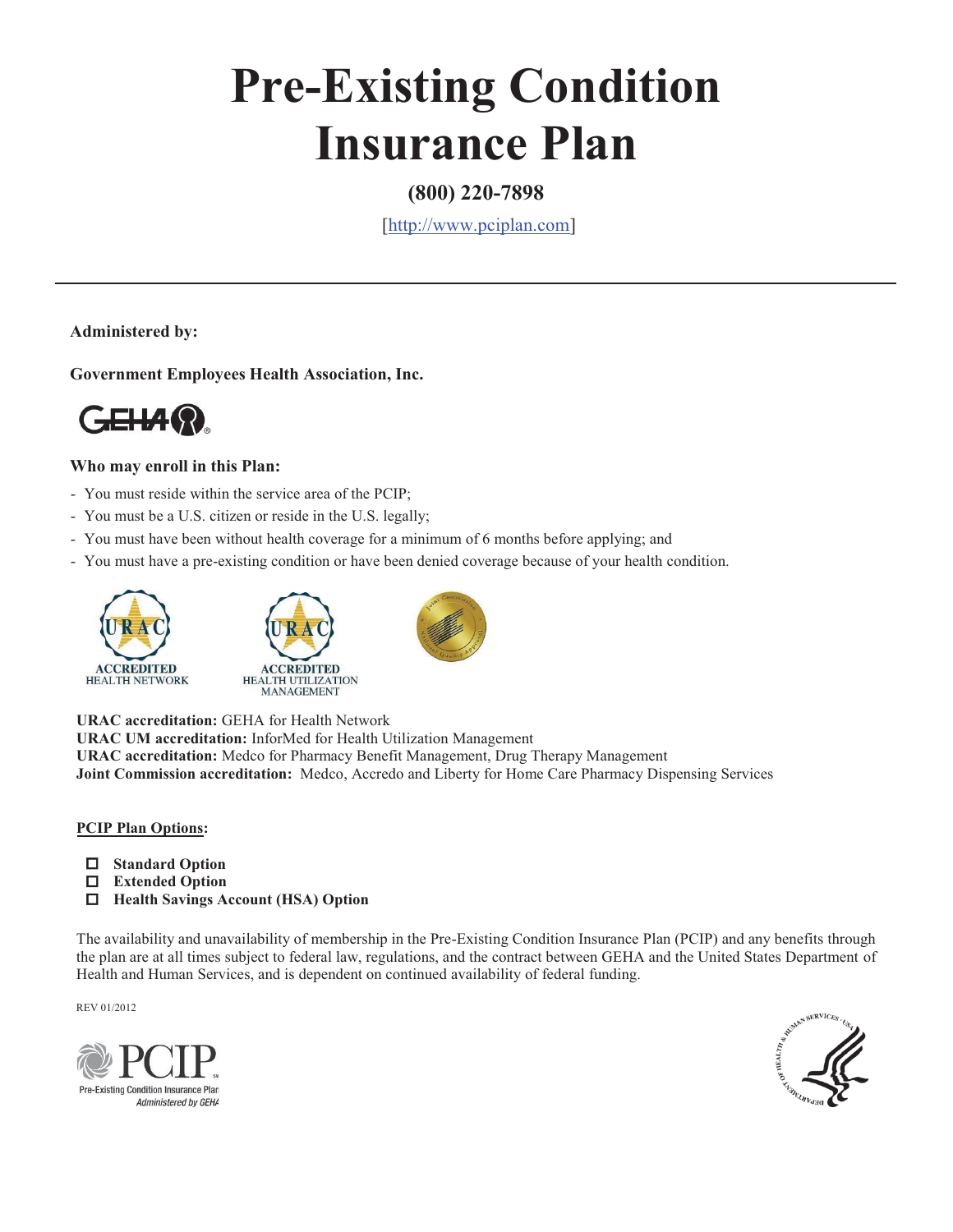# Pre-Existing Condition Insurance Plan

**(800) 220-7898**

[http://www.pciplan.com]

---

**Administered by:**

**Government Employees Health Association, Inc.**

**Who may enroll in this Plan:**

- You must reside within the service area of the PCIP;
- You must be a U.S. citizen or reside in the U.S. legally;
- You must have been without health coverage for a minimum of 6 months before applying; and
- You must have a pre-existing condition or have been denied coverage because of your health condition.

**URAC accreditation:** GEHA for Health Network
**URAC UM accreditation:** InforMed for Health Utilization Management
**URAC accreditation:** Medco for Pharmacy Benefit Management, Drug Therapy Management
**Joint Commission accreditation:** Medco, Accredo and Liberty for Home Care Pharmacy Dispensing Services

**PCIP Plan Options:**

- ☐ **Standard Option**
- ☐ **Extended Option**
- ☐ **Health Savings Account (HSA) Option**

The availability and unavailability of membership in the Pre-Existing Condition Insurance Plan (PCIP) and any benefits through the plan are at all times subject to federal law, regulations, and the contract between GEHA and the United States Department of Health and Human Services, and is dependent on continued availability of federal funding.

REV 01/2012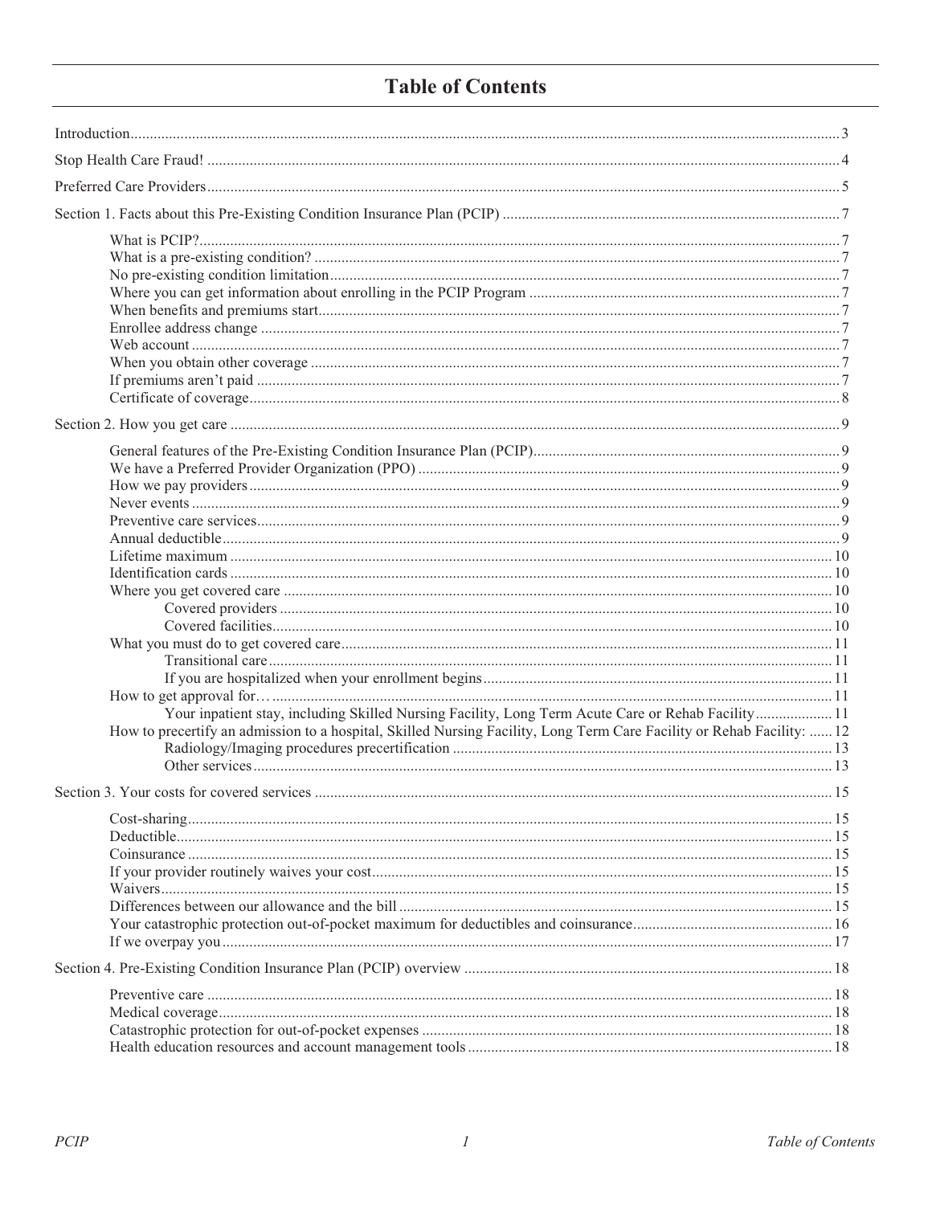# Table of Contents

Introduction ... 3

Stop Health Care Fraud! ... 4

Preferred Care Providers ... 5

Section 1. Facts about this Pre-Existing Condition Insurance Plan (PCIP) ... 7

- What is PCIP? ... 7
- What is a pre-existing condition? ... 7
- No pre-existing condition limitation ... 7
- Where you can get information about enrolling in the PCIP Program ... 7
- When benefits and premiums start ... 7
- Enrollee address change ... 7
- Web account ... 7
- When you obtain other coverage ... 7
- If premiums aren't paid ... 7
- Certificate of coverage ... 8

Section 2. How you get care ... 9

- General features of the Pre-Existing Condition Insurance Plan (PCIP) ... 9
- We have a Preferred Provider Organization (PPO) ... 9
- How we pay providers ... 9
- Never events ... 9
- Preventive care services ... 9
- Annual deductible ... 9
- Lifetime maximum ... 10
- Identification cards ... 10
- Where you get covered care ... 10
  - Covered providers ... 10
  - Covered facilities ... 10
- What you must do to get covered care ... 11
  - Transitional care ... 11
  - If you are hospitalized when your enrollment begins ... 11
- How to get approval for… ... 11
  - Your inpatient stay, including Skilled Nursing Facility, Long Term Acute Care or Rehab Facility ... 11
- How to precertify an admission to a hospital, Skilled Nursing Facility, Long Term Care Facility or Rehab Facility: ... 12
  - Radiology/Imaging procedures precertification ... 13
  - Other services ... 13

Section 3. Your costs for covered services ... 15

- Cost-sharing ... 15
- Deductible ... 15
- Coinsurance ... 15
- If your provider routinely waives your cost ... 15
- Waivers ... 15
- Differences between our allowance and the bill ... 15
- Your catastrophic protection out-of-pocket maximum for deductibles and coinsurance ... 16
- If we overpay you ... 17

Section 4. Pre-Existing Condition Insurance Plan (PCIP) overview ... 18

- Preventive care ... 18
- Medical coverage ... 18
- Catastrophic protection for out-of-pocket expenses ... 18
- Health education resources and account management tools ... 18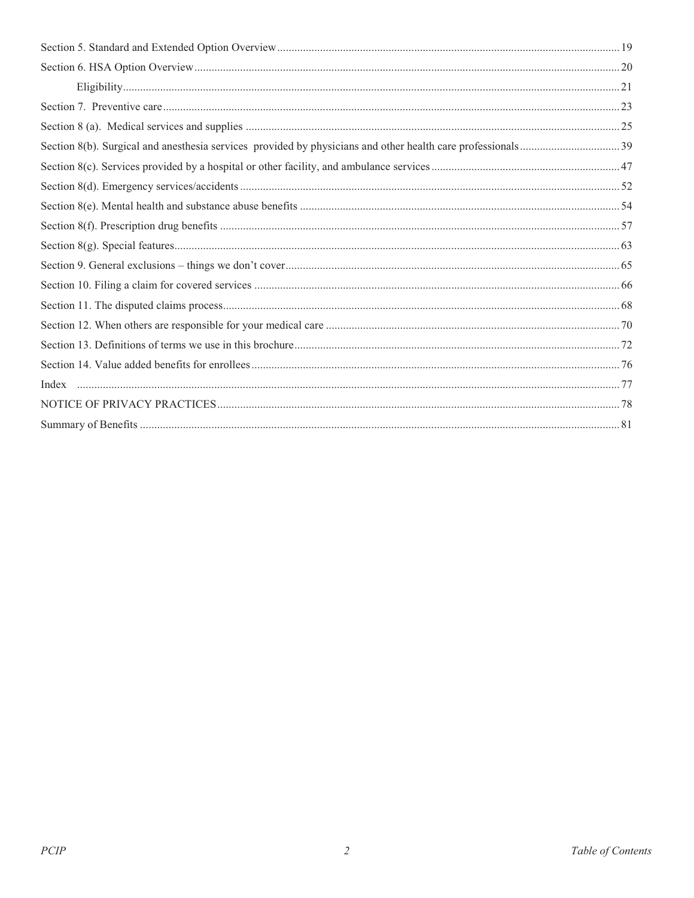Section 5. Standard and Extended Option Overview ........ 19

Section 6. HSA Option Overview ........ 20

Eligibility ........ 21

Section 7. Preventive care ........ 23

Section 8 (a). Medical services and supplies ........ 25

Section 8(b). Surgical and anesthesia services provided by physicians and other health care professionals ........ 39

Section 8(c). Services provided by a hospital or other facility, and ambulance services ........ 47

Section 8(d). Emergency services/accidents ........ 52

Section 8(e). Mental health and substance abuse benefits ........ 54

Section 8(f). Prescription drug benefits ........ 57

Section 8(g). Special features ........ 63

Section 9. General exclusions – things we don't cover ........ 65

Section 10. Filing a claim for covered services ........ 66

Section 11. The disputed claims process ........ 68

Section 12. When others are responsible for your medical care ........ 70

Section 13. Definitions of terms we use in this brochure ........ 72

Section 14. Value added benefits for enrollees ........ 76

Index ........ 77

NOTICE OF PRIVACY PRACTICES ........ 78

Summary of Benefits ........ 81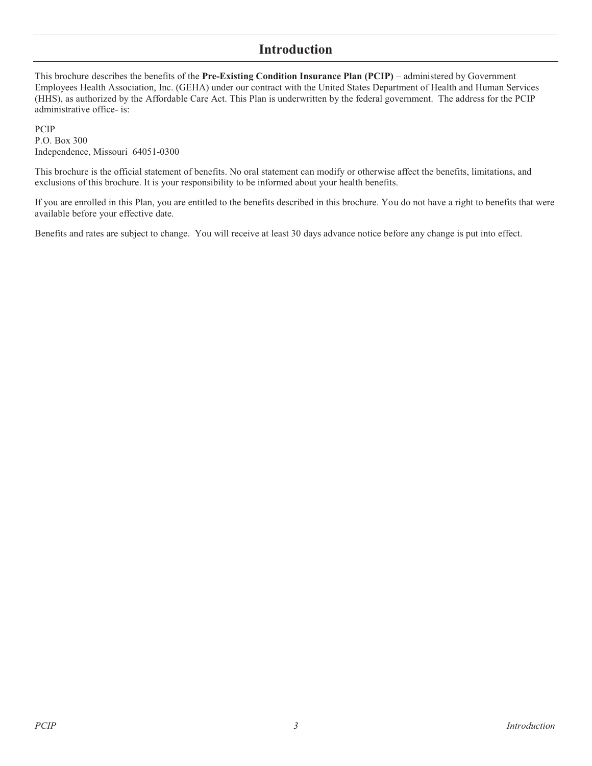# Introduction

This brochure describes the benefits of the **Pre-Existing Condition Insurance Plan (PCIP)** – administered by Government Employees Health Association, Inc. (GEHA) under our contract with the United States Department of Health and Human Services (HHS), as authorized by the Affordable Care Act. This Plan is underwritten by the federal government. The address for the PCIP administrative office- is:

PCIP
P.O. Box 300
Independence, Missouri 64051-0300

This brochure is the official statement of benefits. No oral statement can modify or otherwise affect the benefits, limitations, and exclusions of this brochure. It is your responsibility to be informed about your health benefits.

If you are enrolled in this Plan, you are entitled to the benefits described in this brochure. You do not have a right to benefits that were available before your effective date.

Benefits and rates are subject to change. You will receive at least 30 days advance notice before any change is put into effect.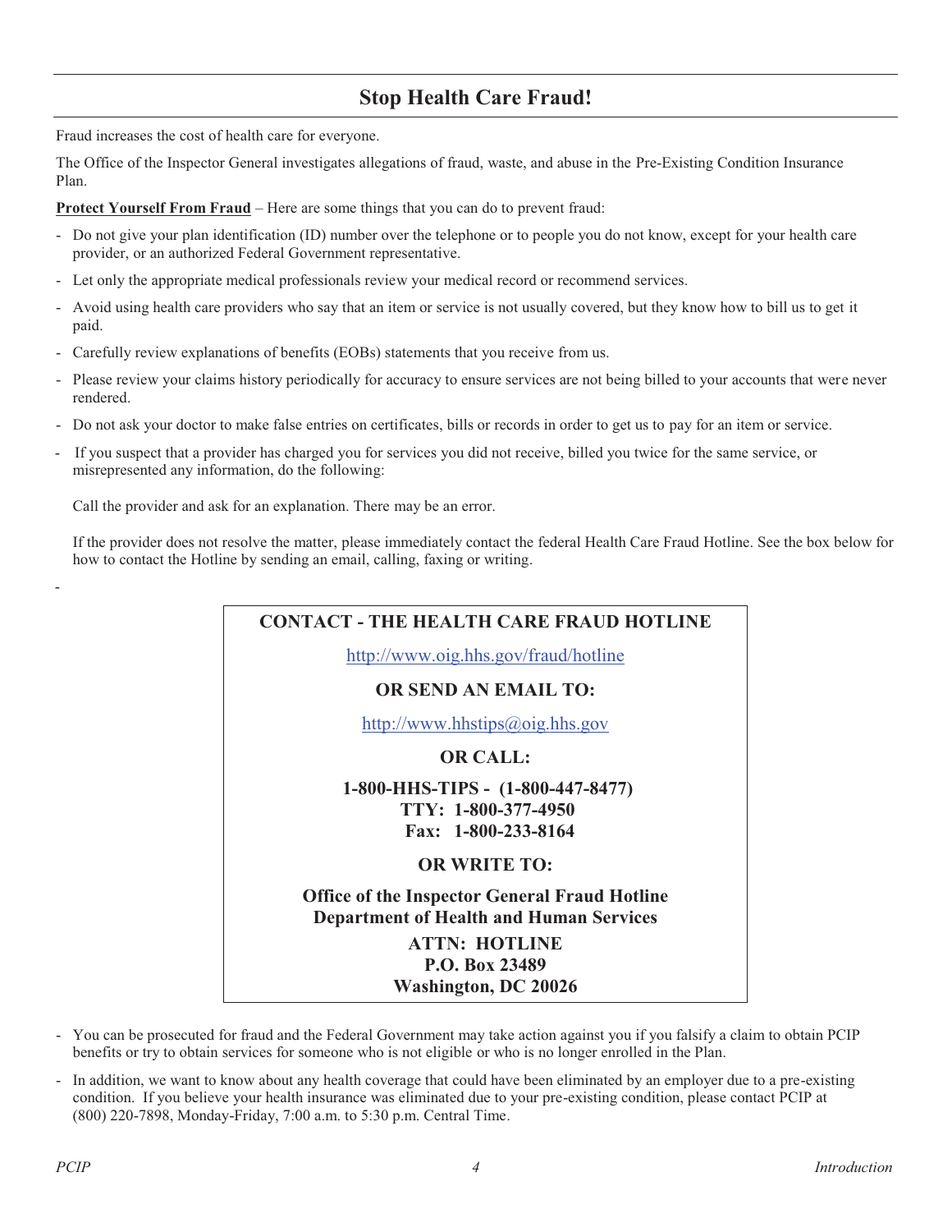## Stop Health Care Fraud!

Fraud increases the cost of health care for everyone.

The Office of the Inspector General investigates allegations of fraud, waste, and abuse in the Pre-Existing Condition Insurance Plan.

**Protect Yourself From Fraud** – Here are some things that you can do to prevent fraud:

- Do not give your plan identification (ID) number over the telephone or to people you do not know, except for your health care provider, or an authorized Federal Government representative.
- Let only the appropriate medical professionals review your medical record or recommend services.
- Avoid using health care providers who say that an item or service is not usually covered, but they know how to bill us to get it paid.
- Carefully review explanations of benefits (EOBs) statements that you receive from us.
- Please review your claims history periodically for accuracy to ensure services are not being billed to your accounts that were never rendered.
- Do not ask your doctor to make false entries on certificates, bills or records in order to get us to pay for an item or service.
- If you suspect that a provider has charged you for services you did not receive, billed you twice for the same service, or misrepresented any information, do the following:

  Call the provider and ask for an explanation. There may be an error.

  If the provider does not resolve the matter, please immediately contact the federal Health Care Fraud Hotline. See the box below for how to contact the Hotline by sending an email, calling, faxing or writing.

**CONTACT - THE HEALTH CARE FRAUD HOTLINE**

http://www.oig.hhs.gov/fraud/hotline

**OR SEND AN EMAIL TO:**

http://www.hhstips@oig.hhs.gov

**OR CALL:**

**1-800-HHS-TIPS - (1-800-447-8477)**
**TTY: 1-800-377-4950**
**Fax: 1-800-233-8164**

**OR WRITE TO:**

**Office of the Inspector General Fraud Hotline**
**Department of Health and Human Services**
**ATTN: HOTLINE**
**P.O. Box 23489**
**Washington, DC 20026**

- You can be prosecuted for fraud and the Federal Government may take action against you if you falsify a claim to obtain PCIP benefits or try to obtain services for someone who is not eligible or who is no longer enrolled in the Plan.
- In addition, we want to know about any health coverage that could have been eliminated by an employer due to a pre-existing condition. If you believe your health insurance was eliminated due to your pre-existing condition, please contact PCIP at (800) 220-7898, Monday-Friday, 7:00 a.m. to 5:30 p.m. Central Time.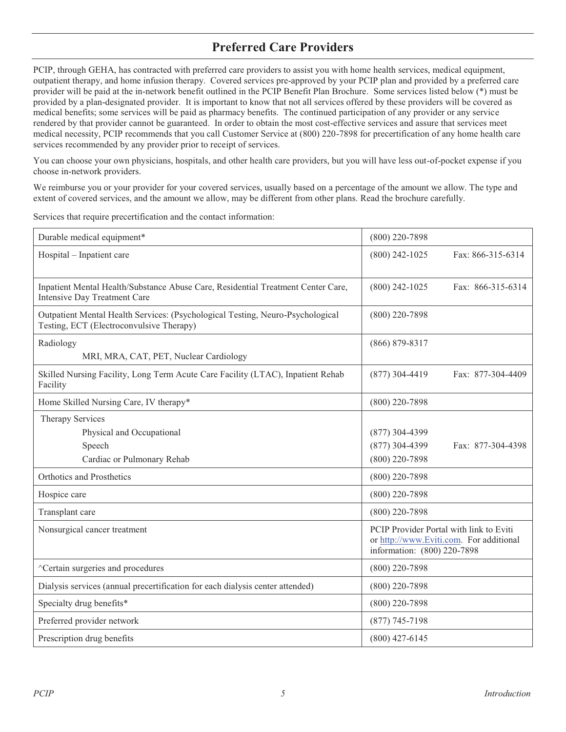## Preferred Care Providers

PCIP, through GEHA, has contracted with preferred care providers to assist you with home health services, medical equipment, outpatient therapy, and home infusion therapy. Covered services pre-approved by your PCIP plan and provided by a preferred care provider will be paid at the in-network benefit outlined in the PCIP Benefit Plan Brochure. Some services listed below (*) must be provided by a plan-designated provider. It is important to know that not all services offered by these providers will be covered as medical benefits; some services will be paid as pharmacy benefits. The continued participation of any provider or any service rendered by that provider cannot be guaranteed. In order to obtain the most cost-effective services and assure that services meet medical necessity, PCIP recommends that you call Customer Service at (800) 220-7898 for precertification of any home health care services recommended by any provider prior to receipt of services.

You can choose your own physicians, hospitals, and other health care providers, but you will have less out-of-pocket expense if you choose in-network providers.

We reimburse you or your provider for your covered services, usually based on a percentage of the amount we allow. The type and extent of covered services, and the amount we allow, may be different from other plans. Read the brochure carefully.

Services that require precertification and the contact information:

| Service | Contact |
|---|---|
| Durable medical equipment* | (800) 220-7898 |
| Hospital – Inpatient care | (800) 242-1025 Fax: 866-315-6314 |
| Inpatient Mental Health/Substance Abuse Care, Residential Treatment Center Care, Intensive Day Treatment Care | (800) 242-1025 Fax: 866-315-6314 |
| Outpatient Mental Health Services: (Psychological Testing, Neuro-Psychological Testing, ECT (Electroconvulsive Therapy) | (800) 220-7898 |
| Radiology<br>MRI, MRA, CAT, PET, Nuclear Cardiology | (866) 879-8317 |
| Skilled Nursing Facility, Long Term Acute Care Facility (LTAC), Inpatient Rehab Facility | (877) 304-4419 Fax: 877-304-4409 |
| Home Skilled Nursing Care, IV therapy* | (800) 220-7898 |
| Therapy Services<br>Physical and Occupational<br>Speech<br>Cardiac or Pulmonary Rehab | <br>(877) 304-4399<br>(877) 304-4399 Fax: 877-304-4398<br>(800) 220-7898 |
| Orthotics and Prosthetics | (800) 220-7898 |
| Hospice care | (800) 220-7898 |
| Transplant care | (800) 220-7898 |
| Nonsurgical cancer treatment | PCIP Provider Portal with link to Eviti or http://www.Eviti.com. For additional information: (800) 220-7898 |
| ^Certain surgeries and procedures | (800) 220-7898 |
| Dialysis services (annual precertification for each dialysis center attended) | (800) 220-7898 |
| Specialty drug benefits* | (800) 220-7898 |
| Preferred provider network | (877) 745-7198 |
| Prescription drug benefits | (800) 427-6145 |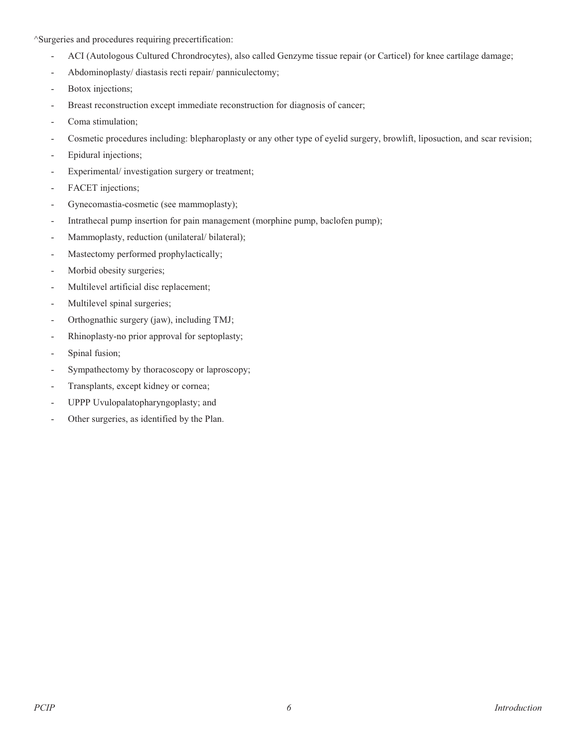^Surgeries and procedures requiring precertification:

- ACI (Autologous Cultured Chrondrocytes), also called Genzyme tissue repair (or Carticel) for knee cartilage damage;
- Abdominoplasty/ diastasis recti repair/ panniculectomy;
- Botox injections;
- Breast reconstruction except immediate reconstruction for diagnosis of cancer;
- Coma stimulation;
- Cosmetic procedures including: blepharoplasty or any other type of eyelid surgery, browlift, liposuction, and scar revision;
- Epidural injections;
- Experimental/ investigation surgery or treatment;
- FACET injections;
- Gynecomastia-cosmetic (see mammoplasty);
- Intrathecal pump insertion for pain management (morphine pump, baclofen pump);
- Mammoplasty, reduction (unilateral/ bilateral);
- Mastectomy performed prophylactically;
- Morbid obesity surgeries;
- Multilevel artificial disc replacement;
- Multilevel spinal surgeries;
- Orthognathic surgery (jaw), including TMJ;
- Rhinoplasty-no prior approval for septoplasty;
- Spinal fusion;
- Sympathectomy by thoracoscopy or laproscopy;
- Transplants, except kidney or cornea;
- UPPP Uvulopalatopharyngoplasty; and
- Other surgeries, as identified by the Plan.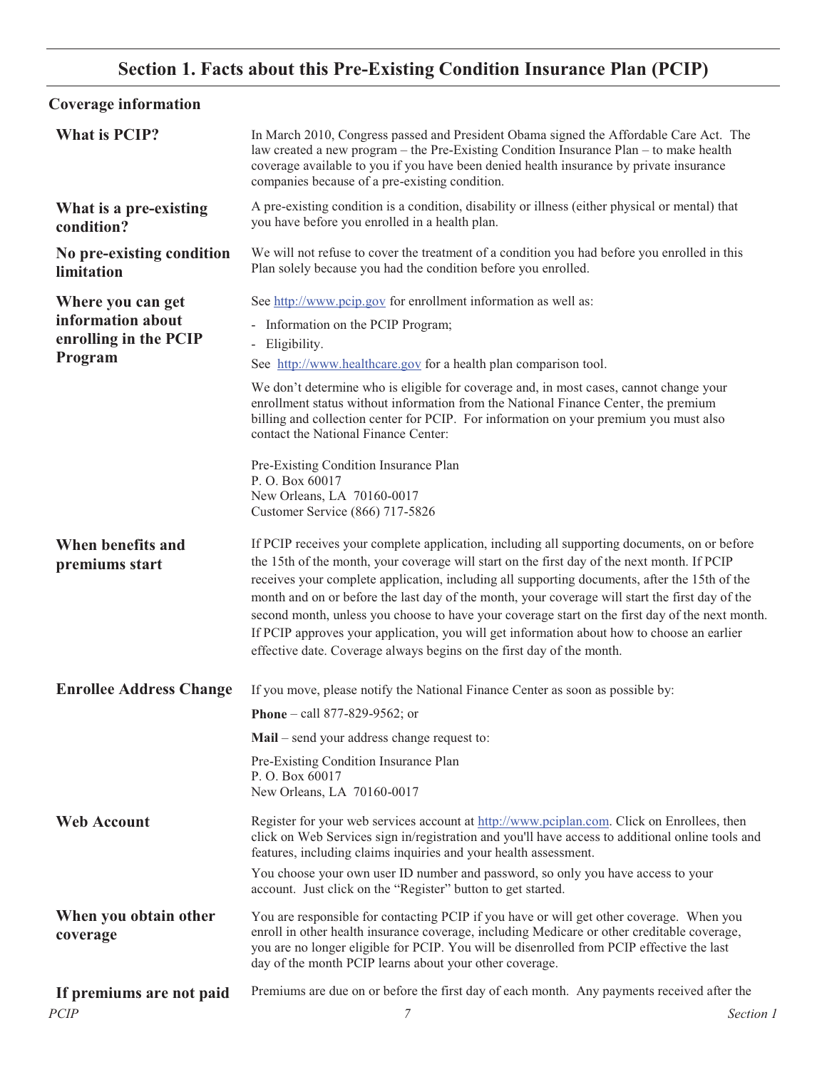# Section 1. Facts about this Pre-Existing Condition Insurance Plan (PCIP)

## Coverage information

### What is PCIP?

In March 2010, Congress passed and President Obama signed the Affordable Care Act. The law created a new program – the Pre-Existing Condition Insurance Plan – to make health coverage available to you if you have been denied health insurance by private insurance companies because of a pre-existing condition.

### What is a pre-existing condition?

A pre-existing condition is a condition, disability or illness (either physical or mental) that you have before you enrolled in a health plan.

### No pre-existing condition limitation

We will not refuse to cover the treatment of a condition you had before you enrolled in this Plan solely because you had the condition before you enrolled.

### Where you can get information about enrolling in the PCIP Program

See http://www.pcip.gov for enrollment information as well as:

- Information on the PCIP Program;
- Eligibility.

See http://www.healthcare.gov for a health plan comparison tool.

We don't determine who is eligible for coverage and, in most cases, cannot change your enrollment status without information from the National Finance Center, the premium billing and collection center for PCIP. For information on your premium you must also contact the National Finance Center:

Pre-Existing Condition Insurance Plan
P. O. Box 60017
New Orleans, LA 70160-0017
Customer Service (866) 717-5826

### When benefits and premiums start

If PCIP receives your complete application, including all supporting documents, on or before the 15th of the month, your coverage will start on the first day of the next month. If PCIP receives your complete application, including all supporting documents, after the 15th of the month and on or before the last day of the month, your coverage will start the first day of the second month, unless you choose to have your coverage start on the first day of the next month. If PCIP approves your application, you will get information about how to choose an earlier effective date. Coverage always begins on the first day of the month.

### Enrollee Address Change

If you move, please notify the National Finance Center as soon as possible by:

**Phone** – call 877-829-9562; or

**Mail** – send your address change request to:

Pre-Existing Condition Insurance Plan
P. O. Box 60017
New Orleans, LA 70160-0017

### Web Account

Register for your web services account at http://www.pciplan.com. Click on Enrollees, then click on Web Services sign in/registration and you'll have access to additional online tools and features, including claims inquiries and your health assessment.

You choose your own user ID number and password, so only you have access to your account. Just click on the "Register" button to get started.

### When you obtain other coverage

You are responsible for contacting PCIP if you have or will get other coverage. When you enroll in other health insurance coverage, including Medicare or other creditable coverage, you are no longer eligible for PCIP. You will be disenrolled from PCIP effective the last day of the month PCIP learns about your other coverage.

### If premiums are not paid

Premiums are due on or before the first day of each month. Any payments received after the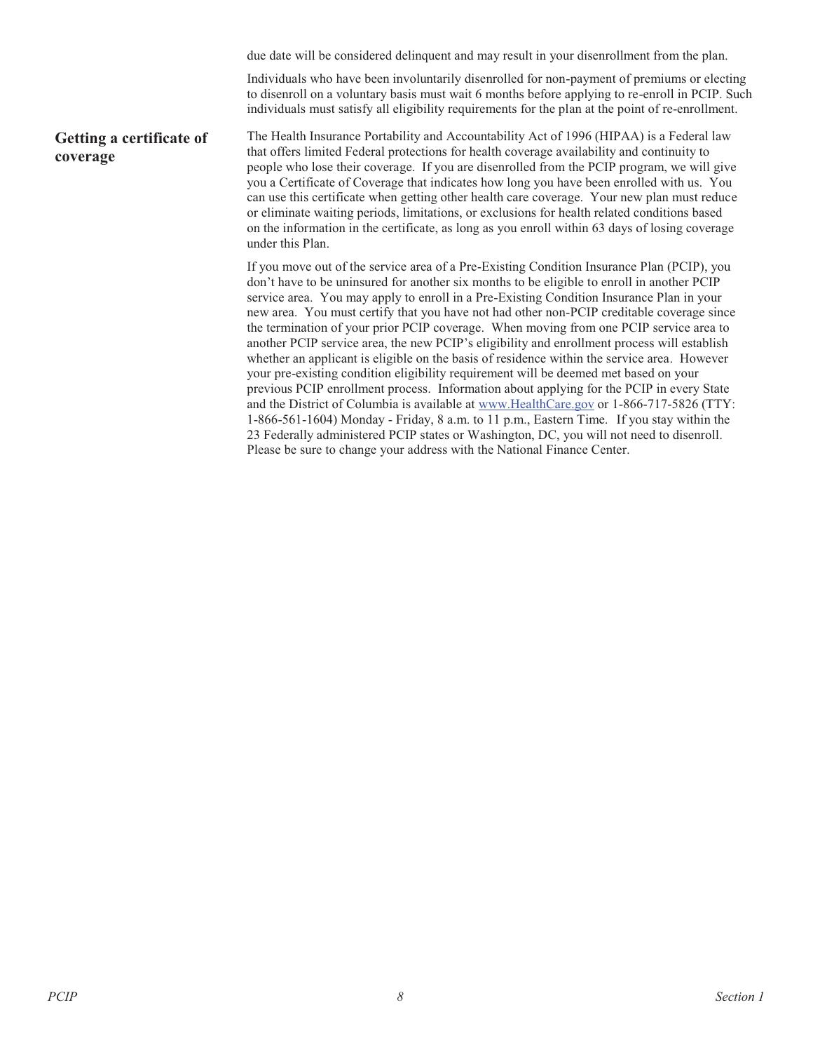due date will be considered delinquent and may result in your disenrollment from the plan.

Individuals who have been involuntarily disenrolled for non-payment of premiums or electing to disenroll on a voluntary basis must wait 6 months before applying to re-enroll in PCIP. Such individuals must satisfy all eligibility requirements for the plan at the point of re-enrollment.

## Getting a certificate of coverage

The Health Insurance Portability and Accountability Act of 1996 (HIPAA) is a Federal law that offers limited Federal protections for health coverage availability and continuity to people who lose their coverage. If you are disenrolled from the PCIP program, we will give you a Certificate of Coverage that indicates how long you have been enrolled with us. You can use this certificate when getting other health care coverage. Your new plan must reduce or eliminate waiting periods, limitations, or exclusions for health related conditions based on the information in the certificate, as long as you enroll within 63 days of losing coverage under this Plan.

If you move out of the service area of a Pre-Existing Condition Insurance Plan (PCIP), you don't have to be uninsured for another six months to be eligible to enroll in another PCIP service area. You may apply to enroll in a Pre-Existing Condition Insurance Plan in your new area. You must certify that you have not had other non-PCIP creditable coverage since the termination of your prior PCIP coverage. When moving from one PCIP service area to another PCIP service area, the new PCIP's eligibility and enrollment process will establish whether an applicant is eligible on the basis of residence within the service area. However your pre-existing condition eligibility requirement will be deemed met based on your previous PCIP enrollment process. Information about applying for the PCIP in every State and the District of Columbia is available at www.HealthCare.gov or 1-866-717-5826 (TTY: 1-866-561-1604) Monday - Friday, 8 a.m. to 11 p.m., Eastern Time. If you stay within the 23 Federally administered PCIP states or Washington, DC, you will not need to disenroll. Please be sure to change your address with the National Finance Center.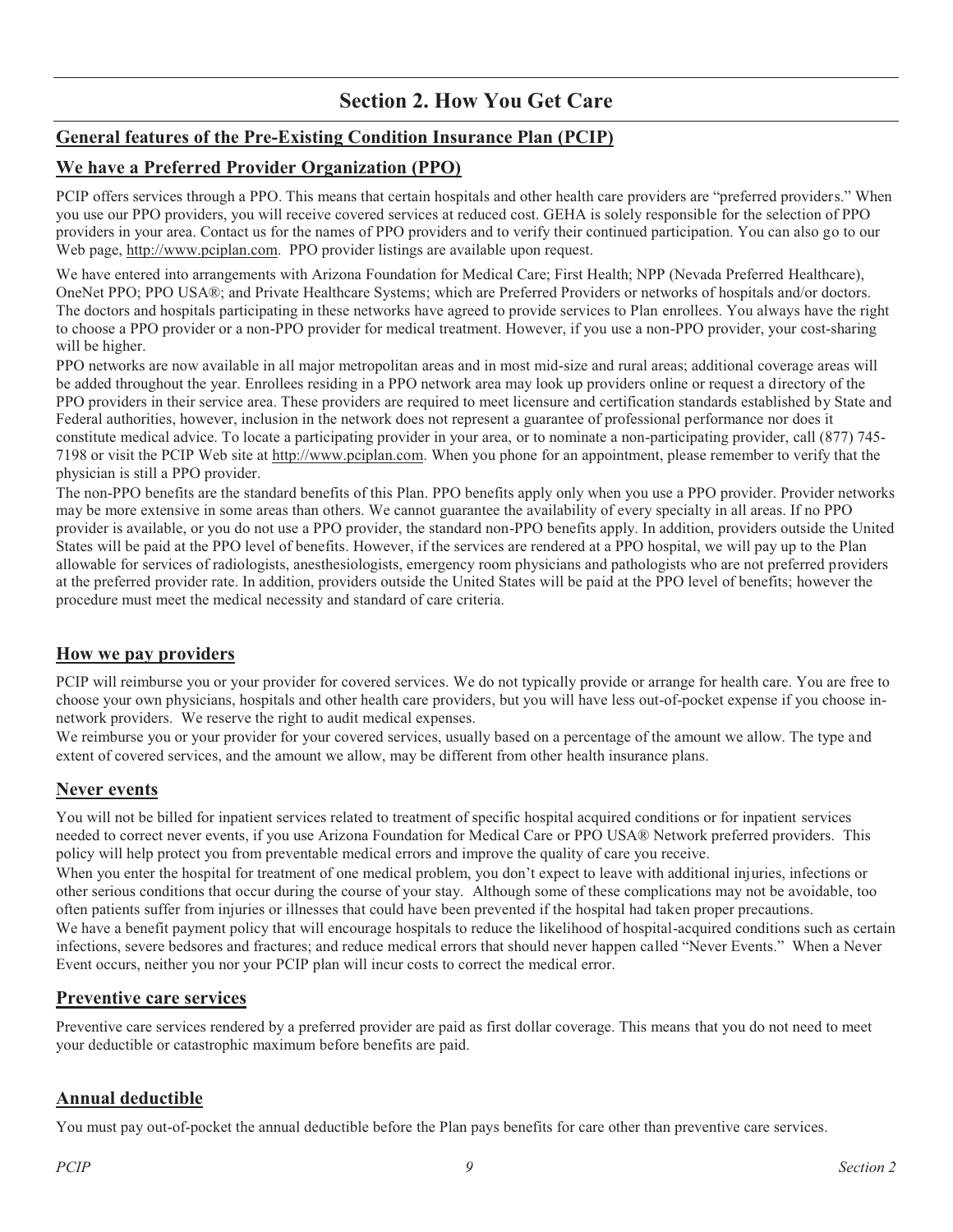# Section 2. How You Get Care

## General features of the Pre-Existing Condition Insurance Plan (PCIP)

## We have a Preferred Provider Organization (PPO)

PCIP offers services through a PPO. This means that certain hospitals and other health care providers are "preferred providers." When you use our PPO providers, you will receive covered services at reduced cost. GEHA is solely responsible for the selection of PPO providers in your area. Contact us for the names of PPO providers and to verify their continued participation. You can also go to our Web page, http://www.pciplan.com. PPO provider listings are available upon request.

We have entered into arrangements with Arizona Foundation for Medical Care; First Health; NPP (Nevada Preferred Healthcare), OneNet PPO; PPO USA®; and Private Healthcare Systems; which are Preferred Providers or networks of hospitals and/or doctors. The doctors and hospitals participating in these networks have agreed to provide services to Plan enrollees. You always have the right to choose a PPO provider or a non-PPO provider for medical treatment. However, if you use a non-PPO provider, your cost-sharing will be higher.

PPO networks are now available in all major metropolitan areas and in most mid-size and rural areas; additional coverage areas will be added throughout the year. Enrollees residing in a PPO network area may look up providers online or request a directory of the PPO providers in their service area. These providers are required to meet licensure and certification standards established by State and Federal authorities, however, inclusion in the network does not represent a guarantee of professional performance nor does it constitute medical advice. To locate a participating provider in your area, or to nominate a non-participating provider, call (877) 745-7198 or visit the PCIP Web site at http://www.pciplan.com. When you phone for an appointment, please remember to verify that the physician is still a PPO provider.

The non-PPO benefits are the standard benefits of this Plan. PPO benefits apply only when you use a PPO provider. Provider networks may be more extensive in some areas than others. We cannot guarantee the availability of every specialty in all areas. If no PPO provider is available, or you do not use a PPO provider, the standard non-PPO benefits apply. In addition, providers outside the United States will be paid at the PPO level of benefits. However, if the services are rendered at a PPO hospital, we will pay up to the Plan allowable for services of radiologists, anesthesiologists, emergency room physicians and pathologists who are not preferred providers at the preferred provider rate. In addition, providers outside the United States will be paid at the PPO level of benefits; however the procedure must meet the medical necessity and standard of care criteria.

## How we pay providers

PCIP will reimburse you or your provider for covered services. We do not typically provide or arrange for health care. You are free to choose your own physicians, hospitals and other health care providers, but you will have less out-of-pocket expense if you choose in-network providers. We reserve the right to audit medical expenses.

We reimburse you or your provider for your covered services, usually based on a percentage of the amount we allow. The type and extent of covered services, and the amount we allow, may be different from other health insurance plans.

## Never events

You will not be billed for inpatient services related to treatment of specific hospital acquired conditions or for inpatient services needed to correct never events, if you use Arizona Foundation for Medical Care or PPO USA® Network preferred providers. This policy will help protect you from preventable medical errors and improve the quality of care you receive.

When you enter the hospital for treatment of one medical problem, you don't expect to leave with additional injuries, infections or other serious conditions that occur during the course of your stay. Although some of these complications may not be avoidable, too often patients suffer from injuries or illnesses that could have been prevented if the hospital had taken proper precautions.

We have a benefit payment policy that will encourage hospitals to reduce the likelihood of hospital-acquired conditions such as certain infections, severe bedsores and fractures; and reduce medical errors that should never happen called "Never Events." When a Never Event occurs, neither you nor your PCIP plan will incur costs to correct the medical error.

## Preventive care services

Preventive care services rendered by a preferred provider are paid as first dollar coverage. This means that you do not need to meet your deductible or catastrophic maximum before benefits are paid.

## Annual deductible

You must pay out-of-pocket the annual deductible before the Plan pays benefits for care other than preventive care services.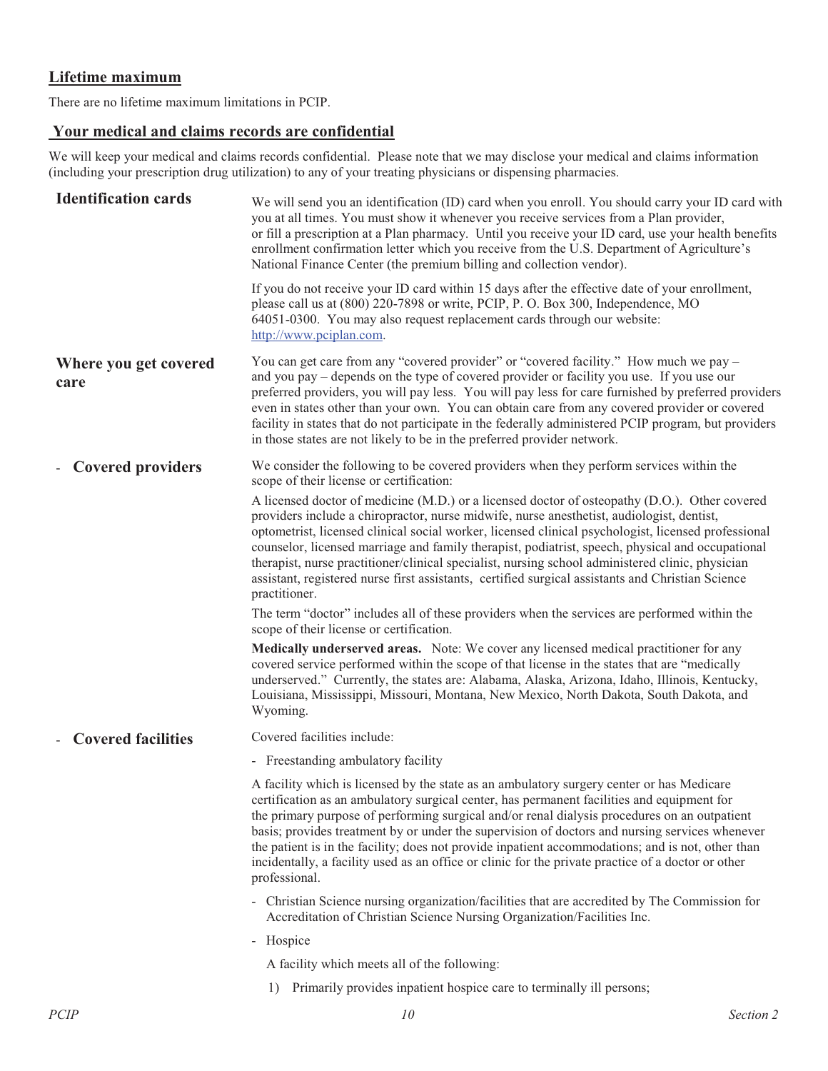## Lifetime maximum

There are no lifetime maximum limitations in PCIP.

## Your medical and claims records are confidential

We will keep your medical and claims records confidential. Please note that we may disclose your medical and claims information (including your prescription drug utilization) to any of your treating physicians or dispensing pharmacies.

### Identification cards

We will send you an identification (ID) card when you enroll. You should carry your ID card with you at all times. You must show it whenever you receive services from a Plan provider, or fill a prescription at a Plan pharmacy. Until you receive your ID card, use your health benefits enrollment confirmation letter which you receive from the U.S. Department of Agriculture's National Finance Center (the premium billing and collection vendor).

If you do not receive your ID card within 15 days after the effective date of your enrollment, please call us at (800) 220-7898 or write, PCIP, P. O. Box 300, Independence, MO 64051-0300. You may also request replacement cards through our website: http://www.pciplan.com.

### Where you get covered care

You can get care from any "covered provider" or "covered facility." How much we pay – and you pay – depends on the type of covered provider or facility you use. If you use our preferred providers, you will pay less. You will pay less for care furnished by preferred providers even in states other than your own. You can obtain care from any covered provider or covered facility in states that do not participate in the federally administered PCIP program, but providers in those states are not likely to be in the preferred provider network.

### - Covered providers

We consider the following to be covered providers when they perform services within the scope of their license or certification:

A licensed doctor of medicine (M.D.) or a licensed doctor of osteopathy (D.O.). Other covered providers include a chiropractor, nurse midwife, nurse anesthetist, audiologist, dentist, optometrist, licensed clinical social worker, licensed clinical psychologist, licensed professional counselor, licensed marriage and family therapist, podiatrist, speech, physical and occupational therapist, nurse practitioner/clinical specialist, nursing school administered clinic, physician assistant, registered nurse first assistants, certified surgical assistants and Christian Science practitioner.

The term "doctor" includes all of these providers when the services are performed within the scope of their license or certification.

**Medically underserved areas.** Note: We cover any licensed medical practitioner for any covered service performed within the scope of that license in the states that are "medically underserved." Currently, the states are: Alabama, Alaska, Arizona, Idaho, Illinois, Kentucky, Louisiana, Mississippi, Missouri, Montana, New Mexico, North Dakota, South Dakota, and Wyoming.

### - Covered facilities

Covered facilities include:

- Freestanding ambulatory facility

A facility which is licensed by the state as an ambulatory surgery center or has Medicare certification as an ambulatory surgical center, has permanent facilities and equipment for the primary purpose of performing surgical and/or renal dialysis procedures on an outpatient basis; provides treatment by or under the supervision of doctors and nursing services whenever the patient is in the facility; does not provide inpatient accommodations; and is not, other than incidentally, a facility used as an office or clinic for the private practice of a doctor or other professional.

- Christian Science nursing organization/facilities that are accredited by The Commission for Accreditation of Christian Science Nursing Organization/Facilities Inc.
- Hospice

  A facility which meets all of the following:

  1) Primarily provides inpatient hospice care to terminally ill persons;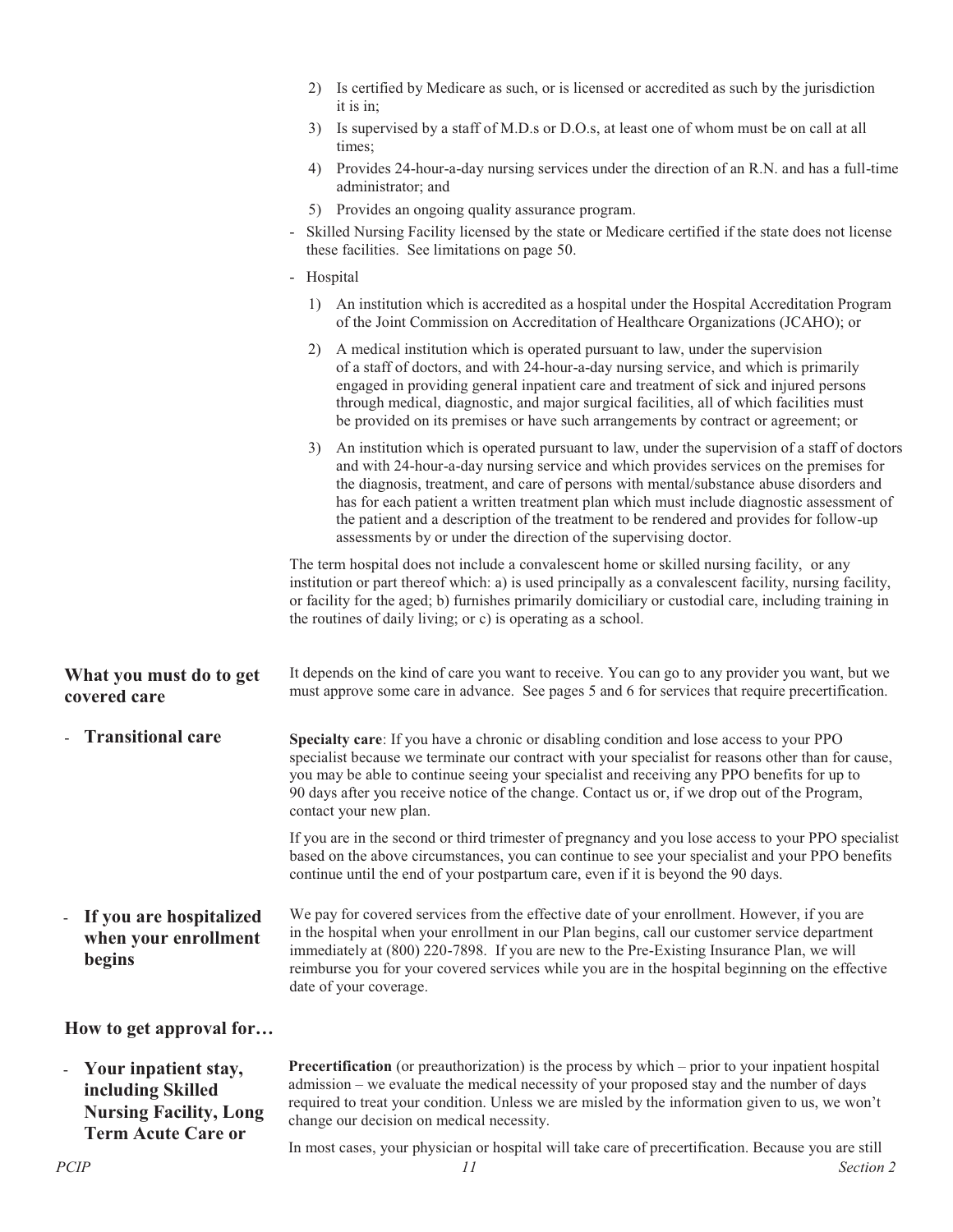2) Is certified by Medicare as such, or is licensed or accredited as such by the jurisdiction it is in;
3) Is supervised by a staff of M.D.s or D.O.s, at least one of whom must be on call at all times;
4) Provides 24-hour-a-day nursing services under the direction of an R.N. and has a full-time administrator; and
5) Provides an ongoing quality assurance program.

- Skilled Nursing Facility licensed by the state or Medicare certified if the state does not license these facilities. See limitations on page 50.
- Hospital
  1) An institution which is accredited as a hospital under the Hospital Accreditation Program of the Joint Commission on Accreditation of Healthcare Organizations (JCAHO); or
  2) A medical institution which is operated pursuant to law, under the supervision of a staff of doctors, and with 24-hour-a-day nursing service, and which is primarily engaged in providing general inpatient care and treatment of sick and injured persons through medical, diagnostic, and major surgical facilities, all of which facilities must be provided on its premises or have such arrangements by contract or agreement; or
  3) An institution which is operated pursuant to law, under the supervision of a staff of doctors and with 24-hour-a-day nursing service and which provides services on the premises for the diagnosis, treatment, and care of persons with mental/substance abuse disorders and has for each patient a written treatment plan which must include diagnostic assessment of the patient and a description of the treatment to be rendered and provides for follow-up assessments by or under the direction of the supervising doctor.

The term hospital does not include a convalescent home or skilled nursing facility, or any institution or part thereof which: a) is used principally as a convalescent facility, nursing facility, or facility for the aged; b) furnishes primarily domiciliary or custodial care, including training in the routines of daily living; or c) is operating as a school.

## What you must do to get covered care

It depends on the kind of care you want to receive. You can go to any provider you want, but we must approve some care in advance. See pages 5 and 6 for services that require precertification.

### - Transitional care

**Specialty care**: If you have a chronic or disabling condition and lose access to your PPO specialist because we terminate our contract with your specialist for reasons other than for cause, you may be able to continue seeing your specialist and receiving any PPO benefits for up to 90 days after you receive notice of the change. Contact us or, if we drop out of the Program, contact your new plan.

If you are in the second or third trimester of pregnancy and you lose access to your PPO specialist based on the above circumstances, you can continue to see your specialist and your PPO benefits continue until the end of your postpartum care, even if it is beyond the 90 days.

### - If you are hospitalized when your enrollment begins

We pay for covered services from the effective date of your enrollment. However, if you are in the hospital when your enrollment in our Plan begins, call our customer service department immediately at (800) 220-7898. If you are new to the Pre-Existing Insurance Plan, we will reimburse you for your covered services while you are in the hospital beginning on the effective date of your coverage.

## How to get approval for…

### - Your inpatient stay, including Skilled Nursing Facility, Long Term Acute Care or

**Precertification** (or preauthorization) is the process by which – prior to your inpatient hospital admission – we evaluate the medical necessity of your proposed stay and the number of days required to treat your condition. Unless we are misled by the information given to us, we won't change our decision on medical necessity.

In most cases, your physician or hospital will take care of precertification. Because you are still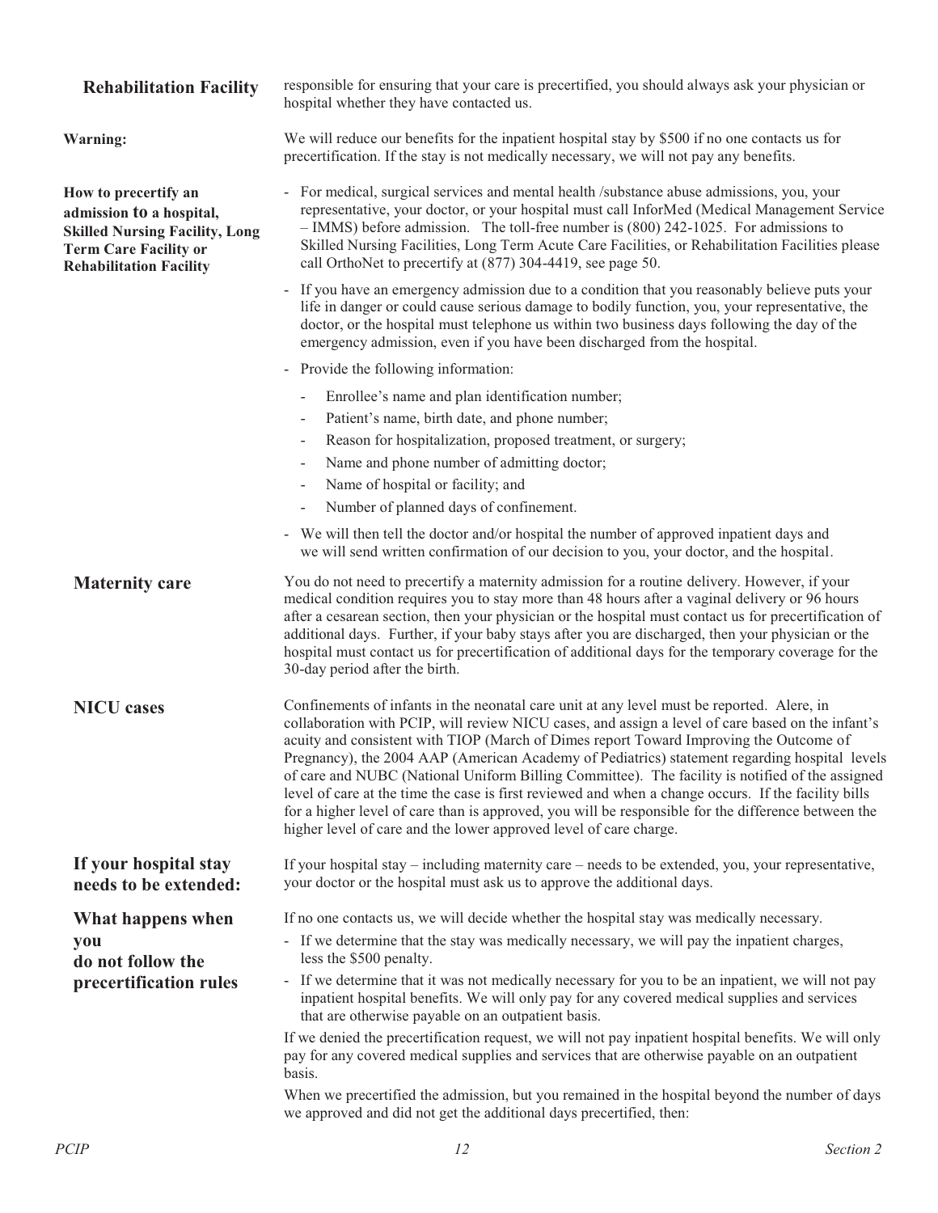**Rehabilitation Facility**

responsible for ensuring that your care is precertified, you should always ask your physician or hospital whether they have contacted us.

**Warning:**

We will reduce our benefits for the inpatient hospital stay by $500 if no one contacts us for precertification. If the stay is not medically necessary, we will not pay any benefits.

**How to precertify an admission to a hospital, Skilled Nursing Facility, Long Term Care Facility or Rehabilitation Facility**

- For medical, surgical services and mental health /substance abuse admissions, you, your representative, your doctor, or your hospital must call InforMed (Medical Management Service – IMMS) before admission. The toll-free number is (800) 242-1025. For admissions to Skilled Nursing Facilities, Long Term Acute Care Facilities, or Rehabilitation Facilities please call OrthoNet to precertify at (877) 304-4419, see page 50.
- If you have an emergency admission due to a condition that you reasonably believe puts your life in danger or could cause serious damage to bodily function, you, your representative, the doctor, or the hospital must telephone us within two business days following the day of the emergency admission, even if you have been discharged from the hospital.
- Provide the following information:
  - Enrollee's name and plan identification number;
  - Patient's name, birth date, and phone number;
  - Reason for hospitalization, proposed treatment, or surgery;
  - Name and phone number of admitting doctor;
  - Name of hospital or facility; and
  - Number of planned days of confinement.
- We will then tell the doctor and/or hospital the number of approved inpatient days and we will send written confirmation of our decision to you, your doctor, and the hospital.

**Maternity care**

You do not need to precertify a maternity admission for a routine delivery. However, if your medical condition requires you to stay more than 48 hours after a vaginal delivery or 96 hours after a cesarean section, then your physician or the hospital must contact us for precertification of additional days. Further, if your baby stays after you are discharged, then your physician or the hospital must contact us for precertification of additional days for the temporary coverage for the 30-day period after the birth.

**NICU cases**

Confinements of infants in the neonatal care unit at any level must be reported. Alere, in collaboration with PCIP, will review NICU cases, and assign a level of care based on the infant's acuity and consistent with TIOP (March of Dimes report Toward Improving the Outcome of Pregnancy), the 2004 AAP (American Academy of Pediatrics) statement regarding hospital levels of care and NUBC (National Uniform Billing Committee). The facility is notified of the assigned level of care at the time the case is first reviewed and when a change occurs. If the facility bills for a higher level of care than is approved, you will be responsible for the difference between the higher level of care and the lower approved level of care charge.

**If your hospital stay needs to be extended:**

If your hospital stay – including maternity care – needs to be extended, you, your representative, your doctor or the hospital must ask us to approve the additional days.

**What happens when you do not follow the precertification rules**

If no one contacts us, we will decide whether the hospital stay was medically necessary.

- If we determine that the stay was medically necessary, we will pay the inpatient charges, less the $500 penalty.
- If we determine that it was not medically necessary for you to be an inpatient, we will not pay inpatient hospital benefits. We will only pay for any covered medical supplies and services that are otherwise payable on an outpatient basis.

If we denied the precertification request, we will not pay inpatient hospital benefits. We will only pay for any covered medical supplies and services that are otherwise payable on an outpatient basis.

When we precertified the admission, but you remained in the hospital beyond the number of days we approved and did not get the additional days precertified, then: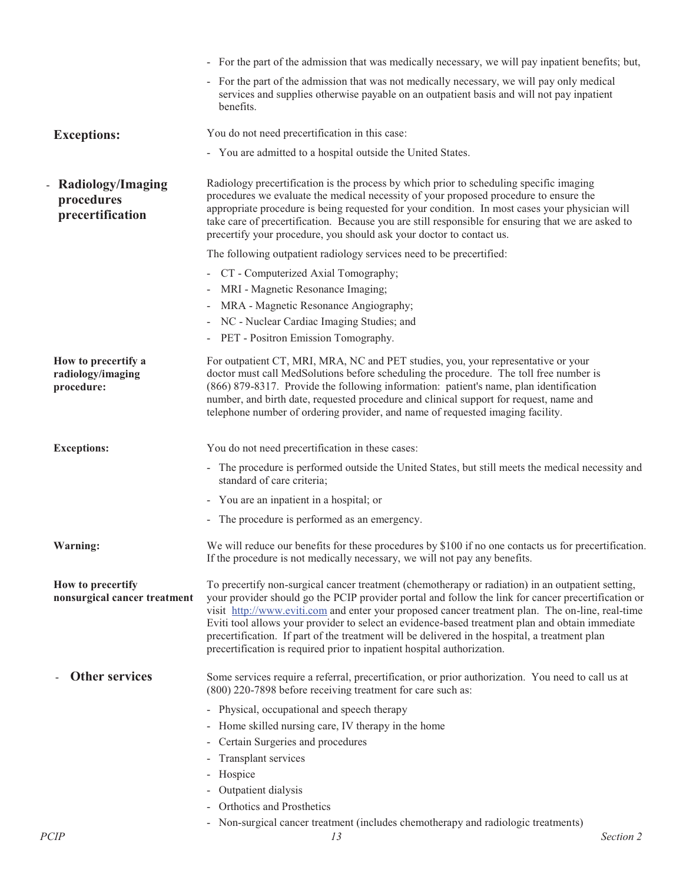- For the part of the admission that was medically necessary, we will pay inpatient benefits; but,
- For the part of the admission that was not medically necessary, we will pay only medical services and supplies otherwise payable on an outpatient basis and will not pay inpatient benefits.

**Exceptions:**

You do not need precertification in this case:

- You are admitted to a hospital outside the United States.

## - Radiology/Imaging procedures precertification

Radiology precertification is the process by which prior to scheduling specific imaging procedures we evaluate the medical necessity of your proposed procedure to ensure the appropriate procedure is being requested for your condition. In most cases your physician will take care of precertification. Because you are still responsible for ensuring that we are asked to precertify your procedure, you should ask your doctor to contact us.

The following outpatient radiology services need to be precertified:

- CT - Computerized Axial Tomography;
- MRI - Magnetic Resonance Imaging;
- MRA - Magnetic Resonance Angiography;
- NC - Nuclear Cardiac Imaging Studies; and
- PET - Positron Emission Tomography.

**How to precertify a radiology/imaging procedure:**

For outpatient CT, MRI, MRA, NC and PET studies, you, your representative or your doctor must call MedSolutions before scheduling the procedure. The toll free number is (866) 879-8317. Provide the following information: patient's name, plan identification number, and birth date, requested procedure and clinical support for request, name and telephone number of ordering provider, and name of requested imaging facility.

**Exceptions:**

You do not need precertification in these cases:

- The procedure is performed outside the United States, but still meets the medical necessity and standard of care criteria;
- You are an inpatient in a hospital; or
- The procedure is performed as an emergency.

**Warning:**

We will reduce our benefits for these procedures by $100 if no one contacts us for precertification. If the procedure is not medically necessary, we will not pay any benefits.

**How to precertify nonsurgical cancer treatment**

To precertify non-surgical cancer treatment (chemotherapy or radiation) in an outpatient setting, your provider should go the PCIP provider portal and follow the link for cancer precertification or visit http://www.eviti.com and enter your proposed cancer treatment plan. The on-line, real-time Eviti tool allows your provider to select an evidence-based treatment plan and obtain immediate precertification. If part of the treatment will be delivered in the hospital, a treatment plan precertification is required prior to inpatient hospital authorization.

## - Other services

Some services require a referral, precertification, or prior authorization. You need to call us at (800) 220-7898 before receiving treatment for care such as:

- Physical, occupational and speech therapy
- Home skilled nursing care, IV therapy in the home
- Certain Surgeries and procedures
- Transplant services
- Hospice
- Outpatient dialysis
- Orthotics and Prosthetics
- Non-surgical cancer treatment (includes chemotherapy and radiologic treatments)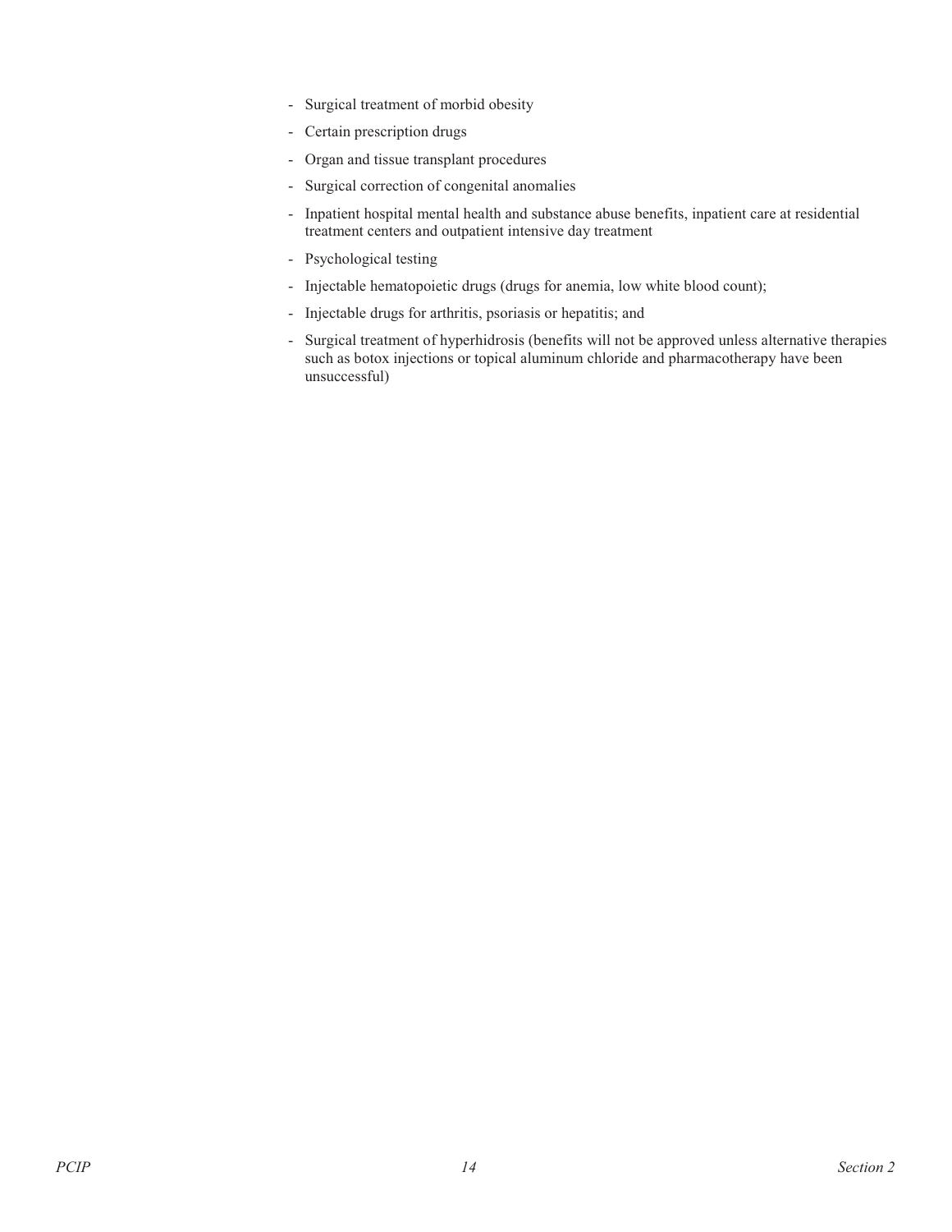- Surgical treatment of morbid obesity
- Certain prescription drugs
- Organ and tissue transplant procedures
- Surgical correction of congenital anomalies
- Inpatient hospital mental health and substance abuse benefits, inpatient care at residential treatment centers and outpatient intensive day treatment
- Psychological testing
- Injectable hematopoietic drugs (drugs for anemia, low white blood count);
- Injectable drugs for arthritis, psoriasis or hepatitis; and
- Surgical treatment of hyperhidrosis (benefits will not be approved unless alternative therapies such as botox injections or topical aluminum chloride and pharmacotherapy have been unsuccessful)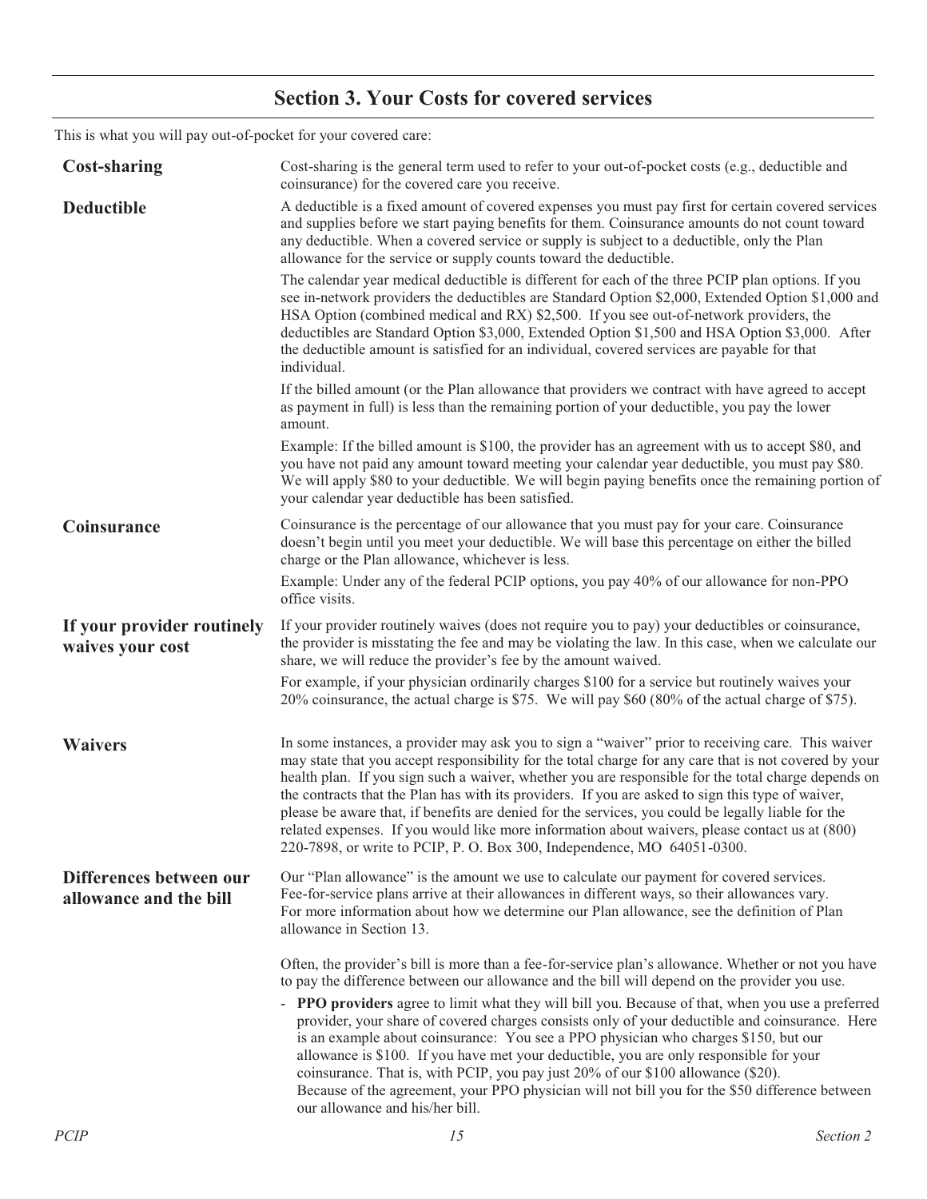# Section 3. Your Costs for covered services

This is what you will pay out-of-pocket for your covered care:

### Cost-sharing

Cost-sharing is the general term used to refer to your out-of-pocket costs (e.g., deductible and coinsurance) for the covered care you receive.

### Deductible

A deductible is a fixed amount of covered expenses you must pay first for certain covered services and supplies before we start paying benefits for them. Coinsurance amounts do not count toward any deductible. When a covered service or supply is subject to a deductible, only the Plan allowance for the service or supply counts toward the deductible.

The calendar year medical deductible is different for each of the three PCIP plan options. If you see in-network providers the deductibles are Standard Option $2,000, Extended Option $1,000 and HSA Option (combined medical and RX) $2,500. If you see out-of-network providers, the deductibles are Standard Option $3,000, Extended Option $1,500 and HSA Option $3,000. After the deductible amount is satisfied for an individual, covered services are payable for that individual.

If the billed amount (or the Plan allowance that providers we contract with have agreed to accept as payment in full) is less than the remaining portion of your deductible, you pay the lower amount.

Example: If the billed amount is $100, the provider has an agreement with us to accept $80, and you have not paid any amount toward meeting your calendar year deductible, you must pay $80. We will apply $80 to your deductible. We will begin paying benefits once the remaining portion of your calendar year deductible has been satisfied.

### Coinsurance

Coinsurance is the percentage of our allowance that you must pay for your care. Coinsurance doesn't begin until you meet your deductible. We will base this percentage on either the billed charge or the Plan allowance, whichever is less.

Example: Under any of the federal PCIP options, you pay 40% of our allowance for non-PPO office visits.

### If your provider routinely waives your cost

If your provider routinely waives (does not require you to pay) your deductibles or coinsurance, the provider is misstating the fee and may be violating the law. In this case, when we calculate our share, we will reduce the provider's fee by the amount waived.

For example, if your physician ordinarily charges $100 for a service but routinely waives your 20% coinsurance, the actual charge is $75. We will pay $60 (80% of the actual charge of $75).

### Waivers

In some instances, a provider may ask you to sign a "waiver" prior to receiving care. This waiver may state that you accept responsibility for the total charge for any care that is not covered by your health plan. If you sign such a waiver, whether you are responsible for the total charge depends on the contracts that the Plan has with its providers. If you are asked to sign this type of waiver, please be aware that, if benefits are denied for the services, you could be legally liable for the related expenses. If you would like more information about waivers, please contact us at (800) 220-7898, or write to PCIP, P. O. Box 300, Independence, MO 64051-0300.

### Differences between our allowance and the bill

Our "Plan allowance" is the amount we use to calculate our payment for covered services. Fee-for-service plans arrive at their allowances in different ways, so their allowances vary. For more information about how we determine our Plan allowance, see the definition of Plan allowance in Section 13.

Often, the provider's bill is more than a fee-for-service plan's allowance. Whether or not you have to pay the difference between our allowance and the bill will depend on the provider you use.

- **PPO providers** agree to limit what they will bill you. Because of that, when you use a preferred provider, your share of covered charges consists only of your deductible and coinsurance. Here is an example about coinsurance: You see a PPO physician who charges $150, but our allowance is $100. If you have met your deductible, you are only responsible for your coinsurance. That is, with PCIP, you pay just 20% of our $100 allowance ($20). Because of the agreement, your PPO physician will not bill you for the $50 difference between our allowance and his/her bill.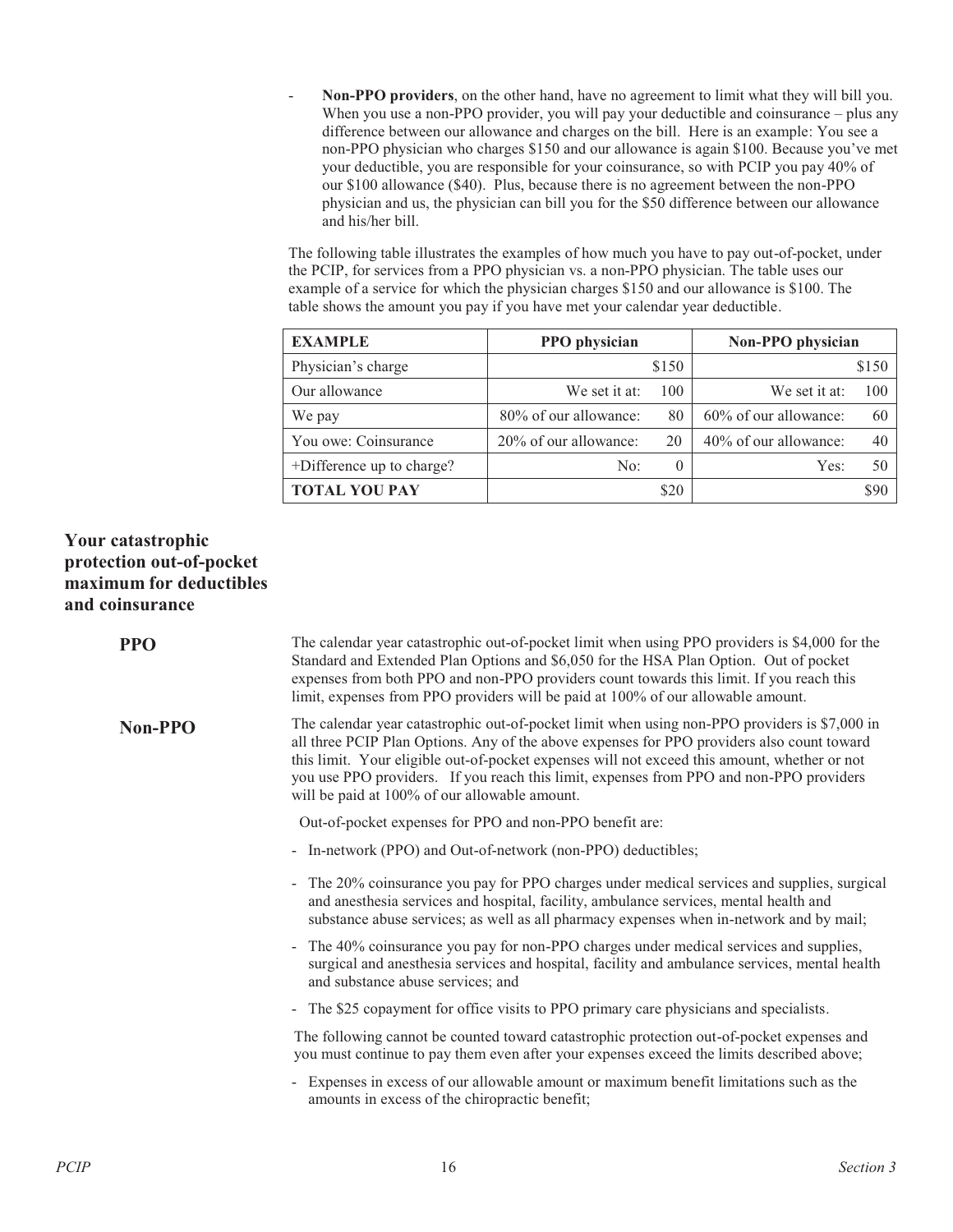- **Non-PPO providers**, on the other hand, have no agreement to limit what they will bill you. When you use a non-PPO provider, you will pay your deductible and coinsurance – plus any difference between our allowance and charges on the bill. Here is an example: You see a non-PPO physician who charges $150 and our allowance is again $100. Because you've met your deductible, you are responsible for your coinsurance, so with PCIP you pay 40% of our $100 allowance ($40). Plus, because there is no agreement between the non-PPO physician and us, the physician can bill you for the $50 difference between our allowance and his/her bill.

The following table illustrates the examples of how much you have to pay out-of-pocket, under the PCIP, for services from a PPO physician vs. a non-PPO physician. The table uses our example of a service for which the physician charges $150 and our allowance is $100. The table shows the amount you pay if you have met your calendar year deductible.

| EXAMPLE | PPO physician | | Non-PPO physician | |
|---|---|---|---|---|
| Physician's charge | | $150 | | $150 |
| Our allowance | We set it at: | 100 | We set it at: | 100 |
| We pay | 80% of our allowance: | 80 | 60% of our allowance: | 60 |
| You owe: Coinsurance | 20% of our allowance: | 20 | 40% of our allowance: | 40 |
| +Difference up to charge? | No: | 0 | Yes: | 50 |
| **TOTAL YOU PAY** | | $20 | | $90 |

## Your catastrophic protection out-of-pocket maximum for deductibles and coinsurance

**PPO**

The calendar year catastrophic out-of-pocket limit when using PPO providers is $4,000 for the Standard and Extended Plan Options and $6,050 for the HSA Plan Option. Out of pocket expenses from both PPO and non-PPO providers count towards this limit. If you reach this limit, expenses from PPO providers will be paid at 100% of our allowable amount.

**Non-PPO**

The calendar year catastrophic out-of-pocket limit when using non-PPO providers is $7,000 in all three PCIP Plan Options. Any of the above expenses for PPO providers also count toward this limit. Your eligible out-of-pocket expenses will not exceed this amount, whether or not you use PPO providers. If you reach this limit, expenses from PPO and non-PPO providers will be paid at 100% of our allowable amount.

Out-of-pocket expenses for PPO and non-PPO benefit are:

- In-network (PPO) and Out-of-network (non-PPO) deductibles;
- The 20% coinsurance you pay for PPO charges under medical services and supplies, surgical and anesthesia services and hospital, facility, ambulance services, mental health and substance abuse services; as well as all pharmacy expenses when in-network and by mail;
- The 40% coinsurance you pay for non-PPO charges under medical services and supplies, surgical and anesthesia services and hospital, facility and ambulance services, mental health and substance abuse services; and
- The $25 copayment for office visits to PPO primary care physicians and specialists.

The following cannot be counted toward catastrophic protection out-of-pocket expenses and you must continue to pay them even after your expenses exceed the limits described above;

- Expenses in excess of our allowable amount or maximum benefit limitations such as the amounts in excess of the chiropractic benefit;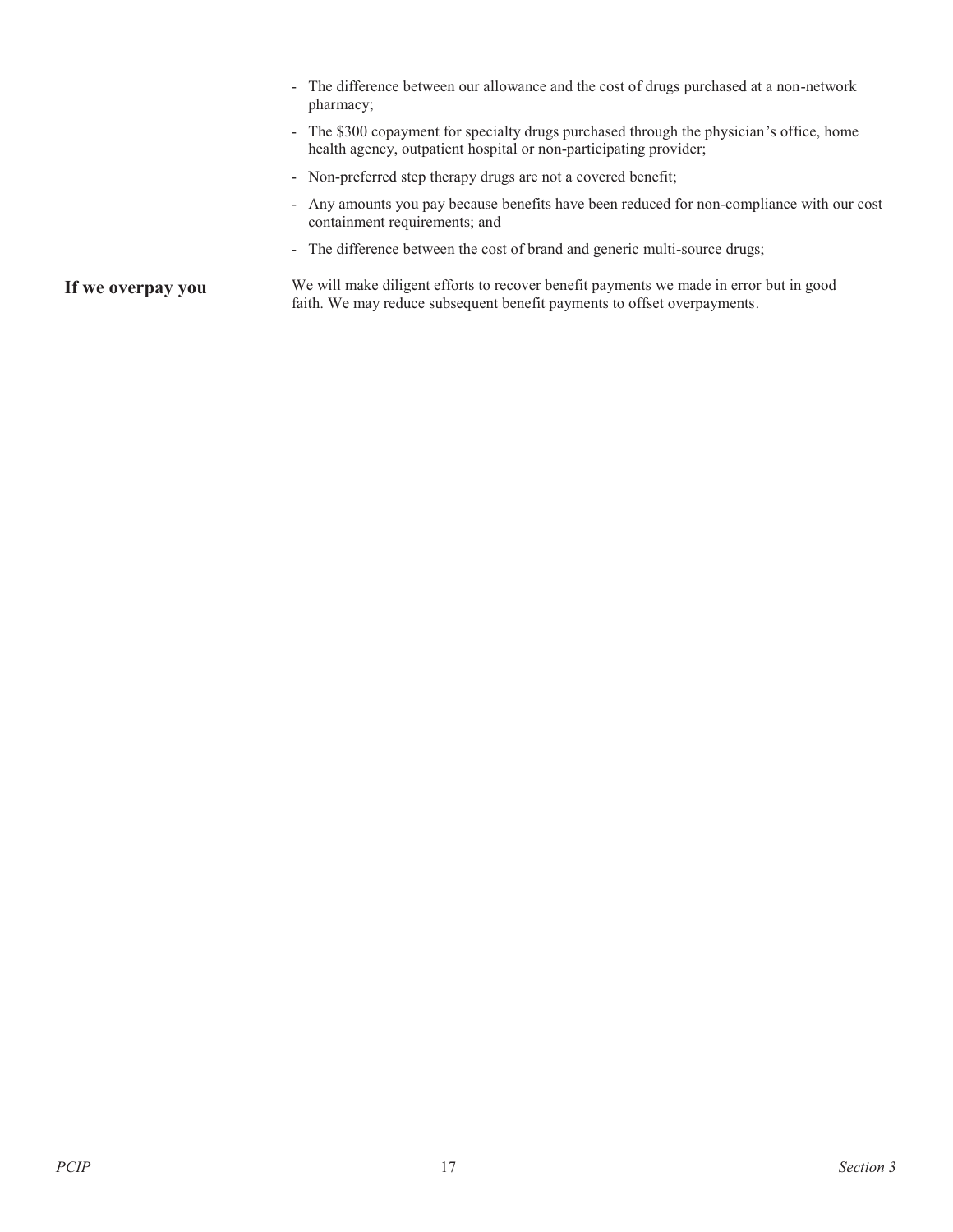- The difference between our allowance and the cost of drugs purchased at a non-network pharmacy;
- The $300 copayment for specialty drugs purchased through the physician's office, home health agency, outpatient hospital or non-participating provider;
- Non-preferred step therapy drugs are not a covered benefit;
- Any amounts you pay because benefits have been reduced for non-compliance with our cost containment requirements; and
- The difference between the cost of brand and generic multi-source drugs;

**If we overpay you**

We will make diligent efforts to recover benefit payments we made in error but in good faith. We may reduce subsequent benefit payments to offset overpayments.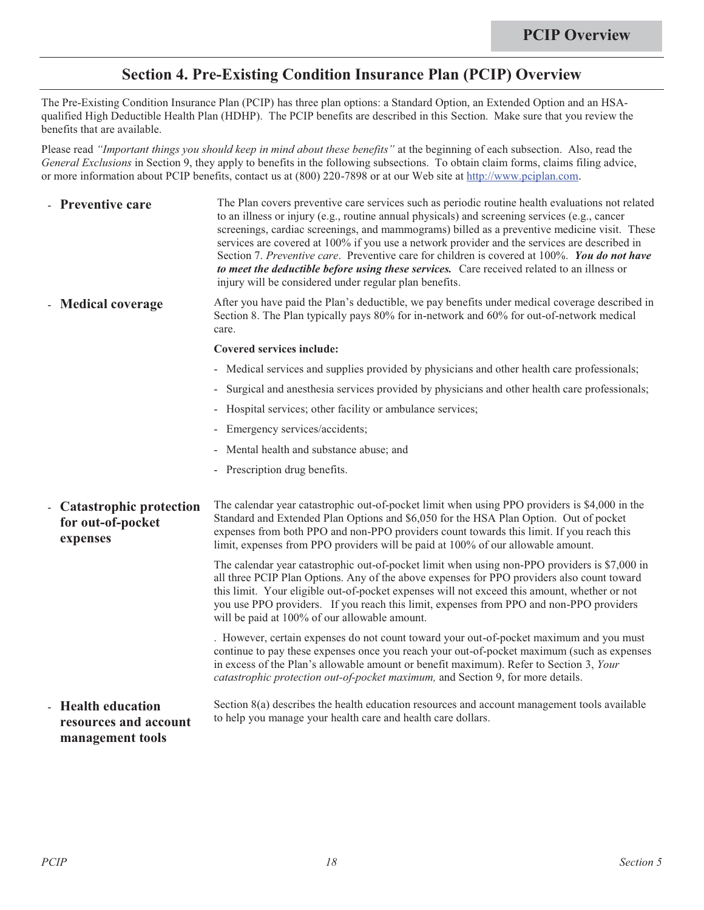## Section 4. Pre-Existing Condition Insurance Plan (PCIP) Overview

The Pre-Existing Condition Insurance Plan (PCIP) has three plan options: a Standard Option, an Extended Option and an HSA-qualified High Deductible Health Plan (HDHP). The PCIP benefits are described in this Section. Make sure that you review the benefits that are available.

Please read *"Important things you should keep in mind about these benefits"* at the beginning of each subsection. Also, read the *General Exclusions* in Section 9, they apply to benefits in the following subsections. To obtain claim forms, claims filing advice, or more information about PCIP benefits, contact us at (800) 220-7898 or at our Web site at http://www.pciplan.com.

- **Preventive care**

  The Plan covers preventive care services such as periodic routine health evaluations not related to an illness or injury (e.g., routine annual physicals) and screening services (e.g., cancer screenings, cardiac screenings, and mammograms) billed as a preventive medicine visit. These services are covered at 100% if you use a network provider and the services are described in Section 7. *Preventive care*. Preventive care for children is covered at 100%. ***You do not have to meet the deductible before using these services.*** Care received related to an illness or injury will be considered under regular plan benefits.

- **Medical coverage**

  After you have paid the Plan's deductible, we pay benefits under medical coverage described in Section 8. The Plan typically pays 80% for in-network and 60% for out-of-network medical care.

  **Covered services include:**

  - Medical services and supplies provided by physicians and other health care professionals;
  - Surgical and anesthesia services provided by physicians and other health care professionals;
  - Hospital services; other facility or ambulance services;
  - Emergency services/accidents;
  - Mental health and substance abuse; and
  - Prescription drug benefits.

- **Catastrophic protection for out-of-pocket expenses**

  The calendar year catastrophic out-of-pocket limit when using PPO providers is $4,000 in the Standard and Extended Plan Options and $6,050 for the HSA Plan Option. Out of pocket expenses from both PPO and non-PPO providers count towards this limit. If you reach this limit, expenses from PPO providers will be paid at 100% of our allowable amount.

  The calendar year catastrophic out-of-pocket limit when using non-PPO providers is $7,000 in all three PCIP Plan Options. Any of the above expenses for PPO providers also count toward this limit. Your eligible out-of-pocket expenses will not exceed this amount, whether or not you use PPO providers. If you reach this limit, expenses from PPO and non-PPO providers will be paid at 100% of our allowable amount.

  . However, certain expenses do not count toward your out-of-pocket maximum and you must continue to pay these expenses once you reach your out-of-pocket maximum (such as expenses in excess of the Plan's allowable amount or benefit maximum). Refer to Section 3, *Your catastrophic protection out-of-pocket maximum,* and Section 9, for more details.

- **Health education resources and account management tools**

  Section 8(a) describes the health education resources and account management tools available to help you manage your health care and health care dollars.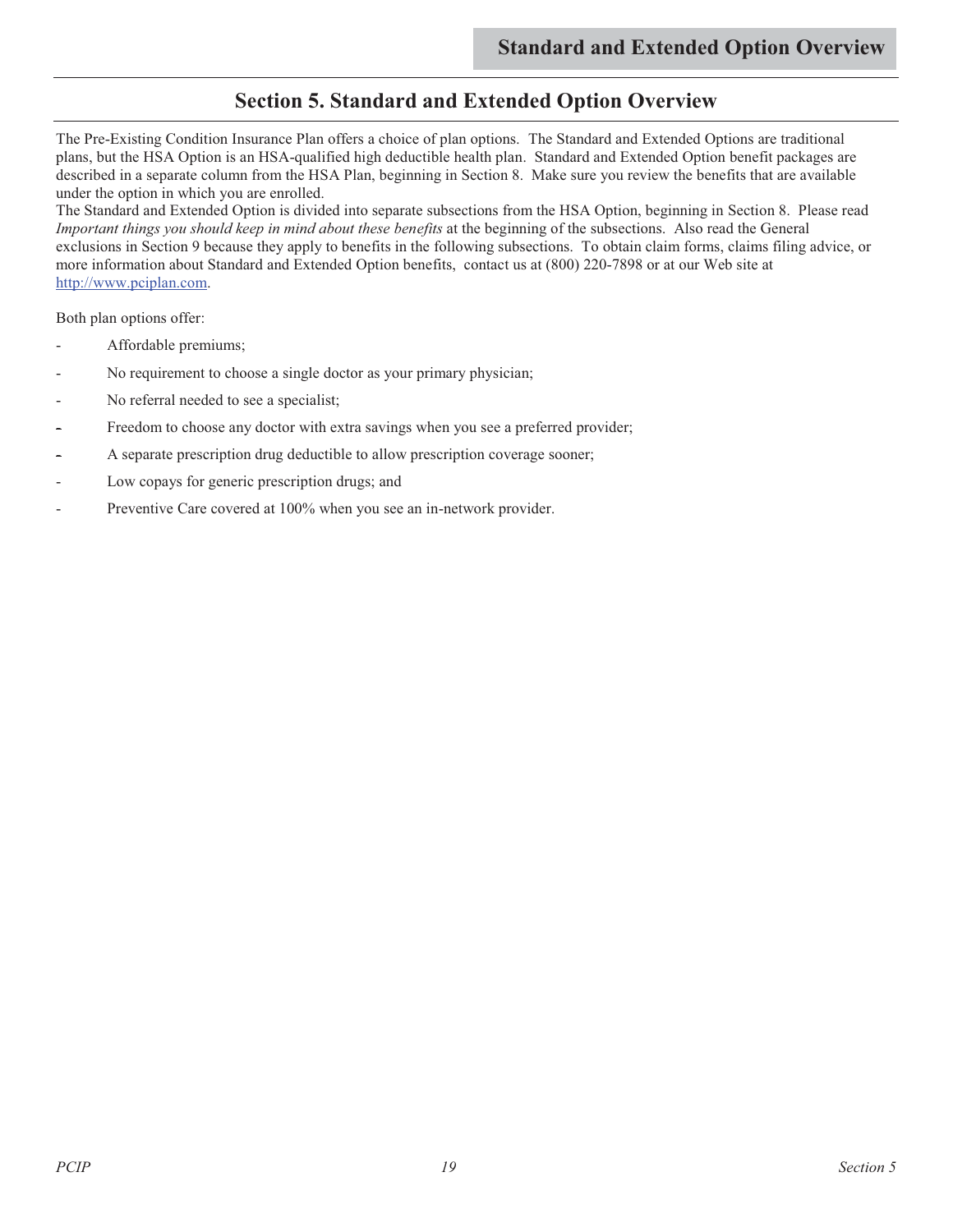# Section 5. Standard and Extended Option Overview

The Pre-Existing Condition Insurance Plan offers a choice of plan options. The Standard and Extended Options are traditional plans, but the HSA Option is an HSA-qualified high deductible health plan. Standard and Extended Option benefit packages are described in a separate column from the HSA Plan, beginning in Section 8. Make sure you review the benefits that are available under the option in which you are enrolled.

The Standard and Extended Option is divided into separate subsections from the HSA Option, beginning in Section 8. Please read *Important things you should keep in mind about these benefits* at the beginning of the subsections. Also read the General exclusions in Section 9 because they apply to benefits in the following subsections. To obtain claim forms, claims filing advice, or more information about Standard and Extended Option benefits, contact us at (800) 220-7898 or at our Web site at http://www.pciplan.com.

Both plan options offer:

- Affordable premiums;
- No requirement to choose a single doctor as your primary physician;
- No referral needed to see a specialist;
- Freedom to choose any doctor with extra savings when you see a preferred provider;
- A separate prescription drug deductible to allow prescription coverage sooner;
- Low copays for generic prescription drugs; and
- Preventive Care covered at 100% when you see an in-network provider.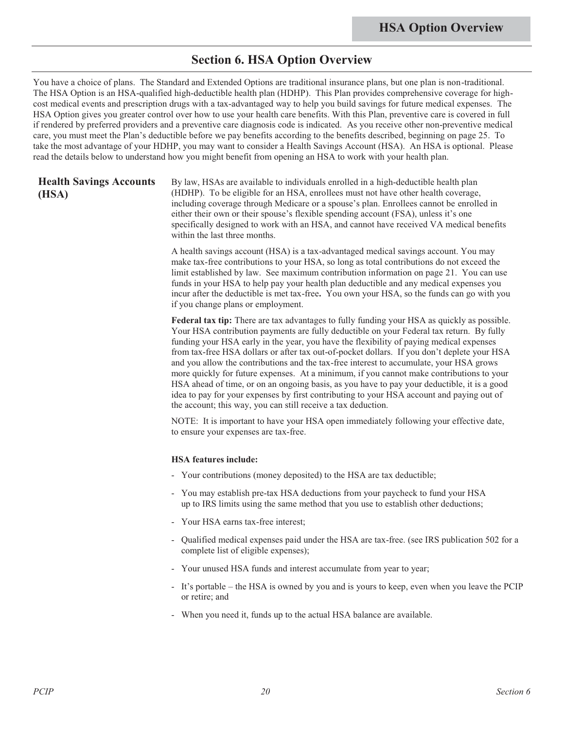# Section 6. HSA Option Overview

You have a choice of plans. The Standard and Extended Options are traditional insurance plans, but one plan is non-traditional. The HSA Option is an HSA-qualified high-deductible health plan (HDHP). This Plan provides comprehensive coverage for high-cost medical events and prescription drugs with a tax-advantaged way to help you build savings for future medical expenses. The HSA Option gives you greater control over how to use your health care benefits. With this Plan, preventive care is covered in full if rendered by preferred providers and a preventive care diagnosis code is indicated. As you receive other non-preventive medical care, you must meet the Plan's deductible before we pay benefits according to the benefits described, beginning on page 25. To take the most advantage of your HDHP, you may want to consider a Health Savings Account (HSA). An HSA is optional. Please read the details below to understand how you might benefit from opening an HSA to work with your health plan.

## Health Savings Accounts (HSA)

By law, HSAs are available to individuals enrolled in a high-deductible health plan (HDHP). To be eligible for an HSA, enrollees must not have other health coverage, including coverage through Medicare or a spouse's plan. Enrollees cannot be enrolled in either their own or their spouse's flexible spending account (FSA), unless it's one specifically designed to work with an HSA, and cannot have received VA medical benefits within the last three months.

A health savings account (HSA) is a tax-advantaged medical savings account. You may make tax-free contributions to your HSA, so long as total contributions do not exceed the limit established by law. See maximum contribution information on page 21. You can use funds in your HSA to help pay your health plan deductible and any medical expenses you incur after the deductible is met tax-free**.** You own your HSA, so the funds can go with you if you change plans or employment.

**Federal tax tip:** There are tax advantages to fully funding your HSA as quickly as possible. Your HSA contribution payments are fully deductible on your Federal tax return. By fully funding your HSA early in the year, you have the flexibility of paying medical expenses from tax-free HSA dollars or after tax out-of-pocket dollars. If you don't deplete your HSA and you allow the contributions and the tax-free interest to accumulate, your HSA grows more quickly for future expenses. At a minimum, if you cannot make contributions to your HSA ahead of time, or on an ongoing basis, as you have to pay your deductible, it is a good idea to pay for your expenses by first contributing to your HSA account and paying out of the account; this way, you can still receive a tax deduction.

NOTE: It is important to have your HSA open immediately following your effective date, to ensure your expenses are tax-free.

**HSA features include:**

- Your contributions (money deposited) to the HSA are tax deductible;
- You may establish pre-tax HSA deductions from your paycheck to fund your HSA up to IRS limits using the same method that you use to establish other deductions;
- Your HSA earns tax-free interest;
- Qualified medical expenses paid under the HSA are tax-free. (see IRS publication 502 for a complete list of eligible expenses);
- Your unused HSA funds and interest accumulate from year to year;
- It's portable – the HSA is owned by you and is yours to keep, even when you leave the PCIP or retire; and
- When you need it, funds up to the actual HSA balance are available.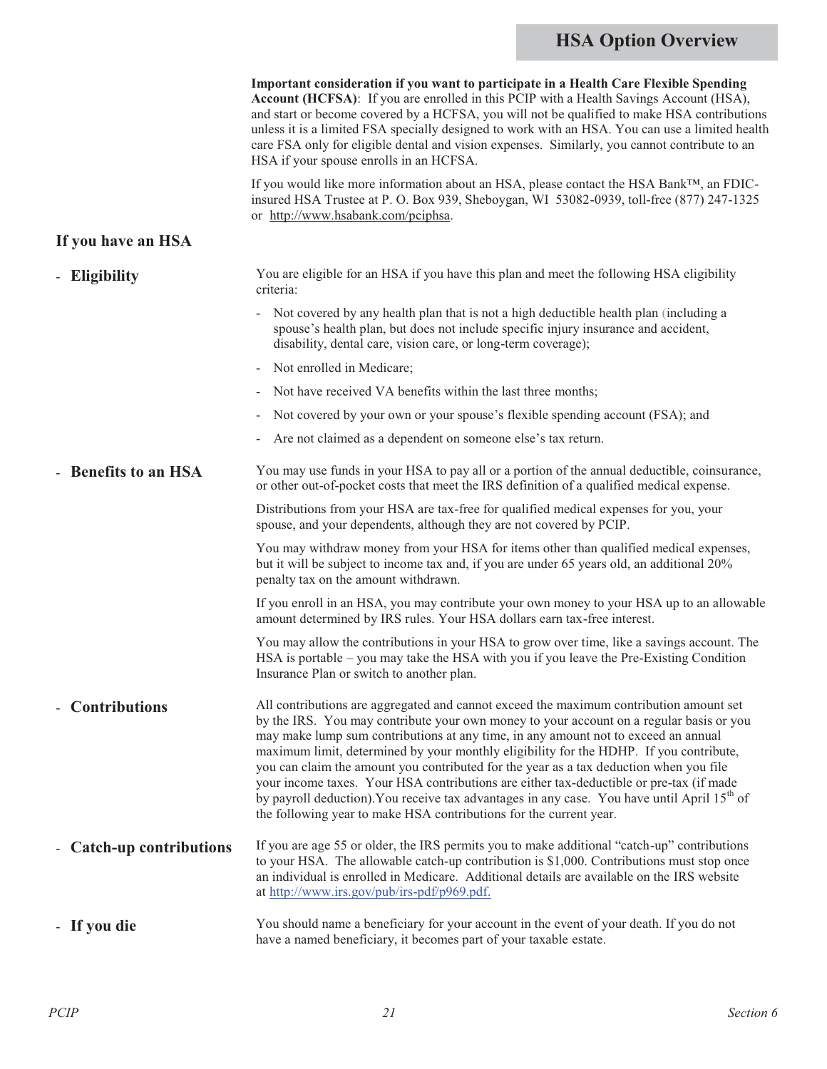## HSA Option Overview

**Important consideration if you want to participate in a Health Care Flexible Spending Account (HCFSA)**: If you are enrolled in this PCIP with a Health Savings Account (HSA), and start or become covered by a HCFSA, you will not be qualified to make HSA contributions unless it is a limited FSA specially designed to work with an HSA. You can use a limited health care FSA only for eligible dental and vision expenses. Similarly, you cannot contribute to an HSA if your spouse enrolls in an HCFSA.

If you would like more information about an HSA, please contact the HSA Bank™, an FDIC-insured HSA Trustee at P. O. Box 939, Sheboygan, WI 53082-0939, toll-free (877) 247-1325 or http://www.hsabank.com/pciphsa.

### If you have an HSA

**- Eligibility**

You are eligible for an HSA if you have this plan and meet the following HSA eligibility criteria:

- Not covered by any health plan that is not a high deductible health plan (including a spouse's health plan, but does not include specific injury insurance and accident, disability, dental care, vision care, or long-term coverage);
- Not enrolled in Medicare;
- Not have received VA benefits within the last three months;
- Not covered by your own or your spouse's flexible spending account (FSA); and
- Are not claimed as a dependent on someone else's tax return.

**- Benefits to an HSA**

You may use funds in your HSA to pay all or a portion of the annual deductible, coinsurance, or other out-of-pocket costs that meet the IRS definition of a qualified medical expense.

Distributions from your HSA are tax-free for qualified medical expenses for you, your spouse, and your dependents, although they are not covered by PCIP.

You may withdraw money from your HSA for items other than qualified medical expenses, but it will be subject to income tax and, if you are under 65 years old, an additional 20% penalty tax on the amount withdrawn.

If you enroll in an HSA, you may contribute your own money to your HSA up to an allowable amount determined by IRS rules. Your HSA dollars earn tax-free interest.

You may allow the contributions in your HSA to grow over time, like a savings account. The HSA is portable – you may take the HSA with you if you leave the Pre-Existing Condition Insurance Plan or switch to another plan.

**- Contributions**

All contributions are aggregated and cannot exceed the maximum contribution amount set by the IRS. You may contribute your own money to your account on a regular basis or you may make lump sum contributions at any time, in any amount not to exceed an annual maximum limit, determined by your monthly eligibility for the HDHP. If you contribute, you can claim the amount you contributed for the year as a tax deduction when you file your income taxes. Your HSA contributions are either tax-deductible or pre-tax (if made by payroll deduction).You receive tax advantages in any case. You have until April 15th of the following year to make HSA contributions for the current year.

**- Catch-up contributions**

If you are age 55 or older, the IRS permits you to make additional "catch-up" contributions to your HSA. The allowable catch-up contribution is $1,000. Contributions must stop once an individual is enrolled in Medicare. Additional details are available on the IRS website at http://www.irs.gov/pub/irs-pdf/p969.pdf.

**- If you die**

You should name a beneficiary for your account in the event of your death. If you do not have a named beneficiary, it becomes part of your taxable estate.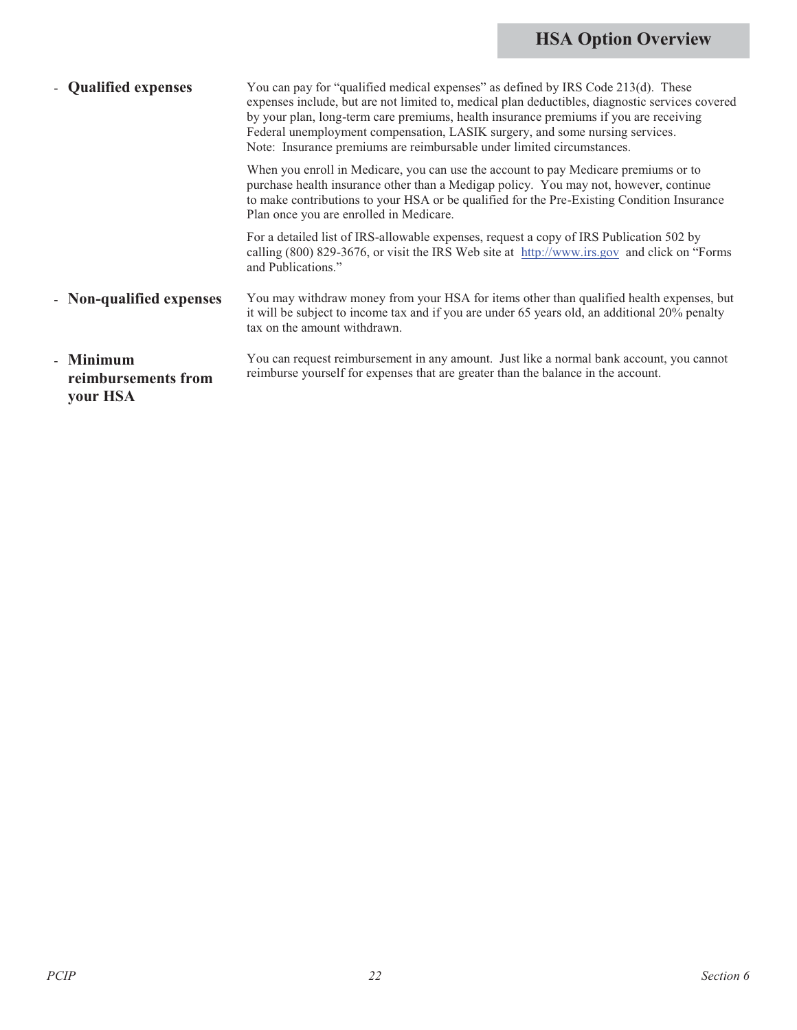## HSA Option Overview

- **Qualified expenses**

  You can pay for "qualified medical expenses" as defined by IRS Code 213(d). These expenses include, but are not limited to, medical plan deductibles, diagnostic services covered by your plan, long-term care premiums, health insurance premiums if you are receiving Federal unemployment compensation, LASIK surgery, and some nursing services. Note: Insurance premiums are reimbursable under limited circumstances.

  When you enroll in Medicare, you can use the account to pay Medicare premiums or to purchase health insurance other than a Medigap policy. You may not, however, continue to make contributions to your HSA or be qualified for the Pre-Existing Condition Insurance Plan once you are enrolled in Medicare.

  For a detailed list of IRS-allowable expenses, request a copy of IRS Publication 502 by calling (800) 829-3676, or visit the IRS Web site at http://www.irs.gov and click on "Forms and Publications."

- **Non-qualified expenses**

  You may withdraw money from your HSA for items other than qualified health expenses, but it will be subject to income tax and if you are under 65 years old, an additional 20% penalty tax on the amount withdrawn.

- **Minimum reimbursements from your HSA**

  You can request reimbursement in any amount. Just like a normal bank account, you cannot reimburse yourself for expenses that are greater than the balance in the account.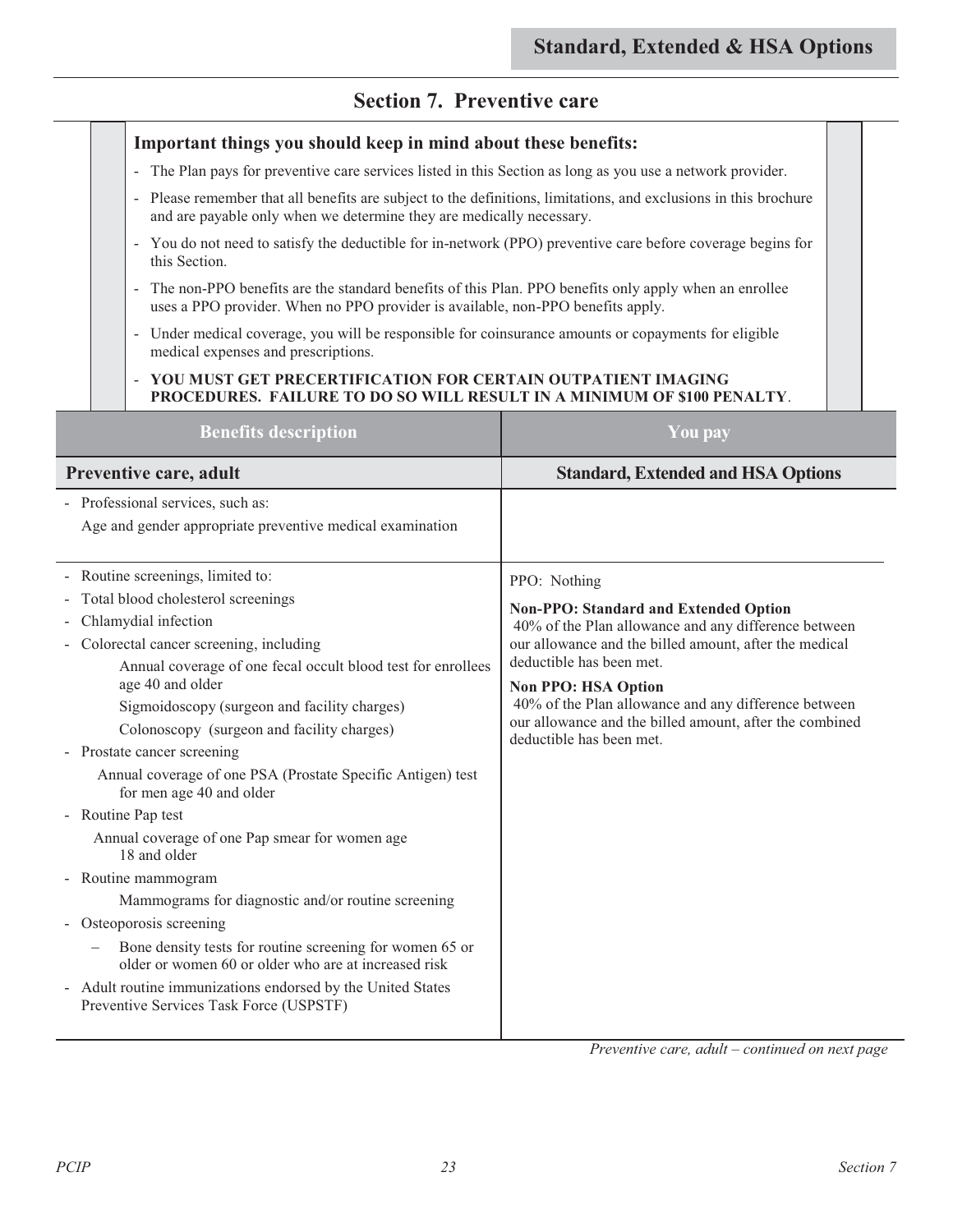# Section 7. Preventive care

**Important things you should keep in mind about these benefits:**

- The Plan pays for preventive care services listed in this Section as long as you use a network provider.
- Please remember that all benefits are subject to the definitions, limitations, and exclusions in this brochure and are payable only when we determine they are medically necessary.
- You do not need to satisfy the deductible for in-network (PPO) preventive care before coverage begins for this Section.
- The non-PPO benefits are the standard benefits of this Plan. PPO benefits only apply when an enrollee uses a PPO provider. When no PPO provider is available, non-PPO benefits apply.
- Under medical coverage, you will be responsible for coinsurance amounts or copayments for eligible medical expenses and prescriptions.
- **YOU MUST GET PRECERTIFICATION FOR CERTAIN OUTPATIENT IMAGING PROCEDURES. FAILURE TO DO SO WILL RESULT IN A MINIMUM OF $100 PENALTY**.

| Benefits description | You pay |
|---|---|
| **Preventive care, adult** | **Standard, Extended and HSA Options** |
| - Professional services, such as:<br>Age and gender appropriate preventive medical examination | |
| - Routine screenings, limited to:<br>- Total blood cholesterol screenings<br>- Chlamydial infection<br>- Colorectal cancer screening, including<br>Annual coverage of one fecal occult blood test for enrollees age 40 and older<br>Sigmoidoscopy (surgeon and facility charges)<br>Colonoscopy (surgeon and facility charges)<br>- Prostate cancer screening<br>Annual coverage of one PSA (Prostate Specific Antigen) test for men age 40 and older<br>- Routine Pap test<br>Annual coverage of one Pap smear for women age 18 and older<br>- Routine mammogram<br>Mammograms for diagnostic and/or routine screening<br>- Osteoporosis screening<br>– Bone density tests for routine screening for women 65 or older or women 60 or older who are at increased risk<br>- Adult routine immunizations endorsed by the United States Preventive Services Task Force (USPSTF) | PPO: Nothing<br>**Non-PPO: Standard and Extended Option**<br>40% of the Plan allowance and any difference between our allowance and the billed amount, after the medical deductible has been met.<br>**Non PPO: HSA Option**<br>40% of the Plan allowance and any difference between our allowance and the billed amount, after the combined deductible has been met. |

*Preventive care, adult – continued on next page*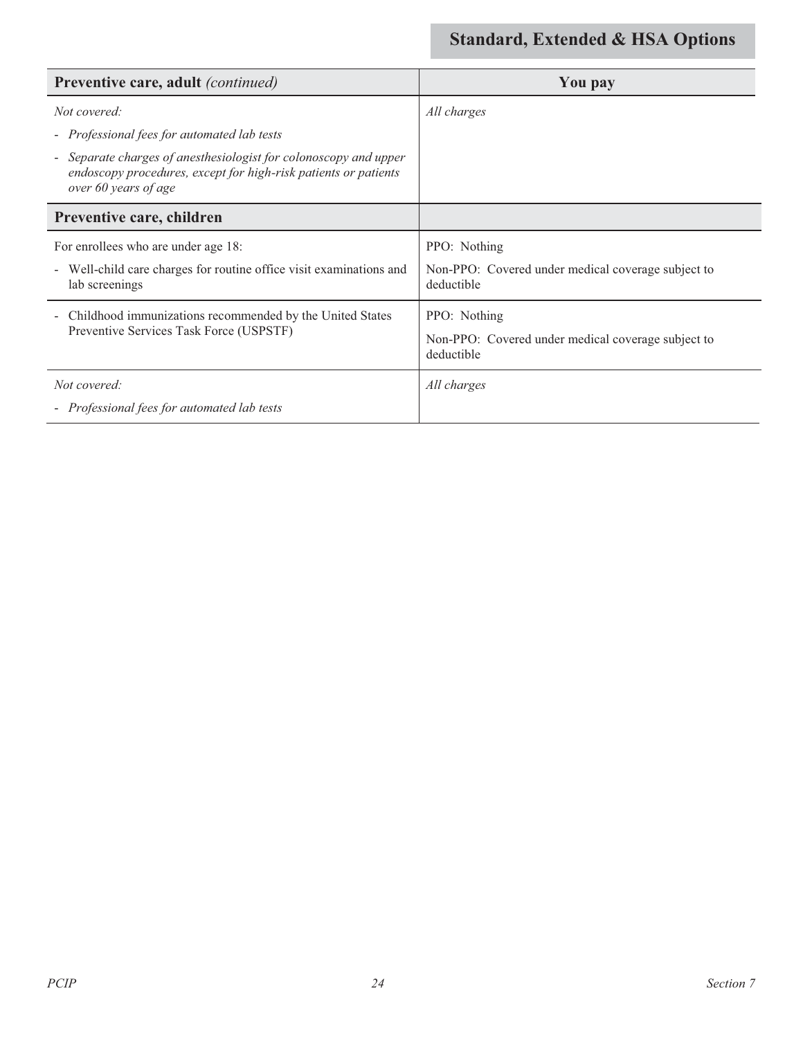**Standard, Extended & HSA Options**

| **Preventive care, adult** *(continued)* | **You pay** |
|---|---|
| *Not covered:*<br>- *Professional fees for automated lab tests*<br>- *Separate charges of anesthesiologist for colonoscopy and upper endoscopy procedures, except for high-risk patients or patients over 60 years of age* | *All charges* |
| **Preventive care, children** | |
| For enrollees who are under age 18:<br>- Well-child care charges for routine office visit examinations and lab screenings | PPO: Nothing<br>Non-PPO: Covered under medical coverage subject to deductible |
| - Childhood immunizations recommended by the United States Preventive Services Task Force (USPSTF) | PPO: Nothing<br>Non-PPO: Covered under medical coverage subject to deductible |
| *Not covered:*<br>- *Professional fees for automated lab tests* | *All charges* |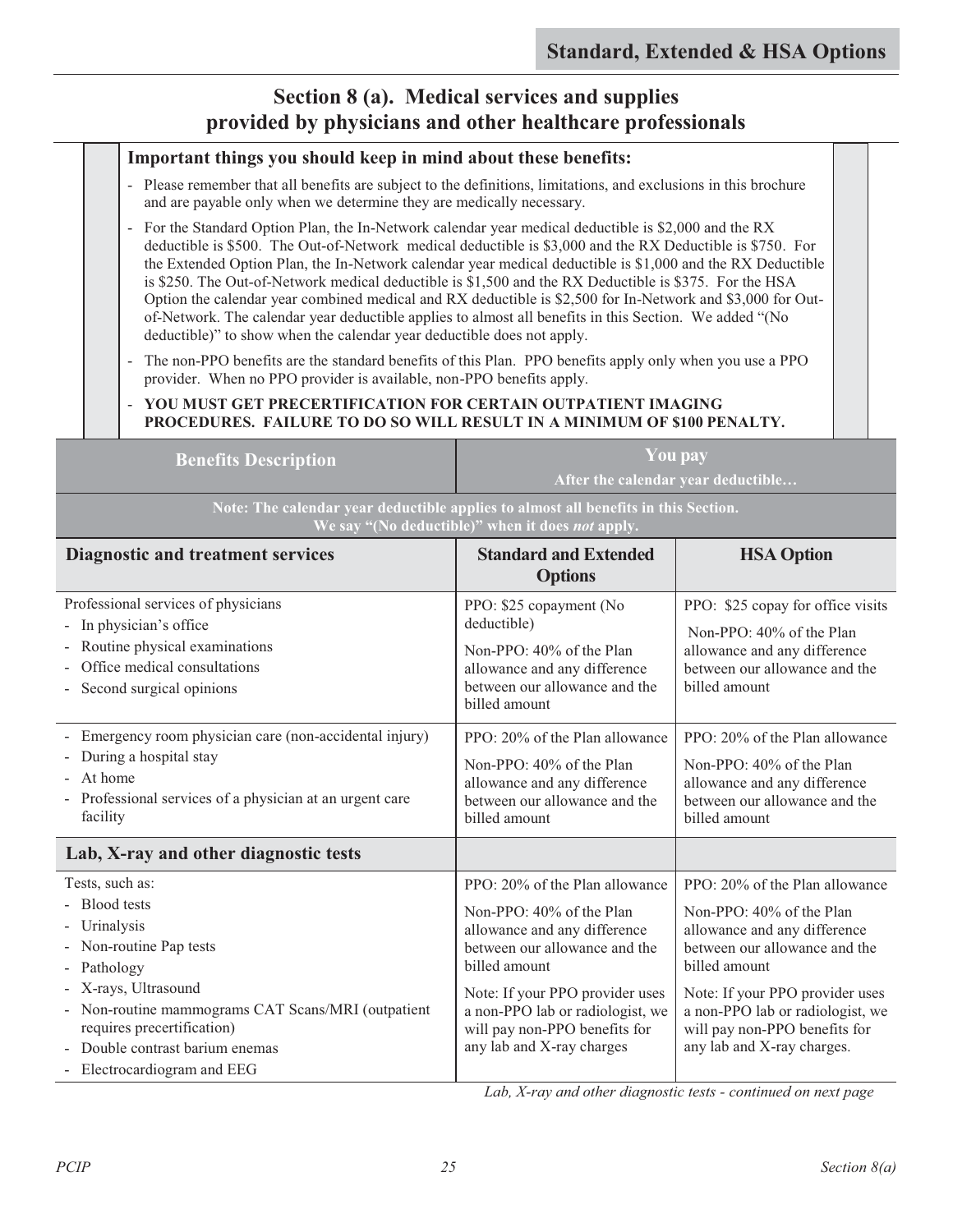**Standard, Extended & HSA Options**

# Section 8 (a). Medical services and supplies provided by physicians and other healthcare professionals

**Important things you should keep in mind about these benefits:**

- Please remember that all benefits are subject to the definitions, limitations, and exclusions in this brochure and are payable only when we determine they are medically necessary.
- For the Standard Option Plan, the In-Network calendar year medical deductible is $2,000 and the RX deductible is $500. The Out-of-Network medical deductible is $3,000 and the RX Deductible is $750. For the Extended Option Plan, the In-Network calendar year medical deductible is $1,000 and the RX Deductible is $250. The Out-of-Network medical deductible is $1,500 and the RX Deductible is $375. For the HSA Option the calendar year combined medical and RX deductible is $2,500 for In-Network and $3,000 for Out-of-Network. The calendar year deductible applies to almost all benefits in this Section. We added "(No deductible)" to show when the calendar year deductible does not apply.
- The non-PPO benefits are the standard benefits of this Plan. PPO benefits apply only when you use a PPO provider. When no PPO provider is available, non-PPO benefits apply.
- **YOU MUST GET PRECERTIFICATION FOR CERTAIN OUTPATIENT IMAGING PROCEDURES. FAILURE TO DO SO WILL RESULT IN A MINIMUM OF $100 PENALTY.**

| Benefits Description | You pay<br>After the calendar year deductible… | |
|---|---|---|
| **Note: The calendar year deductible applies to almost all benefits in this Section. We say "(No deductible)" when it does *not* apply.** | | |
| **Diagnostic and treatment services** | **Standard and Extended Options** | **HSA Option** |
| Professional services of physicians<br>- In physician's office<br>- Routine physical examinations<br>- Office medical consultations<br>- Second surgical opinions | PPO: $25 copayment (No deductible)<br>Non-PPO: 40% of the Plan allowance and any difference between our allowance and the billed amount | PPO: $25 copay for office visits<br>Non-PPO: 40% of the Plan allowance and any difference between our allowance and the billed amount |
| - Emergency room physician care (non-accidental injury)<br>- During a hospital stay<br>- At home<br>- Professional services of a physician at an urgent care facility | PPO: 20% of the Plan allowance<br>Non-PPO: 40% of the Plan allowance and any difference between our allowance and the billed amount | PPO: 20% of the Plan allowance<br>Non-PPO: 40% of the Plan allowance and any difference between our allowance and the billed amount |
| **Lab, X-ray and other diagnostic tests** | | |
| Tests, such as:<br>- Blood tests<br>- Urinalysis<br>- Non-routine Pap tests<br>- Pathology<br>- X-rays, Ultrasound<br>- Non-routine mammograms CAT Scans/MRI (outpatient requires precertification)<br>- Double contrast barium enemas<br>- Electrocardiogram and EEG | PPO: 20% of the Plan allowance<br>Non-PPO: 40% of the Plan allowance and any difference between our allowance and the billed amount<br>Note: If your PPO provider uses a non-PPO lab or radiologist, we will pay non-PPO benefits for any lab and X-ray charges | PPO: 20% of the Plan allowance<br>Non-PPO: 40% of the Plan allowance and any difference between our allowance and the billed amount<br>Note: If your PPO provider uses a non-PPO lab or radiologist, we will pay non-PPO benefits for any lab and X-ray charges. |

*Lab, X-ray and other diagnostic tests - continued on next page*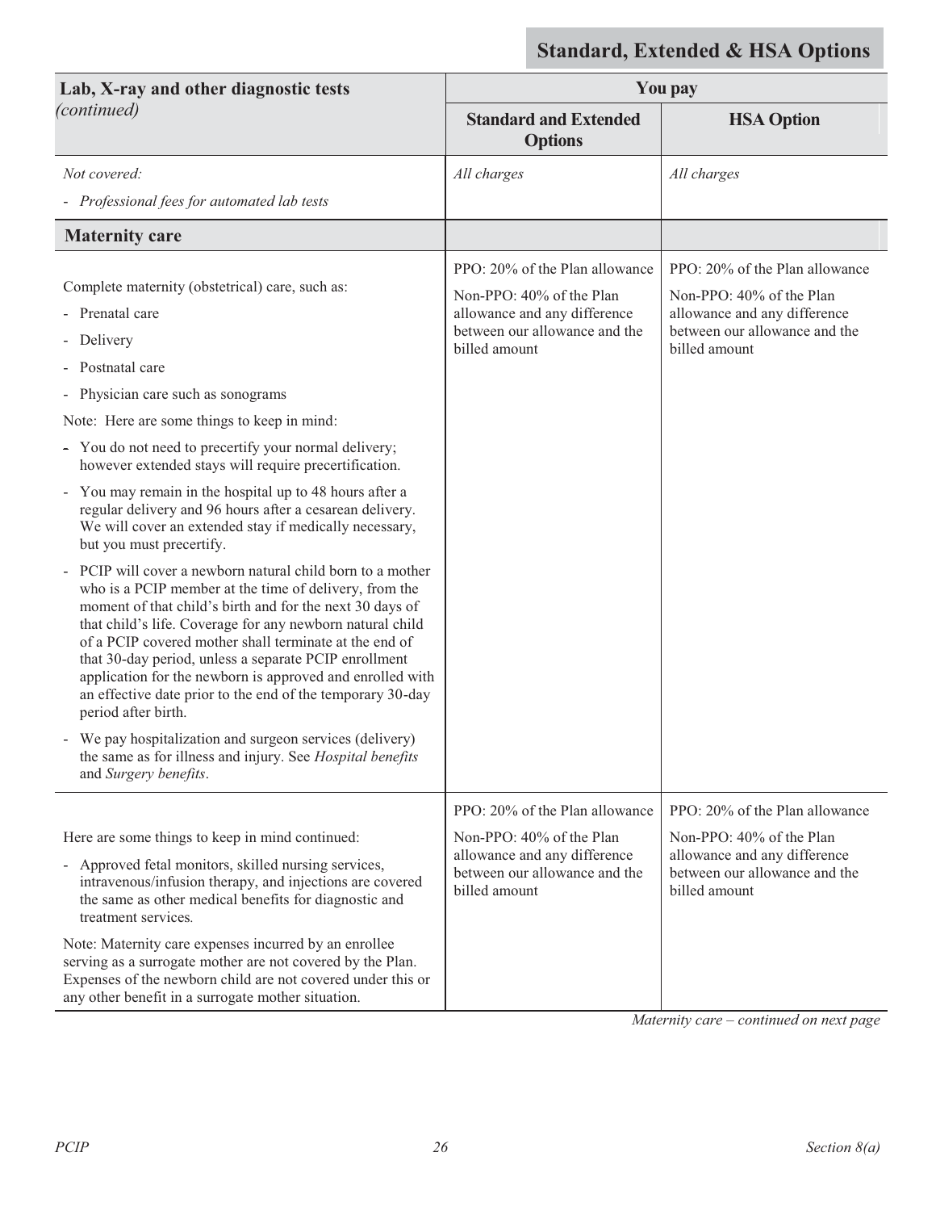**Standard, Extended & HSA Options**

| Lab, X-ray and other diagnostic tests *(continued)* | You pay | |
|---|---|---|
| | **Standard and Extended Options** | **HSA Option** |
| *Not covered:*<br>- *Professional fees for automated lab tests* | *All charges* | *All charges* |
| **Maternity care** | | |
| Complete maternity (obstetrical) care, such as:<br>- Prenatal care<br>- Delivery<br>- Postnatal care<br>- Physician care such as sonograms<br>Note: Here are some things to keep in mind:<br>- You do not need to precertify your normal delivery; however extended stays will require precertification.<br>- You may remain in the hospital up to 48 hours after a regular delivery and 96 hours after a cesarean delivery. We will cover an extended stay if medically necessary, but you must precertify.<br>- PCIP will cover a newborn natural child born to a mother who is a PCIP member at the time of delivery, from the moment of that child's birth and for the next 30 days of that child's life. Coverage for any newborn natural child of a PCIP covered mother shall terminate at the end of that 30-day period, unless a separate PCIP enrollment application for the newborn is approved and enrolled with an effective date prior to the end of the temporary 30-day period after birth.<br>- We pay hospitalization and surgeon services (delivery) the same as for illness and injury. See *Hospital benefits* and *Surgery benefits*. | PPO: 20% of the Plan allowance<br>Non-PPO: 40% of the Plan allowance and any difference between our allowance and the billed amount | PPO: 20% of the Plan allowance<br>Non-PPO: 40% of the Plan allowance and any difference between our allowance and the billed amount |
| Here are some things to keep in mind continued:<br>- Approved fetal monitors, skilled nursing services, intravenous/infusion therapy, and injections are covered the same as other medical benefits for diagnostic and treatment services.<br>Note: Maternity care expenses incurred by an enrollee serving as a surrogate mother are not covered by the Plan. Expenses of the newborn child are not covered under this or any other benefit in a surrogate mother situation. | PPO: 20% of the Plan allowance<br>Non-PPO: 40% of the Plan allowance and any difference between our allowance and the billed amount | PPO: 20% of the Plan allowance<br>Non-PPO: 40% of the Plan allowance and any difference between our allowance and the billed amount |

*Maternity care – continued on next page*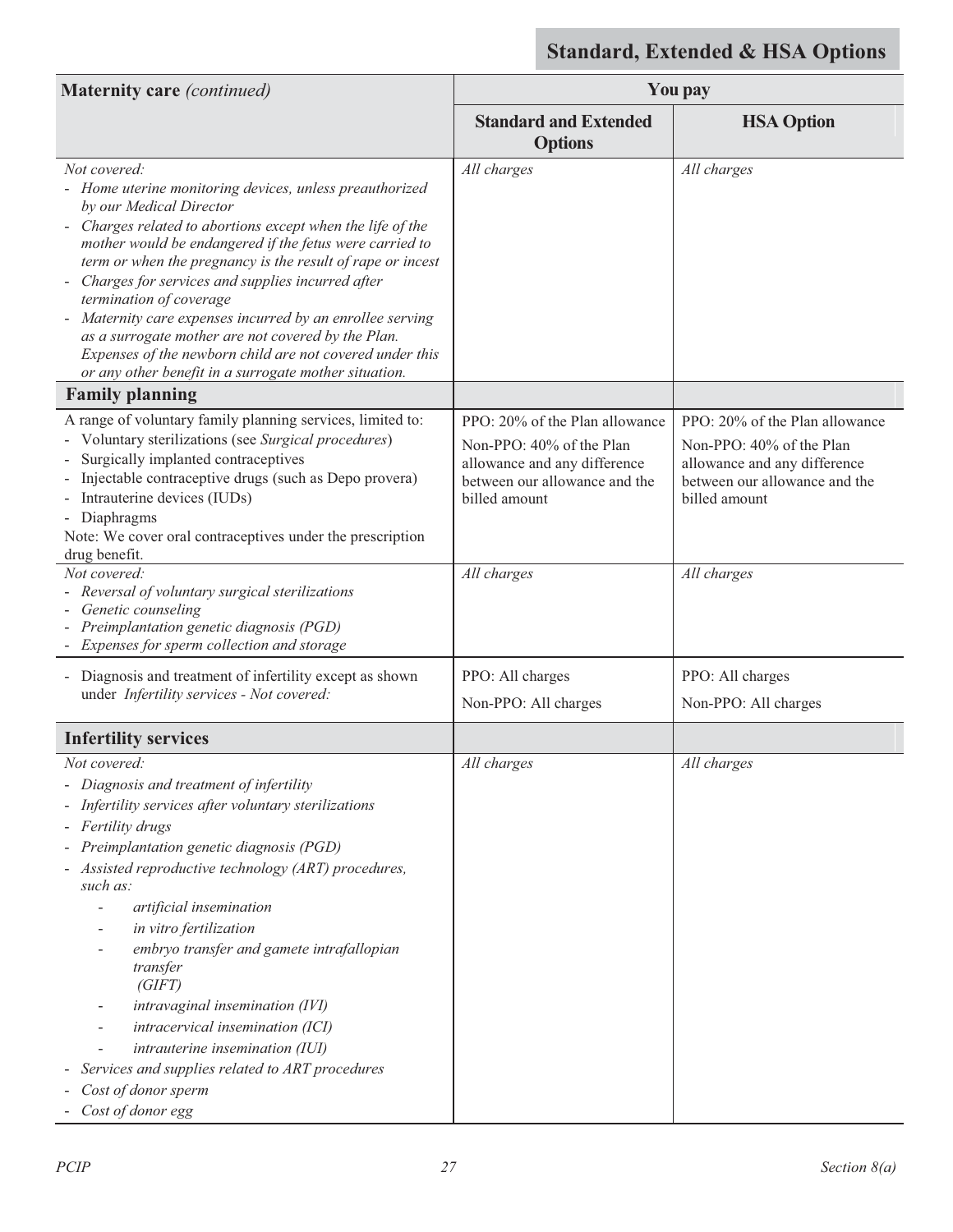## Standard, Extended & HSA Options

| Maternity care *(continued)* | You pay | |
|---|---|---|
| | **Standard and Extended Options** | **HSA Option** |
| *Not covered:*<br>- *Home uterine monitoring devices, unless preauthorized by our Medical Director*<br>- *Charges related to abortions except when the life of the mother would be endangered if the fetus were carried to term or when the pregnancy is the result of rape or incest*<br>- *Charges for services and supplies incurred after termination of coverage*<br>- *Maternity care expenses incurred by an enrollee serving as a surrogate mother are not covered by the Plan. Expenses of the newborn child are not covered under this or any other benefit in a surrogate mother situation.* | *All charges* | *All charges* |
| **Family planning** | | |
| A range of voluntary family planning services, limited to:<br>- Voluntary sterilizations (see *Surgical procedures*)<br>- Surgically implanted contraceptives<br>- Injectable contraceptive drugs (such as Depo provera)<br>- Intrauterine devices (IUDs)<br>- Diaphragms<br>Note: We cover oral contraceptives under the prescription drug benefit. | PPO: 20% of the Plan allowance<br>Non-PPO: 40% of the Plan allowance and any difference between our allowance and the billed amount | PPO: 20% of the Plan allowance<br>Non-PPO: 40% of the Plan allowance and any difference between our allowance and the billed amount |
| *Not covered:*<br>- *Reversal of voluntary surgical sterilizations*<br>- *Genetic counseling*<br>- *Preimplantation genetic diagnosis (PGD)*<br>- *Expenses for sperm collection and storage* | *All charges* | *All charges* |
| - Diagnosis and treatment of infertility except as shown under *Infertility services - Not covered:* | PPO: All charges<br>Non-PPO: All charges | PPO: All charges<br>Non-PPO: All charges |
| **Infertility services** | | |
| *Not covered:*<br>- *Diagnosis and treatment of infertility*<br>- *Infertility services after voluntary sterilizations*<br>- *Fertility drugs*<br>- *Preimplantation genetic diagnosis (PGD)*<br>- *Assisted reproductive technology (ART) procedures, such as:*<br>&nbsp;&nbsp;&nbsp;&nbsp;- *artificial insemination*<br>&nbsp;&nbsp;&nbsp;&nbsp;- *in vitro fertilization*<br>&nbsp;&nbsp;&nbsp;&nbsp;- *embryo transfer and gamete intrafallopian transfer (GIFT)*<br>&nbsp;&nbsp;&nbsp;&nbsp;- *intravaginal insemination (IVI)*<br>&nbsp;&nbsp;&nbsp;&nbsp;- *intracervical insemination (ICI)*<br>&nbsp;&nbsp;&nbsp;&nbsp;- *intrauterine insemination (IUI)*<br>- *Services and supplies related to ART procedures*<br>- *Cost of donor sperm*<br>- *Cost of donor egg* | *All charges* | *All charges* |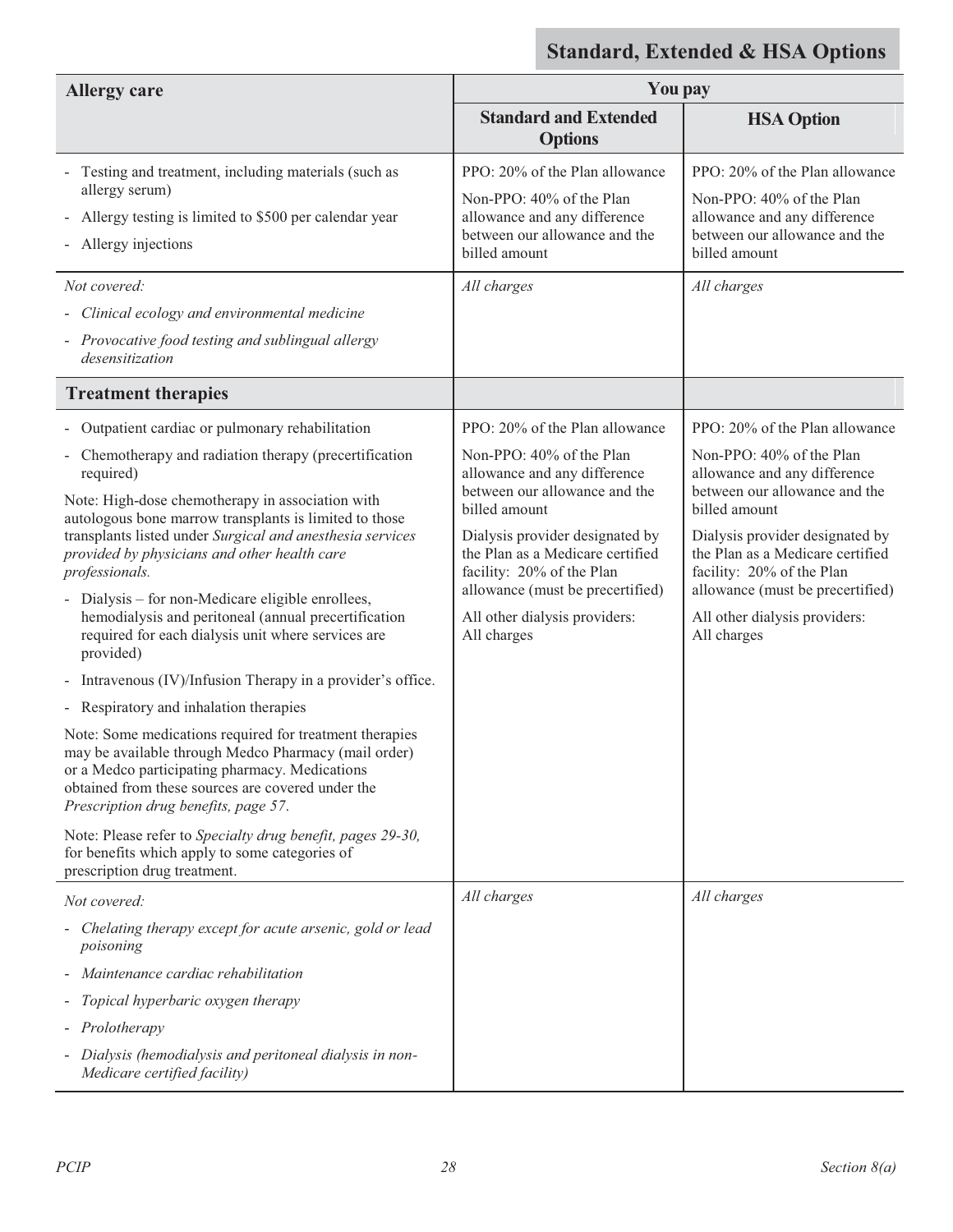**Standard, Extended & HSA Options**

| Allergy care | You pay | |
|---|---|---|
| | **Standard and Extended Options** | **HSA Option** |
| - Testing and treatment, including materials (such as allergy serum)<br>- Allergy testing is limited to $500 per calendar year<br>- Allergy injections | PPO: 20% of the Plan allowance<br>Non-PPO: 40% of the Plan allowance and any difference between our allowance and the billed amount | PPO: 20% of the Plan allowance<br>Non-PPO: 40% of the Plan allowance and any difference between our allowance and the billed amount |
| *Not covered:*<br>- *Clinical ecology and environmental medicine*<br>- *Provocative food testing and sublingual allergy desensitization* | *All charges* | *All charges* |
| **Treatment therapies** | | |
| - Outpatient cardiac or pulmonary rehabilitation<br>- Chemotherapy and radiation therapy (precertification required)<br>Note: High-dose chemotherapy in association with autologous bone marrow transplants is limited to those transplants listed under *Surgical and anesthesia services provided by physicians and other health care professionals.*<br>- Dialysis – for non-Medicare eligible enrollees, hemodialysis and peritoneal (annual precertification required for each dialysis unit where services are provided)<br>- Intravenous (IV)/Infusion Therapy in a provider's office.<br>- Respiratory and inhalation therapies<br>Note: Some medications required for treatment therapies may be available through Medco Pharmacy (mail order) or a Medco participating pharmacy. Medications obtained from these sources are covered under the *Prescription drug benefits, page 57*.<br>Note: Please refer to *Specialty drug benefit, pages 29-30,* for benefits which apply to some categories of prescription drug treatment. | PPO: 20% of the Plan allowance<br>Non-PPO: 40% of the Plan allowance and any difference between our allowance and the billed amount<br>Dialysis provider designated by the Plan as a Medicare certified facility: 20% of the Plan allowance (must be precertified)<br>All other dialysis providers: All charges | PPO: 20% of the Plan allowance<br>Non-PPO: 40% of the Plan allowance and any difference between our allowance and the billed amount<br>Dialysis provider designated by the Plan as a Medicare certified facility: 20% of the Plan allowance (must be precertified)<br>All other dialysis providers: All charges |
| *Not covered:*<br>- *Chelating therapy except for acute arsenic, gold or lead poisoning*<br>- *Maintenance cardiac rehabilitation*<br>- *Topical hyperbaric oxygen therapy*<br>- *Prolotherapy*<br>- *Dialysis (hemodialysis and peritoneal dialysis in non-Medicare certified facility)* | *All charges* | *All charges* |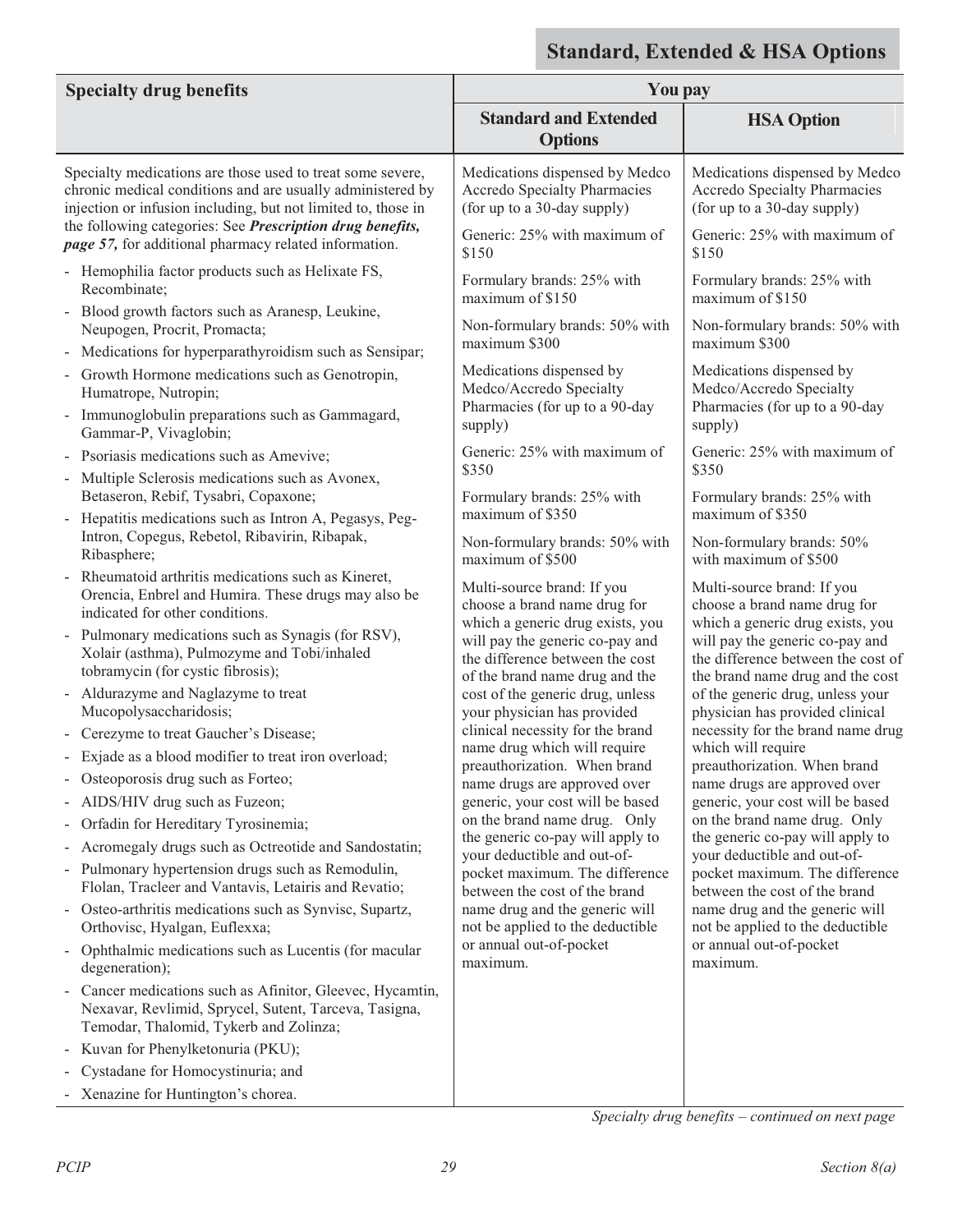## Standard, Extended & HSA Options

| Specialty drug benefits | You pay | |
|---|---|---|
| | **Standard and Extended Options** | **HSA Option** |
| Specialty medications are those used to treat some severe, chronic medical conditions and are usually administered by injection or infusion including, but not limited to, those in the following categories: See ***Prescription drug benefits, page 57,*** for additional pharmacy related information.<br>- Hemophilia factor products such as Helixate FS, Recombinate;<br>- Blood growth factors such as Aranesp, Leukine, Neupogen, Procrit, Promacta;<br>- Medications for hyperparathyroidism such as Sensipar;<br>- Growth Hormone medications such as Genotropin, Humatrope, Nutropin;<br>- Immunoglobulin preparations such as Gammagard, Gammar-P, Vivaglobin;<br>- Psoriasis medications such as Amevive;<br>- Multiple Sclerosis medications such as Avonex, Betaseron, Rebif, Tysabri, Copaxone;<br>- Hepatitis medications such as Intron A, Pegasys, Peg-Intron, Copegus, Rebetol, Ribavirin, Ribapak, Ribasphere;<br>- Rheumatoid arthritis medications such as Kineret, Orencia, Enbrel and Humira. These drugs may also be indicated for other conditions.<br>- Pulmonary medications such as Synagis (for RSV), Xolair (asthma), Pulmozyme and Tobi/inhaled tobramycin (for cystic fibrosis);<br>- Aldurazyme and Naglazyme to treat Mucopolysaccharidosis;<br>- Cerezyme to treat Gaucher's Disease;<br>- Exjade as a blood modifier to treat iron overload;<br>- Osteoporosis drug such as Forteo;<br>- AIDS/HIV drug such as Fuzeon;<br>- Orfadin for Hereditary Tyrosinemia;<br>- Acromegaly drugs such as Octreotide and Sandostatin;<br>- Pulmonary hypertension drugs such as Remodulin, Flolan, Tracleer and Vantavis, Letairis and Revatio;<br>- Osteo-arthritis medications such as Synvisc, Supartz, Orthovisc, Hyalgan, Euflexxa;<br>- Ophthalmic medications such as Lucentis (for macular degeneration);<br>- Cancer medications such as Afinitor, Gleevec, Hycamtin, Nexavar, Revlimid, Sprycel, Sutent, Tarceva, Tasigna, Temodar, Thalomid, Tykerb and Zolinza;<br>- Kuvan for Phenylketonuria (PKU);<br>- Cystadane for Homocystinuria; and<br>- Xenazine for Huntington's chorea. | Medications dispensed by Medco Accredo Specialty Pharmacies (for up to a 30-day supply)<br><br>Generic: 25% with maximum of $150<br><br>Formulary brands: 25% with maximum of $150<br><br>Non-formulary brands: 50% with maximum $300<br><br>Medications dispensed by Medco/Accredo Specialty Pharmacies (for up to a 90-day supply)<br><br>Generic: 25% with maximum of $350<br><br>Formulary brands: 25% with maximum of $350<br><br>Non-formulary brands: 50% with maximum of $500<br><br>Multi-source brand: If you choose a brand name drug for which a generic drug exists, you will pay the generic co-pay and the difference between the cost of the brand name drug and the cost of the generic drug, unless your physician has provided clinical necessity for the brand name drug which will require preauthorization. When brand name drugs are approved over generic, your cost will be based on the brand name drug. Only the generic co-pay will apply to your deductible and out-of-pocket maximum. The difference between the cost of the brand name drug and the generic will not be applied to the deductible or annual out-of-pocket maximum. | Medications dispensed by Medco Accredo Specialty Pharmacies (for up to a 30-day supply)<br><br>Generic: 25% with maximum of $150<br><br>Formulary brands: 25% with maximum of $150<br><br>Non-formulary brands: 50% with maximum $300<br><br>Medications dispensed by Medco/Accredo Specialty Pharmacies (for up to a 90-day supply)<br><br>Generic: 25% with maximum of $350<br><br>Formulary brands: 25% with maximum of $350<br><br>Non-formulary brands: 50% with maximum of $500<br><br>Multi-source brand: If you choose a brand name drug for which a generic drug exists, you will pay the generic co-pay and the difference between the cost of the brand name drug and the cost of the generic drug, unless your physician has provided clinical necessity for the brand name drug which will require preauthorization. When brand name drugs are approved over generic, your cost will be based on the brand name drug. Only the generic co-pay will apply to your deductible and out-of-pocket maximum. The difference between the cost of the brand name drug and the generic will not be applied to the deductible or annual out-of-pocket maximum. |

*Specialty drug benefits – continued on next page*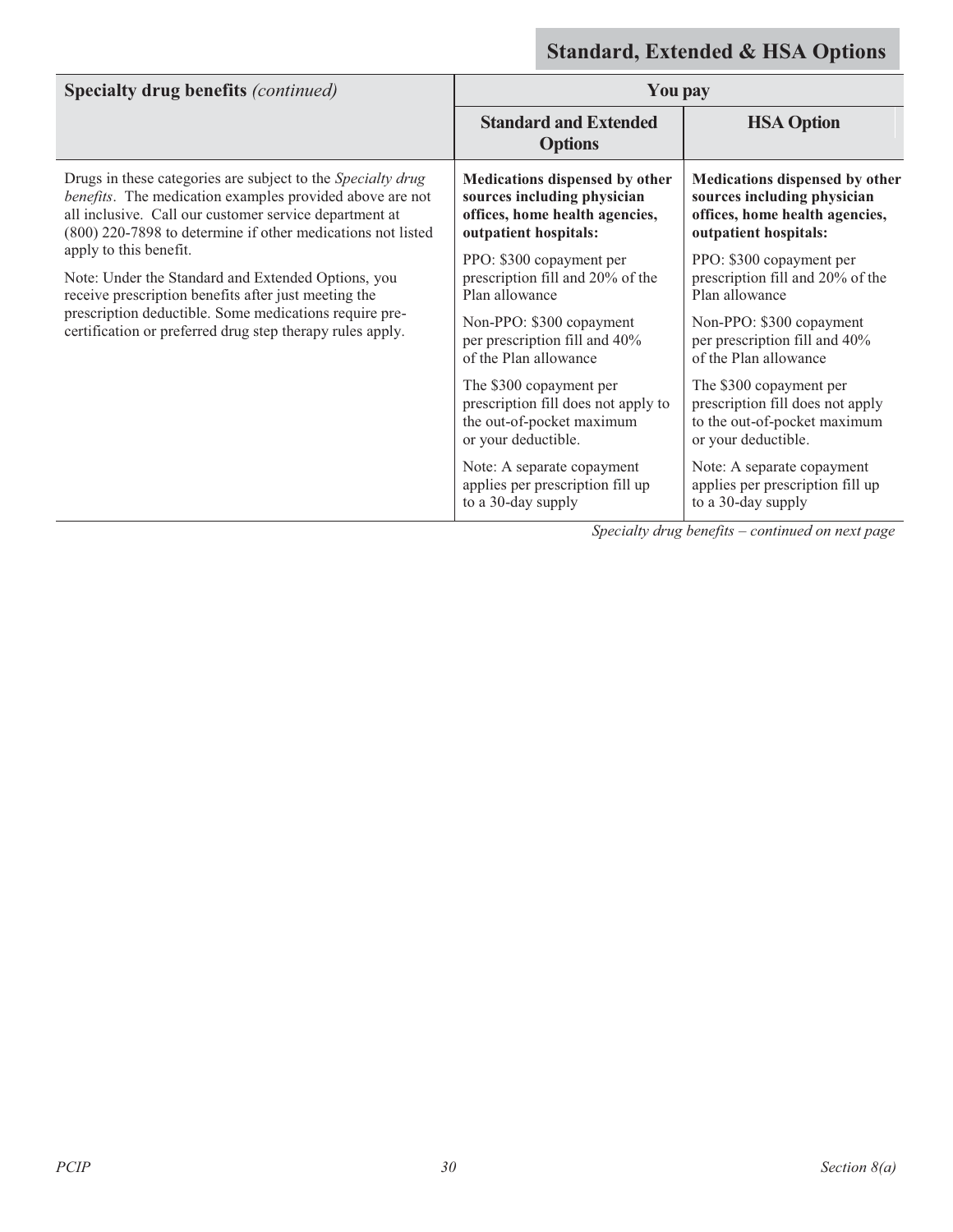## Standard, Extended & HSA Options

| Specialty drug benefits *(continued)* | You pay | |
|---|---|---|
| | **Standard and Extended Options** | **HSA Option** |
| Drugs in these categories are subject to the *Specialty drug benefits*. The medication examples provided above are not all inclusive. Call our customer service department at (800) 220-7898 to determine if other medications not listed apply to this benefit.<br><br>Note: Under the Standard and Extended Options, you receive prescription benefits after just meeting the prescription deductible. Some medications require pre-certification or preferred drug step therapy rules apply. | **Medications dispensed by other sources including physician offices, home health agencies, outpatient hospitals:**<br><br>PPO: $300 copayment per prescription fill and 20% of the Plan allowance<br><br>Non-PPO: $300 copayment per prescription fill and 40% of the Plan allowance<br><br>The $300 copayment per prescription fill does not apply to the out-of-pocket maximum or your deductible.<br><br>Note: A separate copayment applies per prescription fill up to a 30-day supply | **Medications dispensed by other sources including physician offices, home health agencies, outpatient hospitals:**<br><br>PPO: $300 copayment per prescription fill and 20% of the Plan allowance<br><br>Non-PPO: $300 copayment per prescription fill and 40% of the Plan allowance<br><br>The $300 copayment per prescription fill does not apply to the out-of-pocket maximum or your deductible.<br><br>Note: A separate copayment applies per prescription fill up to a 30-day supply |

*Specialty drug benefits – continued on next page*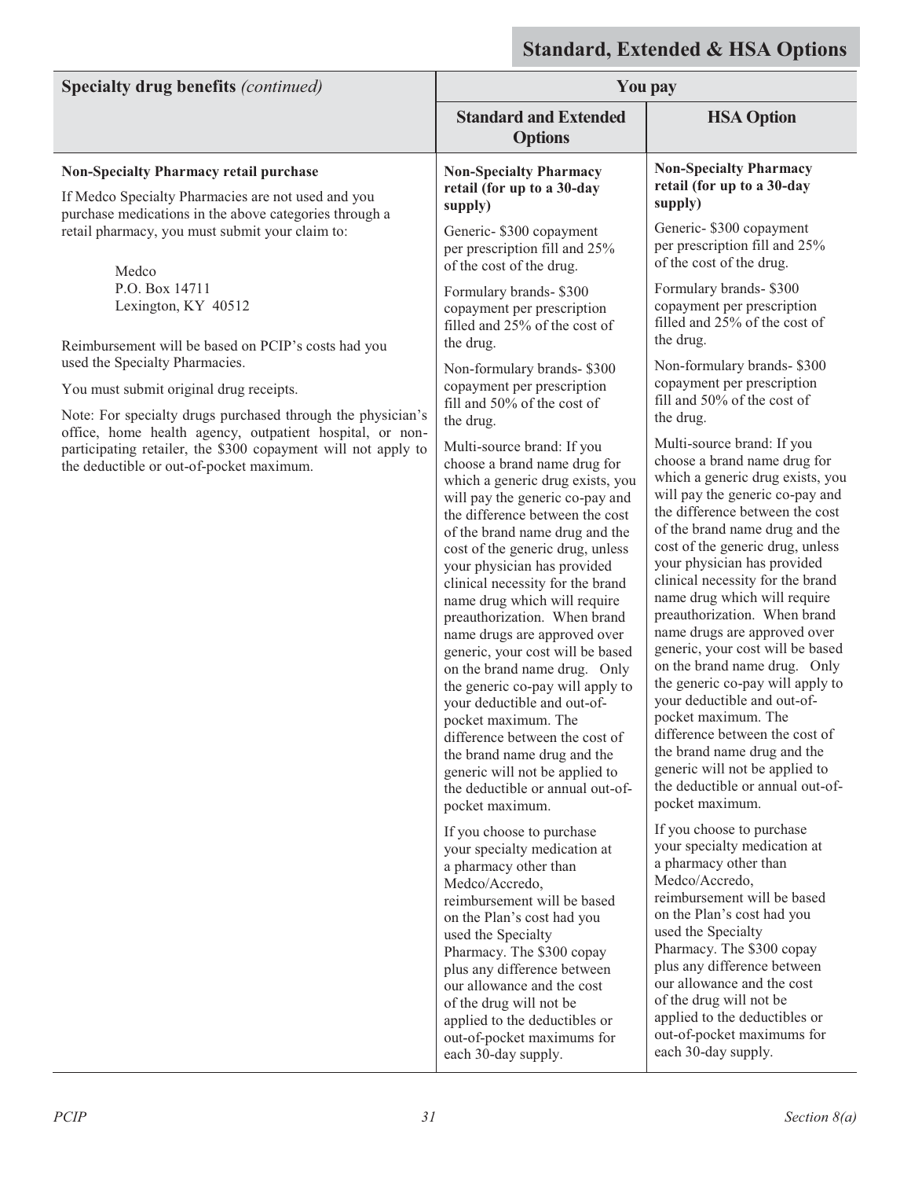## Standard, Extended & HSA Options

| Specialty drug benefits *(continued)* | You pay | |
|---|---|---|
| | **Standard and Extended Options** | **HSA Option** |
| **Non-Specialty Pharmacy retail purchase**<br><br>If Medco Specialty Pharmacies are not used and you purchase medications in the above categories through a retail pharmacy, you must submit your claim to:<br><br>Medco<br>P.O. Box 14711<br>Lexington, KY 40512<br><br>Reimbursement will be based on PCIP's costs had you used the Specialty Pharmacies.<br><br>You must submit original drug receipts.<br><br>Note: For specialty drugs purchased through the physician's office, home health agency, outpatient hospital, or non-participating retailer, the $300 copayment will not apply to the deductible or out-of-pocket maximum. | **Non-Specialty Pharmacy retail (for up to a 30-day supply)**<br><br>Generic- $300 copayment per prescription fill and 25% of the cost of the drug.<br><br>Formulary brands- $300 copayment per prescription filled and 25% of the cost of the drug.<br><br>Non-formulary brands- $300 copayment per prescription fill and 50% of the cost of the drug.<br><br>Multi-source brand: If you choose a brand name drug for which a generic drug exists, you will pay the generic co-pay and the difference between the cost of the brand name drug and the cost of the generic drug, unless your physician has provided clinical necessity for the brand name drug which will require preauthorization. When brand name drugs are approved over generic, your cost will be based on the brand name drug. Only the generic co-pay will apply to your deductible and out-of-pocket maximum. The difference between the cost of the brand name drug and the generic will not be applied to the deductible or annual out-of-pocket maximum.<br><br>If you choose to purchase your specialty medication at a pharmacy other than Medco/Accredo, reimbursement will be based on the Plan's cost had you used the Specialty Pharmacy. The $300 copay plus any difference between our allowance and the cost of the drug will not be applied to the deductibles or out-of-pocket maximums for each 30-day supply. | **Non-Specialty Pharmacy retail (for up to a 30-day supply)**<br><br>Generic- $300 copayment per prescription fill and 25% of the cost of the drug.<br><br>Formulary brands- $300 copayment per prescription filled and 25% of the cost of the drug.<br><br>Non-formulary brands- $300 copayment per prescription fill and 50% of the cost of the drug.<br><br>Multi-source brand: If you choose a brand name drug for which a generic drug exists, you will pay the generic co-pay and the difference between the cost of the brand name drug and the cost of the generic drug, unless your physician has provided clinical necessity for the brand name drug which will require preauthorization. When brand name drugs are approved over generic, your cost will be based on the brand name drug. Only the generic co-pay will apply to your deductible and out-of-pocket maximum. The difference between the cost of the brand name drug and the generic will not be applied to the deductible or annual out-of-pocket maximum.<br><br>If you choose to purchase your specialty medication at a pharmacy other than Medco/Accredo, reimbursement will be based on the Plan's cost had you used the Specialty Pharmacy. The $300 copay plus any difference between our allowance and the cost of the drug will not be applied to the deductibles or out-of-pocket maximums for each 30-day supply. |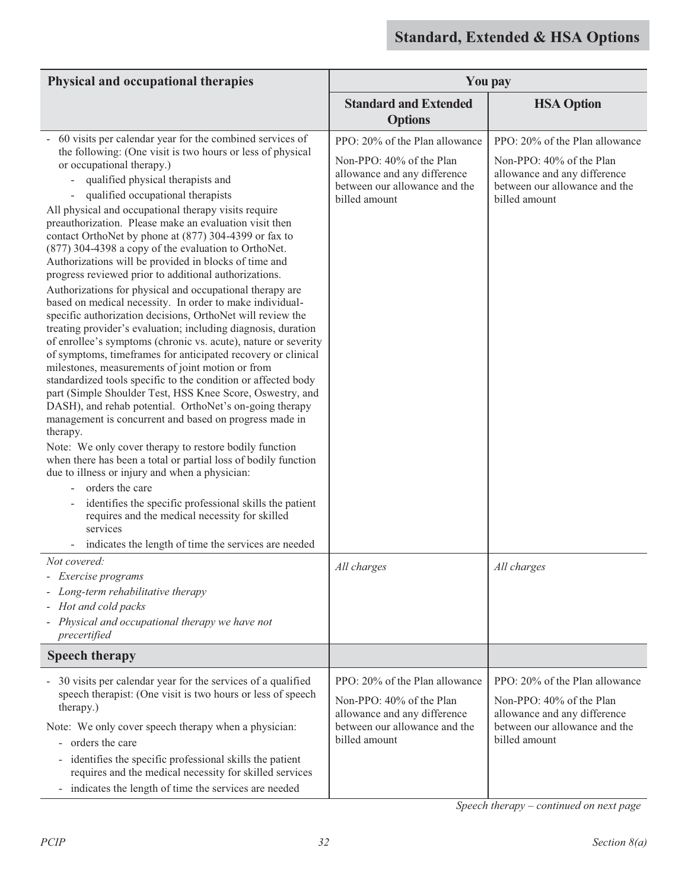## Standard, Extended & HSA Options

| Physical and occupational therapies | You pay | |
|---|---|---|
| | **Standard and Extended Options** | **HSA Option** |
| - 60 visits per calendar year for the combined services of the following: (One visit is two hours or less of physical or occupational therapy.)<br>  - qualified physical therapists and<br>  - qualified occupational therapists<br>All physical and occupational therapy visits require preauthorization. Please make an evaluation visit then contact OrthoNet by phone at (877) 304-4399 or fax to (877) 304-4398 a copy of the evaluation to OrthoNet. Authorizations will be provided in blocks of time and progress reviewed prior to additional authorizations.<br>Authorizations for physical and occupational therapy are based on medical necessity. In order to make individual-specific authorization decisions, OrthoNet will review the treating provider's evaluation; including diagnosis, duration of enrollee's symptoms (chronic vs. acute), nature or severity of symptoms, timeframes for anticipated recovery or clinical milestones, measurements of joint motion or from standardized tools specific to the condition or affected body part (Simple Shoulder Test, HSS Knee Score, Oswestry, and DASH), and rehab potential. OrthoNet's on-going therapy management is concurrent and based on progress made in therapy.<br>Note: We only cover therapy to restore bodily function when there has been a total or partial loss of bodily function due to illness or injury and when a physician:<br>  - orders the care<br>  - identifies the specific professional skills the patient requires and the medical necessity for skilled services<br>  - indicates the length of time the services are needed | PPO: 20% of the Plan allowance<br>Non-PPO: 40% of the Plan allowance and any difference between our allowance and the billed amount | PPO: 20% of the Plan allowance<br>Non-PPO: 40% of the Plan allowance and any difference between our allowance and the billed amount |
| *Not covered:*<br>- *Exercise programs*<br>- *Long-term rehabilitative therapy*<br>- *Hot and cold packs*<br>- *Physical and occupational therapy we have not precertified* | *All charges* | *All charges* |
| **Speech therapy** | | |
| - 30 visits per calendar year for the services of a qualified speech therapist: (One visit is two hours or less of speech therapy.)<br>Note: We only cover speech therapy when a physician:<br>  - orders the care<br>  - identifies the specific professional skills the patient requires and the medical necessity for skilled services<br>  - indicates the length of time the services are needed | PPO: 20% of the Plan allowance<br>Non-PPO: 40% of the Plan allowance and any difference between our allowance and the billed amount | PPO: 20% of the Plan allowance<br>Non-PPO: 40% of the Plan allowance and any difference between our allowance and the billed amount |

*Speech therapy – continued on next page*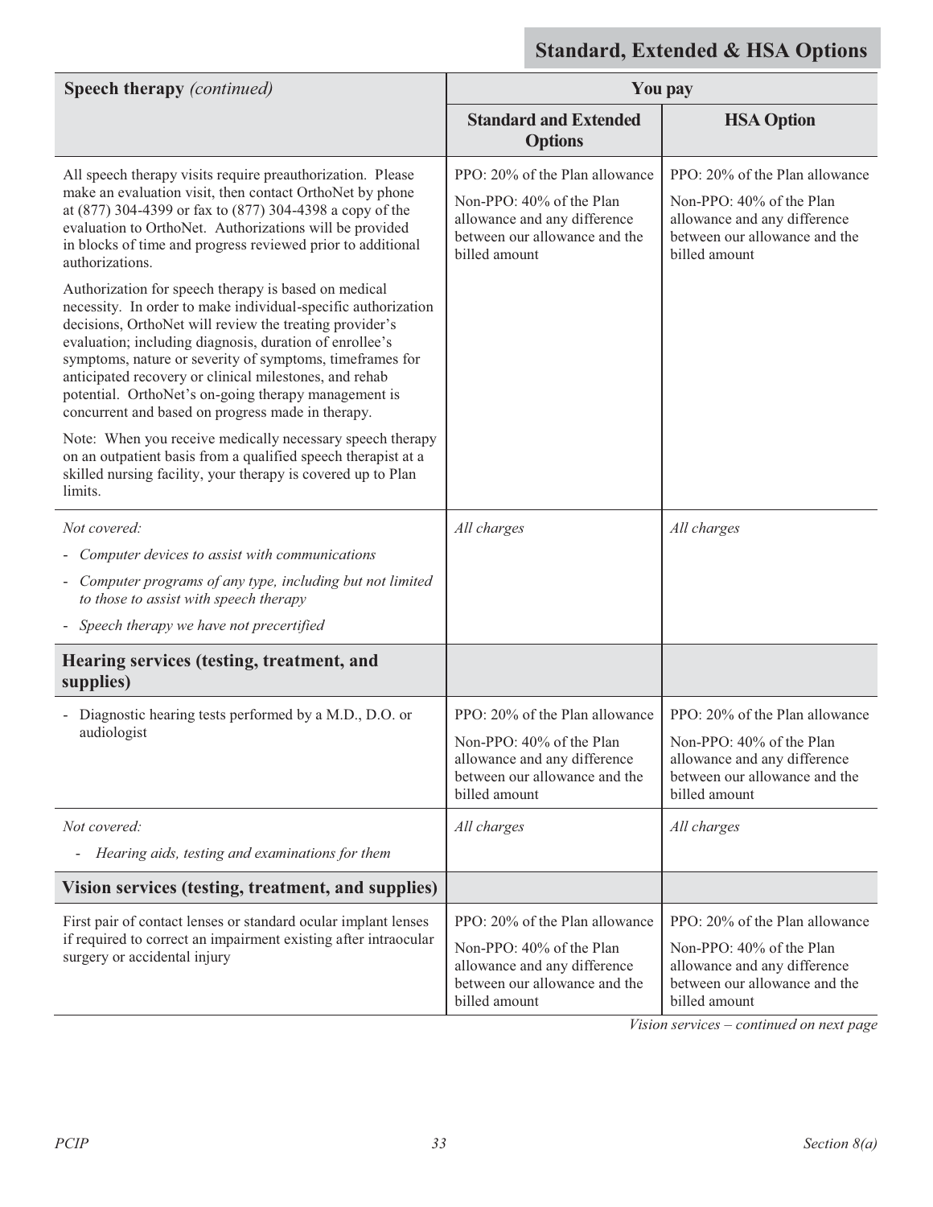**Standard, Extended & HSA Options**

| **Speech therapy** *(continued)* | You pay | |
|---|---|---|
| | **Standard and Extended Options** | **HSA Option** |
| All speech therapy visits require preauthorization. Please make an evaluation visit, then contact OrthoNet by phone at (877) 304-4399 or fax to (877) 304-4398 a copy of the evaluation to OrthoNet. Authorizations will be provided in blocks of time and progress reviewed prior to additional authorizations.<br><br>Authorization for speech therapy is based on medical necessity. In order to make individual-specific authorization decisions, OrthoNet will review the treating provider's evaluation; including diagnosis, duration of enrollee's symptoms, nature or severity of symptoms, timeframes for anticipated recovery or clinical milestones, and rehab potential. OrthoNet's on-going therapy management is concurrent and based on progress made in therapy.<br><br>Note: When you receive medically necessary speech therapy on an outpatient basis from a qualified speech therapist at a skilled nursing facility, your therapy is covered up to Plan limits. | PPO: 20% of the Plan allowance<br><br>Non-PPO: 40% of the Plan allowance and any difference between our allowance and the billed amount | PPO: 20% of the Plan allowance<br><br>Non-PPO: 40% of the Plan allowance and any difference between our allowance and the billed amount |
| *Not covered:*<br>- *Computer devices to assist with communications*<br>- *Computer programs of any type, including but not limited to those to assist with speech therapy*<br>- *Speech therapy we have not precertified* | *All charges* | *All charges* |
| **Hearing services (testing, treatment, and supplies)** | | |
| - Diagnostic hearing tests performed by a M.D., D.O. or audiologist | PPO: 20% of the Plan allowance<br><br>Non-PPO: 40% of the Plan allowance and any difference between our allowance and the billed amount | PPO: 20% of the Plan allowance<br><br>Non-PPO: 40% of the Plan allowance and any difference between our allowance and the billed amount |
| *Not covered:*<br>- *Hearing aids, testing and examinations for them* | *All charges* | *All charges* |
| **Vision services (testing, treatment, and supplies)** | | |
| First pair of contact lenses or standard ocular implant lenses if required to correct an impairment existing after intraocular surgery or accidental injury | PPO: 20% of the Plan allowance<br><br>Non-PPO: 40% of the Plan allowance and any difference between our allowance and the billed amount | PPO: 20% of the Plan allowance<br><br>Non-PPO: 40% of the Plan allowance and any difference between our allowance and the billed amount |

*Vision services – continued on next page*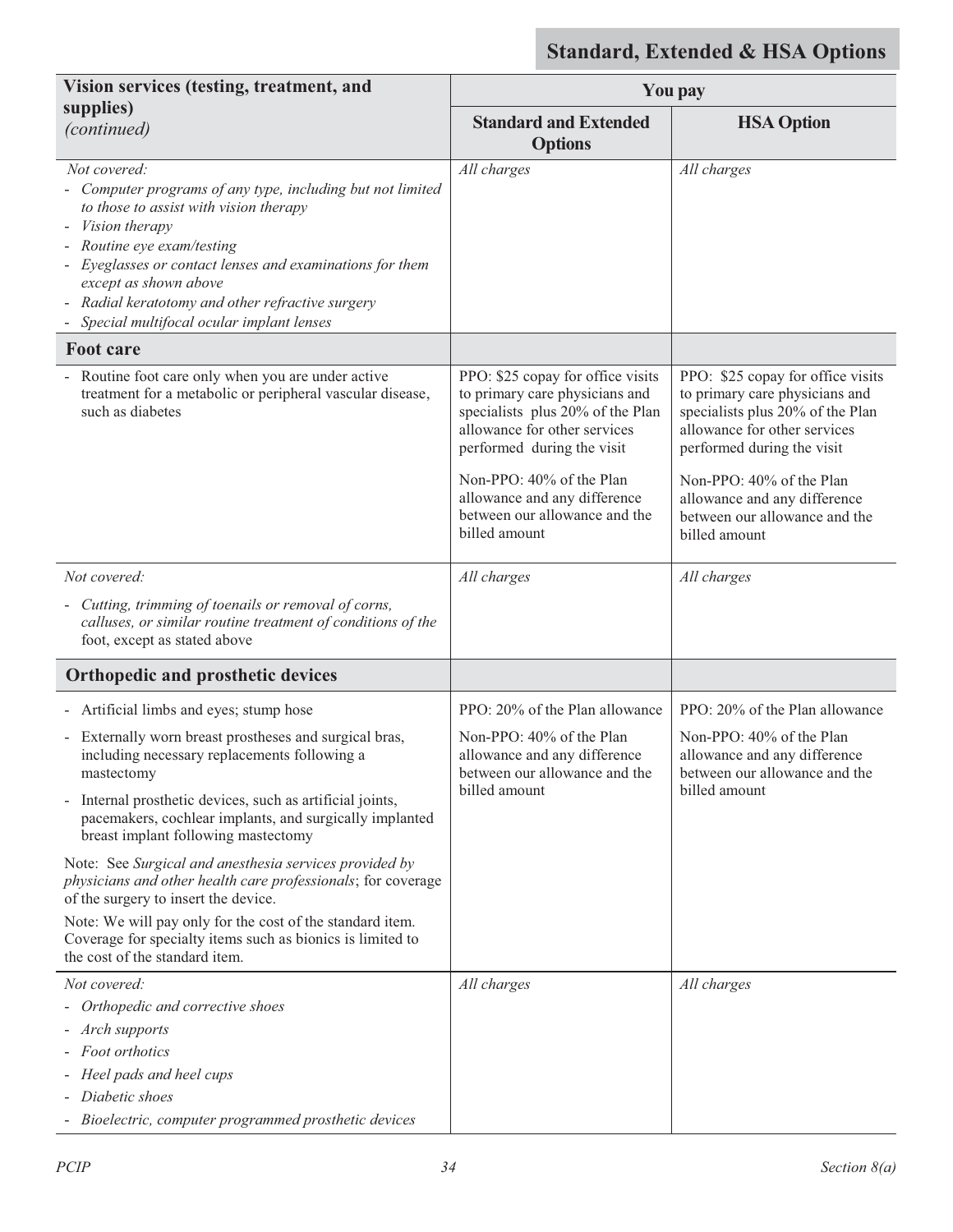**Standard, Extended & HSA Options**

| Vision services (testing, treatment, and supplies) *(continued)* | You pay | |
|---|---|---|
| | **Standard and Extended Options** | **HSA Option** |
| *Not covered:*<br>- *Computer programs of any type, including but not limited to those to assist with vision therapy*<br>- *Vision therapy*<br>- *Routine eye exam/testing*<br>- *Eyeglasses or contact lenses and examinations for them except as shown above*<br>- *Radial keratotomy and other refractive surgery*<br>- *Special multifocal ocular implant lenses* | *All charges* | *All charges* |
| **Foot care** | | |
| - Routine foot care only when you are under active treatment for a metabolic or peripheral vascular disease, such as diabetes | PPO: $25 copay for office visits to primary care physicians and specialists plus 20% of the Plan allowance for other services performed during the visit<br><br>Non-PPO: 40% of the Plan allowance and any difference between our allowance and the billed amount | PPO: $25 copay for office visits to primary care physicians and specialists plus 20% of the Plan allowance for other services performed during the visit<br><br>Non-PPO: 40% of the Plan allowance and any difference between our allowance and the billed amount |
| *Not covered:*<br>- *Cutting, trimming of toenails or removal of corns, calluses, or similar routine treatment of conditions of the* foot, except as stated above | *All charges* | *All charges* |
| **Orthopedic and prosthetic devices** | | |
| - Artificial limbs and eyes; stump hose<br>- Externally worn breast prostheses and surgical bras, including necessary replacements following a mastectomy<br>- Internal prosthetic devices, such as artificial joints, pacemakers, cochlear implants, and surgically implanted breast implant following mastectomy<br><br>Note: See *Surgical and anesthesia services provided by physicians and other health care professionals*; for coverage of the surgery to insert the device.<br><br>Note: We will pay only for the cost of the standard item. Coverage for specialty items such as bionics is limited to the cost of the standard item. | PPO: 20% of the Plan allowance<br><br>Non-PPO: 40% of the Plan allowance and any difference between our allowance and the billed amount | PPO: 20% of the Plan allowance<br><br>Non-PPO: 40% of the Plan allowance and any difference between our allowance and the billed amount |
| *Not covered:*<br>- *Orthopedic and corrective shoes*<br>- *Arch supports*<br>- *Foot orthotics*<br>- *Heel pads and heel cups*<br>- *Diabetic shoes*<br>- *Bioelectric, computer programmed prosthetic devices* | *All charges* | *All charges* |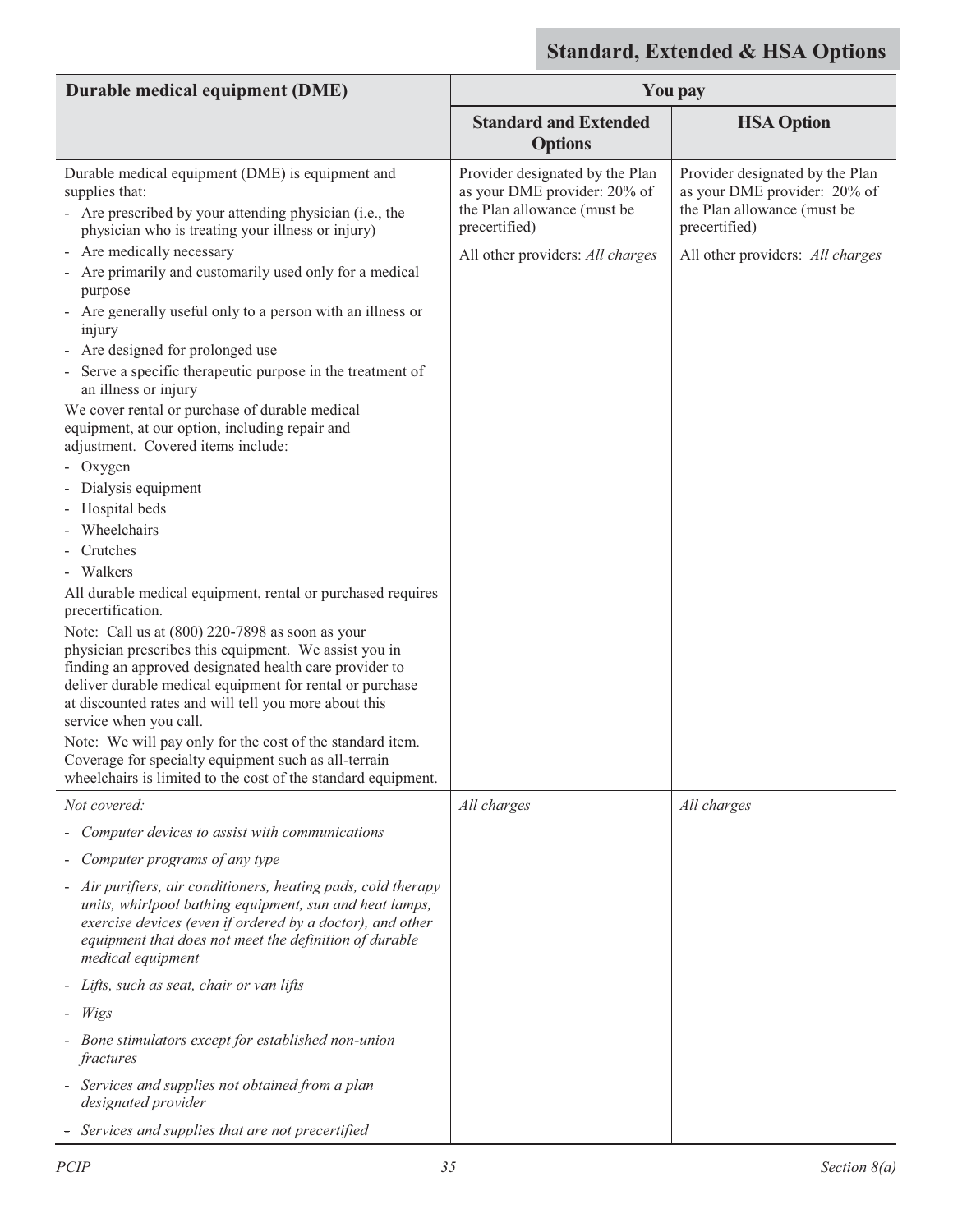## Standard, Extended & HSA Options

| Durable medical equipment (DME) | You pay | |
|---|---|---|
| | **Standard and Extended Options** | **HSA Option** |
| Durable medical equipment (DME) is equipment and supplies that:<br>- Are prescribed by your attending physician (i.e., the physician who is treating your illness or injury)<br>- Are medically necessary<br>- Are primarily and customarily used only for a medical purpose<br>- Are generally useful only to a person with an illness or injury<br>- Are designed for prolonged use<br>- Serve a specific therapeutic purpose in the treatment of an illness or injury<br>We cover rental or purchase of durable medical equipment, at our option, including repair and adjustment. Covered items include:<br>- Oxygen<br>- Dialysis equipment<br>- Hospital beds<br>- Wheelchairs<br>- Crutches<br>- Walkers<br>All durable medical equipment, rental or purchased requires precertification.<br>Note: Call us at (800) 220-7898 as soon as your physician prescribes this equipment. We assist you in finding an approved designated health care provider to deliver durable medical equipment for rental or purchase at discounted rates and will tell you more about this service when you call.<br>Note: We will pay only for the cost of the standard item. Coverage for specialty equipment such as all-terrain wheelchairs is limited to the cost of the standard equipment. | Provider designated by the Plan as your DME provider: 20% of the Plan allowance (must be precertified)<br><br>All other providers: *All charges* | Provider designated by the Plan as your DME provider: 20% of the Plan allowance (must be precertified)<br><br>All other providers: *All charges* |
| *Not covered:*<br>- *Computer devices to assist with communications*<br>- *Computer programs of any type*<br>- *Air purifiers, air conditioners, heating pads, cold therapy units, whirlpool bathing equipment, sun and heat lamps, exercise devices (even if ordered by a doctor), and other equipment that does not meet the definition of durable medical equipment*<br>- *Lifts, such as seat, chair or van lifts*<br>- *Wigs*<br>- *Bone stimulators except for established non-union fractures*<br>- *Services and supplies not obtained from a plan designated provider*<br>- *Services and supplies that are not precertified* | *All charges* | *All charges* |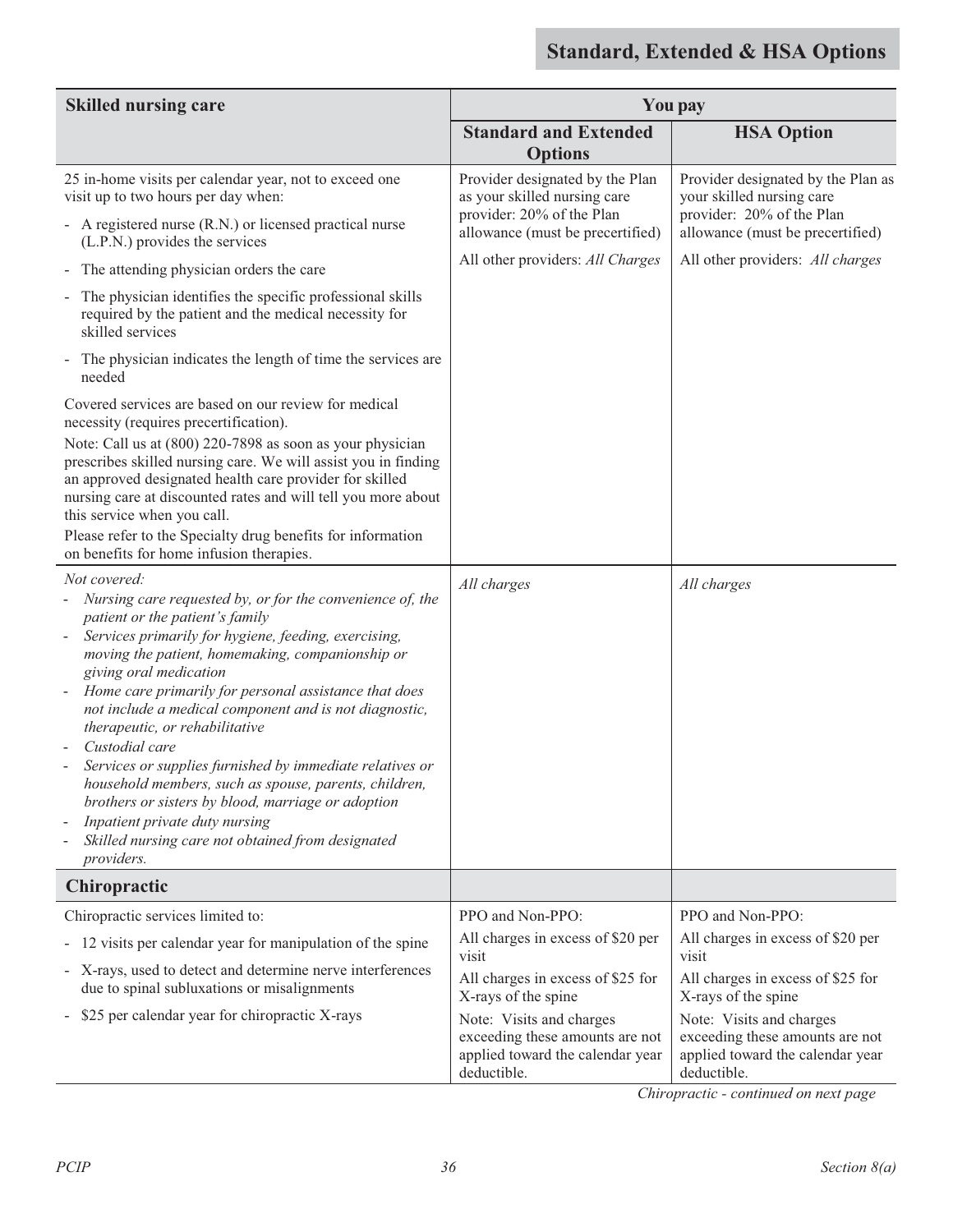## Standard, Extended & HSA Options

| Skilled nursing care | You pay | |
|---|---|---|
| | **Standard and Extended Options** | **HSA Option** |
| 25 in-home visits per calendar year, not to exceed one visit up to two hours per day when:<br>- A registered nurse (R.N.) or licensed practical nurse (L.P.N.) provides the services<br>- The attending physician orders the care<br>- The physician identifies the specific professional skills required by the patient and the medical necessity for skilled services<br>- The physician indicates the length of time the services are needed<br><br>Covered services are based on our review for medical necessity (requires precertification).<br>Note: Call us at (800) 220-7898 as soon as your physician prescribes skilled nursing care. We will assist you in finding an approved designated health care provider for skilled nursing care at discounted rates and will tell you more about this service when you call.<br>Please refer to the Specialty drug benefits for information on benefits for home infusion therapies. | Provider designated by the Plan as your skilled nursing care provider: 20% of the Plan allowance (must be precertified)<br><br>All other providers: *All Charges* | Provider designated by the Plan as your skilled nursing care provider: 20% of the Plan allowance (must be precertified)<br><br>All other providers: *All charges* |
| *Not covered:*<br>- *Nursing care requested by, or for the convenience of, the patient or the patient's family*<br>- *Services primarily for hygiene, feeding, exercising, moving the patient, homemaking, companionship or giving oral medication*<br>- *Home care primarily for personal assistance that does not include a medical component and is not diagnostic, therapeutic, or rehabilitative*<br>- *Custodial care*<br>- *Services or supplies furnished by immediate relatives or household members, such as spouse, parents, children, brothers or sisters by blood, marriage or adoption*<br>- *Inpatient private duty nursing*<br>- *Skilled nursing care not obtained from designated providers.* | *All charges* | *All charges* |
| **Chiropractic** | | |
| Chiropractic services limited to:<br>- 12 visits per calendar year for manipulation of the spine<br>- X-rays, used to detect and determine nerve interferences due to spinal subluxations or misalignments<br>- $25 per calendar year for chiropractic X-rays | PPO and Non-PPO:<br>All charges in excess of $20 per visit<br>All charges in excess of $25 for X-rays of the spine<br>Note: Visits and charges exceeding these amounts are not applied toward the calendar year deductible. | PPO and Non-PPO:<br>All charges in excess of $20 per visit<br>All charges in excess of $25 for X-rays of the spine<br>Note: Visits and charges exceeding these amounts are not applied toward the calendar year deductible. |

*Chiropractic - continued on next page*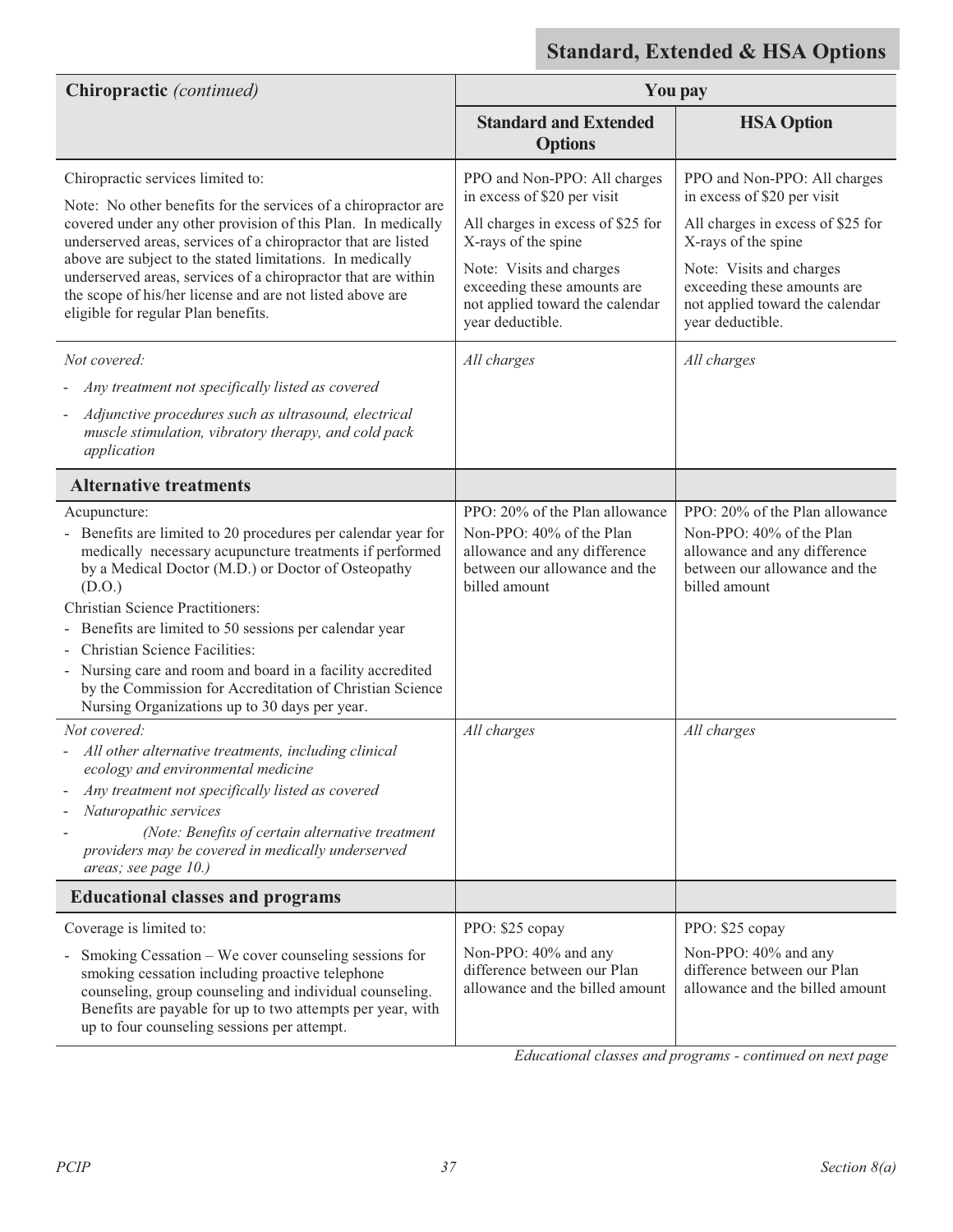## Standard, Extended & HSA Options

| Chiropractic *(continued)* | You pay | |
|---|---|---|
| | **Standard and Extended Options** | **HSA Option** |
| Chiropractic services limited to:<br>Note: No other benefits for the services of a chiropractor are covered under any other provision of this Plan. In medically underserved areas, services of a chiropractor that are listed above are subject to the stated limitations. In medically underserved areas, services of a chiropractor that are within the scope of his/her license and are not listed above are eligible for regular Plan benefits. | PPO and Non-PPO: All charges in excess of $20 per visit<br>All charges in excess of $25 for X-rays of the spine<br>Note: Visits and charges exceeding these amounts are not applied toward the calendar year deductible. | PPO and Non-PPO: All charges in excess of $20 per visit<br>All charges in excess of $25 for X-rays of the spine<br>Note: Visits and charges exceeding these amounts are not applied toward the calendar year deductible. |
| *Not covered:*<br>- *Any treatment not specifically listed as covered*<br>- *Adjunctive procedures such as ultrasound, electrical muscle stimulation, vibratory therapy, and cold pack application* | *All charges* | *All charges* |
| **Alternative treatments** | | |
| Acupuncture:<br>- Benefits are limited to 20 procedures per calendar year for medically necessary acupuncture treatments if performed by a Medical Doctor (M.D.) or Doctor of Osteopathy (D.O.)<br>Christian Science Practitioners:<br>- Benefits are limited to 50 sessions per calendar year<br>- Christian Science Facilities:<br>- Nursing care and room and board in a facility accredited by the Commission for Accreditation of Christian Science Nursing Organizations up to 30 days per year. | PPO: 20% of the Plan allowance<br>Non-PPO: 40% of the Plan allowance and any difference between our allowance and the billed amount | PPO: 20% of the Plan allowance<br>Non-PPO: 40% of the Plan allowance and any difference between our allowance and the billed amount |
| *Not covered:*<br>- *All other alternative treatments, including clinical ecology and environmental medicine*<br>- *Any treatment not specifically listed as covered*<br>- *Naturopathic services*<br>- *(Note: Benefits of certain alternative treatment providers may be covered in medically underserved areas; see page 10.)* | *All charges* | *All charges* |
| **Educational classes and programs** | | |
| Coverage is limited to:<br>- Smoking Cessation – We cover counseling sessions for smoking cessation including proactive telephone counseling, group counseling and individual counseling. Benefits are payable for up to two attempts per year, with up to four counseling sessions per attempt. | PPO: $25 copay<br>Non-PPO: 40% and any difference between our Plan allowance and the billed amount | PPO: $25 copay<br>Non-PPO: 40% and any difference between our Plan allowance and the billed amount |

*Educational classes and programs - continued on next page*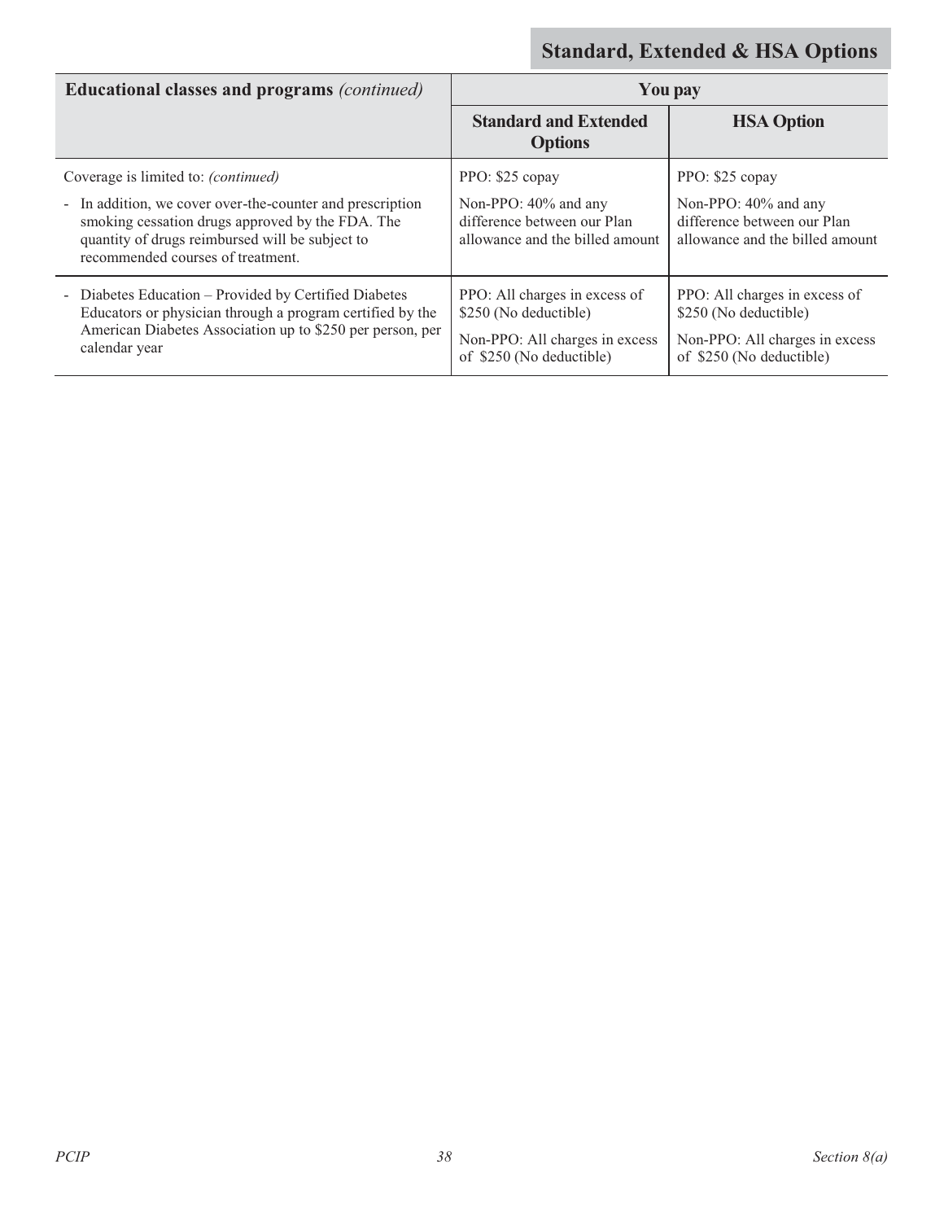## Standard, Extended & HSA Options

| Educational classes and programs *(continued)* | You pay | |
|---|---|---|
| | **Standard and Extended Options** | **HSA Option** |
| Coverage is limited to: *(continued)*<br>- In addition, we cover over-the-counter and prescription smoking cessation drugs approved by the FDA. The quantity of drugs reimbursed will be subject to recommended courses of treatment. | PPO: $25 copay<br>Non-PPO: 40% and any difference between our Plan allowance and the billed amount | PPO: $25 copay<br>Non-PPO: 40% and any difference between our Plan allowance and the billed amount |
| - Diabetes Education – Provided by Certified Diabetes Educators or physician through a program certified by the American Diabetes Association up to $250 per person, per calendar year | PPO: All charges in excess of $250 (No deductible)<br>Non-PPO: All charges in excess of $250 (No deductible) | PPO: All charges in excess of $250 (No deductible)<br>Non-PPO: All charges in excess of $250 (No deductible) |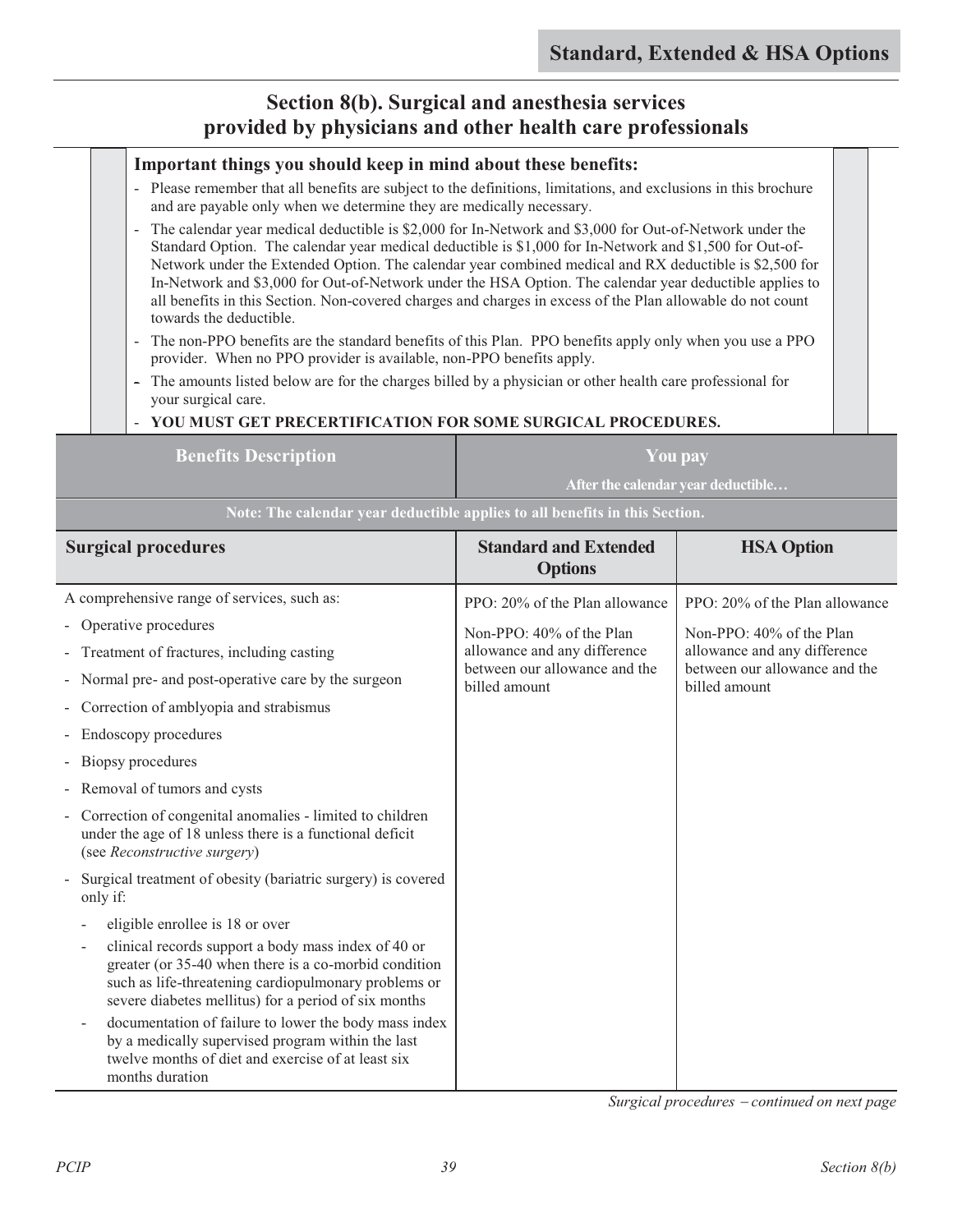# Section 8(b). Surgical and anesthesia services provided by physicians and other health care professionals

**Important things you should keep in mind about these benefits:**

- Please remember that all benefits are subject to the definitions, limitations, and exclusions in this brochure and are payable only when we determine they are medically necessary.
- The calendar year medical deductible is $2,000 for In-Network and $3,000 for Out-of-Network under the Standard Option. The calendar year medical deductible is $1,000 for In-Network and $1,500 for Out-of-Network under the Extended Option. The calendar year combined medical and RX deductible is $2,500 for In-Network and $3,000 for Out-of-Network under the HSA Option. The calendar year deductible applies to all benefits in this Section. Non-covered charges and charges in excess of the Plan allowable do not count towards the deductible.
- The non-PPO benefits are the standard benefits of this Plan. PPO benefits apply only when you use a PPO provider. When no PPO provider is available, non-PPO benefits apply.
- The amounts listed below are for the charges billed by a physician or other health care professional for your surgical care.
- **YOU MUST GET PRECERTIFICATION FOR SOME SURGICAL PROCEDURES.**

| Benefits Description | You pay After the calendar year deductible… | |
|---|---|---|
| **Note: The calendar year deductible applies to all benefits in this Section.** | | |
| **Surgical procedures** | **Standard and Extended Options** | **HSA Option** |
| A comprehensive range of services, such as:<br>- Operative procedures<br>- Treatment of fractures, including casting<br>- Normal pre- and post-operative care by the surgeon<br>- Correction of amblyopia and strabismus<br>- Endoscopy procedures<br>- Biopsy procedures<br>- Removal of tumors and cysts<br>- Correction of congenital anomalies - limited to children under the age of 18 unless there is a functional deficit (see *Reconstructive surgery*)<br>- Surgical treatment of obesity (bariatric surgery) is covered only if:<br>&nbsp;&nbsp;- eligible enrollee is 18 or over<br>&nbsp;&nbsp;- clinical records support a body mass index of 40 or greater (or 35-40 when there is a co-morbid condition such as life-threatening cardiopulmonary problems or severe diabetes mellitus) for a period of six months<br>&nbsp;&nbsp;- documentation of failure to lower the body mass index by a medically supervised program within the last twelve months of diet and exercise of at least six months duration | PPO: 20% of the Plan allowance<br><br>Non-PPO: 40% of the Plan allowance and any difference between our allowance and the billed amount | PPO: 20% of the Plan allowance<br><br>Non-PPO: 40% of the Plan allowance and any difference between our allowance and the billed amount |

*Surgical procedures – continued on next page*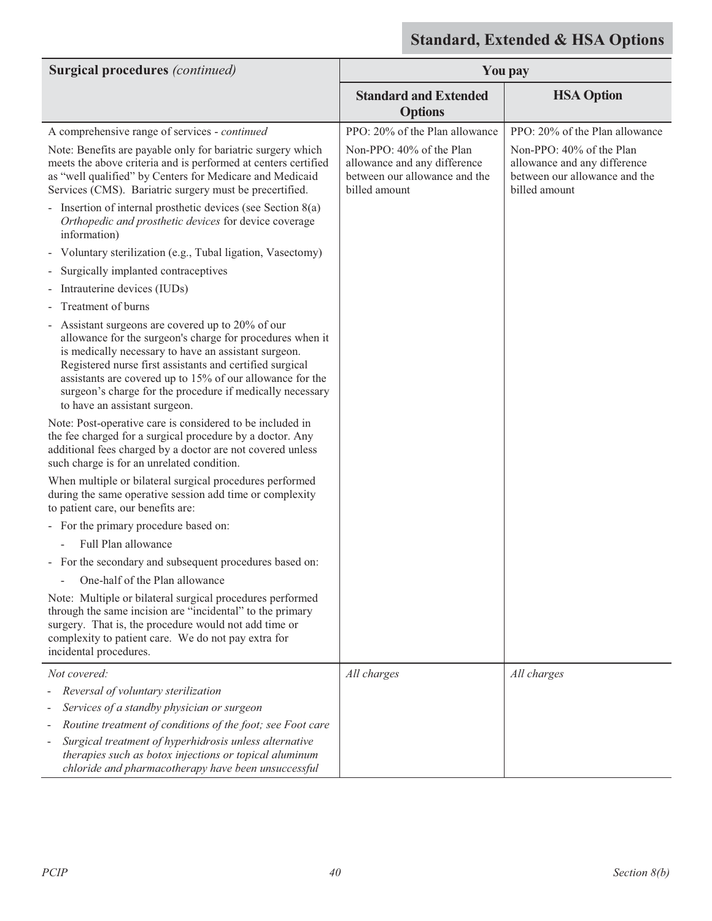## Standard, Extended & HSA Options

| Surgical procedures *(continued)* | You pay | |
|---|---|---|
| | **Standard and Extended Options** | **HSA Option** |
| A comprehensive range of services - *continued*<br><br>Note: Benefits are payable only for bariatric surgery which meets the above criteria and is performed at centers certified as "well qualified" by Centers for Medicare and Medicaid Services (CMS). Bariatric surgery must be precertified.<br><br>- Insertion of internal prosthetic devices (see Section 8(a) *Orthopedic and prosthetic devices* for device coverage information)<br>- Voluntary sterilization (e.g., Tubal ligation, Vasectomy)<br>- Surgically implanted contraceptives<br>- Intrauterine devices (IUDs)<br>- Treatment of burns<br>- Assistant surgeons are covered up to 20% of our allowance for the surgeon's charge for procedures when it is medically necessary to have an assistant surgeon. Registered nurse first assistants and certified surgical assistants are covered up to 15% of our allowance for the surgeon's charge for the procedure if medically necessary to have an assistant surgeon.<br><br>Note: Post-operative care is considered to be included in the fee charged for a surgical procedure by a doctor. Any additional fees charged by a doctor are not covered unless such charge is for an unrelated condition.<br><br>When multiple or bilateral surgical procedures performed during the same operative session add time or complexity to patient care, our benefits are:<br><br>- For the primary procedure based on:<br>  - Full Plan allowance<br>- For the secondary and subsequent procedures based on:<br>  - One-half of the Plan allowance<br><br>Note: Multiple or bilateral surgical procedures performed through the same incision are "incidental" to the primary surgery. That is, the procedure would not add time or complexity to patient care. We do not pay extra for incidental procedures. | PPO: 20% of the Plan allowance<br><br>Non-PPO: 40% of the Plan allowance and any difference between our allowance and the billed amount | PPO: 20% of the Plan allowance<br><br>Non-PPO: 40% of the Plan allowance and any difference between our allowance and the billed amount |
| *Not covered:*<br><br>- *Reversal of voluntary sterilization*<br>- *Services of a standby physician or surgeon*<br>- *Routine treatment of conditions of the foot; see Foot care*<br>- *Surgical treatment of hyperhidrosis unless alternative therapies such as botox injections or topical aluminum chloride and pharmacotherapy have been unsuccessful* | *All charges* | *All charges* |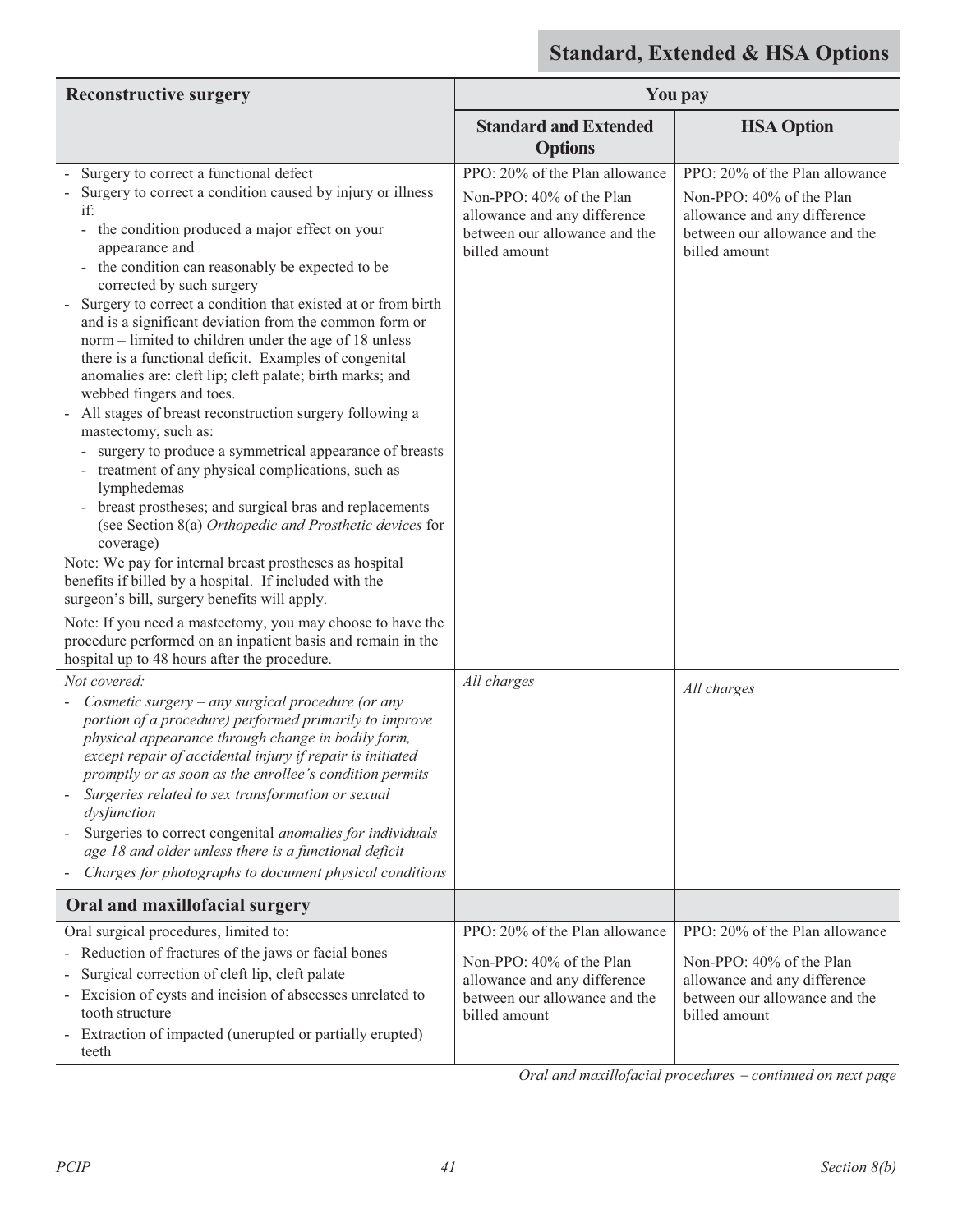## Standard, Extended & HSA Options

| Reconstructive surgery | You pay | |
|---|---|---|
| | **Standard and Extended Options** | **HSA Option** |
| - Surgery to correct a functional defect<br>- Surgery to correct a condition caused by injury or illness if:<br>  - the condition produced a major effect on your appearance and<br>  - the condition can reasonably be expected to be corrected by such surgery<br>- Surgery to correct a condition that existed at or from birth and is a significant deviation from the common form or norm – limited to children under the age of 18 unless there is a functional deficit. Examples of congenital anomalies are: cleft lip; cleft palate; birth marks; and webbed fingers and toes.<br>- All stages of breast reconstruction surgery following a mastectomy, such as:<br>  - surgery to produce a symmetrical appearance of breasts<br>  - treatment of any physical complications, such as lymphedemas<br>  - breast prostheses; and surgical bras and replacements (see Section 8(a) *Orthopedic and Prosthetic devices* for coverage)<br>Note: We pay for internal breast prostheses as hospital benefits if billed by a hospital. If included with the surgeon's bill, surgery benefits will apply.<br>Note: If you need a mastectomy, you may choose to have the procedure performed on an inpatient basis and remain in the hospital up to 48 hours after the procedure. | PPO: 20% of the Plan allowance<br>Non-PPO: 40% of the Plan allowance and any difference between our allowance and the billed amount | PPO: 20% of the Plan allowance<br>Non-PPO: 40% of the Plan allowance and any difference between our allowance and the billed amount |
| *Not covered:*<br>- *Cosmetic surgery – any surgical procedure (or any portion of a procedure) performed primarily to improve physical appearance through change in bodily form, except repair of accidental injury if repair is initiated promptly or as soon as the enrollee's condition permits*<br>- *Surgeries related to sex transformation or sexual dysfunction*<br>- Surgeries to correct congenital *anomalies for individuals age 18 and older unless there is a functional deficit*<br>- *Charges for photographs to document physical conditions* | *All charges* | *All charges* |
| **Oral and maxillofacial surgery** | | |
| Oral surgical procedures, limited to:<br>- Reduction of fractures of the jaws or facial bones<br>- Surgical correction of cleft lip, cleft palate<br>- Excision of cysts and incision of abscesses unrelated to tooth structure<br>- Extraction of impacted (unerupted or partially erupted) teeth | PPO: 20% of the Plan allowance<br>Non-PPO: 40% of the Plan allowance and any difference between our allowance and the billed amount | PPO: 20% of the Plan allowance<br>Non-PPO: 40% of the Plan allowance and any difference between our allowance and the billed amount |

*Oral and maxillofacial procedures – continued on next page*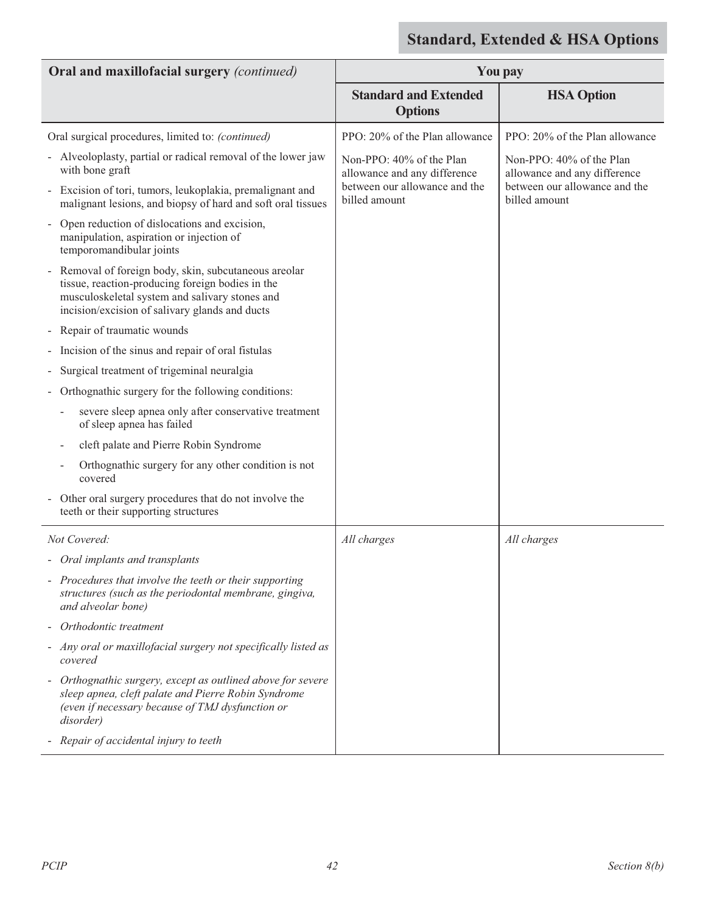**Standard, Extended & HSA Options**

| **Oral and maxillofacial surgery** *(continued)* | **You pay** | |
|---|---|---|
| | **Standard and Extended Options** | **HSA Option** |
| Oral surgical procedures, limited to: *(continued)*<br>- Alveoloplasty, partial or radical removal of the lower jaw with bone graft<br>- Excision of tori, tumors, leukoplakia, premalignant and malignant lesions, and biopsy of hard and soft oral tissues<br>- Open reduction of dislocations and excision, manipulation, aspiration or injection of temporomandibular joints<br>- Removal of foreign body, skin, subcutaneous areolar tissue, reaction-producing foreign bodies in the musculoskeletal system and salivary stones and incision/excision of salivary glands and ducts<br>- Repair of traumatic wounds<br>- Incision of the sinus and repair of oral fistulas<br>- Surgical treatment of trigeminal neuralgia<br>- Orthognathic surgery for the following conditions:<br>&nbsp;&nbsp;- severe sleep apnea only after conservative treatment of sleep apnea has failed<br>&nbsp;&nbsp;- cleft palate and Pierre Robin Syndrome<br>&nbsp;&nbsp;- Orthognathic surgery for any other condition is not covered<br>- Other oral surgery procedures that do not involve the teeth or their supporting structures | PPO: 20% of the Plan allowance<br><br>Non-PPO: 40% of the Plan allowance and any difference between our allowance and the billed amount | PPO: 20% of the Plan allowance<br><br>Non-PPO: 40% of the Plan allowance and any difference between our allowance and the billed amount |
| *Not Covered:*<br>- *Oral implants and transplants*<br>- *Procedures that involve the teeth or their supporting structures (such as the periodontal membrane, gingiva, and alveolar bone)*<br>- *Orthodontic treatment*<br>- *Any oral or maxillofacial surgery not specifically listed as covered*<br>- *Orthognathic surgery, except as outlined above for severe sleep apnea, cleft palate and Pierre Robin Syndrome (even if necessary because of TMJ dysfunction or disorder)*<br>- *Repair of accidental injury to teeth* | *All charges* | *All charges* |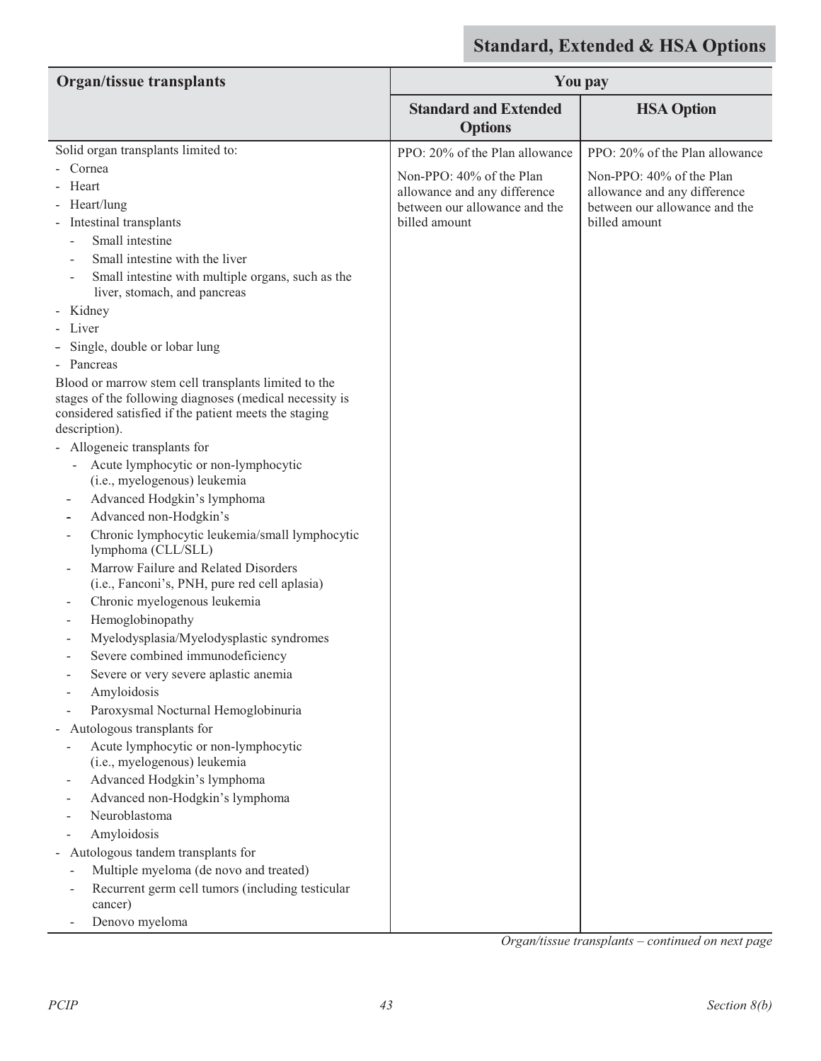**Standard, Extended & HSA Options**

| Organ/tissue transplants | You pay | |
|---|---|---|
| | **Standard and Extended Options** | **HSA Option** |
| Solid organ transplants limited to:<br>- Cornea<br>- Heart<br>- Heart/lung<br>- Intestinal transplants<br>&nbsp;&nbsp;- Small intestine<br>&nbsp;&nbsp;- Small intestine with the liver<br>&nbsp;&nbsp;- Small intestine with multiple organs, such as the liver, stomach, and pancreas<br>- Kidney<br>- Liver<br>- Single, double or lobar lung<br>- Pancreas<br>Blood or marrow stem cell transplants limited to the stages of the following diagnoses (medical necessity is considered satisfied if the patient meets the staging description).<br>- Allogeneic transplants for<br>&nbsp;&nbsp;- Acute lymphocytic or non-lymphocytic (i.e., myelogenous) leukemia<br>&nbsp;&nbsp;- Advanced Hodgkin's lymphoma<br>&nbsp;&nbsp;- Advanced non-Hodgkin's<br>&nbsp;&nbsp;- Chronic lymphocytic leukemia/small lymphocytic lymphoma (CLL/SLL)<br>&nbsp;&nbsp;- Marrow Failure and Related Disorders (i.e., Fanconi's, PNH, pure red cell aplasia)<br>&nbsp;&nbsp;- Chronic myelogenous leukemia<br>&nbsp;&nbsp;- Hemoglobinopathy<br>&nbsp;&nbsp;- Myelodysplasia/Myelodysplastic syndromes<br>&nbsp;&nbsp;- Severe combined immunodeficiency<br>&nbsp;&nbsp;- Severe or very severe aplastic anemia<br>&nbsp;&nbsp;- Amyloidosis<br>&nbsp;&nbsp;- Paroxysmal Nocturnal Hemoglobinuria<br>- Autologous transplants for<br>&nbsp;&nbsp;- Acute lymphocytic or non-lymphocytic (i.e., myelogenous) leukemia<br>&nbsp;&nbsp;- Advanced Hodgkin's lymphoma<br>&nbsp;&nbsp;- Advanced non-Hodgkin's lymphoma<br>&nbsp;&nbsp;- Neuroblastoma<br>&nbsp;&nbsp;- Amyloidosis<br>- Autologous tandem transplants for<br>&nbsp;&nbsp;- Multiple myeloma (de novo and treated)<br>&nbsp;&nbsp;- Recurrent germ cell tumors (including testicular cancer)<br>&nbsp;&nbsp;- Denovo myeloma | PPO: 20% of the Plan allowance<br><br>Non-PPO: 40% of the Plan allowance and any difference between our allowance and the billed amount | PPO: 20% of the Plan allowance<br><br>Non-PPO: 40% of the Plan allowance and any difference between our allowance and the billed amount |

*Organ/tissue transplants – continued on next page*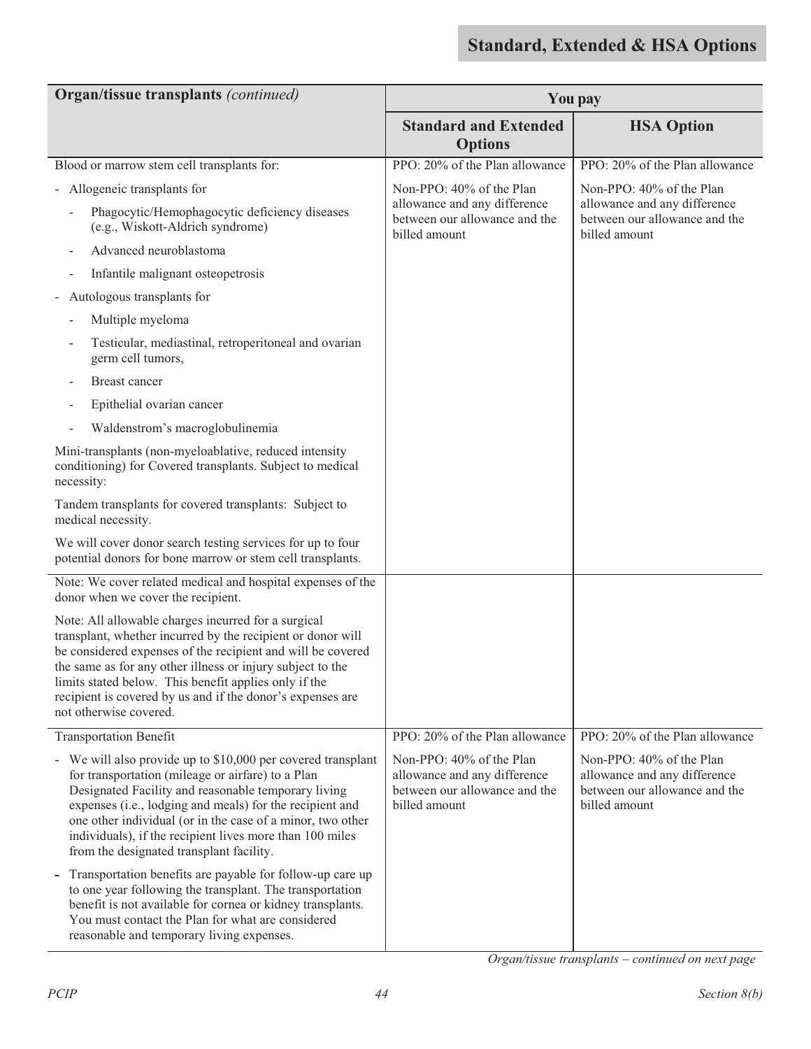## Standard, Extended & HSA Options

| Organ/tissue transplants *(continued)* | You pay | |
|---|---|---|
| | **Standard and Extended Options** | **HSA Option** |
| Blood or marrow stem cell transplants for:<br>- Allogeneic transplants for<br>  - Phagocytic/Hemophagocytic deficiency diseases (e.g., Wiskott-Aldrich syndrome)<br>  - Advanced neuroblastoma<br>  - Infantile malignant osteopetrosis<br>- Autologous transplants for<br>  - Multiple myeloma<br>  - Testicular, mediastinal, retroperitoneal and ovarian germ cell tumors,<br>  - Breast cancer<br>  - Epithelial ovarian cancer<br>  - Waldenstrom's macroglobulinemia<br><br>Mini-transplants (non-myeloablative, reduced intensity conditioning) for Covered transplants. Subject to medical necessity:<br><br>Tandem transplants for covered transplants: Subject to medical necessity.<br><br>We will cover donor search testing services for up to four potential donors for bone marrow or stem cell transplants. | PPO: 20% of the Plan allowance<br><br>Non-PPO: 40% of the Plan allowance and any difference between our allowance and the billed amount | PPO: 20% of the Plan allowance<br><br>Non-PPO: 40% of the Plan allowance and any difference between our allowance and the billed amount |
| Note: We cover related medical and hospital expenses of the donor when we cover the recipient.<br><br>Note: All allowable charges incurred for a surgical transplant, whether incurred by the recipient or donor will be considered expenses of the recipient and will be covered the same as for any other illness or injury subject to the limits stated below. This benefit applies only if the recipient is covered by us and if the donor's expenses are not otherwise covered. | | |
| Transportation Benefit<br>- We will also provide up to $10,000 per covered transplant for transportation (mileage or airfare) to a Plan Designated Facility and reasonable temporary living expenses (i.e., lodging and meals) for the recipient and one other individual (or in the case of a minor, two other individuals), if the recipient lives more than 100 miles from the designated transplant facility.<br>- Transportation benefits are payable for follow-up care up to one year following the transplant. The transportation benefit is not available for cornea or kidney transplants. You must contact the Plan for what are considered reasonable and temporary living expenses. | PPO: 20% of the Plan allowance<br><br>Non-PPO: 40% of the Plan allowance and any difference between our allowance and the billed amount | PPO: 20% of the Plan allowance<br><br>Non-PPO: 40% of the Plan allowance and any difference between our allowance and the billed amount |

*Organ/tissue transplants – continued on next page*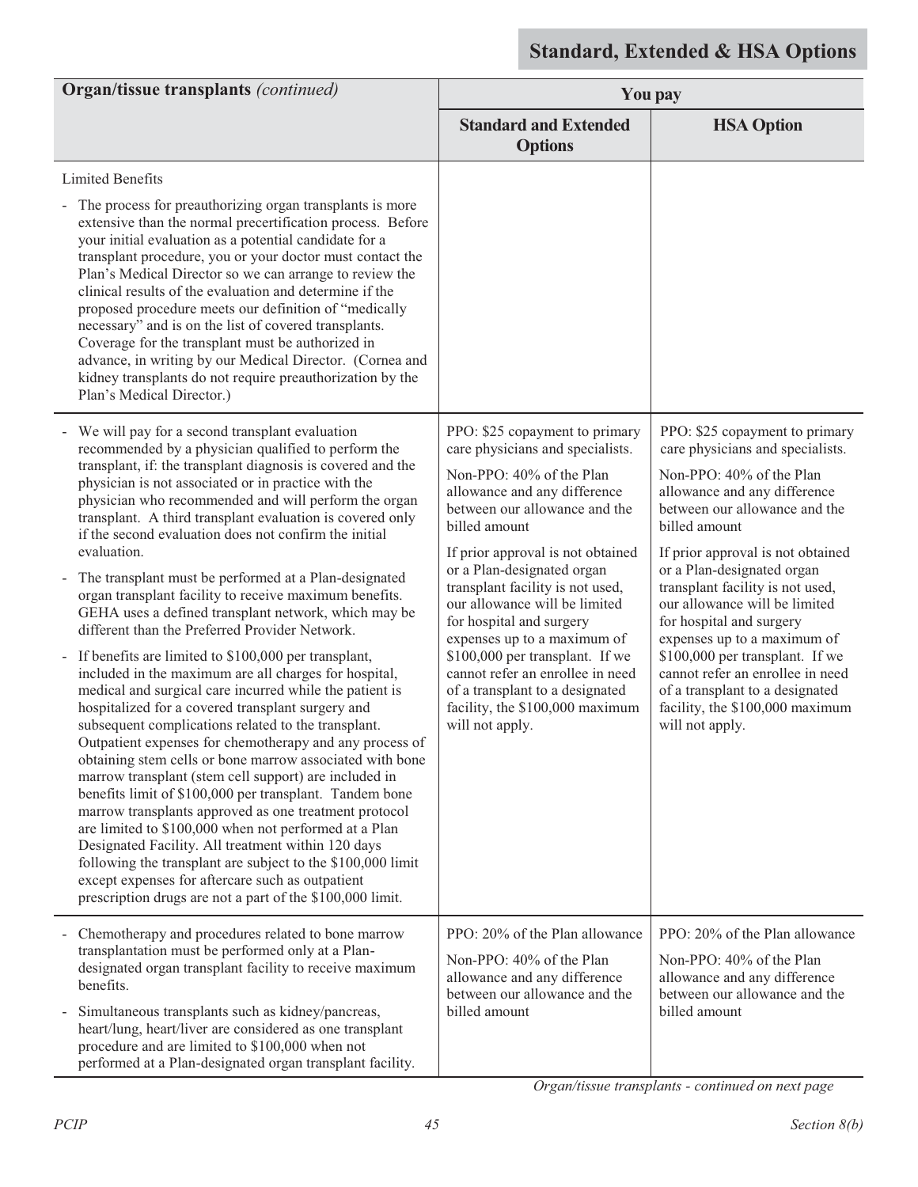## Standard, Extended & HSA Options

| Organ/tissue transplants *(continued)* | You pay | |
|---|---|---|
| | **Standard and Extended Options** | **HSA Option** |
| Limited Benefits<br><br>- The process for preauthorizing organ transplants is more extensive than the normal precertification process. Before your initial evaluation as a potential candidate for a transplant procedure, you or your doctor must contact the Plan's Medical Director so we can arrange to review the clinical results of the evaluation and determine if the proposed procedure meets our definition of "medically necessary" and is on the list of covered transplants. Coverage for the transplant must be authorized in advance, in writing by our Medical Director. (Cornea and kidney transplants do not require preauthorization by the Plan's Medical Director.) | | |
| - We will pay for a second transplant evaluation recommended by a physician qualified to perform the transplant, if: the transplant diagnosis is covered and the physician is not associated or in practice with the physician who recommended and will perform the organ transplant. A third transplant evaluation is covered only if the second evaluation does not confirm the initial evaluation.<br><br>- The transplant must be performed at a Plan-designated organ transplant facility to receive maximum benefits. GEHA uses a defined transplant network, which may be different than the Preferred Provider Network.<br><br>- If benefits are limited to $100,000 per transplant, included in the maximum are all charges for hospital, medical and surgical care incurred while the patient is hospitalized for a covered transplant surgery and subsequent complications related to the transplant. Outpatient expenses for chemotherapy and any process of obtaining stem cells or bone marrow associated with bone marrow transplant (stem cell support) are included in benefits limit of $100,000 per transplant. Tandem bone marrow transplants approved as one treatment protocol are limited to $100,000 when not performed at a Plan Designated Facility. All treatment within 120 days following the transplant are subject to the $100,000 limit except expenses for aftercare such as outpatient prescription drugs are not a part of the $100,000 limit. | PPO: $25 copayment to primary care physicians and specialists.<br><br>Non-PPO: 40% of the Plan allowance and any difference between our allowance and the billed amount<br><br>If prior approval is not obtained or a Plan-designated organ transplant facility is not used, our allowance will be limited for hospital and surgery expenses up to a maximum of $100,000 per transplant. If we cannot refer an enrollee in need of a transplant to a designated facility, the $100,000 maximum will not apply. | PPO: $25 copayment to primary care physicians and specialists.<br><br>Non-PPO: 40% of the Plan allowance and any difference between our allowance and the billed amount<br><br>If prior approval is not obtained or a Plan-designated organ transplant facility is not used, our allowance will be limited for hospital and surgery expenses up to a maximum of $100,000 per transplant. If we cannot refer an enrollee in need of a transplant to a designated facility, the $100,000 maximum will not apply. |
| - Chemotherapy and procedures related to bone marrow transplantation must be performed only at a Plan-designated organ transplant facility to receive maximum benefits.<br><br>- Simultaneous transplants such as kidney/pancreas, heart/lung, heart/liver are considered as one transplant procedure and are limited to $100,000 when not performed at a Plan-designated organ transplant facility. | PPO: 20% of the Plan allowance<br><br>Non-PPO: 40% of the Plan allowance and any difference between our allowance and the billed amount | PPO: 20% of the Plan allowance<br><br>Non-PPO: 40% of the Plan allowance and any difference between our allowance and the billed amount |

*Organ/tissue transplants - continued on next page*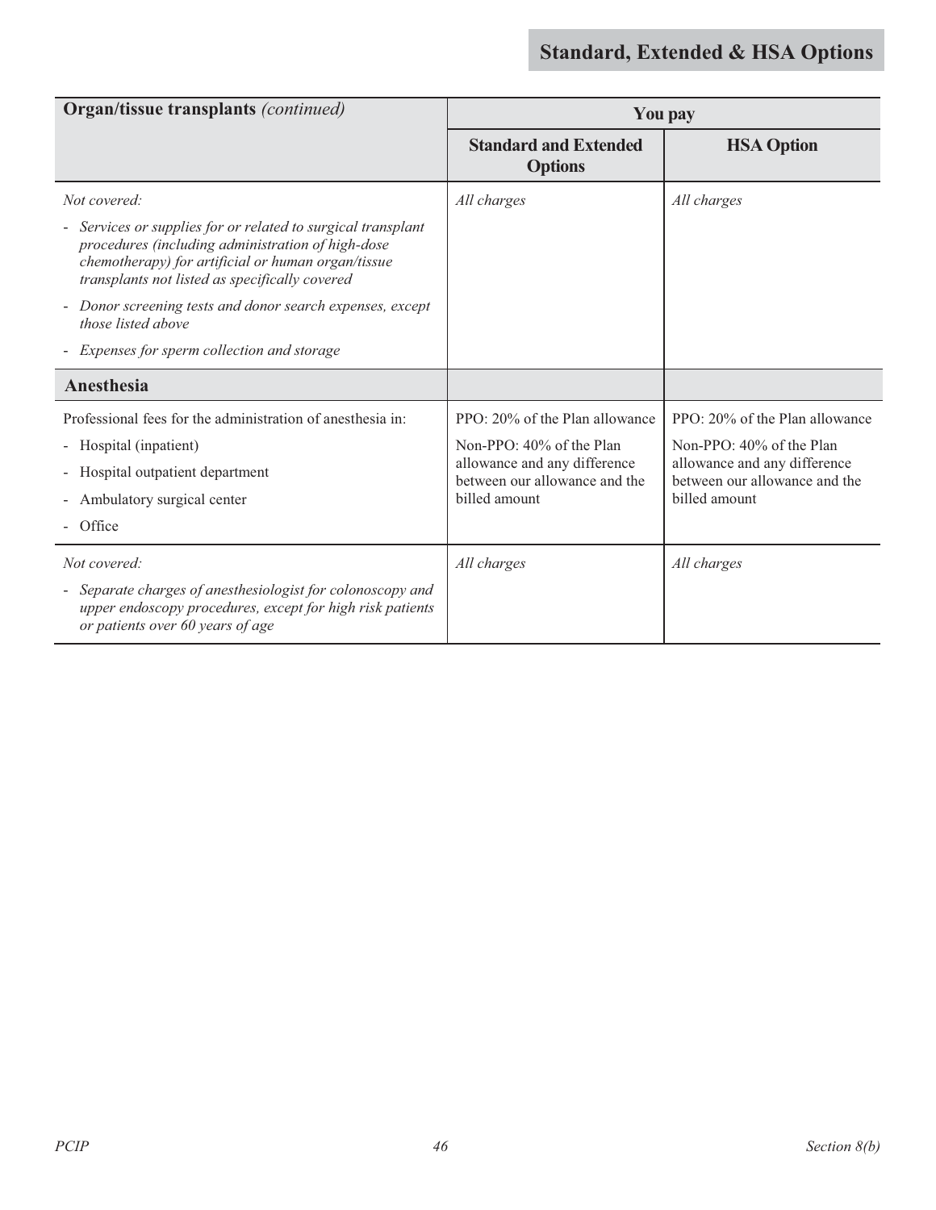| Organ/tissue transplants *(continued)* | You pay | |
|---|---|---|
| | **Standard and Extended Options** | **HSA Option** |
| *Not covered:*<br>- *Services or supplies for or related to surgical transplant procedures (including administration of high-dose chemotherapy) for artificial or human organ/tissue transplants not listed as specifically covered*<br>- *Donor screening tests and donor search expenses, except those listed above*<br>- *Expenses for sperm collection and storage* | *All charges* | *All charges* |
| **Anesthesia** | | |
| Professional fees for the administration of anesthesia in:<br>- Hospital (inpatient)<br>- Hospital outpatient department<br>- Ambulatory surgical center<br>- Office | PPO: 20% of the Plan allowance<br>Non-PPO: 40% of the Plan allowance and any difference between our allowance and the billed amount | PPO: 20% of the Plan allowance<br>Non-PPO: 40% of the Plan allowance and any difference between our allowance and the billed amount |
| *Not covered:*<br>- *Separate charges of anesthesiologist for colonoscopy and upper endoscopy procedures, except for high risk patients or patients over 60 years of age* | *All charges* | *All charges* |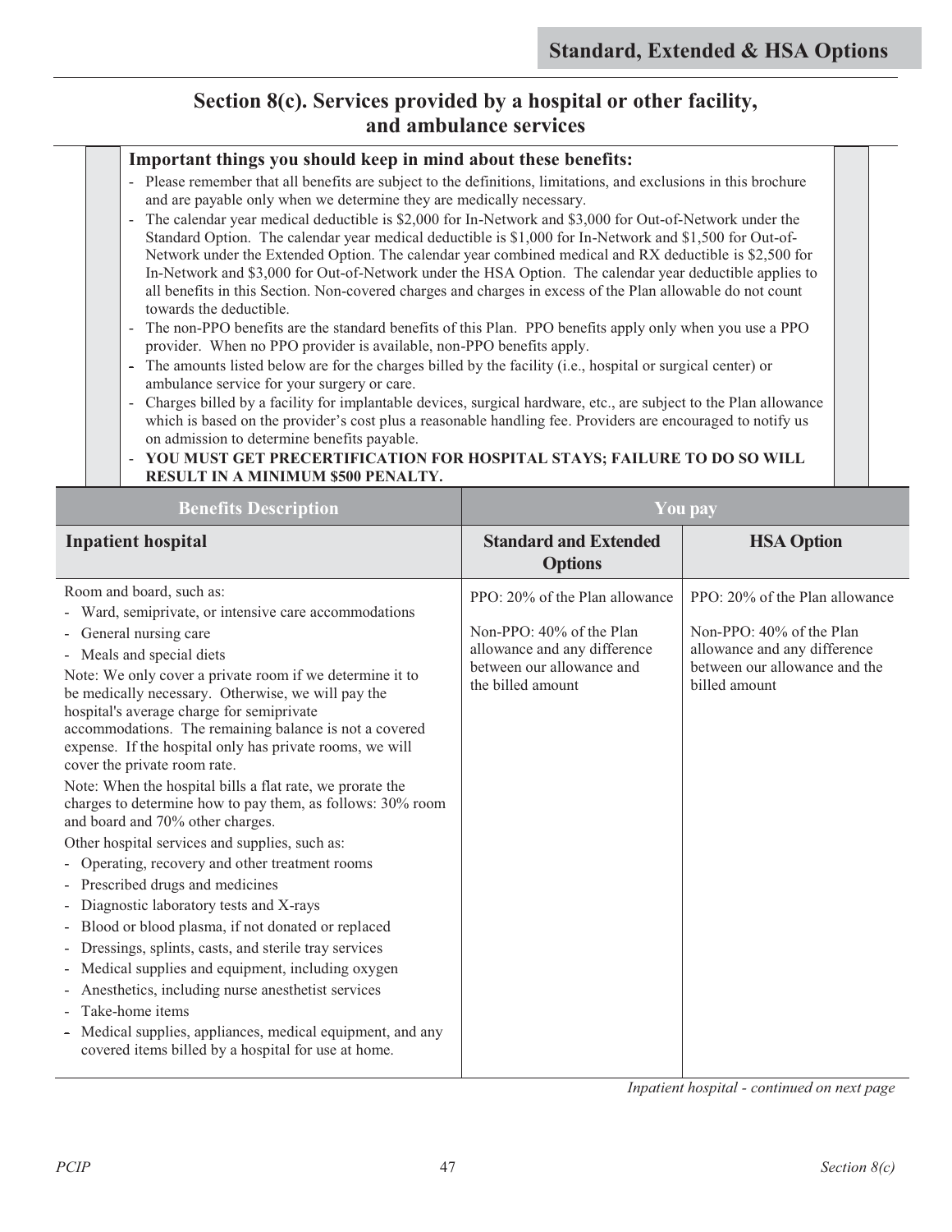## Section 8(c). Services provided by a hospital or other facility, and ambulance services

**Important things you should keep in mind about these benefits:**

- Please remember that all benefits are subject to the definitions, limitations, and exclusions in this brochure and are payable only when we determine they are medically necessary.
- The calendar year medical deductible is $2,000 for In-Network and $3,000 for Out-of-Network under the Standard Option. The calendar year medical deductible is $1,000 for In-Network and $1,500 for Out-of-Network under the Extended Option. The calendar year combined medical and RX deductible is $2,500 for In-Network and $3,000 for Out-of-Network under the HSA Option. The calendar year deductible applies to all benefits in this Section. Non-covered charges and charges in excess of the Plan allowable do not count towards the deductible.
- The non-PPO benefits are the standard benefits of this Plan. PPO benefits apply only when you use a PPO provider. When no PPO provider is available, non-PPO benefits apply.
- The amounts listed below are for the charges billed by the facility (i.e., hospital or surgical center) or ambulance service for your surgery or care.
- Charges billed by a facility for implantable devices, surgical hardware, etc., are subject to the Plan allowance which is based on the provider's cost plus a reasonable handling fee. Providers are encouraged to notify us on admission to determine benefits payable.
- **YOU MUST GET PRECERTIFICATION FOR HOSPITAL STAYS; FAILURE TO DO SO WILL RESULT IN A MINIMUM $500 PENALTY.**

| Benefits Description | You pay | |
|---|---|---|
| **Inpatient hospital** | **Standard and Extended Options** | **HSA Option** |
| Room and board, such as:<br>- Ward, semiprivate, or intensive care accommodations<br>- General nursing care<br>- Meals and special diets<br>Note: We only cover a private room if we determine it to be medically necessary. Otherwise, we will pay the hospital's average charge for semiprivate accommodations. The remaining balance is not a covered expense. If the hospital only has private rooms, we will cover the private room rate.<br>Note: When the hospital bills a flat rate, we prorate the charges to determine how to pay them, as follows: 30% room and board and 70% other charges.<br>Other hospital services and supplies, such as:<br>- Operating, recovery and other treatment rooms<br>- Prescribed drugs and medicines<br>- Diagnostic laboratory tests and X-rays<br>- Blood or blood plasma, if not donated or replaced<br>- Dressings, splints, casts, and sterile tray services<br>- Medical supplies and equipment, including oxygen<br>- Anesthetics, including nurse anesthetist services<br>- Take-home items<br>- Medical supplies, appliances, medical equipment, and any covered items billed by a hospital for use at home. | PPO: 20% of the Plan allowance<br><br>Non-PPO: 40% of the Plan allowance and any difference between our allowance and the billed amount | PPO: 20% of the Plan allowance<br><br>Non-PPO: 40% of the Plan allowance and any difference between our allowance and the billed amount |

*Inpatient hospital - continued on next page*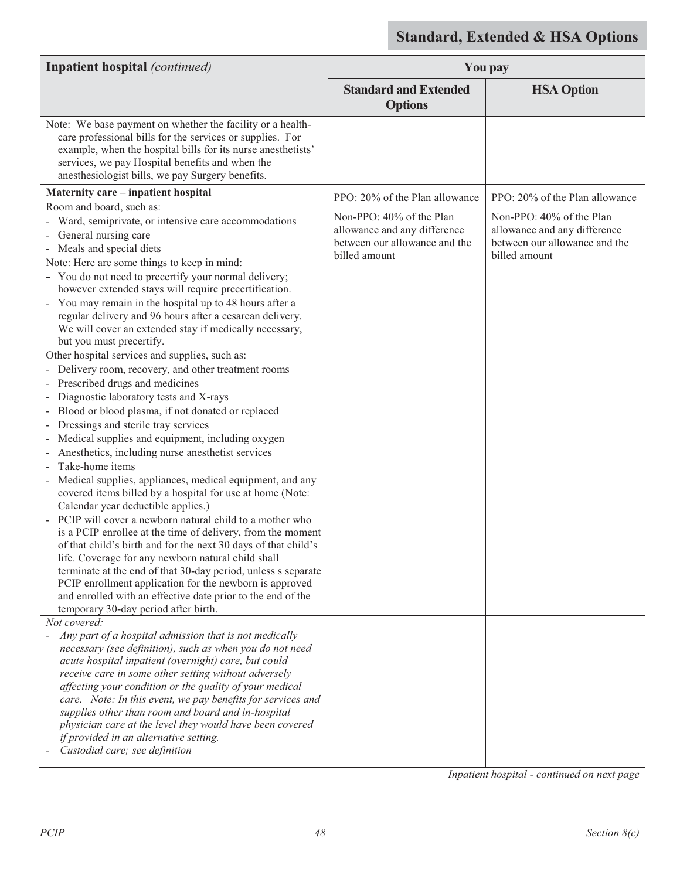## Standard, Extended & HSA Options

| Inpatient hospital *(continued)* | You pay | |
|---|---|---|
| | **Standard and Extended Options** | **HSA Option** |
| Note: We base payment on whether the facility or a health-care professional bills for the services or supplies. For example, when the hospital bills for its nurse anesthetists' services, we pay Hospital benefits and when the anesthesiologist bills, we pay Surgery benefits. | | |
| **Maternity care – inpatient hospital**<br>Room and board, such as:<br>- Ward, semiprivate, or intensive care accommodations<br>- General nursing care<br>- Meals and special diets<br>Note: Here are some things to keep in mind:<br>- You do not need to precertify your normal delivery; however extended stays will require precertification.<br>- You may remain in the hospital up to 48 hours after a regular delivery and 96 hours after a cesarean delivery. We will cover an extended stay if medically necessary, but you must precertify.<br>Other hospital services and supplies, such as:<br>- Delivery room, recovery, and other treatment rooms<br>- Prescribed drugs and medicines<br>- Diagnostic laboratory tests and X-rays<br>- Blood or blood plasma, if not donated or replaced<br>- Dressings and sterile tray services<br>- Medical supplies and equipment, including oxygen<br>- Anesthetics, including nurse anesthetist services<br>- Take-home items<br>- Medical supplies, appliances, medical equipment, and any covered items billed by a hospital for use at home (Note: Calendar year deductible applies.)<br>- PCIP will cover a newborn natural child to a mother who is a PCIP enrollee at the time of delivery, from the moment of that child's birth and for the next 30 days of that child's life. Coverage for any newborn natural child shall terminate at the end of that 30-day period, unless s separate PCIP enrollment application for the newborn is approved and enrolled with an effective date prior to the end of the temporary 30-day period after birth. | PPO: 20% of the Plan allowance<br><br>Non-PPO: 40% of the Plan allowance and any difference between our allowance and the billed amount | PPO: 20% of the Plan allowance<br><br>Non-PPO: 40% of the Plan allowance and any difference between our allowance and the billed amount |
| *Not covered:*<br>- *Any part of a hospital admission that is not medically necessary (see definition), such as when you do not need acute hospital inpatient (overnight) care, but could receive care in some other setting without adversely affecting your condition or the quality of your medical care. Note: In this event, we pay benefits for services and supplies other than room and board and in-hospital physician care at the level they would have been covered if provided in an alternative setting.*<br>- *Custodial care; see definition* | | |

*Inpatient hospital - continued on next page*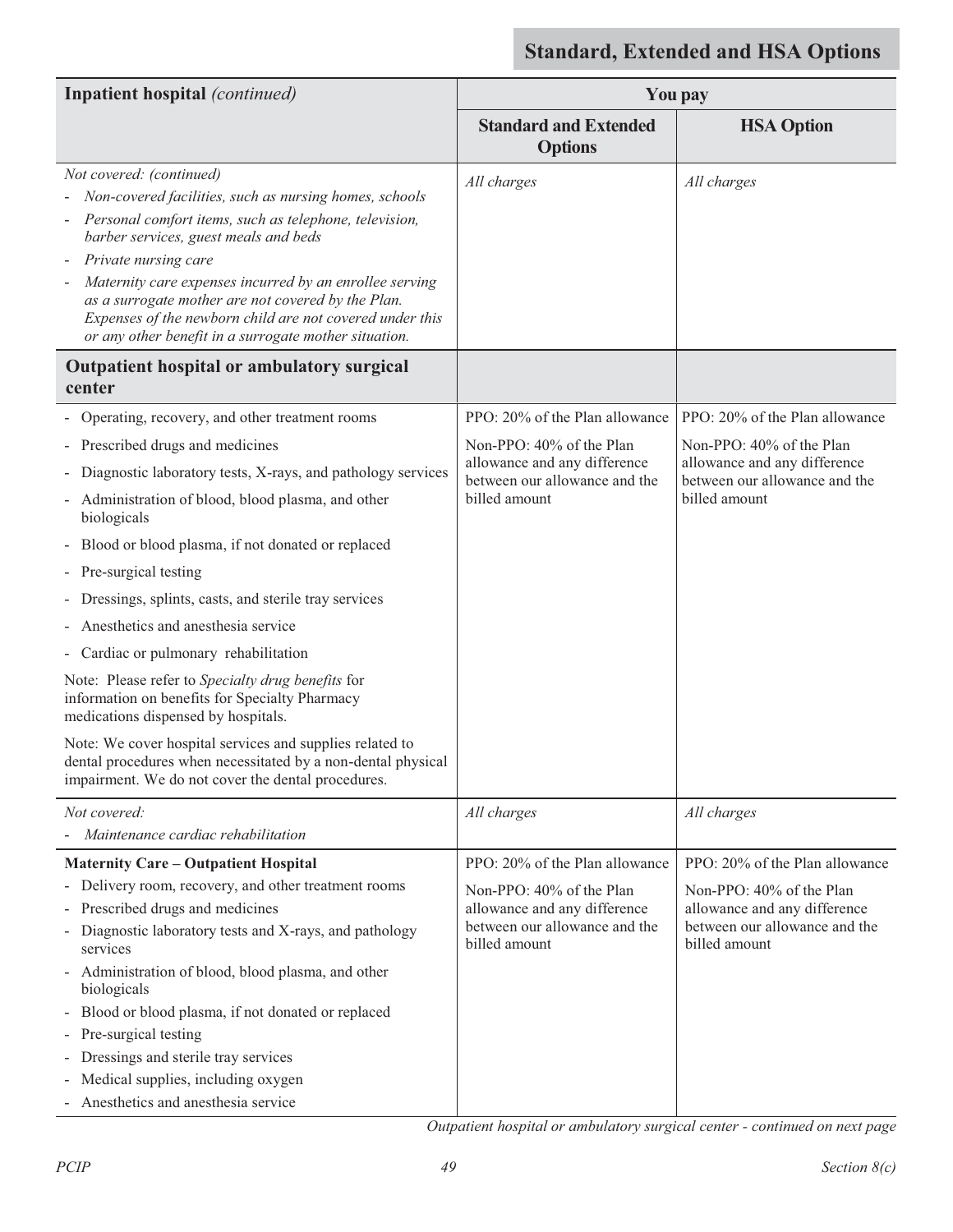## Standard, Extended and HSA Options

| Inpatient hospital *(continued)* | You pay | |
|---|---|---|
| | **Standard and Extended Options** | **HSA Option** |
| *Not covered: (continued)*<br>- *Non-covered facilities, such as nursing homes, schools*<br>- *Personal comfort items, such as telephone, television, barber services, guest meals and beds*<br>- *Private nursing care*<br>- *Maternity care expenses incurred by an enrollee serving as a surrogate mother are not covered by the Plan. Expenses of the newborn child are not covered under this or any other benefit in a surrogate mother situation.* | *All charges* | *All charges* |
| **Outpatient hospital or ambulatory surgical center** | | |
| - Operating, recovery, and other treatment rooms<br>- Prescribed drugs and medicines<br>- Diagnostic laboratory tests, X-rays, and pathology services<br>- Administration of blood, blood plasma, and other biologicals<br>- Blood or blood plasma, if not donated or replaced<br>- Pre-surgical testing<br>- Dressings, splints, casts, and sterile tray services<br>- Anesthetics and anesthesia service<br>- Cardiac or pulmonary rehabilitation<br><br>Note: Please refer to *Specialty drug benefits* for information on benefits for Specialty Pharmacy medications dispensed by hospitals.<br><br>Note: We cover hospital services and supplies related to dental procedures when necessitated by a non-dental physical impairment. We do not cover the dental procedures. | PPO: 20% of the Plan allowance<br><br>Non-PPO: 40% of the Plan allowance and any difference between our allowance and the billed amount | PPO: 20% of the Plan allowance<br><br>Non-PPO: 40% of the Plan allowance and any difference between our allowance and the billed amount |
| *Not covered:*<br>- *Maintenance cardiac rehabilitation* | *All charges* | *All charges* |
| **Maternity Care – Outpatient Hospital**<br>- Delivery room, recovery, and other treatment rooms<br>- Prescribed drugs and medicines<br>- Diagnostic laboratory tests and X-rays, and pathology services<br>- Administration of blood, blood plasma, and other biologicals<br>- Blood or blood plasma, if not donated or replaced<br>- Pre-surgical testing<br>- Dressings and sterile tray services<br>- Medical supplies, including oxygen<br>- Anesthetics and anesthesia service | PPO: 20% of the Plan allowance<br><br>Non-PPO: 40% of the Plan allowance and any difference between our allowance and the billed amount | PPO: 20% of the Plan allowance<br><br>Non-PPO: 40% of the Plan allowance and any difference between our allowance and the billed amount |

*Outpatient hospital or ambulatory surgical center - continued on next page*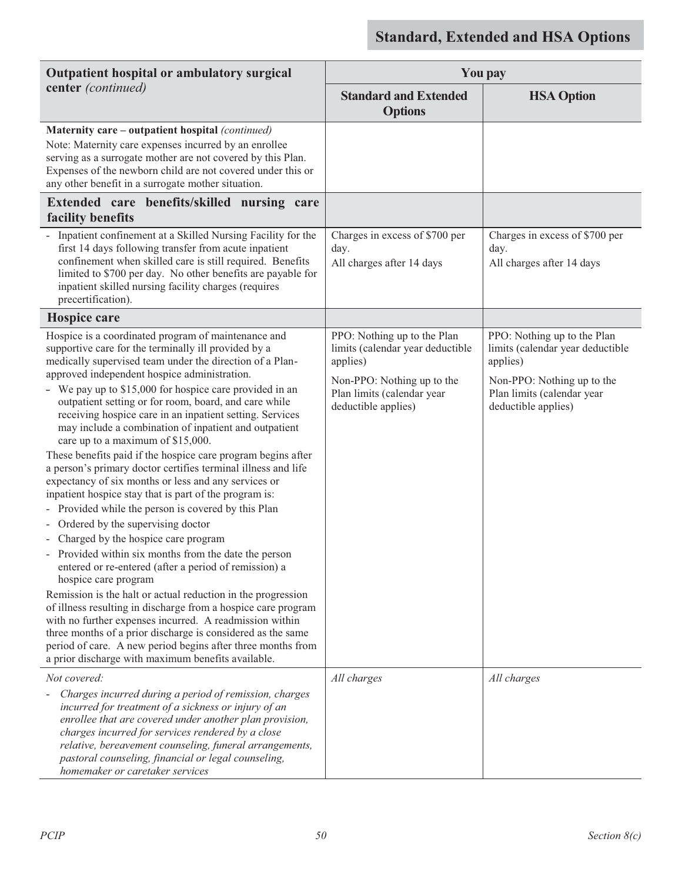## Standard, Extended and HSA Options

| Outpatient hospital or ambulatory surgical center *(continued)* | You pay | |
|---|---|---|
| | **Standard and Extended Options** | **HSA Option** |
| **Maternity care – outpatient hospital** *(continued)*<br>Note: Maternity care expenses incurred by an enrollee serving as a surrogate mother are not covered by this Plan. Expenses of the newborn child are not covered under this or any other benefit in a surrogate mother situation. | | |
| **Extended care benefits/skilled nursing care facility benefits** | | |
| - Inpatient confinement at a Skilled Nursing Facility for the first 14 days following transfer from acute inpatient confinement when skilled care is still required. Benefits limited to $700 per day. No other benefits are payable for inpatient skilled nursing facility charges (requires precertification). | Charges in excess of $700 per day.<br>All charges after 14 days | Charges in excess of $700 per day.<br>All charges after 14 days |
| **Hospice care** | | |
| Hospice is a coordinated program of maintenance and supportive care for the terminally ill provided by a medically supervised team under the direction of a Plan-approved independent hospice administration.<br>- We pay up to $15,000 for hospice care provided in an outpatient setting or for room, board, and care while receiving hospice care in an inpatient setting. Services may include a combination of inpatient and outpatient care up to a maximum of $15,000.<br>These benefits paid if the hospice care program begins after a person's primary doctor certifies terminal illness and life expectancy of six months or less and any services or inpatient hospice stay that is part of the program is:<br>- Provided while the person is covered by this Plan<br>- Ordered by the supervising doctor<br>- Charged by the hospice care program<br>- Provided within six months from the date the person entered or re-entered (after a period of remission) a hospice care program<br>Remission is the halt or actual reduction in the progression of illness resulting in discharge from a hospice care program with no further expenses incurred. A readmission within three months of a prior discharge is considered as the same period of care. A new period begins after three months from a prior discharge with maximum benefits available. | PPO: Nothing up to the Plan limits (calendar year deductible applies)<br>Non-PPO: Nothing up to the Plan limits (calendar year deductible applies) | PPO: Nothing up to the Plan limits (calendar year deductible applies)<br>Non-PPO: Nothing up to the Plan limits (calendar year deductible applies) |
| *Not covered:*<br>- *Charges incurred during a period of remission, charges incurred for treatment of a sickness or injury of an enrollee that are covered under another plan provision, charges incurred for services rendered by a close relative, bereavement counseling, funeral arrangements, pastoral counseling, financial or legal counseling, homemaker or caretaker services* | *All charges* | *All charges* |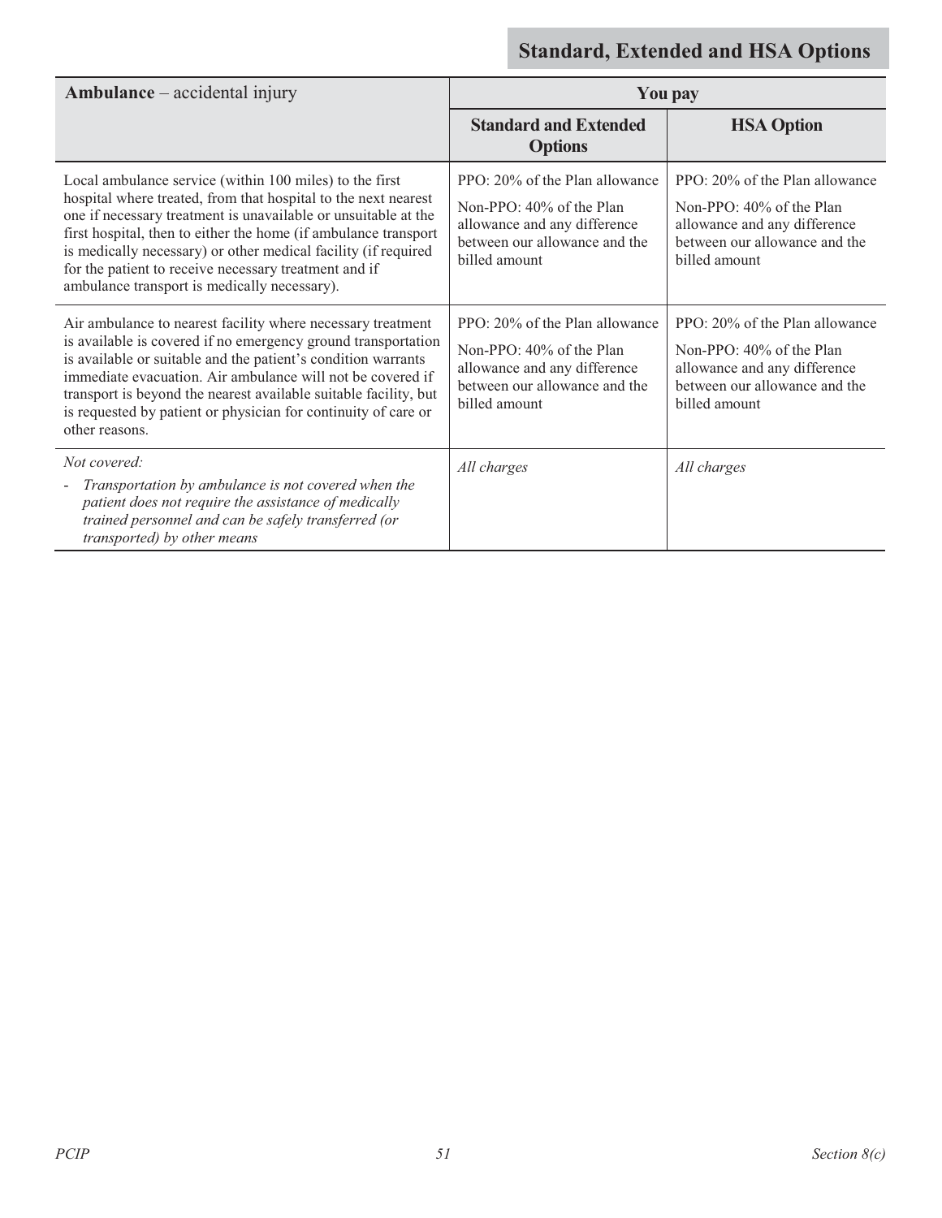| **Ambulance** – accidental injury | You pay | |
|---|---|---|
| | **Standard and Extended Options** | **HSA Option** |
| Local ambulance service (within 100 miles) to the first hospital where treated, from that hospital to the next nearest one if necessary treatment is unavailable or unsuitable at the first hospital, then to either the home (if ambulance transport is medically necessary) or other medical facility (if required for the patient to receive necessary treatment and if ambulance transport is medically necessary). | PPO: 20% of the Plan allowance<br><br>Non-PPO: 40% of the Plan allowance and any difference between our allowance and the billed amount | PPO: 20% of the Plan allowance<br><br>Non-PPO: 40% of the Plan allowance and any difference between our allowance and the billed amount |
| Air ambulance to nearest facility where necessary treatment is available is covered if no emergency ground transportation is available or suitable and the patient's condition warrants immediate evacuation. Air ambulance will not be covered if transport is beyond the nearest available suitable facility, but is requested by patient or physician for continuity of care or other reasons. | PPO: 20% of the Plan allowance<br><br>Non-PPO: 40% of the Plan allowance and any difference between our allowance and the billed amount | PPO: 20% of the Plan allowance<br><br>Non-PPO: 40% of the Plan allowance and any difference between our allowance and the billed amount |
| *Not covered:*<br><br>- *Transportation by ambulance is not covered when the patient does not require the assistance of medically trained personnel and can be safely transferred (or transported) by other means* | *All charges* | *All charges* |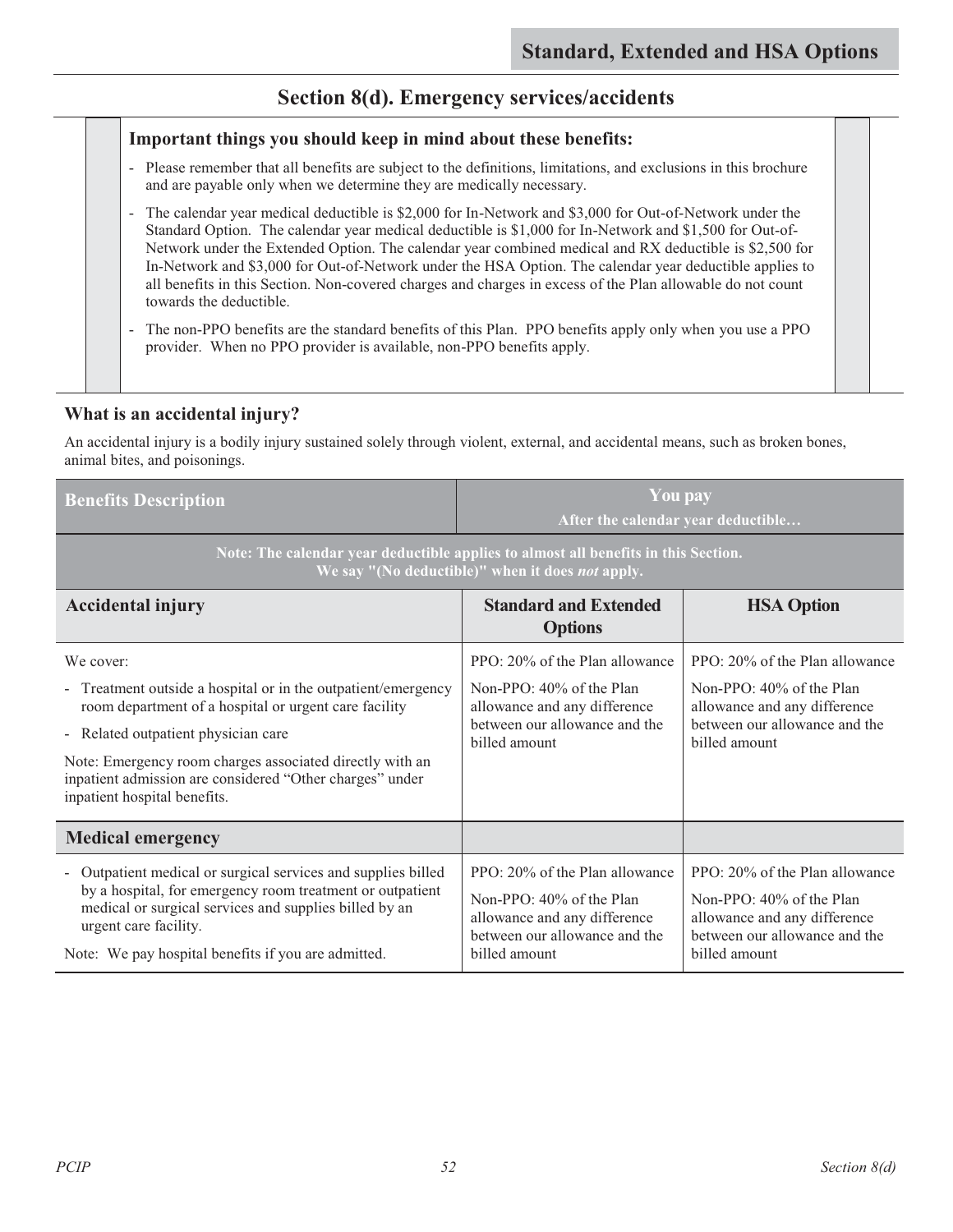# Section 8(d). Emergency services/accidents

**Important things you should keep in mind about these benefits:**

- Please remember that all benefits are subject to the definitions, limitations, and exclusions in this brochure and are payable only when we determine they are medically necessary.
- The calendar year medical deductible is $2,000 for In-Network and $3,000 for Out-of-Network under the Standard Option. The calendar year medical deductible is $1,000 for In-Network and $1,500 for Out-of-Network under the Extended Option. The calendar year combined medical and RX deductible is $2,500 for In-Network and $3,000 for Out-of-Network under the HSA Option. The calendar year deductible applies to all benefits in this Section. Non-covered charges and charges in excess of the Plan allowable do not count towards the deductible.
- The non-PPO benefits are the standard benefits of this Plan. PPO benefits apply only when you use a PPO provider. When no PPO provider is available, non-PPO benefits apply.

### What is an accidental injury?

An accidental injury is a bodily injury sustained solely through violent, external, and accidental means, such as broken bones, animal bites, and poisonings.

| Benefits Description | You pay<br>After the calendar year deductible… | |
|---|---|---|
| **Note: The calendar year deductible applies to almost all benefits in this Section. We say "(No deductible)" when it does *not* apply.** | | |
| **Accidental injury** | **Standard and Extended Options** | **HSA Option** |
| We cover:<br>- Treatment outside a hospital or in the outpatient/emergency room department of a hospital or urgent care facility<br>- Related outpatient physician care<br><br>Note: Emergency room charges associated directly with an inpatient admission are considered "Other charges" under inpatient hospital benefits. | PPO: 20% of the Plan allowance<br><br>Non-PPO: 40% of the Plan allowance and any difference between our allowance and the billed amount | PPO: 20% of the Plan allowance<br><br>Non-PPO: 40% of the Plan allowance and any difference between our allowance and the billed amount |
| **Medical emergency** | | |
| - Outpatient medical or surgical services and supplies billed by a hospital, for emergency room treatment or outpatient medical or surgical services and supplies billed by an urgent care facility.<br><br>Note: We pay hospital benefits if you are admitted. | PPO: 20% of the Plan allowance<br><br>Non-PPO: 40% of the Plan allowance and any difference between our allowance and the billed amount | PPO: 20% of the Plan allowance<br><br>Non-PPO: 40% of the Plan allowance and any difference between our allowance and the billed amount |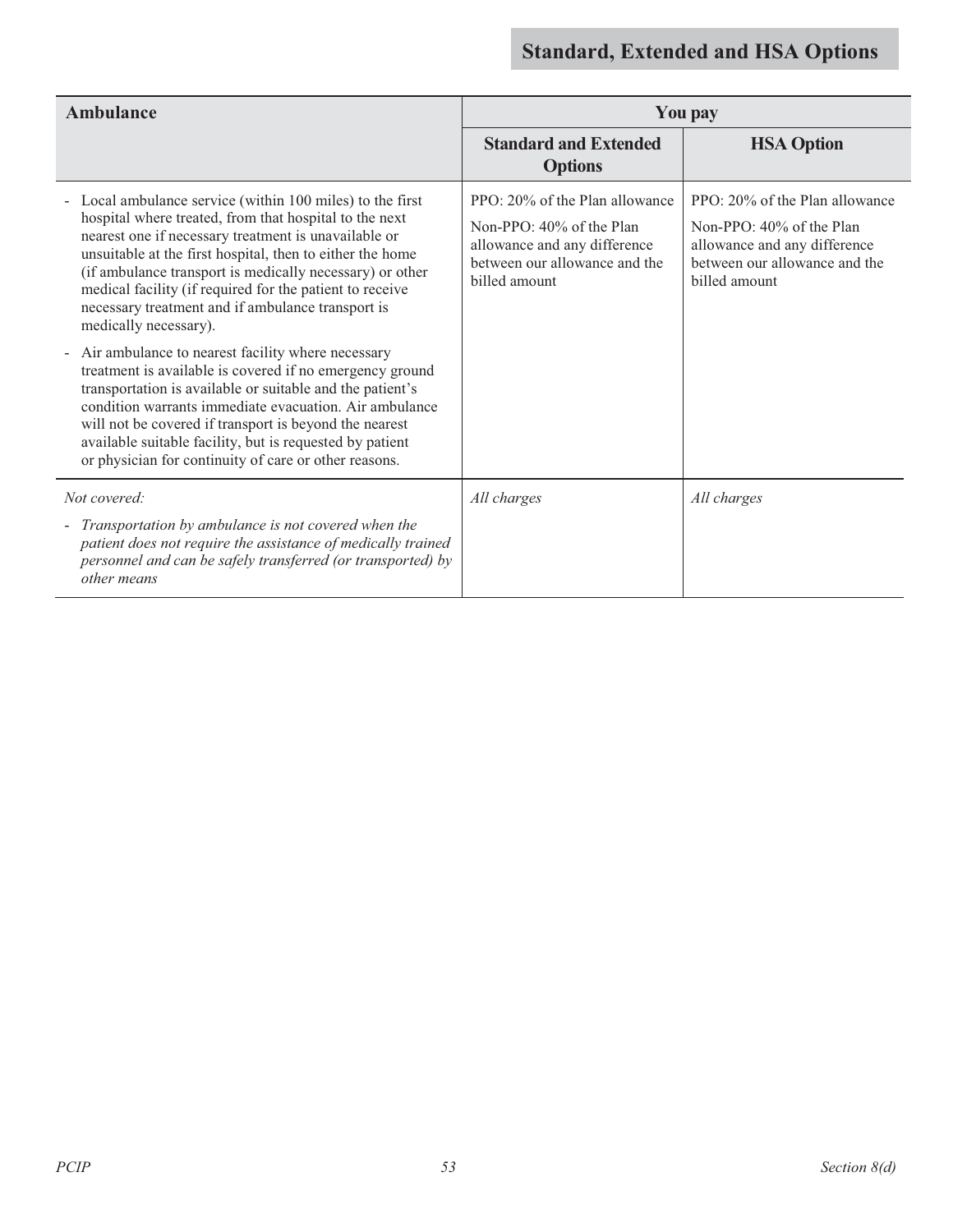## Standard, Extended and HSA Options

| Ambulance | You pay | |
|---|---|---|
| | **Standard and Extended Options** | **HSA Option** |
| - Local ambulance service (within 100 miles) to the first hospital where treated, from that hospital to the next nearest one if necessary treatment is unavailable or unsuitable at the first hospital, then to either the home (if ambulance transport is medically necessary) or other medical facility (if required for the patient to receive necessary treatment and if ambulance transport is medically necessary).<br><br>- Air ambulance to nearest facility where necessary treatment is available is covered if no emergency ground transportation is available or suitable and the patient's condition warrants immediate evacuation. Air ambulance will not be covered if transport is beyond the nearest available suitable facility, but is requested by patient or physician for continuity of care or other reasons. | PPO: 20% of the Plan allowance<br><br>Non-PPO: 40% of the Plan allowance and any difference between our allowance and the billed amount | PPO: 20% of the Plan allowance<br><br>Non-PPO: 40% of the Plan allowance and any difference between our allowance and the billed amount |
| *Not covered:*<br><br>- *Transportation by ambulance is not covered when the patient does not require the assistance of medically trained personnel and can be safely transferred (or transported) by other means* | *All charges* | *All charges* |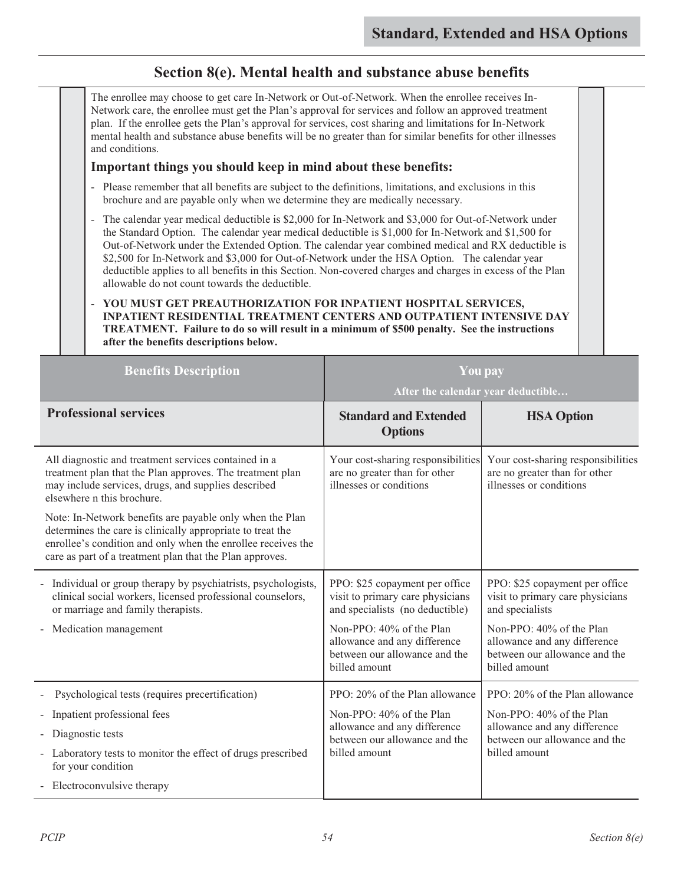Standard, Extended and HSA Options

## Section 8(e). Mental health and substance abuse benefits

The enrollee may choose to get care In-Network or Out-of-Network. When the enrollee receives In-Network care, the enrollee must get the Plan's approval for services and follow an approved treatment plan. If the enrollee gets the Plan's approval for services, cost sharing and limitations for In-Network mental health and substance abuse benefits will be no greater than for similar benefits for other illnesses and conditions.

### Important things you should keep in mind about these benefits:

- Please remember that all benefits are subject to the definitions, limitations, and exclusions in this brochure and are payable only when we determine they are medically necessary.
- The calendar year medical deductible is $2,000 for In-Network and $3,000 for Out-of-Network under the Standard Option. The calendar year medical deductible is $1,000 for In-Network and $1,500 for Out-of-Network under the Extended Option. The calendar year combined medical and RX deductible is $2,500 for In-Network and $3,000 for Out-of-Network under the HSA Option. The calendar year deductible applies to all benefits in this Section. Non-covered charges and charges in excess of the Plan allowable do not count towards the deductible.
- **YOU MUST GET PREAUTHORIZATION FOR INPATIENT HOSPITAL SERVICES, INPATIENT RESIDENTIAL TREATMENT CENTERS AND OUTPATIENT INTENSIVE DAY TREATMENT. Failure to do so will result in a minimum of $500 penalty. See the instructions after the benefits descriptions below.**

| Benefits Description | You pay<br>After the calendar year deductible… | |
|---|---|---|
| **Professional services** | **Standard and Extended Options** | **HSA Option** |
| All diagnostic and treatment services contained in a treatment plan that the Plan approves. The treatment plan may include services, drugs, and supplies described elsewhere n this brochure.<br><br>Note: In-Network benefits are payable only when the Plan determines the care is clinically appropriate to treat the enrollee's condition and only when the enrollee receives the care as part of a treatment plan that the Plan approves. | Your cost-sharing responsibilities are no greater than for other illnesses or conditions | Your cost-sharing responsibilities are no greater than for other illnesses or conditions |
| - Individual or group therapy by psychiatrists, psychologists, clinical social workers, licensed professional counselors, or marriage and family therapists.<br>- Medication management | PPO: $25 copayment per office visit to primary care physicians and specialists (no deductible)<br><br>Non-PPO: 40% of the Plan allowance and any difference between our allowance and the billed amount | PPO: $25 copayment per office visit to primary care physicians and specialists<br><br>Non-PPO: 40% of the Plan allowance and any difference between our allowance and the billed amount |
| - Psychological tests (requires precertification)<br>- Inpatient professional fees<br>- Diagnostic tests<br>- Laboratory tests to monitor the effect of drugs prescribed for your condition<br>- Electroconvulsive therapy | PPO: 20% of the Plan allowance<br><br>Non-PPO: 40% of the Plan allowance and any difference between our allowance and the billed amount | PPO: 20% of the Plan allowance<br><br>Non-PPO: 40% of the Plan allowance and any difference between our allowance and the billed amount |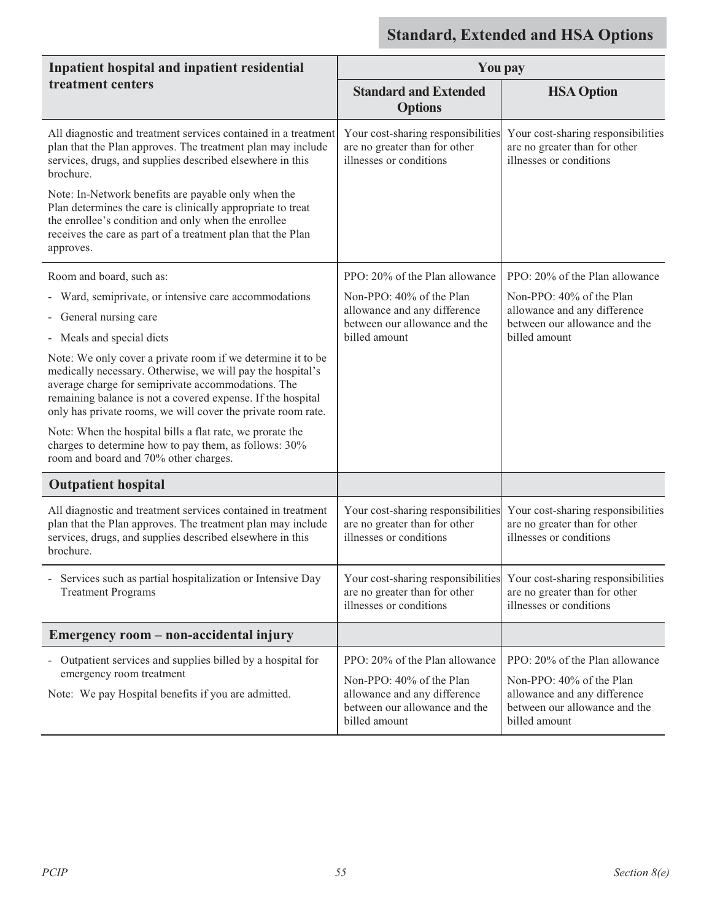## Standard, Extended and HSA Options

| Inpatient hospital and inpatient residential treatment centers | You pay | |
|---|---|---|
| | **Standard and Extended Options** | **HSA Option** |
| All diagnostic and treatment services contained in a treatment plan that the Plan approves. The treatment plan may include services, drugs, and supplies described elsewhere in this brochure.<br><br>Note: In-Network benefits are payable only when the Plan determines the care is clinically appropriate to treat the enrollee's condition and only when the enrollee receives the care as part of a treatment plan that the Plan approves. | Your cost-sharing responsibilities are no greater than for other illnesses or conditions | Your cost-sharing responsibilities are no greater than for other illnesses or conditions |
| Room and board, such as:<br>- Ward, semiprivate, or intensive care accommodations<br>- General nursing care<br>- Meals and special diets<br><br>Note: We only cover a private room if we determine it to be medically necessary. Otherwise, we will pay the hospital's average charge for semiprivate accommodations. The remaining balance is not a covered expense. If the hospital only has private rooms, we will cover the private room rate.<br><br>Note: When the hospital bills a flat rate, we prorate the charges to determine how to pay them, as follows: 30% room and board and 70% other charges. | PPO: 20% of the Plan allowance<br><br>Non-PPO: 40% of the Plan allowance and any difference between our allowance and the billed amount | PPO: 20% of the Plan allowance<br><br>Non-PPO: 40% of the Plan allowance and any difference between our allowance and the billed amount |
| **Outpatient hospital** | | |
| All diagnostic and treatment services contained in treatment plan that the Plan approves. The treatment plan may include services, drugs, and supplies described elsewhere in this brochure. | Your cost-sharing responsibilities are no greater than for other illnesses or conditions | Your cost-sharing responsibilities are no greater than for other illnesses or conditions |
| - Services such as partial hospitalization or Intensive Day Treatment Programs | Your cost-sharing responsibilities are no greater than for other illnesses or conditions | Your cost-sharing responsibilities are no greater than for other illnesses or conditions |
| **Emergency room – non-accidental injury** | | |
| - Outpatient services and supplies billed by a hospital for emergency room treatment<br><br>Note: We pay Hospital benefits if you are admitted. | PPO: 20% of the Plan allowance<br><br>Non-PPO: 40% of the Plan allowance and any difference between our allowance and the billed amount | PPO: 20% of the Plan allowance<br><br>Non-PPO: 40% of the Plan allowance and any difference between our allowance and the billed amount |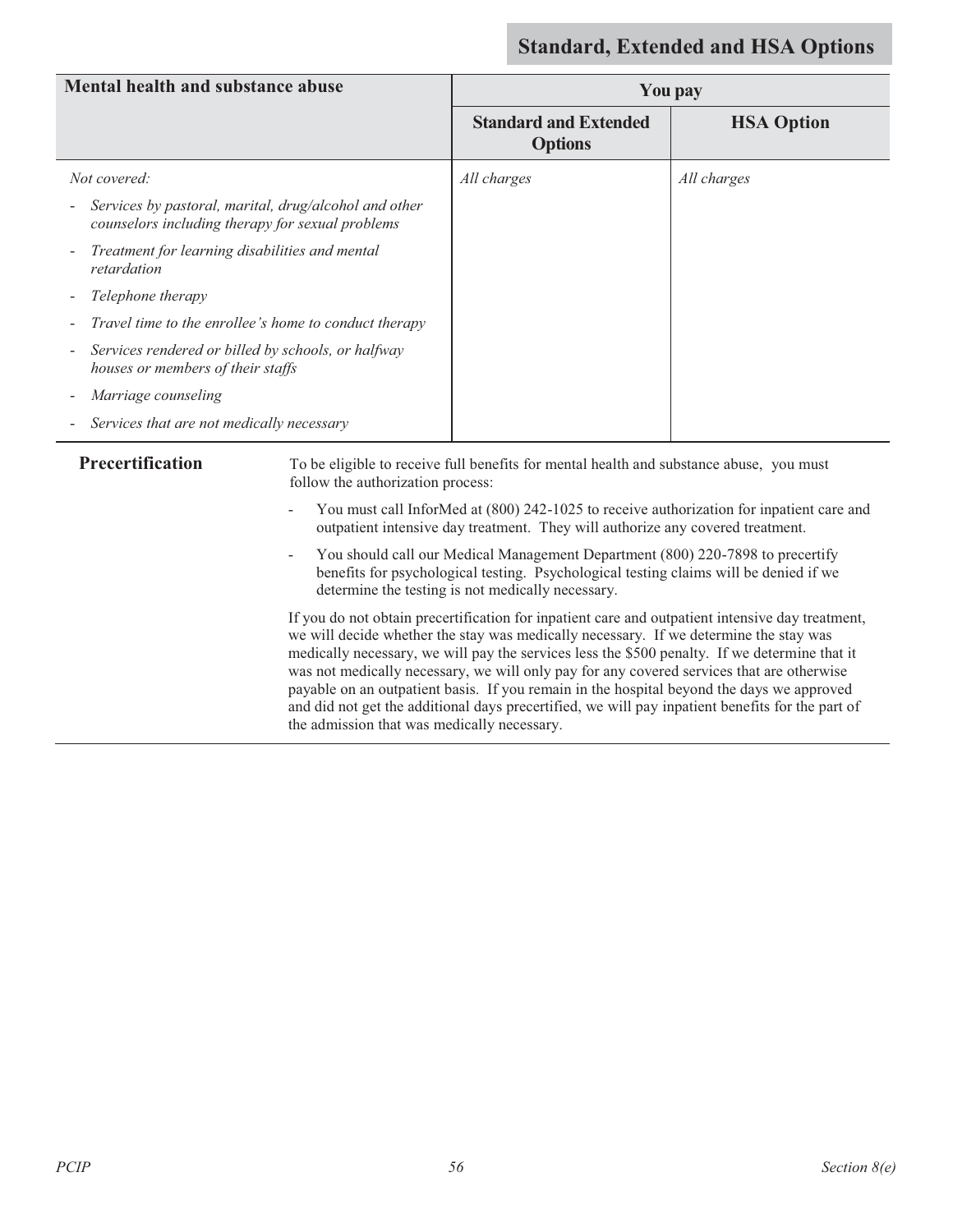| Mental health and substance abuse | You pay | |
|---|---|---|
| | **Standard and Extended Options** | **HSA Option** |
| *Not covered:*<br>- *Services by pastoral, marital, drug/alcohol and other counselors including therapy for sexual problems*<br>- *Treatment for learning disabilities and mental retardation*<br>- *Telephone therapy*<br>- *Travel time to the enrollee's home to conduct therapy*<br>- *Services rendered or billed by schools, or halfway houses or members of their staffs*<br>- *Marriage counseling*<br>- *Services that are not medically necessary* | *All charges* | *All charges* |

**Precertification**

To be eligible to receive full benefits for mental health and substance abuse, you must follow the authorization process:

- You must call InforMed at (800) 242-1025 to receive authorization for inpatient care and outpatient intensive day treatment. They will authorize any covered treatment.
- You should call our Medical Management Department (800) 220-7898 to precertify benefits for psychological testing. Psychological testing claims will be denied if we determine the testing is not medically necessary.

If you do not obtain precertification for inpatient care and outpatient intensive day treatment, we will decide whether the stay was medically necessary. If we determine the stay was medically necessary, we will pay the services less the $500 penalty. If we determine that it was not medically necessary, we will only pay for any covered services that are otherwise payable on an outpatient basis. If you remain in the hospital beyond the days we approved and did not get the additional days precertified, we will pay inpatient benefits for the part of the admission that was medically necessary.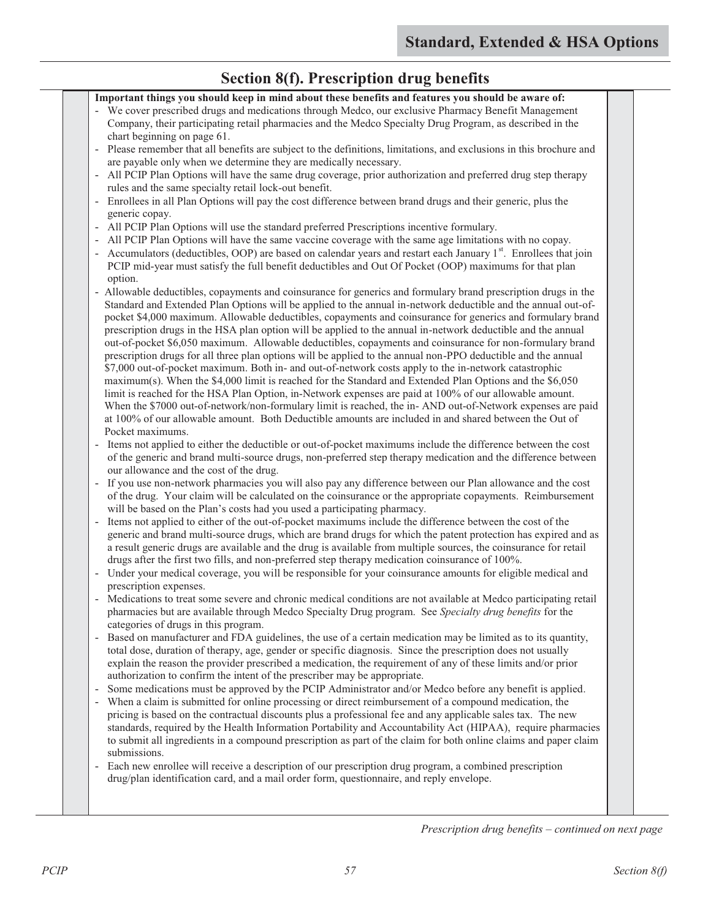# Standard, Extended & HSA Options

## Section 8(f). Prescription drug benefits

**Important things you should keep in mind about these benefits and features you should be aware of:**

- We cover prescribed drugs and medications through Medco, our exclusive Pharmacy Benefit Management Company, their participating retail pharmacies and the Medco Specialty Drug Program, as described in the chart beginning on page 61.
- Please remember that all benefits are subject to the definitions, limitations, and exclusions in this brochure and are payable only when we determine they are medically necessary.
- All PCIP Plan Options will have the same drug coverage, prior authorization and preferred drug step therapy rules and the same specialty retail lock-out benefit.
- Enrollees in all Plan Options will pay the cost difference between brand drugs and their generic, plus the generic copay.
- All PCIP Plan Options will use the standard preferred Prescriptions incentive formulary.
- All PCIP Plan Options will have the same vaccine coverage with the same age limitations with no copay.
- Accumulators (deductibles, OOP) are based on calendar years and restart each January 1st. Enrollees that join PCIP mid-year must satisfy the full benefit deductibles and Out Of Pocket (OOP) maximums for that plan option.
- Allowable deductibles, copayments and coinsurance for generics and formulary brand prescription drugs in the Standard and Extended Plan Options will be applied to the annual in-network deductible and the annual out-of-pocket $4,000 maximum. Allowable deductibles, copayments and coinsurance for generics and formulary brand prescription drugs in the HSA plan option will be applied to the annual in-network deductible and the annual out-of-pocket $6,050 maximum. Allowable deductibles, copayments and coinsurance for non-formulary brand prescription drugs for all three plan options will be applied to the annual non-PPO deductible and the annual $7,000 out-of-pocket maximum. Both in- and out-of-network costs apply to the in-network catastrophic maximum(s). When the $4,000 limit is reached for the Standard and Extended Plan Options and the $6,050 limit is reached for the HSA Plan Option, in-Network expenses are paid at 100% of our allowable amount. When the $7000 out-of-network/non-formulary limit is reached, the in- AND out-of-Network expenses are paid at 100% of our allowable amount. Both Deductible amounts are included in and shared between the Out of Pocket maximums.
- Items not applied to either the deductible or out-of-pocket maximums include the difference between the cost of the generic and brand multi-source drugs, non-preferred step therapy medication and the difference between our allowance and the cost of the drug.
- If you use non-network pharmacies you will also pay any difference between our Plan allowance and the cost of the drug. Your claim will be calculated on the coinsurance or the appropriate copayments. Reimbursement will be based on the Plan's costs had you used a participating pharmacy.
- Items not applied to either of the out-of-pocket maximums include the difference between the cost of the generic and brand multi-source drugs, which are brand drugs for which the patent protection has expired and as a result generic drugs are available and the drug is available from multiple sources, the coinsurance for retail drugs after the first two fills, and non-preferred step therapy medication coinsurance of 100%.
- Under your medical coverage, you will be responsible for your coinsurance amounts for eligible medical and prescription expenses.
- Medications to treat some severe and chronic medical conditions are not available at Medco participating retail pharmacies but are available through Medco Specialty Drug program. See *Specialty drug benefits* for the categories of drugs in this program.
- Based on manufacturer and FDA guidelines, the use of a certain medication may be limited as to its quantity, total dose, duration of therapy, age, gender or specific diagnosis. Since the prescription does not usually explain the reason the provider prescribed a medication, the requirement of any of these limits and/or prior authorization to confirm the intent of the prescriber may be appropriate.
- Some medications must be approved by the PCIP Administrator and/or Medco before any benefit is applied.
- When a claim is submitted for online processing or direct reimbursement of a compound medication, the pricing is based on the contractual discounts plus a professional fee and any applicable sales tax. The new standards, required by the Health Information Portability and Accountability Act (HIPAA), require pharmacies to submit all ingredients in a compound prescription as part of the claim for both online claims and paper claim submissions.
- Each new enrollee will receive a description of our prescription drug program, a combined prescription drug/plan identification card, and a mail order form, questionnaire, and reply envelope.

*Prescription drug benefits – continued on next page*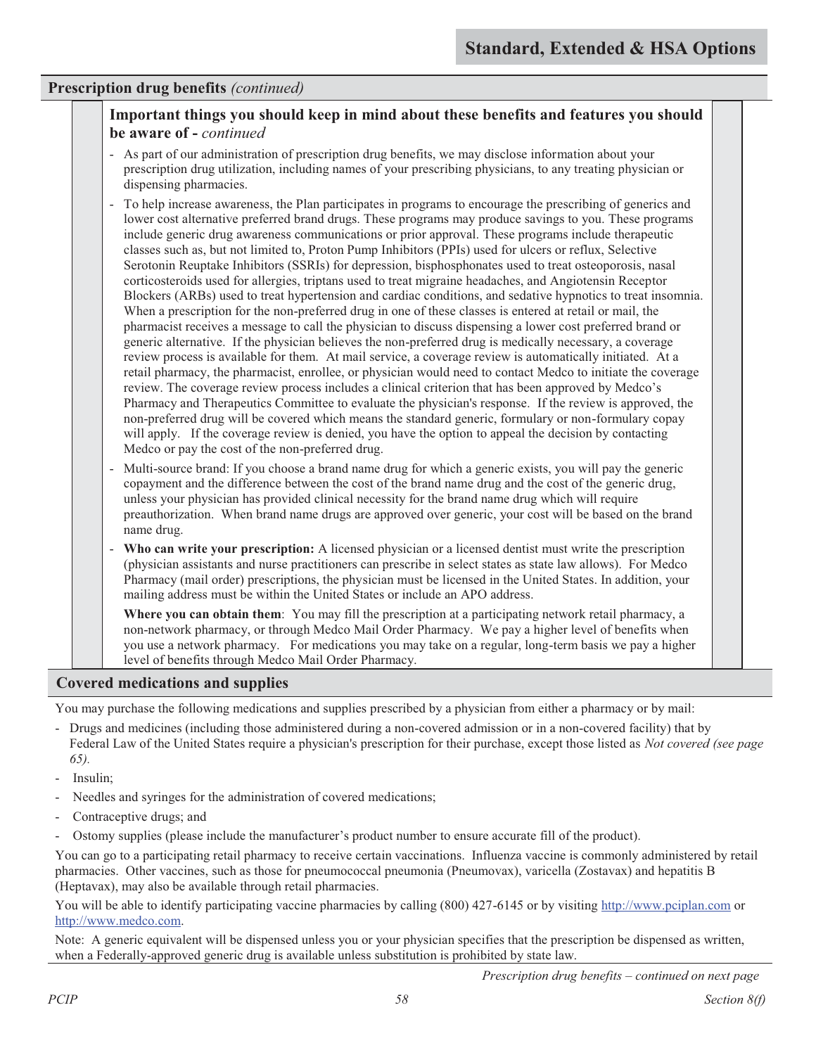## Prescription drug benefits *(continued)*

### Important things you should keep in mind about these benefits and features you should be aware of - *continued*

- As part of our administration of prescription drug benefits, we may disclose information about your prescription drug utilization, including names of your prescribing physicians, to any treating physician or dispensing pharmacies.
- To help increase awareness, the Plan participates in programs to encourage the prescribing of generics and lower cost alternative preferred brand drugs. These programs may produce savings to you. These programs include generic drug awareness communications or prior approval. These programs include therapeutic classes such as, but not limited to, Proton Pump Inhibitors (PPIs) used for ulcers or reflux, Selective Serotonin Reuptake Inhibitors (SSRIs) for depression, bisphosphonates used to treat osteoporosis, nasal corticosteroids used for allergies, triptans used to treat migraine headaches, and Angiotensin Receptor Blockers (ARBs) used to treat hypertension and cardiac conditions, and sedative hypnotics to treat insomnia. When a prescription for the non-preferred drug in one of these classes is entered at retail or mail, the pharmacist receives a message to call the physician to discuss dispensing a lower cost preferred brand or generic alternative. If the physician believes the non-preferred drug is medically necessary, a coverage review process is available for them. At mail service, a coverage review is automatically initiated. At a retail pharmacy, the pharmacist, enrollee, or physician would need to contact Medco to initiate the coverage review. The coverage review process includes a clinical criterion that has been approved by Medco's Pharmacy and Therapeutics Committee to evaluate the physician's response. If the review is approved, the non-preferred drug will be covered which means the standard generic, formulary or non-formulary copay will apply. If the coverage review is denied, you have the option to appeal the decision by contacting Medco or pay the cost of the non-preferred drug.
- Multi-source brand: If you choose a brand name drug for which a generic exists, you will pay the generic copayment and the difference between the cost of the brand name drug and the cost of the generic drug, unless your physician has provided clinical necessity for the brand name drug which will require preauthorization. When brand name drugs are approved over generic, your cost will be based on the brand name drug.
- **Who can write your prescription:** A licensed physician or a licensed dentist must write the prescription (physician assistants and nurse practitioners can prescribe in select states as state law allows). For Medco Pharmacy (mail order) prescriptions, the physician must be licensed in the United States. In addition, your mailing address must be within the United States or include an APO address.

  **Where you can obtain them**: You may fill the prescription at a participating network retail pharmacy, a non-network pharmacy, or through Medco Mail Order Pharmacy. We pay a higher level of benefits when you use a network pharmacy. For medications you may take on a regular, long-term basis we pay a higher level of benefits through Medco Mail Order Pharmacy.

## Covered medications and supplies

You may purchase the following medications and supplies prescribed by a physician from either a pharmacy or by mail:

- Drugs and medicines (including those administered during a non-covered admission or in a non-covered facility) that by Federal Law of the United States require a physician's prescription for their purchase, except those listed as *Not covered (see page 65).*
- Insulin;
- Needles and syringes for the administration of covered medications;
- Contraceptive drugs; and
- Ostomy supplies (please include the manufacturer's product number to ensure accurate fill of the product).

You can go to a participating retail pharmacy to receive certain vaccinations. Influenza vaccine is commonly administered by retail pharmacies. Other vaccines, such as those for pneumococcal pneumonia (Pneumovax), varicella (Zostavax) and hepatitis B (Heptavax), may also be available through retail pharmacies.

You will be able to identify participating vaccine pharmacies by calling (800) 427-6145 or by visiting http://www.pciplan.com or http://www.medco.com.

Note: A generic equivalent will be dispensed unless you or your physician specifies that the prescription be dispensed as written, when a Federally-approved generic drug is available unless substitution is prohibited by state law.

*Prescription drug benefits – continued on next page*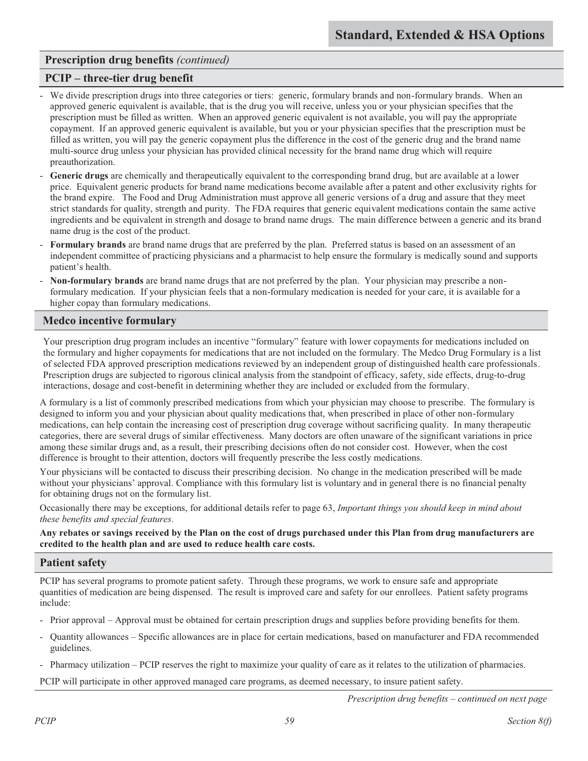## Prescription drug benefits *(continued)*

### PCIP – three-tier drug benefit

- We divide prescription drugs into three categories or tiers: generic, formulary brands and non-formulary brands. When an approved generic equivalent is available, that is the drug you will receive, unless you or your physician specifies that the prescription must be filled as written. When an approved generic equivalent is not available, you will pay the appropriate copayment. If an approved generic equivalent is available, but you or your physician specifies that the prescription must be filled as written, you will pay the generic copayment plus the difference in the cost of the generic drug and the brand name multi-source drug unless your physician has provided clinical necessity for the brand name drug which will require preauthorization.
- **Generic drugs** are chemically and therapeutically equivalent to the corresponding brand drug, but are available at a lower price. Equivalent generic products for brand name medications become available after a patent and other exclusivity rights for the brand expire. The Food and Drug Administration must approve all generic versions of a drug and assure that they meet strict standards for quality, strength and purity. The FDA requires that generic equivalent medications contain the same active ingredients and be equivalent in strength and dosage to brand name drugs. The main difference between a generic and its brand name drug is the cost of the product.
- **Formulary brands** are brand name drugs that are preferred by the plan. Preferred status is based on an assessment of an independent committee of practicing physicians and a pharmacist to help ensure the formulary is medically sound and supports patient's health.
- **Non-formulary brands** are brand name drugs that are not preferred by the plan. Your physician may prescribe a non-formulary medication. If your physician feels that a non-formulary medication is needed for your care, it is available for a higher copay than formulary medications.

### Medco incentive formulary

Your prescription drug program includes an incentive "formulary" feature with lower copayments for medications included on the formulary and higher copayments for medications that are not included on the formulary. The Medco Drug Formulary is a list of selected FDA approved prescription medications reviewed by an independent group of distinguished health care professionals. Prescription drugs are subjected to rigorous clinical analysis from the standpoint of efficacy, safety, side effects, drug-to-drug interactions, dosage and cost-benefit in determining whether they are included or excluded from the formulary.

A formulary is a list of commonly prescribed medications from which your physician may choose to prescribe. The formulary is designed to inform you and your physician about quality medications that, when prescribed in place of other non-formulary medications, can help contain the increasing cost of prescription drug coverage without sacrificing quality. In many therapeutic categories, there are several drugs of similar effectiveness. Many doctors are often unaware of the significant variations in price among these similar drugs and, as a result, their prescribing decisions often do not consider cost. However, when the cost difference is brought to their attention, doctors will frequently prescribe the less costly medications.

Your physicians will be contacted to discuss their prescribing decision. No change in the medication prescribed will be made without your physicians' approval. Compliance with this formulary list is voluntary and in general there is no financial penalty for obtaining drugs not on the formulary list.

Occasionally there may be exceptions, for additional details refer to page 63, *Important things you should keep in mind about these benefits and special features*.

**Any rebates or savings received by the Plan on the cost of drugs purchased under this Plan from drug manufacturers are credited to the health plan and are used to reduce health care costs.**

### Patient safety

PCIP has several programs to promote patient safety. Through these programs, we work to ensure safe and appropriate quantities of medication are being dispensed. The result is improved care and safety for our enrollees. Patient safety programs include:

- Prior approval – Approval must be obtained for certain prescription drugs and supplies before providing benefits for them.
- Quantity allowances – Specific allowances are in place for certain medications, based on manufacturer and FDA recommended guidelines.
- Pharmacy utilization – PCIP reserves the right to maximize your quality of care as it relates to the utilization of pharmacies.

PCIP will participate in other approved managed care programs, as deemed necessary, to insure patient safety.

*Prescription drug benefits – continued on next page*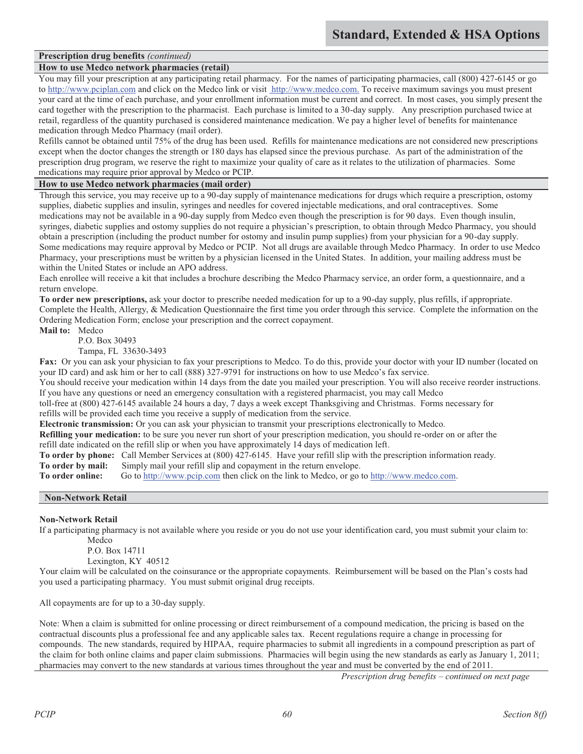**Prescription drug benefits** *(continued)*

**How to use Medco network pharmacies (retail)**

You may fill your prescription at any participating retail pharmacy. For the names of participating pharmacies, call (800) 427-6145 or go to http://www.pciplan.com and click on the Medco link or visit http://www.medco.com. To receive maximum savings you must present your card at the time of each purchase, and your enrollment information must be current and correct. In most cases, you simply present the card together with the prescription to the pharmacist. Each purchase is limited to a 30-day supply. Any prescription purchased twice at retail, regardless of the quantity purchased is considered maintenance medication. We pay a higher level of benefits for maintenance medication through Medco Pharmacy (mail order).

Refills cannot be obtained until 75% of the drug has been used. Refills for maintenance medications are not considered new prescriptions except when the doctor changes the strength or 180 days has elapsed since the previous purchase. As part of the administration of the prescription drug program, we reserve the right to maximize your quality of care as it relates to the utilization of pharmacies. Some medications may require prior approval by Medco or PCIP.

**How to use Medco network pharmacies (mail order)**

Through this service, you may receive up to a 90-day supply of maintenance medications for drugs which require a prescription, ostomy supplies, diabetic supplies and insulin, syringes and needles for covered injectable medications, and oral contraceptives. Some medications may not be available in a 90-day supply from Medco even though the prescription is for 90 days. Even though insulin, syringes, diabetic supplies and ostomy supplies do not require a physician's prescription, to obtain through Medco Pharmacy, you should obtain a prescription (including the product number for ostomy and insulin pump supplies) from your physician for a 90-day supply. Some medications may require approval by Medco or PCIP. Not all drugs are available through Medco Pharmacy. In order to use Medco Pharmacy, your prescriptions must be written by a physician licensed in the United States. In addition, your mailing address must be within the United States or include an APO address.

Each enrollee will receive a kit that includes a brochure describing the Medco Pharmacy service, an order form, a questionnaire, and a return envelope.

**To order new prescriptions,** ask your doctor to prescribe needed medication for up to a 90-day supply, plus refills, if appropriate. Complete the Health, Allergy, & Medication Questionnaire the first time you order through this service. Complete the information on the Ordering Medication Form; enclose your prescription and the correct copayment.

**Mail to:** Medco
P.O. Box 30493
Tampa, FL 33630-3493

**Fax:** Or you can ask your physician to fax your prescriptions to Medco. To do this, provide your doctor with your ID number (located on your ID card) and ask him or her to call (888) 327-9791 for instructions on how to use Medco's fax service.

You should receive your medication within 14 days from the date you mailed your prescription. You will also receive reorder instructions. If you have any questions or need an emergency consultation with a registered pharmacist, you may call Medco toll-free at (800) 427-6145 available 24 hours a day, 7 days a week except Thanksgiving and Christmas. Forms necessary for refills will be provided each time you receive a supply of medication from the service.

**Electronic transmission:** Or you can ask your physician to transmit your prescriptions electronically to Medco.

**Refilling your medication:** to be sure you never run short of your prescription medication, you should re-order on or after the refill date indicated on the refill slip or when you have approximately 14 days of medication left.

**To order by phone:** Call Member Services at (800) 427-6145. Have your refill slip with the prescription information ready.

**To order by mail:** Simply mail your refill slip and copayment in the return envelope.

**To order online:** Go to http://www.pcip.com then click on the link to Medco, or go to http://www.medco.com.

**Non-Network Retail**

**Non-Network Retail**

If a participating pharmacy is not available where you reside or you do not use your identification card, you must submit your claim to:
Medco
P.O. Box 14711
Lexington, KY 40512

Your claim will be calculated on the coinsurance or the appropriate copayments. Reimbursement will be based on the Plan's costs had you used a participating pharmacy. You must submit original drug receipts.

All copayments are for up to a 30-day supply.

Note: When a claim is submitted for online processing or direct reimbursement of a compound medication, the pricing is based on the contractual discounts plus a professional fee and any applicable sales tax. Recent regulations require a change in processing for compounds. The new standards, required by HIPAA, require pharmacies to submit all ingredients in a compound prescription as part of the claim for both online claims and paper claim submissions. Pharmacies will begin using the new standards as early as January 1, 2011; pharmacies may convert to the new standards at various times throughout the year and must be converted by the end of 2011.

*Prescription drug benefits – continued on next page*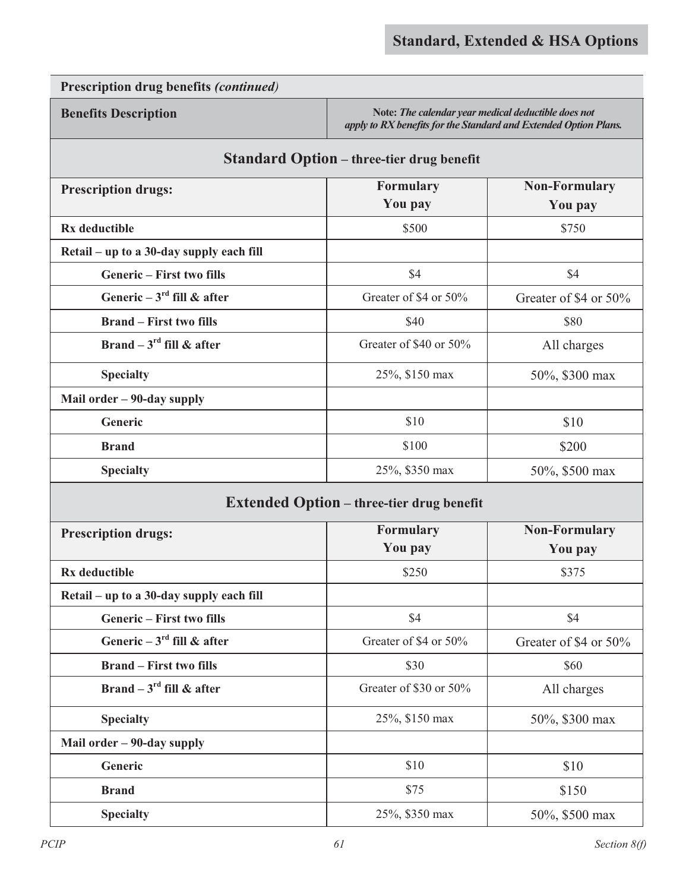## Standard, Extended & HSA Options

| Prescription drug benefits *(continued)* | | |
|---|---|---|
| **Benefits Description** | **Note:** ***The calendar year medical deductible does not apply to RX benefits for the Standard and Extended Option Plans.*** | |
| **Standard Option – three-tier drug benefit** | | |
| **Prescription drugs:** | **Formulary You pay** | **Non-Formulary You pay** |
| **Rx deductible** | $500 | $750 |
| **Retail – up to a 30-day supply each fill** | | |
| **Generic – First two fills** | $4 | $4 |
| **Generic – 3rd fill & after** | Greater of $4 or 50% | Greater of $4 or 50% |
| **Brand – First two fills** | $40 | $80 |
| **Brand – 3rd fill & after** | Greater of $40 or 50% | All charges |
| **Specialty** | 25%, $150 max | 50%, $300 max |
| **Mail order – 90-day supply** | | |
| **Generic** | $10 | $10 |
| **Brand** | $100 | $200 |
| **Specialty** | 25%, $350 max | 50%, $500 max |
| **Extended Option – three-tier drug benefit** | | |
| **Prescription drugs:** | **Formulary You pay** | **Non-Formulary You pay** |
| **Rx deductible** | $250 | $375 |
| **Retail – up to a 30-day supply each fill** | | |
| **Generic – First two fills** | $4 | $4 |
| **Generic – 3rd fill & after** | Greater of $4 or 50% | Greater of $4 or 50% |
| **Brand – First two fills** | $30 | $60 |
| **Brand – 3rd fill & after** | Greater of $30 or 50% | All charges |
| **Specialty** | 25%, $150 max | 50%, $300 max |
| **Mail order – 90-day supply** | | |
| **Generic** | $10 | $10 |
| **Brand** | $75 | $150 |
| **Specialty** | 25%, $350 max | 50%, $500 max |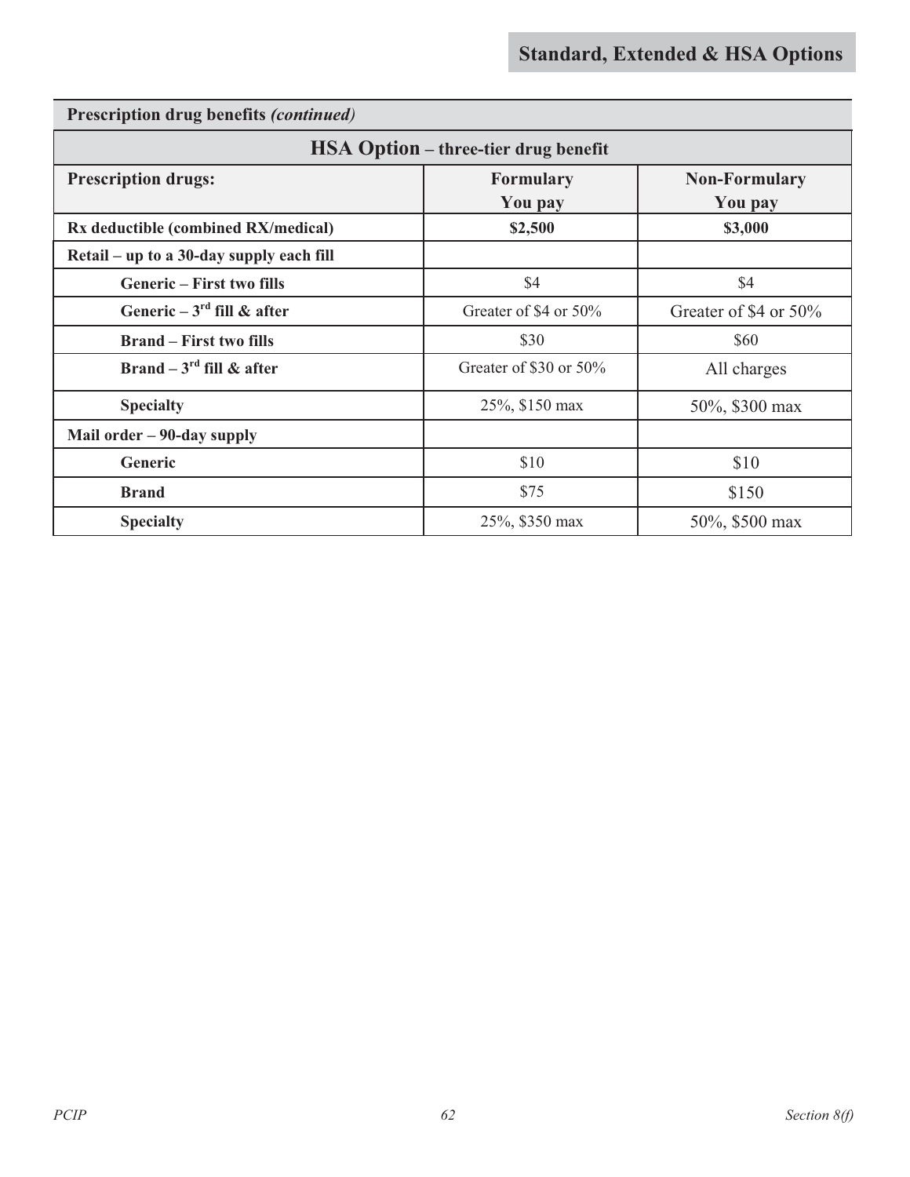## Standard, Extended & HSA Options

| Prescription drug benefits *(continued)* | | |
|---|---|---|
| **HSA Option – three-tier drug benefit** | | |
| **Prescription drugs:** | **Formulary You pay** | **Non-Formulary You pay** |
| **Rx deductible (combined RX/medical)** | **$2,500** | **$3,000** |
| **Retail – up to a 30-day supply each fill** | | |
| **Generic – First two fills** | $4 | $4 |
| **Generic – 3rd fill & after** | Greater of $4 or 50% | Greater of $4 or 50% |
| **Brand – First two fills** | $30 | $60 |
| **Brand – 3rd fill & after** | Greater of $30 or 50% | All charges |
| **Specialty** | 25%, $150 max | 50%, $300 max |
| **Mail order – 90-day supply** | | |
| **Generic** | $10 | $10 |
| **Brand** | $75 | $150 |
| **Specialty** | 25%, $350 max | 50%, $500 max |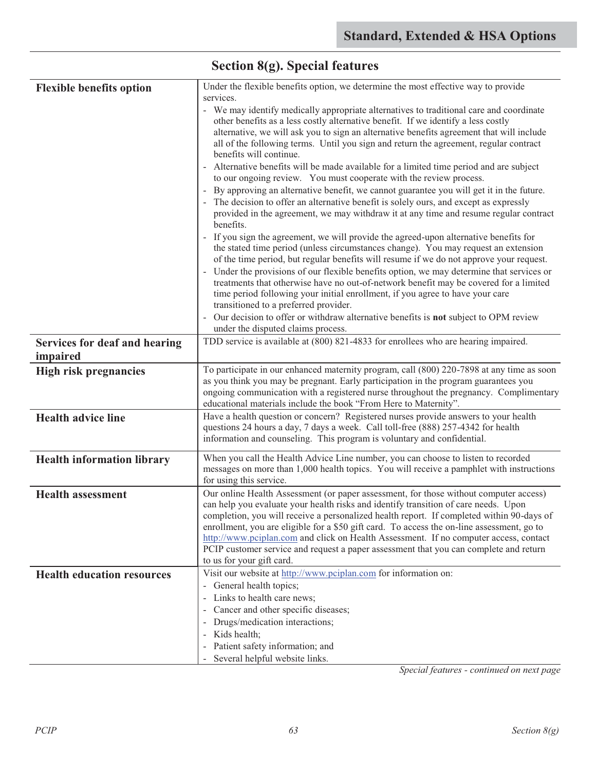## Section 8(g). Special features

| | |
|---|---|
| **Flexible benefits option** | Under the flexible benefits option, we determine the most effective way to provide services.<br>- We may identify medically appropriate alternatives to traditional care and coordinate other benefits as a less costly alternative benefit. If we identify a less costly alternative, we will ask you to sign an alternative benefits agreement that will include all of the following terms. Until you sign and return the agreement, regular contract benefits will continue.<br>- Alternative benefits will be made available for a limited time period and are subject to our ongoing review. You must cooperate with the review process.<br>- By approving an alternative benefit, we cannot guarantee you will get it in the future.<br>- The decision to offer an alternative benefit is solely ours, and except as expressly provided in the agreement, we may withdraw it at any time and resume regular contract benefits.<br>- If you sign the agreement, we will provide the agreed-upon alternative benefits for the stated time period (unless circumstances change). You may request an extension of the time period, but regular benefits will resume if we do not approve your request.<br>- Under the provisions of our flexible benefits option, we may determine that services or treatments that otherwise have no out-of-network benefit may be covered for a limited time period following your initial enrollment, if you agree to have your care transitioned to a preferred provider.<br>- Our decision to offer or withdraw alternative benefits is **not** subject to OPM review under the disputed claims process. |
| **Services for deaf and hearing impaired** | TDD service is available at (800) 821-4833 for enrollees who are hearing impaired. |
| **High risk pregnancies** | To participate in our enhanced maternity program, call (800) 220-7898 at any time as soon as you think you may be pregnant. Early participation in the program guarantees you ongoing communication with a registered nurse throughout the pregnancy. Complimentary educational materials include the book "From Here to Maternity". |
| **Health advice line** | Have a health question or concern? Registered nurses provide answers to your health questions 24 hours a day, 7 days a week. Call toll-free (888) 257-4342 for health information and counseling. This program is voluntary and confidential. |
| **Health information library** | When you call the Health Advice Line number, you can choose to listen to recorded messages on more than 1,000 health topics. You will receive a pamphlet with instructions for using this service. |
| **Health assessment** | Our online Health Assessment (or paper assessment, for those without computer access) can help you evaluate your health risks and identify transition of care needs. Upon completion, you will receive a personalized health report. If completed within 90-days of enrollment, you are eligible for a $50 gift card. To access the on-line assessment, go to http://www.pciplan.com and click on Health Assessment. If no computer access, contact PCIP customer service and request a paper assessment that you can complete and return to us for your gift card. |
| **Health education resources** | Visit our website at http://www.pciplan.com for information on:<br>- General health topics;<br>- Links to health care news;<br>- Cancer and other specific diseases;<br>- Drugs/medication interactions;<br>- Kids health;<br>- Patient safety information; and<br>- Several helpful website links. |

*Special features - continued on next page*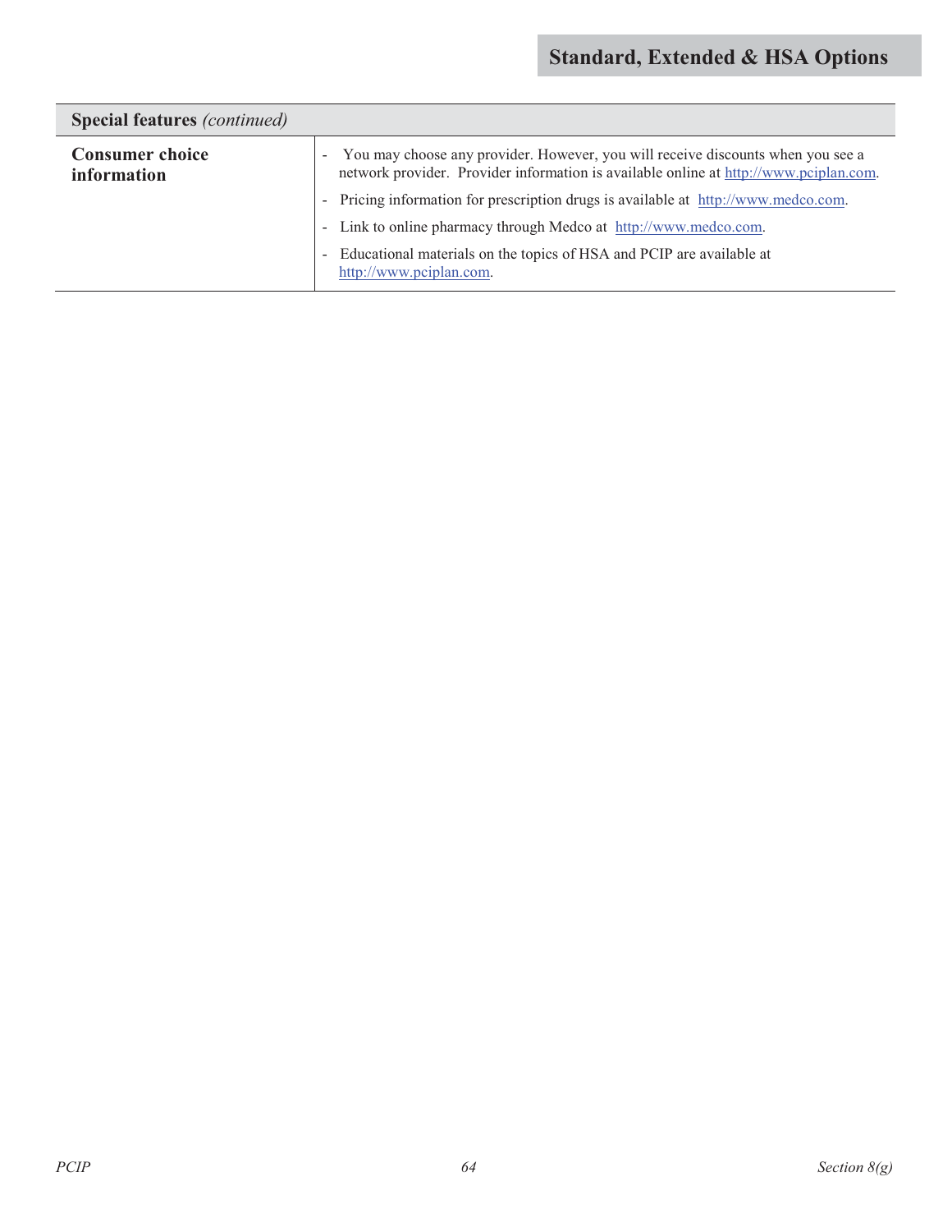| Special features *(continued)* | |
|---|---|
| **Consumer choice information** | - You may choose any provider. However, you will receive discounts when you see a network provider. Provider information is available online at http://www.pciplan.com.<br>- Pricing information for prescription drugs is available at http://www.medco.com.<br>- Link to online pharmacy through Medco at http://www.medco.com.<br>- Educational materials on the topics of HSA and PCIP are available at http://www.pciplan.com. |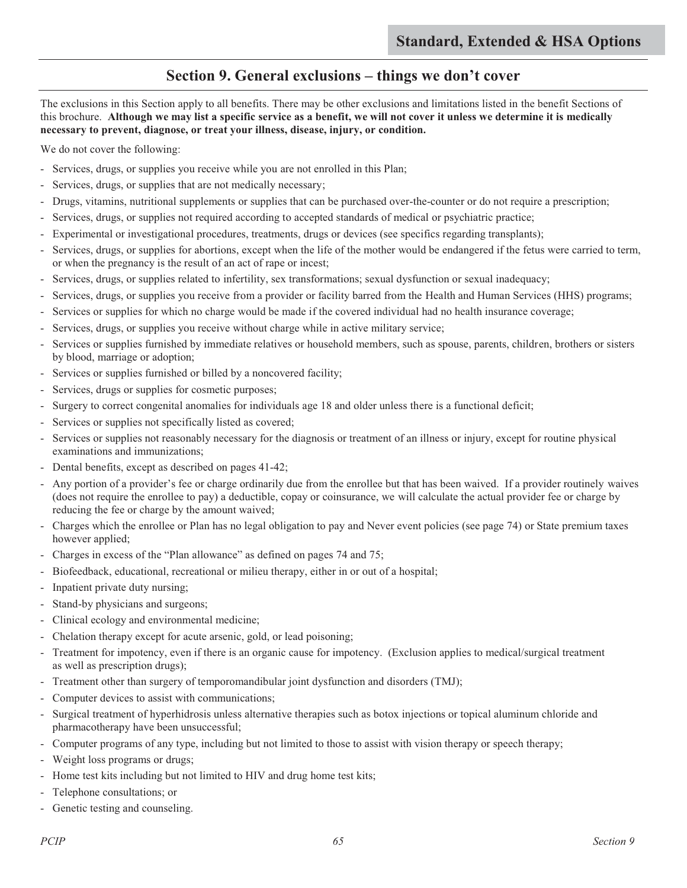# Section 9. General exclusions – things we don't cover

The exclusions in this Section apply to all benefits. There may be other exclusions and limitations listed in the benefit Sections of this brochure. **Although we may list a specific service as a benefit, we will not cover it unless we determine it is medically necessary to prevent, diagnose, or treat your illness, disease, injury, or condition.**

We do not cover the following:

- Services, drugs, or supplies you receive while you are not enrolled in this Plan;
- Services, drugs, or supplies that are not medically necessary;
- Drugs, vitamins, nutritional supplements or supplies that can be purchased over-the-counter or do not require a prescription;
- Services, drugs, or supplies not required according to accepted standards of medical or psychiatric practice;
- Experimental or investigational procedures, treatments, drugs or devices (see specifics regarding transplants);
- Services, drugs, or supplies for abortions, except when the life of the mother would be endangered if the fetus were carried to term, or when the pregnancy is the result of an act of rape or incest;
- Services, drugs, or supplies related to infertility, sex transformations; sexual dysfunction or sexual inadequacy;
- Services, drugs, or supplies you receive from a provider or facility barred from the Health and Human Services (HHS) programs;
- Services or supplies for which no charge would be made if the covered individual had no health insurance coverage;
- Services, drugs, or supplies you receive without charge while in active military service;
- Services or supplies furnished by immediate relatives or household members, such as spouse, parents, children, brothers or sisters by blood, marriage or adoption;
- Services or supplies furnished or billed by a noncovered facility;
- Services, drugs or supplies for cosmetic purposes;
- Surgery to correct congenital anomalies for individuals age 18 and older unless there is a functional deficit;
- Services or supplies not specifically listed as covered;
- Services or supplies not reasonably necessary for the diagnosis or treatment of an illness or injury, except for routine physical examinations and immunizations;
- Dental benefits, except as described on pages 41-42;
- Any portion of a provider's fee or charge ordinarily due from the enrollee but that has been waived. If a provider routinely waives (does not require the enrollee to pay) a deductible, copay or coinsurance, we will calculate the actual provider fee or charge by reducing the fee or charge by the amount waived;
- Charges which the enrollee or Plan has no legal obligation to pay and Never event policies (see page 74) or State premium taxes however applied;
- Charges in excess of the "Plan allowance" as defined on pages 74 and 75;
- Biofeedback, educational, recreational or milieu therapy, either in or out of a hospital;
- Inpatient private duty nursing;
- Stand-by physicians and surgeons;
- Clinical ecology and environmental medicine;
- Chelation therapy except for acute arsenic, gold, or lead poisoning;
- Treatment for impotency, even if there is an organic cause for impotency. (Exclusion applies to medical/surgical treatment as well as prescription drugs);
- Treatment other than surgery of temporomandibular joint dysfunction and disorders (TMJ);
- Computer devices to assist with communications;
- Surgical treatment of hyperhidrosis unless alternative therapies such as botox injections or topical aluminum chloride and pharmacotherapy have been unsuccessful;
- Computer programs of any type, including but not limited to those to assist with vision therapy or speech therapy;
- Weight loss programs or drugs;
- Home test kits including but not limited to HIV and drug home test kits;
- Telephone consultations; or
- Genetic testing and counseling.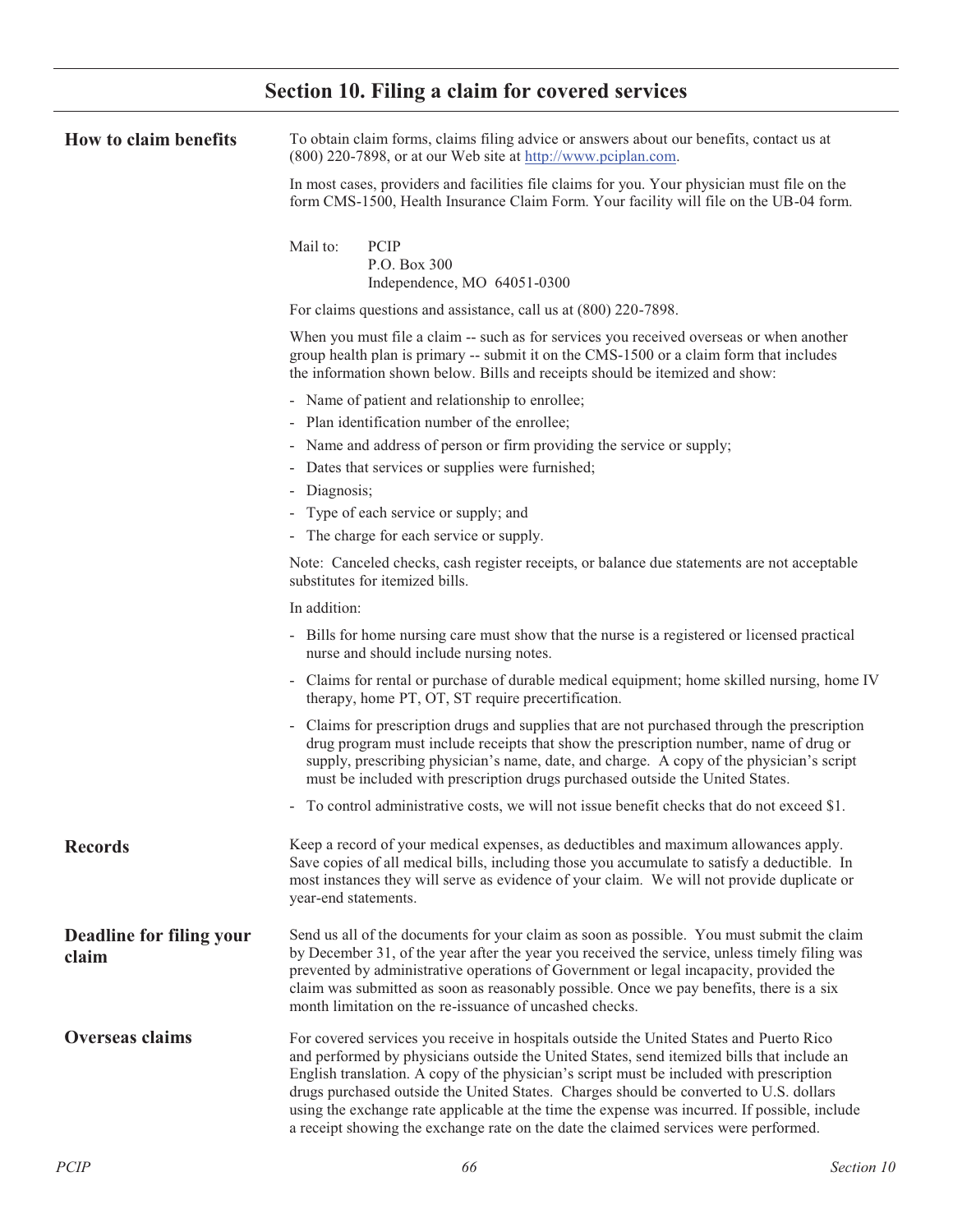# Section 10. Filing a claim for covered services

**How to claim benefits**

To obtain claim forms, claims filing advice or answers about our benefits, contact us at (800) 220-7898, or at our Web site at http://www.pciplan.com.

In most cases, providers and facilities file claims for you. Your physician must file on the form CMS-1500, Health Insurance Claim Form. Your facility will file on the UB-04 form.

Mail to: PCIP
P.O. Box 300
Independence, MO 64051-0300

For claims questions and assistance, call us at (800) 220-7898.

When you must file a claim -- such as for services you received overseas or when another group health plan is primary -- submit it on the CMS-1500 or a claim form that includes the information shown below. Bills and receipts should be itemized and show:

- Name of patient and relationship to enrollee;
- Plan identification number of the enrollee;
- Name and address of person or firm providing the service or supply;
- Dates that services or supplies were furnished;
- Diagnosis;
- Type of each service or supply; and
- The charge for each service or supply.

Note: Canceled checks, cash register receipts, or balance due statements are not acceptable substitutes for itemized bills.

In addition:

- Bills for home nursing care must show that the nurse is a registered or licensed practical nurse and should include nursing notes.
- Claims for rental or purchase of durable medical equipment; home skilled nursing, home IV therapy, home PT, OT, ST require precertification.
- Claims for prescription drugs and supplies that are not purchased through the prescription drug program must include receipts that show the prescription number, name of drug or supply, prescribing physician's name, date, and charge. A copy of the physician's script must be included with prescription drugs purchased outside the United States.
- To control administrative costs, we will not issue benefit checks that do not exceed $1.

**Records**

Keep a record of your medical expenses, as deductibles and maximum allowances apply. Save copies of all medical bills, including those you accumulate to satisfy a deductible. In most instances they will serve as evidence of your claim. We will not provide duplicate or year-end statements.

**Deadline for filing your claim**

Send us all of the documents for your claim as soon as possible. You must submit the claim by December 31, of the year after the year you received the service, unless timely filing was prevented by administrative operations of Government or legal incapacity, provided the claim was submitted as soon as reasonably possible. Once we pay benefits, there is a six month limitation on the re-issuance of uncashed checks.

**Overseas claims**

For covered services you receive in hospitals outside the United States and Puerto Rico and performed by physicians outside the United States, send itemized bills that include an English translation. A copy of the physician's script must be included with prescription drugs purchased outside the United States. Charges should be converted to U.S. dollars using the exchange rate applicable at the time the expense was incurred. If possible, include a receipt showing the exchange rate on the date the claimed services were performed.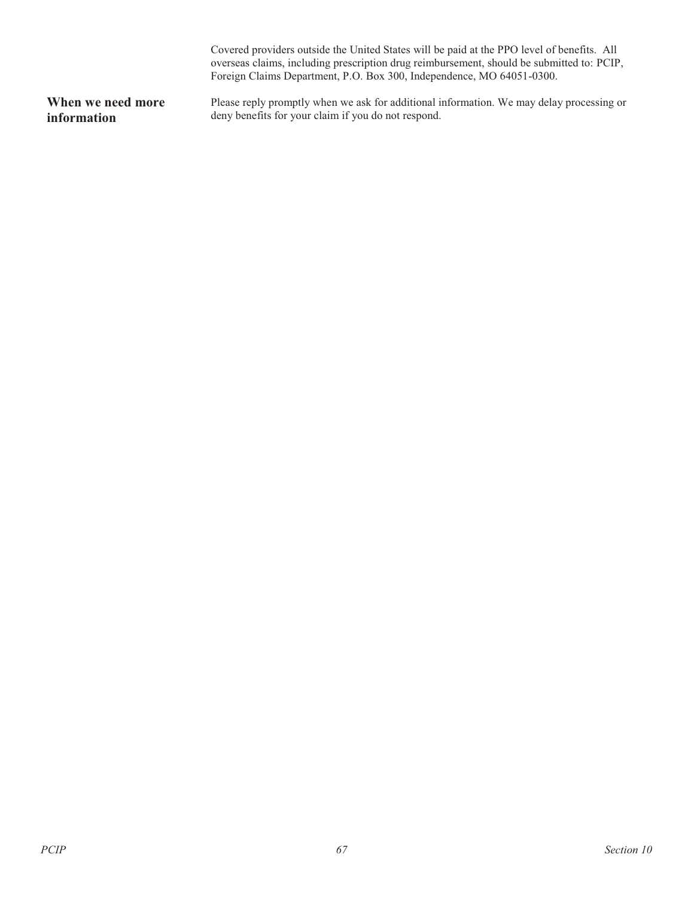Covered providers outside the United States will be paid at the PPO level of benefits. All overseas claims, including prescription drug reimbursement, should be submitted to: PCIP, Foreign Claims Department, P.O. Box 300, Independence, MO 64051-0300.

**When we need more information**

Please reply promptly when we ask for additional information. We may delay processing or deny benefits for your claim if you do not respond.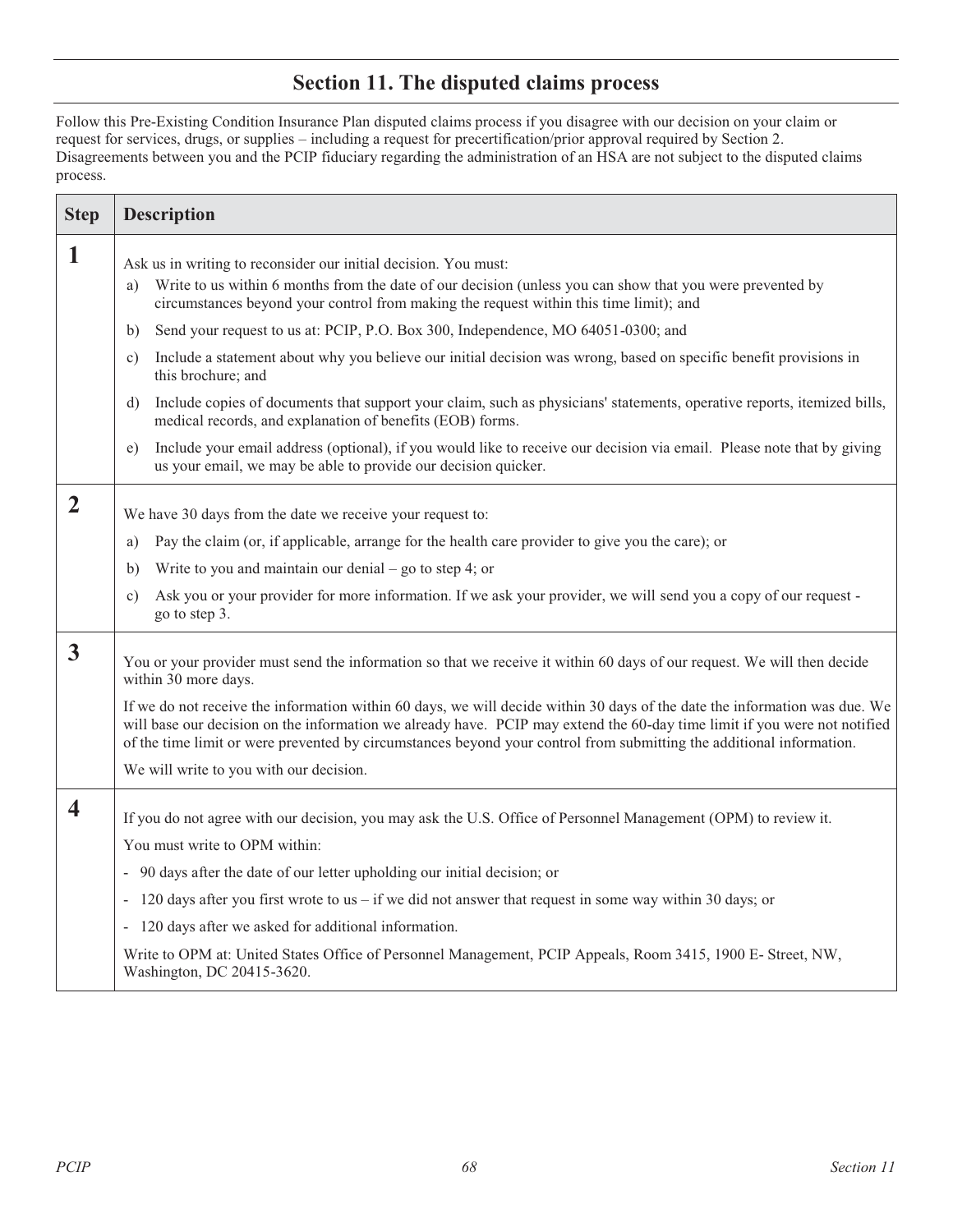## Section 11. The disputed claims process

Follow this Pre-Existing Condition Insurance Plan disputed claims process if you disagree with our decision on your claim or request for services, drugs, or supplies – including a request for precertification/prior approval required by Section 2. Disagreements between you and the PCIP fiduciary regarding the administration of an HSA are not subject to the disputed claims process.

| Step | Description |
|---|---|
| **1** | Ask us in writing to reconsider our initial decision. You must:<br>a) Write to us within 6 months from the date of our decision (unless you can show that you were prevented by circumstances beyond your control from making the request within this time limit); and<br>b) Send your request to us at: PCIP, P.O. Box 300, Independence, MO 64051-0300; and<br>c) Include a statement about why you believe our initial decision was wrong, based on specific benefit provisions in this brochure; and<br>d) Include copies of documents that support your claim, such as physicians' statements, operative reports, itemized bills, medical records, and explanation of benefits (EOB) forms.<br>e) Include your email address (optional), if you would like to receive our decision via email. Please note that by giving us your email, we may be able to provide our decision quicker. |
| **2** | We have 30 days from the date we receive your request to:<br>a) Pay the claim (or, if applicable, arrange for the health care provider to give you the care); or<br>b) Write to you and maintain our denial – go to step 4; or<br>c) Ask you or your provider for more information. If we ask your provider, we will send you a copy of our request - go to step 3. |
| **3** | You or your provider must send the information so that we receive it within 60 days of our request. We will then decide within 30 more days.<br>If we do not receive the information within 60 days, we will decide within 30 days of the date the information was due. We will base our decision on the information we already have. PCIP may extend the 60-day time limit if you were not notified of the time limit or were prevented by circumstances beyond your control from submitting the additional information.<br>We will write to you with our decision. |
| **4** | If you do not agree with our decision, you may ask the U.S. Office of Personnel Management (OPM) to review it.<br>You must write to OPM within:<br>- 90 days after the date of our letter upholding our initial decision; or<br>- 120 days after you first wrote to us – if we did not answer that request in some way within 30 days; or<br>- 120 days after we asked for additional information.<br>Write to OPM at: United States Office of Personnel Management, PCIP Appeals, Room 3415, 1900 E- Street, NW, Washington, DC 20415-3620. |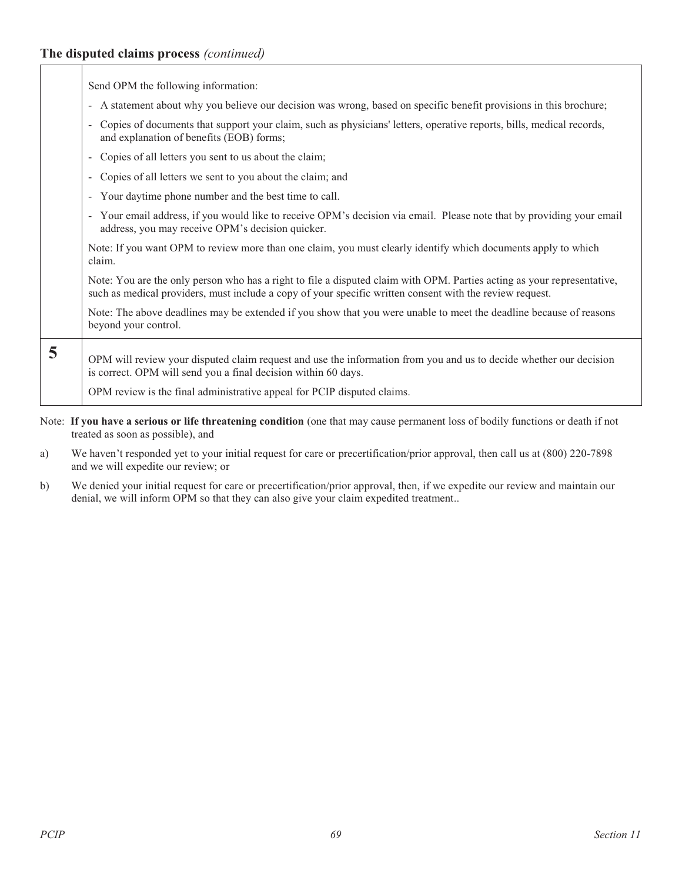## The disputed claims process *(continued)*

| | |
|---|---|
| | Send OPM the following information:<br>- A statement about why you believe our decision was wrong, based on specific benefit provisions in this brochure;<br>- Copies of documents that support your claim, such as physicians' letters, operative reports, bills, medical records, and explanation of benefits (EOB) forms;<br>- Copies of all letters you sent to us about the claim;<br>- Copies of all letters we sent to you about the claim; and<br>- Your daytime phone number and the best time to call.<br>- Your email address, if you would like to receive OPM's decision via email. Please note that by providing your email address, you may receive OPM's decision quicker.<br><br>Note: If you want OPM to review more than one claim, you must clearly identify which documents apply to which claim.<br><br>Note: You are the only person who has a right to file a disputed claim with OPM. Parties acting as your representative, such as medical providers, must include a copy of your specific written consent with the review request.<br><br>Note: The above deadlines may be extended if you show that you were unable to meet the deadline because of reasons beyond your control. |
| **5** | OPM will review your disputed claim request and use the information from you and us to decide whether our decision is correct. OPM will send you a final decision within 60 days.<br><br>OPM review is the final administrative appeal for PCIP disputed claims. |

Note: **If you have a serious or life threatening condition** (one that may cause permanent loss of bodily functions or death if not treated as soon as possible), and

a) We haven't responded yet to your initial request for care or precertification/prior approval, then call us at (800) 220-7898 and we will expedite our review; or

b) We denied your initial request for care or precertification/prior approval, then, if we expedite our review and maintain our denial, we will inform OPM so that they can also give your claim expedited treatment..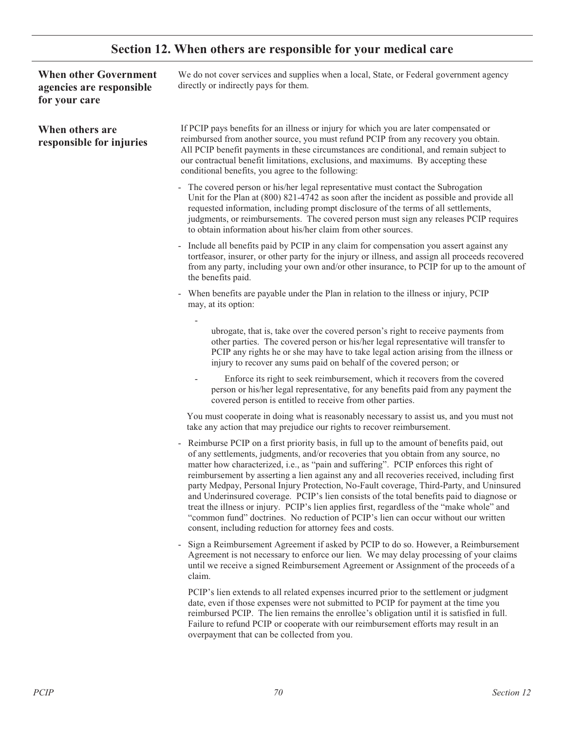## Section 12. When others are responsible for your medical care

**When other Government agencies are responsible for your care**

We do not cover services and supplies when a local, State, or Federal government agency directly or indirectly pays for them.

**When others are responsible for injuries**

If PCIP pays benefits for an illness or injury for which you are later compensated or reimbursed from another source, you must refund PCIP from any recovery you obtain. All PCIP benefit payments in these circumstances are conditional, and remain subject to our contractual benefit limitations, exclusions, and maximums. By accepting these conditional benefits, you agree to the following:

- The covered person or his/her legal representative must contact the Subrogation Unit for the Plan at (800) 821-4742 as soon after the incident as possible and provide all requested information, including prompt disclosure of the terms of all settlements, judgments, or reimbursements. The covered person must sign any releases PCIP requires to obtain information about his/her claim from other sources.
- Include all benefits paid by PCIP in any claim for compensation you assert against any tortfeasor, insurer, or other party for the injury or illness, and assign all proceeds recovered from any party, including your own and/or other insurance, to PCIP for up to the amount of the benefits paid.
- When benefits are payable under the Plan in relation to the illness or injury, PCIP may, at its option:
  - ubrogate, that is, take over the covered person's right to receive payments from other parties. The covered person or his/her legal representative will transfer to PCIP any rights he or she may have to take legal action arising from the illness or injury to recover any sums paid on behalf of the covered person; or
  - Enforce its right to seek reimbursement, which it recovers from the covered person or his/her legal representative, for any benefits paid from any payment the covered person is entitled to receive from other parties.

  You must cooperate in doing what is reasonably necessary to assist us, and you must not take any action that may prejudice our rights to recover reimbursement.
- Reimburse PCIP on a first priority basis, in full up to the amount of benefits paid, out of any settlements, judgments, and/or recoveries that you obtain from any source, no matter how characterized, i.e., as "pain and suffering". PCIP enforces this right of reimbursement by asserting a lien against any and all recoveries received, including first party Medpay, Personal Injury Protection, No-Fault coverage, Third-Party, and Uninsured and Underinsured coverage. PCIP's lien consists of the total benefits paid to diagnose or treat the illness or injury. PCIP's lien applies first, regardless of the "make whole" and "common fund" doctrines. No reduction of PCIP's lien can occur without our written consent, including reduction for attorney fees and costs.
- Sign a Reimbursement Agreement if asked by PCIP to do so. However, a Reimbursement Agreement is not necessary to enforce our lien. We may delay processing of your claims until we receive a signed Reimbursement Agreement or Assignment of the proceeds of a claim.

  PCIP's lien extends to all related expenses incurred prior to the settlement or judgment date, even if those expenses were not submitted to PCIP for payment at the time you reimbursed PCIP. The lien remains the enrollee's obligation until it is satisfied in full. Failure to refund PCIP or cooperate with our reimbursement efforts may result in an overpayment that can be collected from you.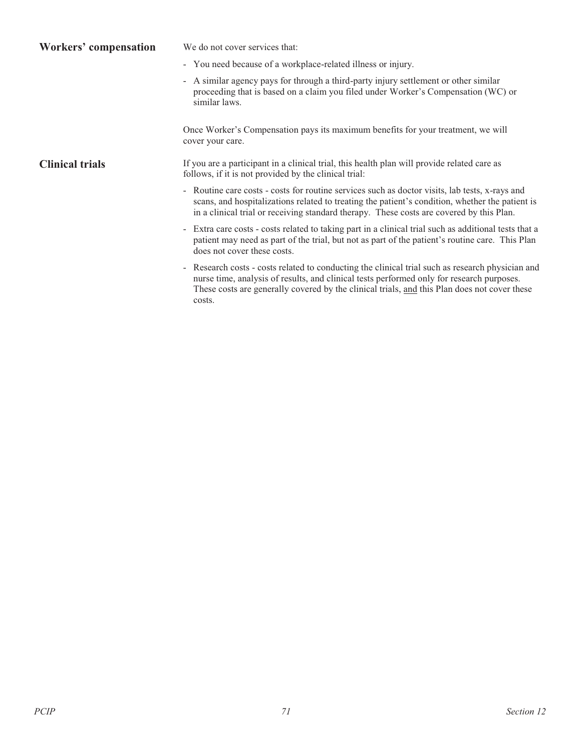### Workers' compensation

We do not cover services that:

- You need because of a workplace-related illness or injury.
- A similar agency pays for through a third-party injury settlement or other similar proceeding that is based on a claim you filed under Worker's Compensation (WC) or similar laws.

Once Worker's Compensation pays its maximum benefits for your treatment, we will cover your care.

### Clinical trials

If you are a participant in a clinical trial, this health plan will provide related care as follows, if it is not provided by the clinical trial:

- Routine care costs - costs for routine services such as doctor visits, lab tests, x-rays and scans, and hospitalizations related to treating the patient's condition, whether the patient is in a clinical trial or receiving standard therapy. These costs are covered by this Plan.
- Extra care costs - costs related to taking part in a clinical trial such as additional tests that a patient may need as part of the trial, but not as part of the patient's routine care. This Plan does not cover these costs.
- Research costs - costs related to conducting the clinical trial such as research physician and nurse time, analysis of results, and clinical tests performed only for research purposes. These costs are generally covered by the clinical trials, <u>and</u> this Plan does not cover these costs.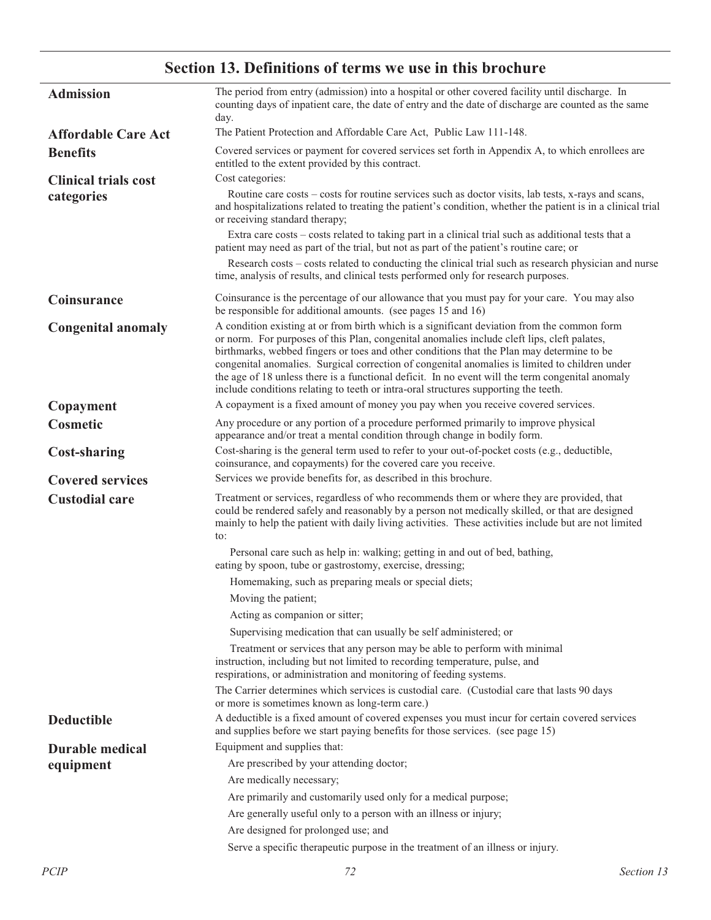## Section 13. Definitions of terms we use in this brochure

**Admission**

The period from entry (admission) into a hospital or other covered facility until discharge. In counting days of inpatient care, the date of entry and the date of discharge are counted as the same day.

**Affordable Care Act**

The Patient Protection and Affordable Care Act, Public Law 111-148.

**Benefits**

Covered services or payment for covered services set forth in Appendix A, to which enrollees are entitled to the extent provided by this contract.

**Clinical trials cost categories**

Cost categories:

- Routine care costs – costs for routine services such as doctor visits, lab tests, x-rays and scans, and hospitalizations related to treating the patient's condition, whether the patient is in a clinical trial or receiving standard therapy;
- Extra care costs – costs related to taking part in a clinical trial such as additional tests that a patient may need as part of the trial, but not as part of the patient's routine care; or
- Research costs – costs related to conducting the clinical trial such as research physician and nurse time, analysis of results, and clinical tests performed only for research purposes.

**Coinsurance**

Coinsurance is the percentage of our allowance that you must pay for your care. You may also be responsible for additional amounts. (see pages 15 and 16)

**Congenital anomaly**

A condition existing at or from birth which is a significant deviation from the common form or norm. For purposes of this Plan, congenital anomalies include cleft lips, cleft palates, birthmarks, webbed fingers or toes and other conditions that the Plan may determine to be congenital anomalies. Surgical correction of congenital anomalies is limited to children under the age of 18 unless there is a functional deficit. In no event will the term congenital anomaly include conditions relating to teeth or intra-oral structures supporting the teeth.

**Copayment**

A copayment is a fixed amount of money you pay when you receive covered services.

**Cosmetic**

Any procedure or any portion of a procedure performed primarily to improve physical appearance and/or treat a mental condition through change in bodily form.

**Cost-sharing**

Cost-sharing is the general term used to refer to your out-of-pocket costs (e.g., deductible, coinsurance, and copayments) for the covered care you receive.

**Covered services**

Services we provide benefits for, as described in this brochure.

**Custodial care**

Treatment or services, regardless of who recommends them or where they are provided, that could be rendered safely and reasonably by a person not medically skilled, or that are designed mainly to help the patient with daily living activities. These activities include but are not limited to:

- Personal care such as help in: walking; getting in and out of bed, bathing, eating by spoon, tube or gastrostomy, exercise, dressing;
- Homemaking, such as preparing meals or special diets;
- Moving the patient;
- Acting as companion or sitter;
- Supervising medication that can usually be self administered; or
- Treatment or services that any person may be able to perform with minimal instruction, including but not limited to recording temperature, pulse, and respirations, or administration and monitoring of feeding systems.

The Carrier determines which services is custodial care. (Custodial care that lasts 90 days or more is sometimes known as long-term care.)

**Deductible**

A deductible is a fixed amount of covered expenses you must incur for certain covered services and supplies before we start paying benefits for those services. (see page 15)

**Durable medical equipment**

Equipment and supplies that:

- Are prescribed by your attending doctor;
- Are medically necessary;
- Are primarily and customarily used only for a medical purpose;
- Are generally useful only to a person with an illness or injury;
- Are designed for prolonged use; and
- Serve a specific therapeutic purpose in the treatment of an illness or injury.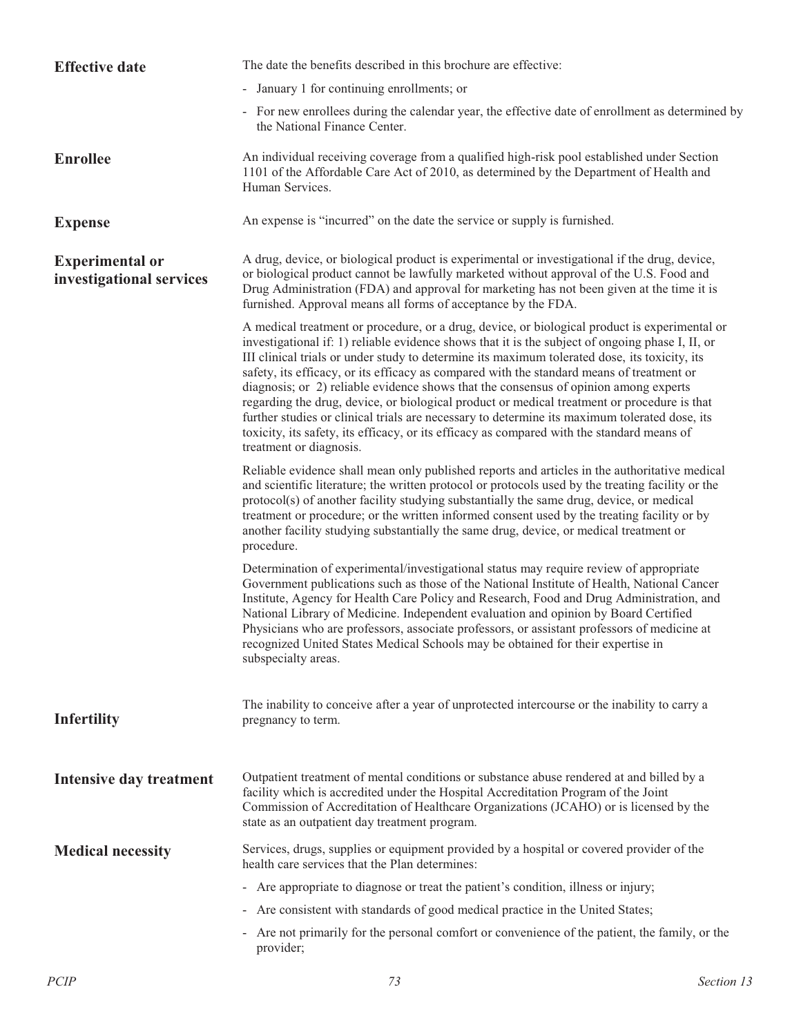**Effective date**

The date the benefits described in this brochure are effective:

- January 1 for continuing enrollments; or
- For new enrollees during the calendar year, the effective date of enrollment as determined by the National Finance Center.

**Enrollee**

An individual receiving coverage from a qualified high-risk pool established under Section 1101 of the Affordable Care Act of 2010, as determined by the Department of Health and Human Services.

**Expense**

An expense is "incurred" on the date the service or supply is furnished.

**Experimental or investigational services**

A drug, device, or biological product is experimental or investigational if the drug, device, or biological product cannot be lawfully marketed without approval of the U.S. Food and Drug Administration (FDA) and approval for marketing has not been given at the time it is furnished. Approval means all forms of acceptance by the FDA.

A medical treatment or procedure, or a drug, device, or biological product is experimental or investigational if: 1) reliable evidence shows that it is the subject of ongoing phase I, II, or III clinical trials or under study to determine its maximum tolerated dose, its toxicity, its safety, its efficacy, or its efficacy as compared with the standard means of treatment or diagnosis; or 2) reliable evidence shows that the consensus of opinion among experts regarding the drug, device, or biological product or medical treatment or procedure is that further studies or clinical trials are necessary to determine its maximum tolerated dose, its toxicity, its safety, its efficacy, or its efficacy as compared with the standard means of treatment or diagnosis.

Reliable evidence shall mean only published reports and articles in the authoritative medical and scientific literature; the written protocol or protocols used by the treating facility or the protocol(s) of another facility studying substantially the same drug, device, or medical treatment or procedure; or the written informed consent used by the treating facility or by another facility studying substantially the same drug, device, or medical treatment or procedure.

Determination of experimental/investigational status may require review of appropriate Government publications such as those of the National Institute of Health, National Cancer Institute, Agency for Health Care Policy and Research, Food and Drug Administration, and National Library of Medicine. Independent evaluation and opinion by Board Certified Physicians who are professors, associate professors, or assistant professors of medicine at recognized United States Medical Schools may be obtained for their expertise in subspecialty areas.

**Infertility**

The inability to conceive after a year of unprotected intercourse or the inability to carry a pregnancy to term.

**Intensive day treatment**

Outpatient treatment of mental conditions or substance abuse rendered at and billed by a facility which is accredited under the Hospital Accreditation Program of the Joint Commission of Accreditation of Healthcare Organizations (JCAHO) or is licensed by the state as an outpatient day treatment program.

**Medical necessity**

Services, drugs, supplies or equipment provided by a hospital or covered provider of the health care services that the Plan determines:

- Are appropriate to diagnose or treat the patient's condition, illness or injury;
- Are consistent with standards of good medical practice in the United States;
- Are not primarily for the personal comfort or convenience of the patient, the family, or the provider;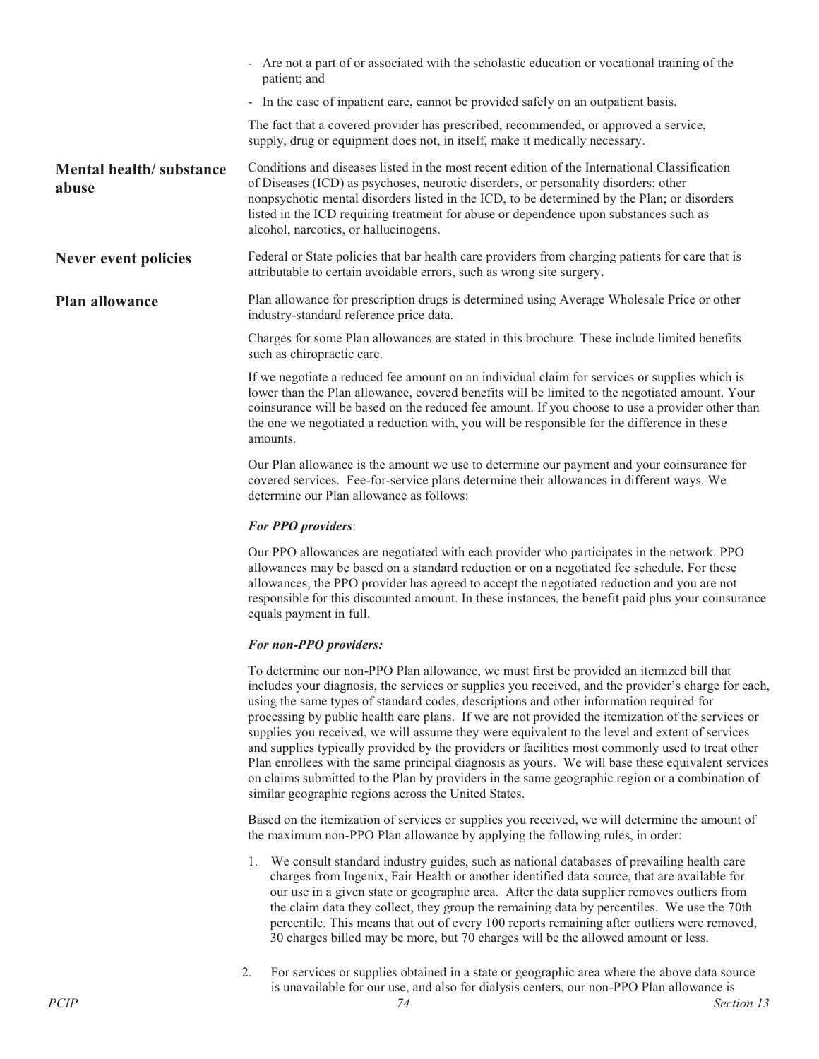- Are not a part of or associated with the scholastic education or vocational training of the patient; and
- In the case of inpatient care, cannot be provided safely on an outpatient basis.

The fact that a covered provider has prescribed, recommended, or approved a service, supply, drug or equipment does not, in itself, make it medically necessary.

**Mental health/ substance abuse**

Conditions and diseases listed in the most recent edition of the International Classification of Diseases (ICD) as psychoses, neurotic disorders, or personality disorders; other nonpsychotic mental disorders listed in the ICD, to be determined by the Plan; or disorders listed in the ICD requiring treatment for abuse or dependence upon substances such as alcohol, narcotics, or hallucinogens.

**Never event policies**

Federal or State policies that bar health care providers from charging patients for care that is attributable to certain avoidable errors, such as wrong site surgery**.**

**Plan allowance**

Plan allowance for prescription drugs is determined using Average Wholesale Price or other industry-standard reference price data.

Charges for some Plan allowances are stated in this brochure. These include limited benefits such as chiropractic care.

If we negotiate a reduced fee amount on an individual claim for services or supplies which is lower than the Plan allowance, covered benefits will be limited to the negotiated amount. Your coinsurance will be based on the reduced fee amount. If you choose to use a provider other than the one we negotiated a reduction with, you will be responsible for the difference in these amounts.

Our Plan allowance is the amount we use to determine our payment and your coinsurance for covered services. Fee-for-service plans determine their allowances in different ways. We determine our Plan allowance as follows:

***For PPO providers***:

Our PPO allowances are negotiated with each provider who participates in the network. PPO allowances may be based on a standard reduction or on a negotiated fee schedule. For these allowances, the PPO provider has agreed to accept the negotiated reduction and you are not responsible for this discounted amount. In these instances, the benefit paid plus your coinsurance equals payment in full.

***For non-PPO providers:***

To determine our non-PPO Plan allowance, we must first be provided an itemized bill that includes your diagnosis, the services or supplies you received, and the provider's charge for each, using the same types of standard codes, descriptions and other information required for processing by public health care plans. If we are not provided the itemization of the services or supplies you received, we will assume they were equivalent to the level and extent of services and supplies typically provided by the providers or facilities most commonly used to treat other Plan enrollees with the same principal diagnosis as yours. We will base these equivalent services on claims submitted to the Plan by providers in the same geographic region or a combination of similar geographic regions across the United States.

Based on the itemization of services or supplies you received, we will determine the amount of the maximum non-PPO Plan allowance by applying the following rules, in order:

1. We consult standard industry guides, such as national databases of prevailing health care charges from Ingenix, Fair Health or another identified data source, that are available for our use in a given state or geographic area. After the data supplier removes outliers from the claim data they collect, they group the remaining data by percentiles. We use the 70th percentile. This means that out of every 100 reports remaining after outliers were removed, 30 charges billed may be more, but 70 charges will be the allowed amount or less.
2. For services or supplies obtained in a state or geographic area where the above data source is unavailable for our use, and also for dialysis centers, our non-PPO Plan allowance is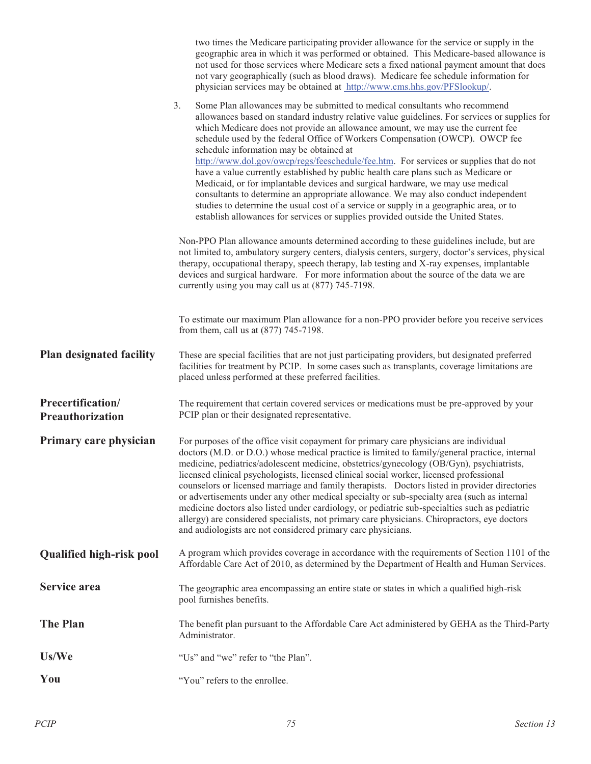two times the Medicare participating provider allowance for the service or supply in the geographic area in which it was performed or obtained. This Medicare-based allowance is not used for those services where Medicare sets a fixed national payment amount that does not vary geographically (such as blood draws). Medicare fee schedule information for physician services may be obtained at http://www.cms.hhs.gov/PFSlookup/.

3. Some Plan allowances may be submitted to medical consultants who recommend allowances based on standard industry relative value guidelines. For services or supplies for which Medicare does not provide an allowance amount, we may use the current fee schedule used by the federal Office of Workers Compensation (OWCP). OWCP fee schedule information may be obtained at http://www.dol.gov/owcp/regs/feeschedule/fee.htm. For services or supplies that do not have a value currently established by public health care plans such as Medicare or Medicaid, or for implantable devices and surgical hardware, we may use medical consultants to determine an appropriate allowance. We may also conduct independent studies to determine the usual cost of a service or supply in a geographic area, or to establish allowances for services or supplies provided outside the United States.

Non-PPO Plan allowance amounts determined according to these guidelines include, but are not limited to, ambulatory surgery centers, dialysis centers, surgery, doctor's services, physical therapy, occupational therapy, speech therapy, lab testing and X-ray expenses, implantable devices and surgical hardware. For more information about the source of the data we are currently using you may call us at (877) 745-7198.

To estimate our maximum Plan allowance for a non-PPO provider before you receive services from them, call us at (877) 745-7198.

**Plan designated facility**

These are special facilities that are not just participating providers, but designated preferred facilities for treatment by PCIP. In some cases such as transplants, coverage limitations are placed unless performed at these preferred facilities.

**Precertification/ Preauthorization**

The requirement that certain covered services or medications must be pre-approved by your PCIP plan or their designated representative.

**Primary care physician**

For purposes of the office visit copayment for primary care physicians are individual doctors (M.D. or D.O.) whose medical practice is limited to family/general practice, internal medicine, pediatrics/adolescent medicine, obstetrics/gynecology (OB/Gyn), psychiatrists, licensed clinical psychologists, licensed clinical social worker, licensed professional counselors or licensed marriage and family therapists. Doctors listed in provider directories or advertisements under any other medical specialty or sub-specialty area (such as internal medicine doctors also listed under cardiology, or pediatric sub-specialties such as pediatric allergy) are considered specialists, not primary care physicians. Chiropractors, eye doctors and audiologists are not considered primary care physicians.

**Qualified high-risk pool**

A program which provides coverage in accordance with the requirements of Section 1101 of the Affordable Care Act of 2010, as determined by the Department of Health and Human Services.

**Service area**

The geographic area encompassing an entire state or states in which a qualified high-risk pool furnishes benefits.

**The Plan**

The benefit plan pursuant to the Affordable Care Act administered by GEHA as the Third-Party Administrator.

**Us/We**

"Us" and "we" refer to "the Plan".

**You**

"You" refers to the enrollee.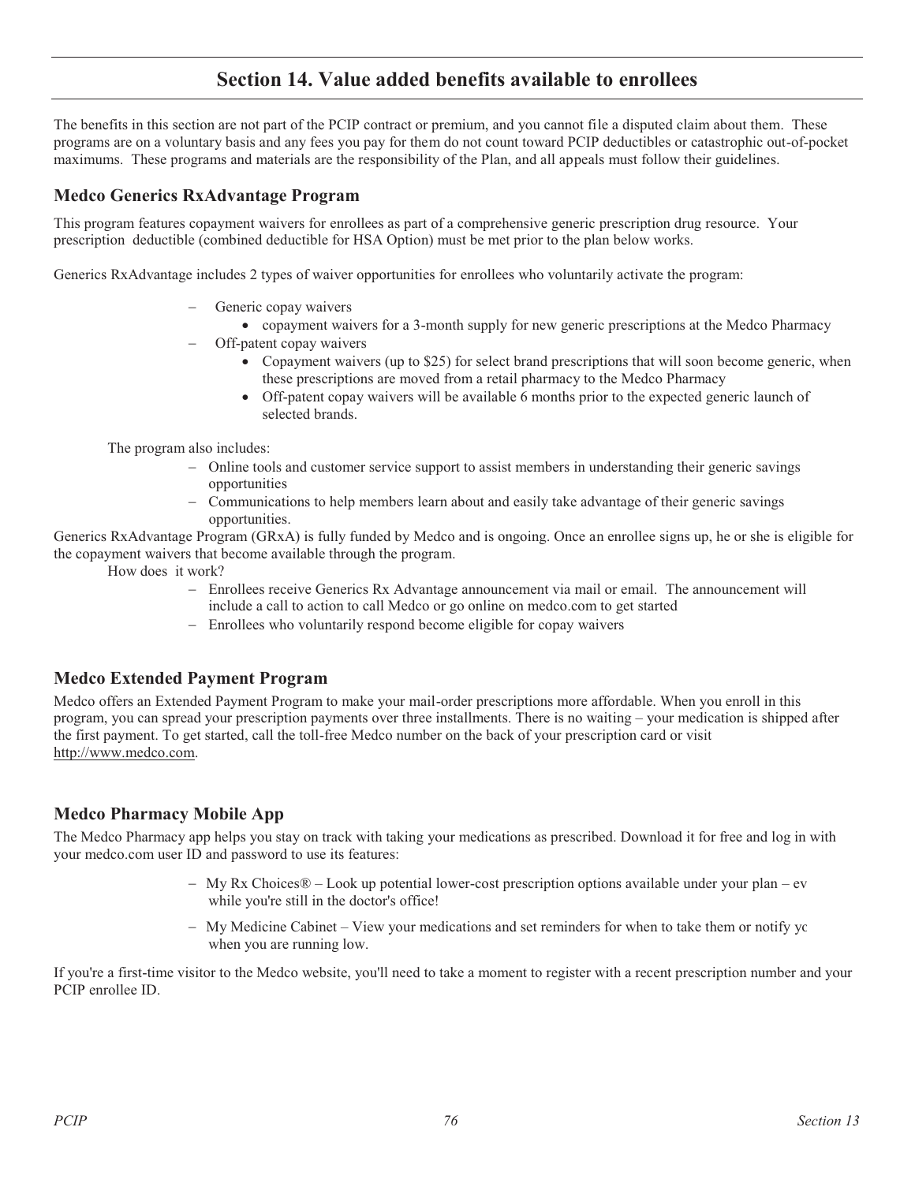# Section 14. Value added benefits available to enrollees

The benefits in this section are not part of the PCIP contract or premium, and you cannot file a disputed claim about them. These programs are on a voluntary basis and any fees you pay for them do not count toward PCIP deductibles or catastrophic out-of-pocket maximums. These programs and materials are the responsibility of the Plan, and all appeals must follow their guidelines.

## Medco Generics RxAdvantage Program

This program features copayment waivers for enrollees as part of a comprehensive generic prescription drug resource. Your prescription deductible (combined deductible for HSA Option) must be met prior to the plan below works.

Generics RxAdvantage includes 2 types of waiver opportunities for enrollees who voluntarily activate the program:

- Generic copay waivers
  - copayment waivers for a 3-month supply for new generic prescriptions at the Medco Pharmacy
- Off-patent copay waivers
  - Copayment waivers (up to $25) for select brand prescriptions that will soon become generic, when these prescriptions are moved from a retail pharmacy to the Medco Pharmacy
  - Off-patent copay waivers will be available 6 months prior to the expected generic launch of selected brands.

The program also includes:

- Online tools and customer service support to assist members in understanding their generic savings opportunities
- Communications to help members learn about and easily take advantage of their generic savings opportunities.

Generics RxAdvantage Program (GRxA) is fully funded by Medco and is ongoing. Once an enrollee signs up, he or she is eligible for the copayment waivers that become available through the program.

How does it work?

- Enrollees receive Generics Rx Advantage announcement via mail or email. The announcement will include a call to action to call Medco or go online on medco.com to get started
- Enrollees who voluntarily respond become eligible for copay waivers

## Medco Extended Payment Program

Medco offers an Extended Payment Program to make your mail-order prescriptions more affordable. When you enroll in this program, you can spread your prescription payments over three installments. There is no waiting – your medication is shipped after the first payment. To get started, call the toll-free Medco number on the back of your prescription card or visit http://www.medco.com.

## Medco Pharmacy Mobile App

The Medco Pharmacy app helps you stay on track with taking your medications as prescribed. Download it for free and log in with your medco.com user ID and password to use its features:

- My Rx Choices® – Look up potential lower-cost prescription options available under your plan – ev while you're still in the doctor's office!
- My Medicine Cabinet – View your medications and set reminders for when to take them or notify yc when you are running low.

If you're a first-time visitor to the Medco website, you'll need to take a moment to register with a recent prescription number and your PCIP enrollee ID.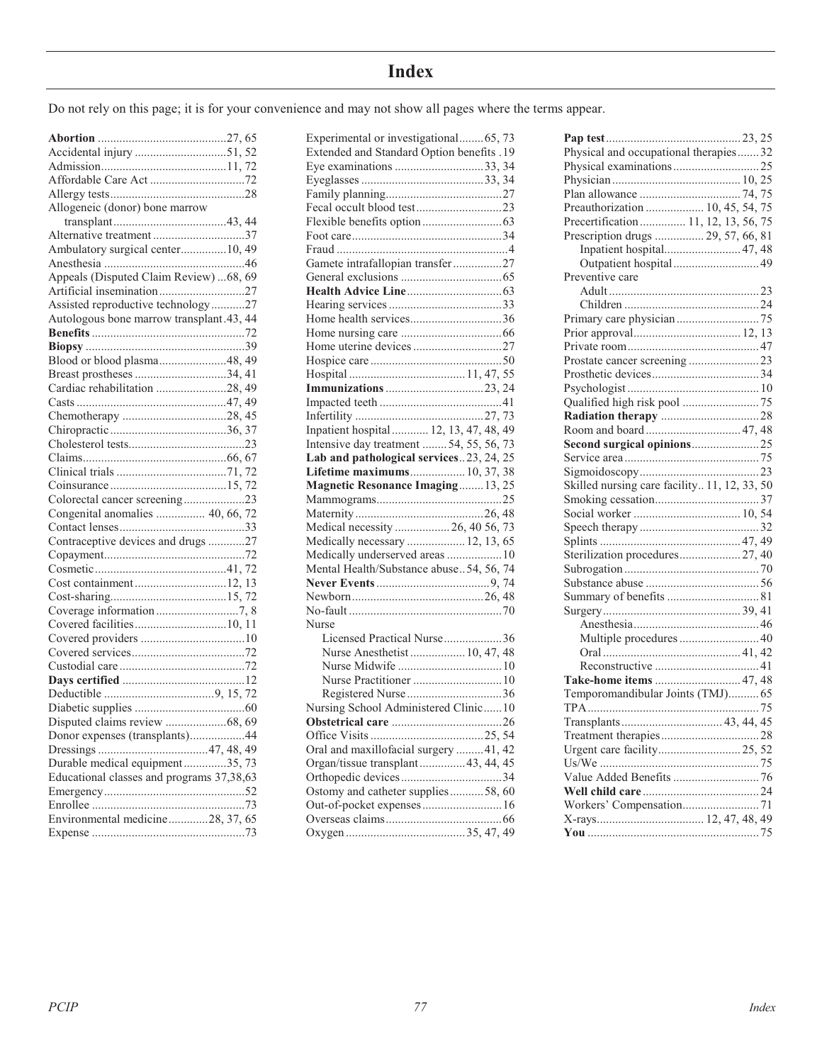# Index

Do not rely on this page; it is for your convenience and may not show all pages where the terms appear.

**Abortion** ..........27, 65
Accidental injury ..........51, 52
Admission..........11, 72
Affordable Care Act ..........72
Allergy tests..........28
Allogeneic (donor) bone marrow transplant..........43, 44
Alternative treatment ..........37
Ambulatory surgical center..........10, 49
Anesthesia ..........46
Appeals (Disputed Claim Review) ...68, 69
Artificial insemination..........27
Assisted reproductive technology..........27
Autologous bone marrow transplant.43, 44
**Benefits** ..........72
**Biopsy** ..........39
Blood or blood plasma..........48, 49
Breast prostheses ..........34, 41
Cardiac rehabilitation ..........28, 49
Casts ..........47, 49
Chemotherapy ..........28, 45
Chiropractic..........36, 37
Cholesterol tests..........23
Claims..........66, 67
Clinical trials ..........71, 72
Coinsurance..........15, 72
Colorectal cancer screening..........23
Congenital anomalies .......... 40, 66, 72
Contact lenses..........33
Contraceptive devices and drugs ..........27
Copayment..........72
Cosmetic..........41, 72
Cost containment..........12, 13
Cost-sharing..........15, 72
Coverage information..........7, 8
Covered facilities..........10, 11
Covered providers ..........10
Covered services..........72
Custodial care..........72
**Days certified** ..........12
Deductible ..........9, 15, 72
Diabetic supplies ..........60
Disputed claims review ..........68, 69
Donor expenses (transplants)..........44
Dressings ..........47, 48, 49
Durable medical equipment..........35, 73
Educational classes and programs 37,38,63
Emergency..........52
Enrollee ..........73
Environmental medicine..........28, 37, 65
Expense ..........73
Experimental or investigational..........65, 73
Extended and Standard Option benefits .19
Eye examinations ..........33, 34
Eyeglasses ..........33, 34
Family planning..........27
Fecal occult blood test..........23
Flexible benefits option..........63
Foot care..........34
Fraud ..........4
Gamete intrafallopian transfer..........27
General exclusions ..........65
**Health Advice Line**..........63
Hearing services ..........33
Home health services..........36
Home nursing care ..........66
Home uterine devices..........27
Hospice care..........50
Hospital ..........11, 47, 55
**Immunizations**..........23, 24
Impacted teeth ..........41
Infertility ..........27, 73
Inpatient hospital.......... 12, 13, 47, 48, 49
Intensive day treatment ..........54, 55, 56, 73
**Lab and pathological services**..23, 24, 25
**Lifetime maximums**..........10, 37, 38
**Magnetic Resonance Imaging**..........13, 25
Mammograms..........25
Maternity..........26, 48
Medical necessity ..........26, 40 56, 73
Medically necessary ..........12, 13, 65
Medically underserved areas ..........10
Mental Health/Substance abuse..54, 56, 74
**Never Events**..........9, 74
Newborn..........26, 48
No-fault ..........70
Nurse
- Licensed Practical Nurse..........36
- Nurse Anesthetist..........10, 47, 48
- Nurse Midwife ..........10
- Nurse Practitioner ..........10
- Registered Nurse..........36

Nursing School Administered Clinic..........10
**Obstetrical care** ..........26
Office Visits ..........25, 54
Oral and maxillofacial surgery ..........41, 42
Organ/tissue transplant..........43, 44, 45
Orthopedic devices..........34
Ostomy and catheter supplies..........58, 60
Out-of-pocket expenses..........16
Overseas claims..........66
Oxygen ..........35, 47, 49
**Pap test**..........23, 25
Physical and occupational therapies..........32
Physical examinations..........25
Physician..........10, 25
Plan allowance ..........74, 75
Preauthorization .......... 10, 45, 54, 75
Precertification.......... 11, 12, 13, 56, 75
Prescription drugs .......... 29, 57, 66, 81
- Inpatient hospital..........47, 48
- Outpatient hospital..........49

Preventive care
- Adult..........23
- Children ..........24

Primary care physician..........75
Prior approval..........12, 13
Private room..........47
Prostate cancer screening ..........23
Prosthetic devices..........34
Psychologist..........10
Qualified high risk pool ..........75
**Radiation therapy** ..........28
Room and board..........47, 48
**Second surgical opinions**..........25
Service area..........75
Sigmoidoscopy..........23
Skilled nursing care facility.. 11, 12, 33, 50
Smoking cessation..........37
Social worker ..........10, 54
Speech therapy..........32
Splints ..........47, 49
Sterilization procedures..........27, 40
Subrogation..........70
Substance abuse ..........56
Summary of benefits ..........81
Surgery..........39, 41
- Anesthesia..........46
- Multiple procedures ..........40
- Oral ..........41, 42
- Reconstructive ..........41

**Take-home items** ..........47, 48
Temporomandibular Joints (TMJ)..........65
TPA..........75
Transplants..........43, 44, 45
Treatment therapies..........28
Urgent care facility..........25, 52
Us/We ..........75
Value Added Benefits ..........76
**Well child care**..........24
Workers' Compensation..........71
X-rays.......... 12, 47, 48, 49
**You** ..........75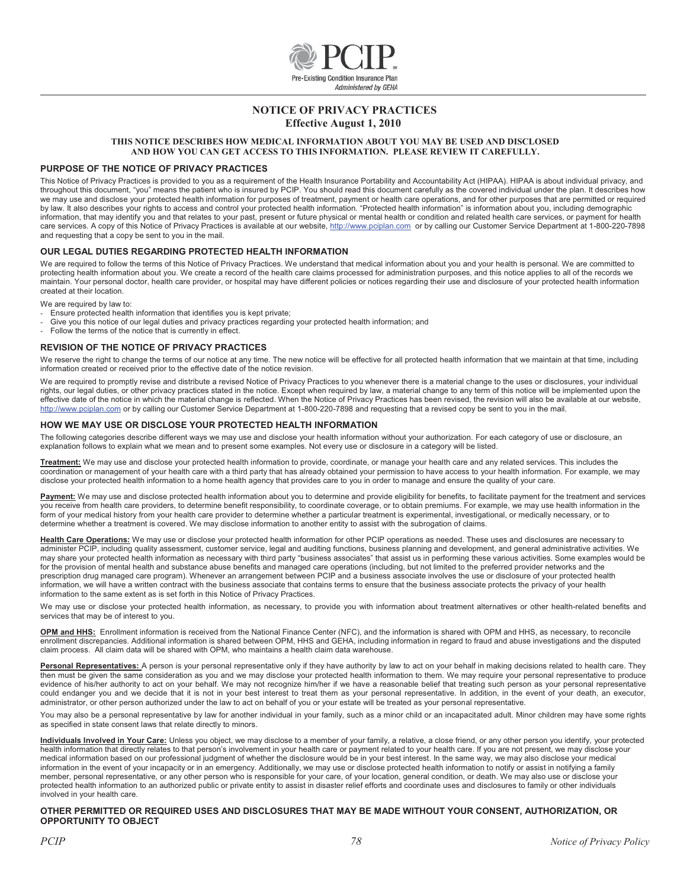PCIP

Pre-Existing Condition Insurance Plan

*Administered by GEHA*

# NOTICE OF PRIVACY PRACTICES

**Effective August 1, 2010**

**THIS NOTICE DESCRIBES HOW MEDICAL INFORMATION ABOUT YOU MAY BE USED AND DISCLOSED AND HOW YOU CAN GET ACCESS TO THIS INFORMATION. PLEASE REVIEW IT CAREFULLY.**

## PURPOSE OF THE NOTICE OF PRIVACY PRACTICES

This Notice of Privacy Practices is provided to you as a requirement of the Health Insurance Portability and Accountability Act (HIPAA). HIPAA is about individual privacy, and throughout this document, "you" means the patient who is insured by PCIP. You should read this document carefully as the covered individual under the plan. It describes how we may use and disclose your protected health information for purposes of treatment, payment or health care operations, and for other purposes that are permitted or required by law. It also describes your rights to access and control your protected health information. "Protected health information" is information about you, including demographic information, that may identify you and that relates to your past, present or future physical or mental health or condition and related health care services, or payment for health care services. A copy of this Notice of Privacy Practices is available at our website, http://www.pciplan.com or by calling our Customer Service Department at 1-800-220-7898 and requesting that a copy be sent to you in the mail.

## OUR LEGAL DUTIES REGARDING PROTECTED HEALTH INFORMATION

We are required to follow the terms of this Notice of Privacy Practices. We understand that medical information about you and your health is personal. We are committed to protecting health information about you. We create a record of the health care claims processed for administration purposes, and this notice applies to all of the records we maintain. Your personal doctor, health care provider, or hospital may have different policies or notices regarding their use and disclosure of your protected health information created at their location.

We are required by law to:

- Ensure protected health information that identifies you is kept private;
- Give you this notice of our legal duties and privacy practices regarding your protected health information; and
- Follow the terms of the notice that is currently in effect.

## REVISION OF THE NOTICE OF PRIVACY PRACTICES

We reserve the right to change the terms of our notice at any time. The new notice will be effective for all protected health information that we maintain at that time, including information created or received prior to the effective date of the notice revision.

We are required to promptly revise and distribute a revised Notice of Privacy Practices to you whenever there is a material change to the uses or disclosures, your individual rights, our legal duties, or other privacy practices stated in the notice. Except when required by law, a material change to any term of this notice will be implemented upon the effective date of the notice in which the material change is reflected. When the Notice of Privacy Practices has been revised, the revision will also be available at our website, http://www.pciplan.com or by calling our Customer Service Department at 1-800-220-7898 and requesting that a revised copy be sent to you in the mail.

## HOW WE MAY USE OR DISCLOSE YOUR PROTECTED HEALTH INFORMATION

The following categories describe different ways we may use and disclose your health information without your authorization. For each category of use or disclosure, an explanation follows to explain what we mean and to present some examples. Not every use or disclosure in a category will be listed.

**Treatment:** We may use and disclose your protected health information to provide, coordinate, or manage your health care and any related services. This includes the coordination or management of your health care with a third party that has already obtained your permission to have access to your health information. For example, we may disclose your protected health information to a home health agency that provides care to you in order to manage and ensure the quality of your care.

**Payment:** We may use and disclose protected health information about you to determine and provide eligibility for benefits, to facilitate payment for the treatment and services you receive from health care providers, to determine benefit responsibility, to coordinate coverage, or to obtain premiums. For example, we may use health information in the form of your medical history from your health care provider to determine whether a particular treatment is experimental, investigational, or medically necessary, or to determine whether a treatment is covered. We may disclose information to another entity to assist with the subrogation of claims.

**Health Care Operations:** We may use or disclose your protected health information for other PCIP operations as needed. These uses and disclosures are necessary to administer PCIP, including quality assessment, customer service, legal and auditing functions, business planning and development, and general administrative activities. We may share your protected health information as necessary with third party "business associates" that assist us in performing these various activities. Some examples would be for the provision of mental health and substance abuse benefits and managed care operations (including, but not limited to the preferred provider networks and the prescription drug managed care program). Whenever an arrangement between PCIP and a business associate involves the use or disclosure of your protected health information, we will have a written contract with the business associate that contains terms to ensure that the business associate protects the privacy of your health information to the same extent as is set forth in this Notice of Privacy Practices.

We may use or disclose your protected health information, as necessary, to provide you with information about treatment alternatives or other health-related benefits and services that may be of interest to you.

**OPM and HHS:** Enrollment information is received from the National Finance Center (NFC), and the information is shared with OPM and HHS, as necessary, to reconcile enrollment discrepancies. Additional information is shared between OPM, HHS and GEHA, including information in regard to fraud and abuse investigations and the disputed claim process. All claim data will be shared with OPM, who maintains a health claim data warehouse.

**Personal Representatives:** A person is your personal representative only if they have authority by law to act on your behalf in making decisions related to health care. They then must be given the same consideration as you and we may disclose your protected health information to them. We may require your personal representative to produce evidence of his/her authority to act on your behalf. We may not recognize him/her if we have a reasonable belief that treating such person as your personal representative could endanger you and we decide that it is not in your best interest to treat them as your personal representative. In addition, in the event of your death, an executor, administrator, or other person authorized under the law to act on behalf of you or your estate will be treated as your personal representative.

You may also be a personal representative by law for another individual in your family, such as a minor child or an incapacitated adult. Minor children may have some rights as specified in state consent laws that relate directly to minors.

**Individuals Involved in Your Care:** Unless you object, we may disclose to a member of your family, a relative, a close friend, or any other person you identify, your protected health information that directly relates to that person's involvement in your health care or payment related to your health care. If you are not present, we may disclose your medical information based on our professional judgment of whether the disclosure would be in your best interest. In the same way, we may also disclose your medical information in the event of your incapacity or in an emergency. Additionally, we may use or disclose protected health information to notify or assist in notifying a family member, personal representative, or any other person who is responsible for your care, of your location, general condition, or death. We may also use or disclose your protected health information to an authorized public or private entity to assist in disaster relief efforts and coordinate uses and disclosures to family or other individuals involved in your health care.

## OTHER PERMITTED OR REQUIRED USES AND DISCLOSURES THAT MAY BE MADE WITHOUT YOUR CONSENT, AUTHORIZATION, OR OPPORTUNITY TO OBJECT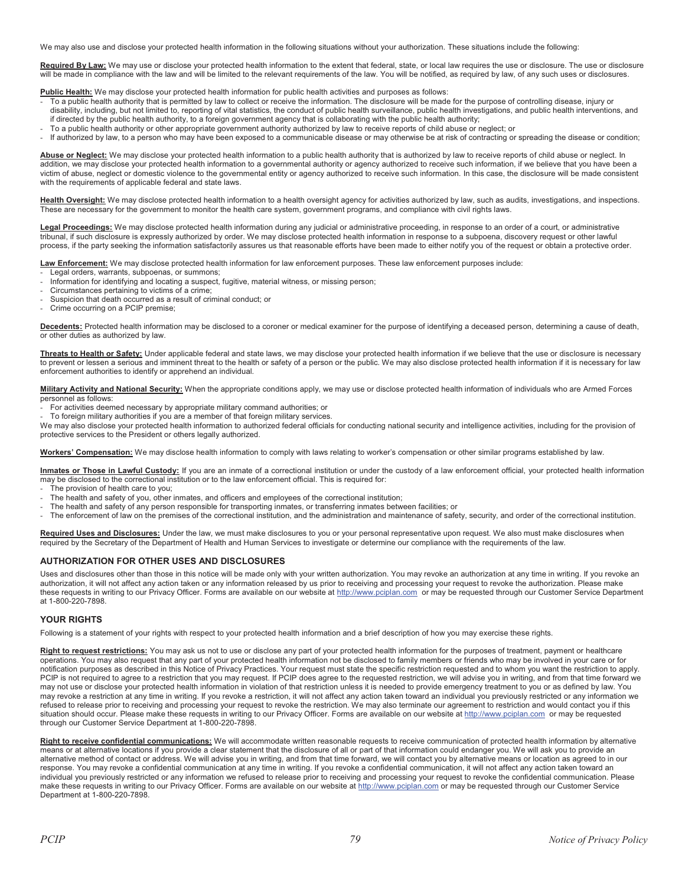We may also use and disclose your protected health information in the following situations without your authorization. These situations include the following:

**Required By Law:** We may use or disclose your protected health information to the extent that federal, state, or local law requires the use or disclosure. The use or disclosure will be made in compliance with the law and will be limited to the relevant requirements of the law. You will be notified, as required by law, of any such uses or disclosures.

**Public Health:** We may disclose your protected health information for public health activities and purposes as follows:

- To a public health authority that is permitted by law to collect or receive the information. The disclosure will be made for the purpose of controlling disease, injury or disability, including, but not limited to, reporting of vital statistics, the conduct of public health surveillance, public health investigations, and public health interventions, and if directed by the public health authority, to a foreign government agency that is collaborating with the public health authority;
- To a public health authority or other appropriate government authority authorized by law to receive reports of child abuse or neglect; or
- If authorized by law, to a person who may have been exposed to a communicable disease or may otherwise be at risk of contracting or spreading the disease or condition;

**Abuse or Neglect:** We may disclose your protected health information to a public health authority that is authorized by law to receive reports of child abuse or neglect. In addition, we may disclose your protected health information to a governmental authority or agency authorized to receive such information, if we believe that you have been a victim of abuse, neglect or domestic violence to the governmental entity or agency authorized to receive such information. In this case, the disclosure will be made consistent with the requirements of applicable federal and state laws.

**Health Oversight:** We may disclose protected health information to a health oversight agency for activities authorized by law, such as audits, investigations, and inspections. These are necessary for the government to monitor the health care system, government programs, and compliance with civil rights laws.

**Legal Proceedings:** We may disclose protected health information during any judicial or administrative proceeding, in response to an order of a court, or administrative tribunal, if such disclosure is expressly authorized by order. We may disclose protected health information in response to a subpoena, discovery request or other lawful process, if the party seeking the information satisfactorily assures us that reasonable efforts have been made to either notify you of the request or obtain a protective order.

**Law Enforcement:** We may disclose protected health information for law enforcement purposes. These law enforcement purposes include:

- Legal orders, warrants, subpoenas, or summons;
- Information for identifying and locating a suspect, fugitive, material witness, or missing person;
- Circumstances pertaining to victims of a crime;
- Suspicion that death occurred as a result of criminal conduct; or
- Crime occurring on a PCIP premise;

**Decedents:** Protected health information may be disclosed to a coroner or medical examiner for the purpose of identifying a deceased person, determining a cause of death, or other duties as authorized by law.

**Threats to Health or Safety:** Under applicable federal and state laws, we may disclose your protected health information if we believe that the use or disclosure is necessary to prevent or lessen a serious and imminent threat to the health or safety of a person or the public. We may also disclose protected health information if it is necessary for law enforcement authorities to identify or apprehend an individual.

**Military Activity and National Security:** When the appropriate conditions apply, we may use or disclose protected health information of individuals who are Armed Forces personnel as follows:

- For activities deemed necessary by appropriate military command authorities; or
- To foreign military authorities if you are a member of that foreign military services.

We may also disclose your protected health information to authorized federal officials for conducting national security and intelligence activities, including for the provision of protective services to the President or others legally authorized.

**Workers' Compensation:** We may disclose health information to comply with laws relating to worker's compensation or other similar programs established by law.

**Inmates or Those in Lawful Custody:** If you are an inmate of a correctional institution or under the custody of a law enforcement official, your protected health information may be disclosed to the correctional institution or to the law enforcement official. This is required for:

- The provision of health care to you;
- The health and safety of you, other inmates, and officers and employees of the correctional institution;
- The health and safety of any person responsible for transporting inmates, or transferring inmates between facilities; or
- The enforcement of law on the premises of the correctional institution, and the administration and maintenance of safety, security, and order of the correctional institution.

**Required Uses and Disclosures:** Under the law, we must make disclosures to you or your personal representative upon request. We also must make disclosures when required by the Secretary of the Department of Health and Human Services to investigate or determine our compliance with the requirements of the law.

## AUTHORIZATION FOR OTHER USES AND DISCLOSURES

Uses and disclosures other than those in this notice will be made only with your written authorization. You may revoke an authorization at any time in writing. If you revoke an authorization, it will not affect any action taken or any information released by us prior to receiving and processing your request to revoke the authorization. Please make these requests in writing to our Privacy Officer. Forms are available on our website at http://www.pciplan.com or may be requested through our Customer Service Department at 1-800-220-7898.

## YOUR RIGHTS

Following is a statement of your rights with respect to your protected health information and a brief description of how you may exercise these rights.

**Right to request restrictions:** You may ask us not to use or disclose any part of your protected health information for the purposes of treatment, payment or healthcare operations. You may also request that any part of your protected health information not be disclosed to family members or friends who may be involved in your care or for notification purposes as described in this Notice of Privacy Practices. Your request must state the specific restriction requested and to whom you want the restriction to apply. PCIP is not required to agree to a restriction that you may request. If PCIP does agree to the requested restriction, we will advise you in writing, and from that time forward we may not use or disclose your protected health information in violation of that restriction unless it is needed to provide emergency treatment to you or as defined by law. You may revoke a restriction at any time in writing. If you revoke a restriction, it will not affect any action taken toward an individual you previously restricted or any information we refused to release prior to receiving and processing your request to revoke the restriction. We may also terminate our agreement to restriction and would contact you if this situation should occur. Please make these requests in writing to our Privacy Officer. Forms are available on our website at http://www.pciplan.com or may be requested through our Customer Service Department at 1-800-220-7898.

**Right to receive confidential communications:** We will accommodate written reasonable requests to receive communication of protected health information by alternative means or at alternative locations if you provide a clear statement that the disclosure of all or part of that information could endanger you. We will ask you to provide an alternative method of contact or address. We will advise you in writing, and from that time forward, we will contact you by alternative means or location as agreed to in our response. You may revoke a confidential communication at any time in writing. If you revoke a confidential communication, it will not affect any action taken toward an individual you previously restricted or any information we refused to release prior to receiving and processing your request to revoke the confidential communication. Please make these requests in writing to our Privacy Officer. Forms are available on our website at http://www.pciplan.com or may be requested through our Customer Service Department at 1-800-220-7898.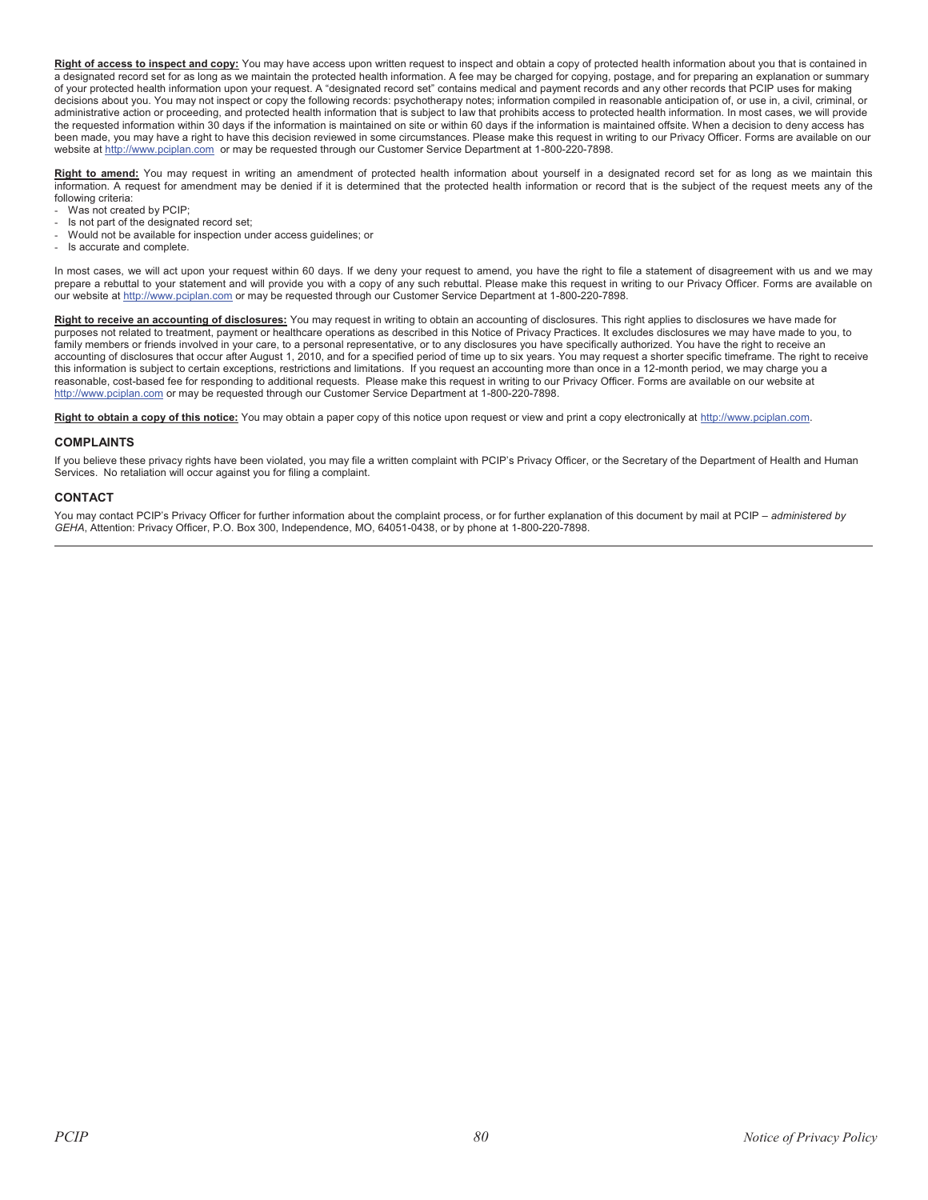**Right of access to inspect and copy:** You may have access upon written request to inspect and obtain a copy of protected health information about you that is contained in a designated record set for as long as we maintain the protected health information. A fee may be charged for copying, postage, and for preparing an explanation or summary of your protected health information upon your request. A "designated record set" contains medical and payment records and any other records that PCIP uses for making decisions about you. You may not inspect or copy the following records: psychotherapy notes; information compiled in reasonable anticipation of, or use in, a civil, criminal, or administrative action or proceeding, and protected health information that is subject to law that prohibits access to protected health information. In most cases, we will provide the requested information within 30 days if the information is maintained on site or within 60 days if the information is maintained offsite. When a decision to deny access has been made, you may have a right to have this decision reviewed in some circumstances. Please make this request in writing to our Privacy Officer. Forms are available on our website at http://www.pciplan.com or may be requested through our Customer Service Department at 1-800-220-7898.

**Right to amend:** You may request in writing an amendment of protected health information about yourself in a designated record set for as long as we maintain this information. A request for amendment may be denied if it is determined that the protected health information or record that is the subject of the request meets any of the following criteria:

- Was not created by PCIP;
- Is not part of the designated record set;
- Would not be available for inspection under access guidelines; or
- Is accurate and complete.

In most cases, we will act upon your request within 60 days. If we deny your request to amend, you have the right to file a statement of disagreement with us and we may prepare a rebuttal to your statement and will provide you with a copy of any such rebuttal. Please make this request in writing to our Privacy Officer. Forms are available on our website at http://www.pciplan.com or may be requested through our Customer Service Department at 1-800-220-7898.

**Right to receive an accounting of disclosures:** You may request in writing to obtain an accounting of disclosures. This right applies to disclosures we have made for purposes not related to treatment, payment or healthcare operations as described in this Notice of Privacy Practices. It excludes disclosures we may have made to you, to family members or friends involved in your care, to a personal representative, or to any disclosures you have specifically authorized. You have the right to receive an accounting of disclosures that occur after August 1, 2010, and for a specified period of time up to six years. You may request a shorter specific timeframe. The right to receive this information is subject to certain exceptions, restrictions and limitations. If you request an accounting more than once in a 12-month period, we may charge you a reasonable, cost-based fee for responding to additional requests. Please make this request in writing to our Privacy Officer. Forms are available on our website at http://www.pciplan.com or may be requested through our Customer Service Department at 1-800-220-7898.

**Right to obtain a copy of this notice:** You may obtain a paper copy of this notice upon request or view and print a copy electronically at http://www.pciplan.com.

## COMPLAINTS

If you believe these privacy rights have been violated, you may file a written complaint with PCIP's Privacy Officer, or the Secretary of the Department of Health and Human Services. No retaliation will occur against you for filing a complaint.

## CONTACT

You may contact PCIP's Privacy Officer for further information about the complaint process, or for further explanation of this document by mail at PCIP – *administered by GEHA*, Attention: Privacy Officer, P.O. Box 300, Independence, MO, 64051-0438, or by phone at 1-800-220-7898.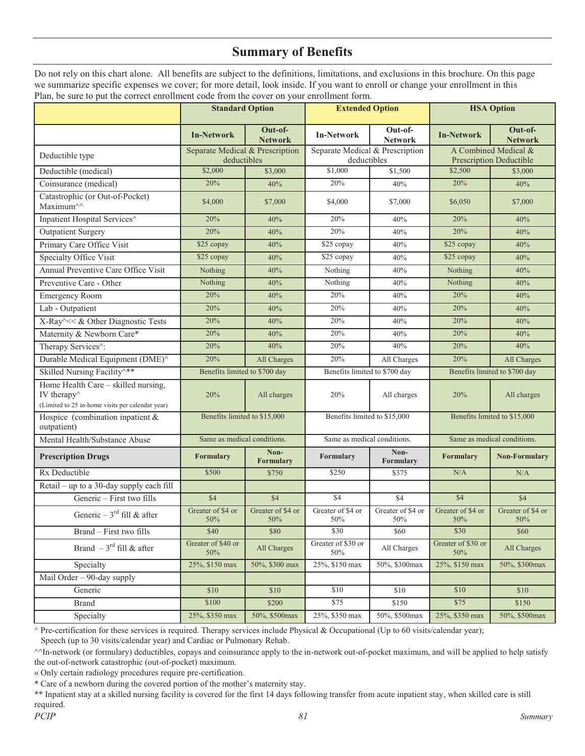# Summary of Benefits

Do not rely on this chart alone. All benefits are subject to the definitions, limitations, and exclusions in this brochure. On this page we summarize specific expenses we cover; for more detail, look inside. If you want to enroll or change your enrollment in this Plan, be sure to put the correct enrollment code from the cover on your enrollment form.

| | **Standard Option** | | **Extended Option** | | **HSA Option** | |
|---|---|---|---|---|---|---|
| | **In-Network** | **Out-of-Network** | **In-Network** | **Out-of-Network** | **In-Network** | **Out-of-Network** |
| Deductible type | Separate Medical & Prescription deductibles | | Separate Medical & Prescription deductibles | | A Combined Medical & Prescription Deductible | |
| Deductible (medical) | $2,000 | $3,000 | $1,000 | $1,500 | $2,500 | $3,000 |
| Coinsurance (medical) | 20% | 40% | 20% | 40% | 20% | 40% |
| Catastrophic (or Out-of-Pocket) Maximum^^ | $4,000 | $7,000 | $4,000 | $7,000 | $6,050 | $7,000 |
| Inpatient Hospital Services^ | 20% | 40% | 20% | 40% | 20% | 40% |
| Outpatient Surgery | 20% | 40% | 20% | 40% | 20% | 40% |
| Primary Care Office Visit | $25 copay | 40% | $25 copay | 40% | $25 copay | 40% |
| Specialty Office Visit | $25 copay | 40% | $25 copay | 40% | $25 copay | 40% |
| Annual Preventive Care Office Visit | Nothing | 40% | Nothing | 40% | Nothing | 40% |
| Preventive Care - Other | Nothing | 40% | Nothing | 40% | Nothing | 40% |
| Emergency Room | 20% | 40% | 20% | 40% | 20% | 40% |
| Lab - Outpatient | 20% | 40% | 20% | 40% | 20% | 40% |
| X-Ray^<< & Other Diagnostic Tests | 20% | 40% | 20% | 40% | 20% | 40% |
| Maternity & Newborn Care* | 20% | 40% | 20% | 40% | 20% | 40% |
| Therapy Services^: | 20% | 40% | 20% | 40% | 20% | 40% |
| Durable Medical Equipment (DME)^ | 20% | All Charges | 20% | All Charges | 20% | All Charges |
| Skilled Nursing Facility^** | Benefits limited to $700 day | | Benefits limited to $700 day | | Benefits limited to $700 day | |
| Home Health Care – skilled nursing, IV therapy^ (Limited to 25 in-home visits per calendar year) | 20% | All charges | 20% | All charges | 20% | All charges |
| Hospice (combination inpatient & outpatient) | Benefits limited to $15,000 | | Benefits limited to $15,000 | | Benefits limited to $15,000 | |
| Mental Health/Substance Abuse | Same as medical conditions. | | Same as medical conditions. | | Same as medical conditions. | |
| **Prescription Drugs** | **Formulary** | **Non-Formulary** | **Formulary** | **Non-Formulary** | **Formulary** | **Non-Formulary** |
| Rx Deductible | $500 | $750 | $250 | $375 | N/A | N/A |
| Retail – up to a 30-day supply each fill | | | | | | |
| Generic – First two fills | $4 | $4 | $4 | $4 | $4 | $4 |
| Generic – 3rd fill & after | Greater of $4 or 50% | Greater of $4 or 50% | Greater of $4 or 50% | Greater of $4 or 50% | Greater of $4 or 50% | Greater of $4 or 50% |
| Brand – First two fills | $40 | $80 | $30 | $60 | $30 | $60 |
| Brand – 3rd fill & after | Greater of $40 or 50% | All Charges | Greater of $30 or 50% | All Charges | Greater of $30 or 50% | All Charges |
| Specialty | 25%, $150 max | 50%, $300 max | 25%, $150 max | 50%, $300max | 25%, $150 max | 50%, $300max |
| Mail Order – 90-day supply | | | | | | |
| Generic | $10 | $10 | $10 | $10 | $10 | $10 |
| Brand | $100 | $200 | $75 | $150 | $75 | $150 |
| Specialty | 25%, $350 max | 50%, $500max | 25%, $350 max | 50%, $500max | 25%, $350 max | 50%, $500max |

^ Pre-certification for these services is required. Therapy services include Physical & Occupational (Up to 60 visits/calendar year); Speech (up to 30 visits/calendar year) and Cardiac or Pulmonary Rehab.

^^In-network (or formulary) deductibles, copays and coinsurance apply to the in-network out-of-pocket maximum, and will be applied to help satisfy the out-of-network catastrophic (out-of-pocket) maximum.

« Only certain radiology procedures require pre-certification.

* Care of a newborn during the covered portion of the mother's maternity stay.

** Inpatient stay at a skilled nursing facility is covered for the first 14 days following transfer from acute inpatient stay, when skilled care is still required.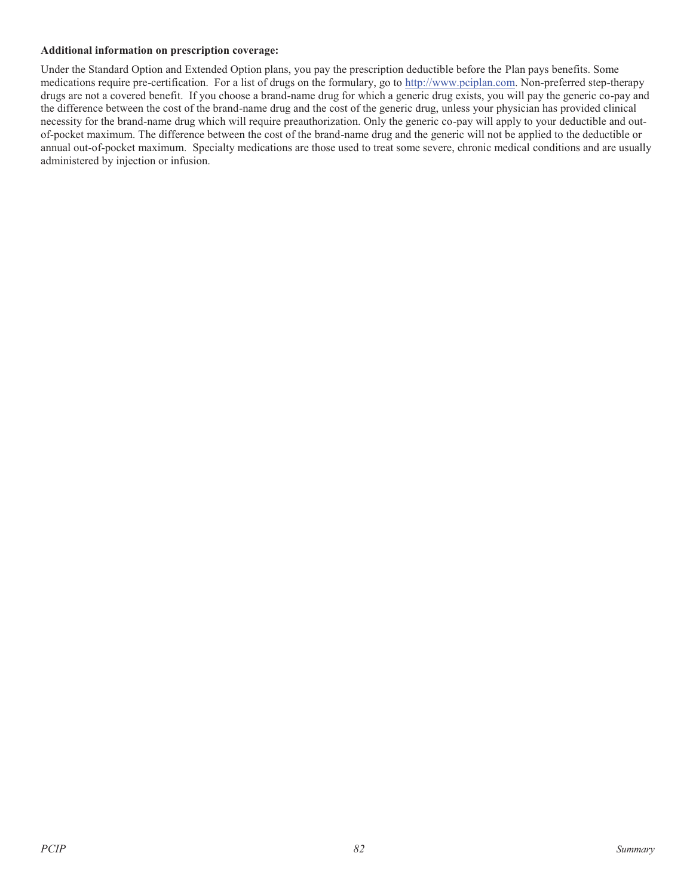**Additional information on prescription coverage:**

Under the Standard Option and Extended Option plans, you pay the prescription deductible before the Plan pays benefits. Some medications require pre-certification. For a list of drugs on the formulary, go to http://www.pciplan.com. Non-preferred step-therapy drugs are not a covered benefit. If you choose a brand-name drug for which a generic drug exists, you will pay the generic co-pay and the difference between the cost of the brand-name drug and the cost of the generic drug, unless your physician has provided clinical necessity for the brand-name drug which will require preauthorization. Only the generic co-pay will apply to your deductible and out-of-pocket maximum. The difference between the cost of the brand-name drug and the generic will not be applied to the deductible or annual out-of-pocket maximum. Specialty medications are those used to treat some severe, chronic medical conditions and are usually administered by injection or infusion.